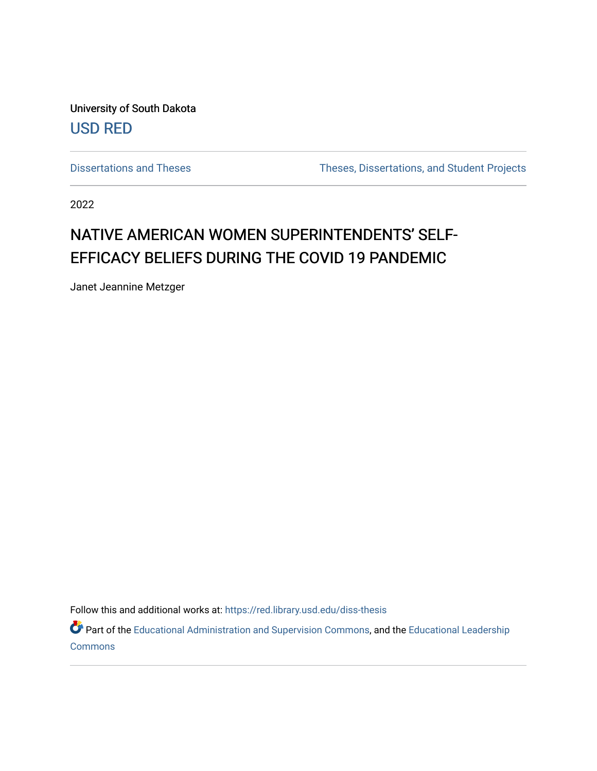University of South Dakota

USD RED

Dissertations and Theses

Theses, Dissertations, and Student Projects

2022

# NATIVE AMERICAN WOMEN SUPERINTENDENTS' SELF-EFFICACY BELIEFS DURING THE COVID 19 PANDEMIC

Janet Jeannine Metzger

Follow this and additional works at: https://red.library.usd.edu/diss-thesis

Part of the Educational Administration and Supervision Commons, and the Educational Leadership Commons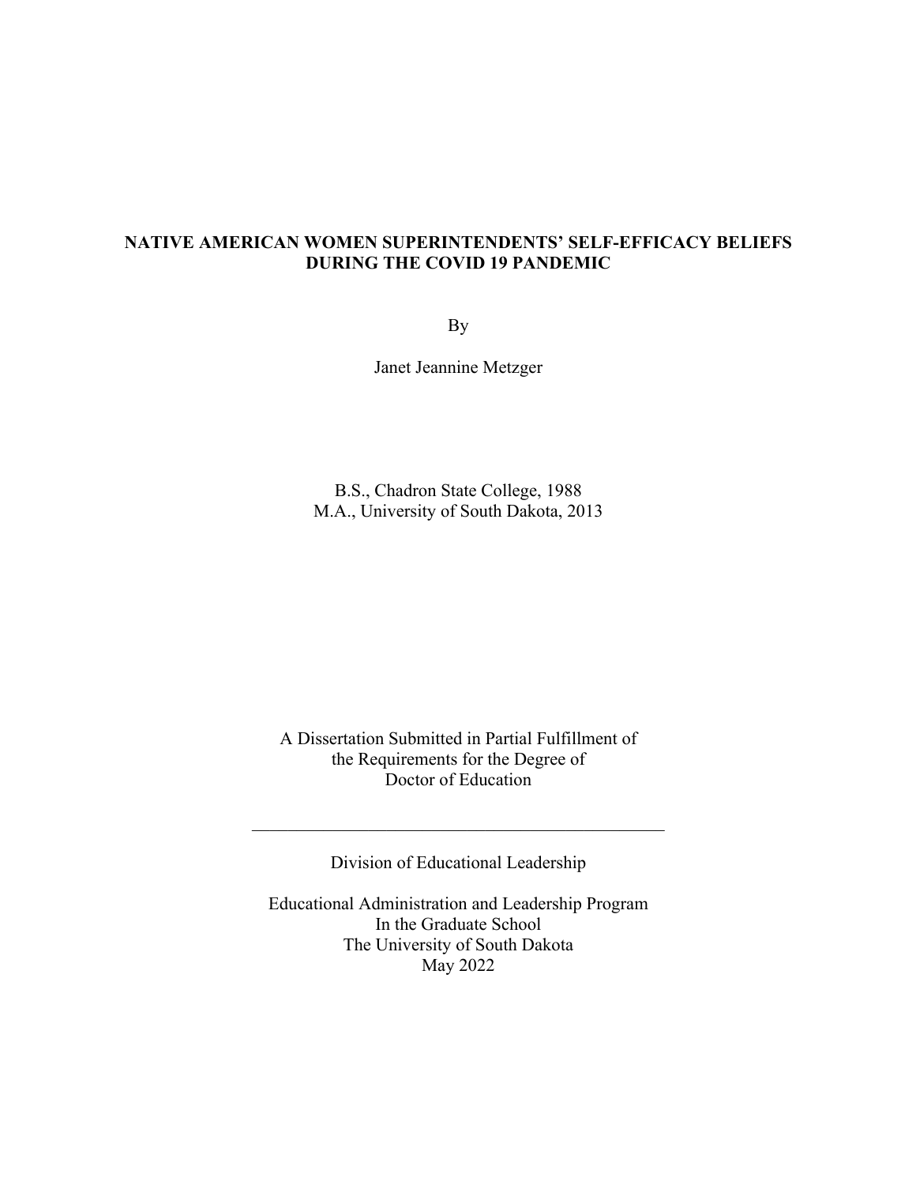**NATIVE AMERICAN WOMEN SUPERINTENDENTS' SELF-EFFICACY BELIEFS DURING THE COVID 19 PANDEMIC**

By

Janet Jeannine Metzger

B.S., Chadron State College, 1988
M.A., University of South Dakota, 2013

A Dissertation Submitted in Partial Fulfillment of
the Requirements for the Degree of
Doctor of Education

---

Division of Educational Leadership

Educational Administration and Leadership Program
In the Graduate School
The University of South Dakota
May 2022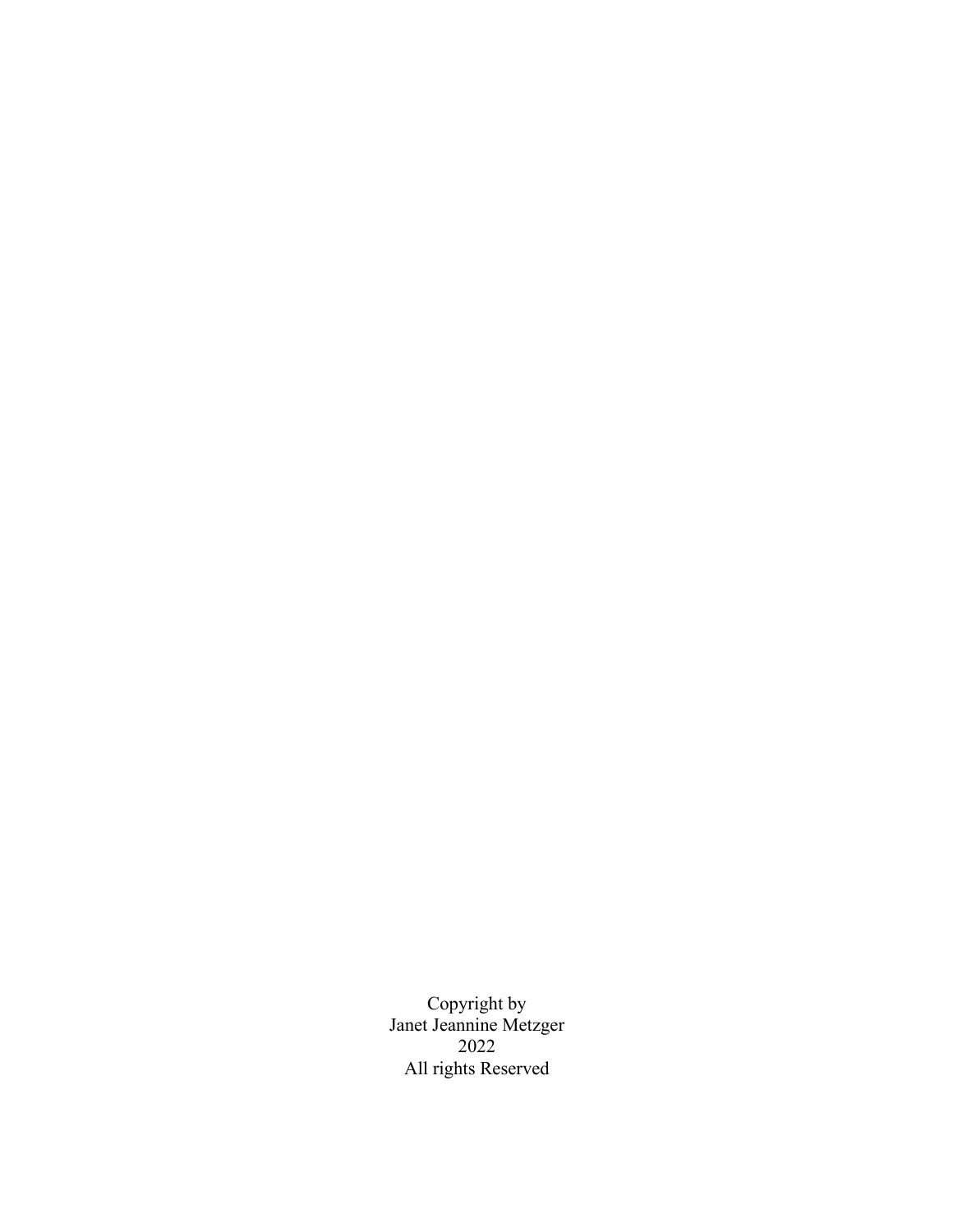Copyright by
Janet Jeannine Metzger
2022
All rights Reserved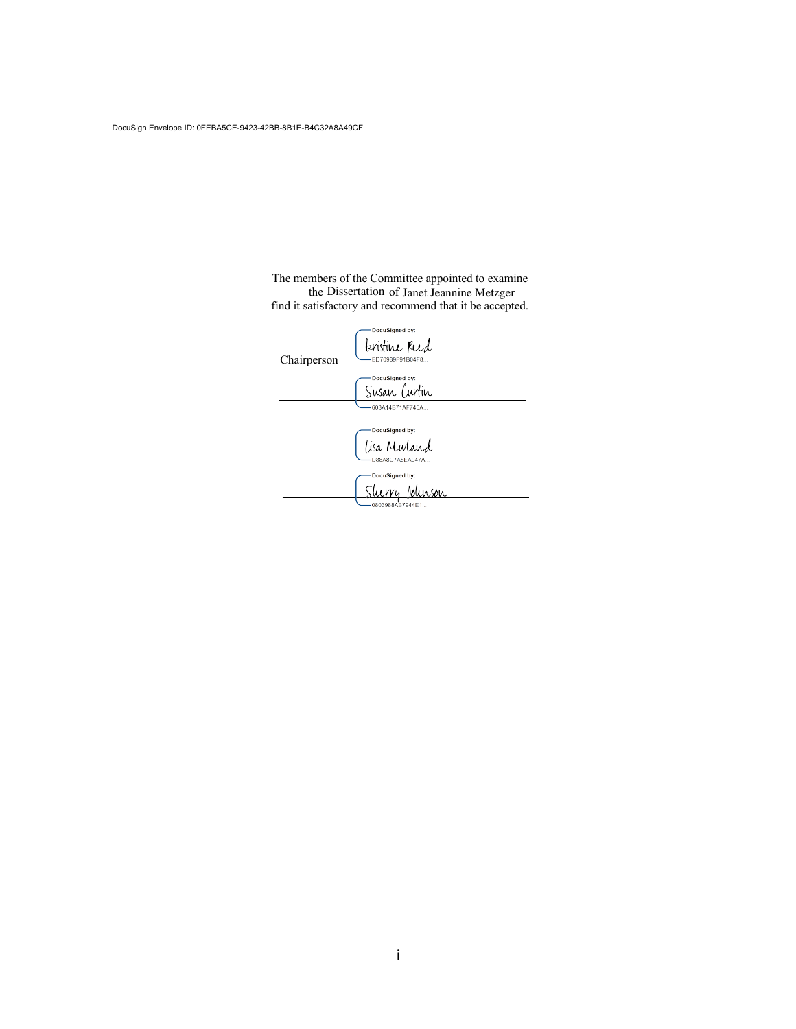DocuSign Envelope ID: 0FEBA5CE-9423-42BB-8B1E-B4C32A8A49CF

The members of the Committee appointed to examine
the Dissertation of Janet Jeannine Metzger
find it satisfactory and recommend that it be accepted.

DocuSigned by:
Kristine Reed
ED70989F91B04F8...
Chairperson

DocuSigned by:
Susan Curtin
603A14B71AF745A...

DocuSigned by:
Lisa Newland
D86A8C7A8EA947A...

DocuSigned by:
Sherry Johnson
0803988AB7944E1...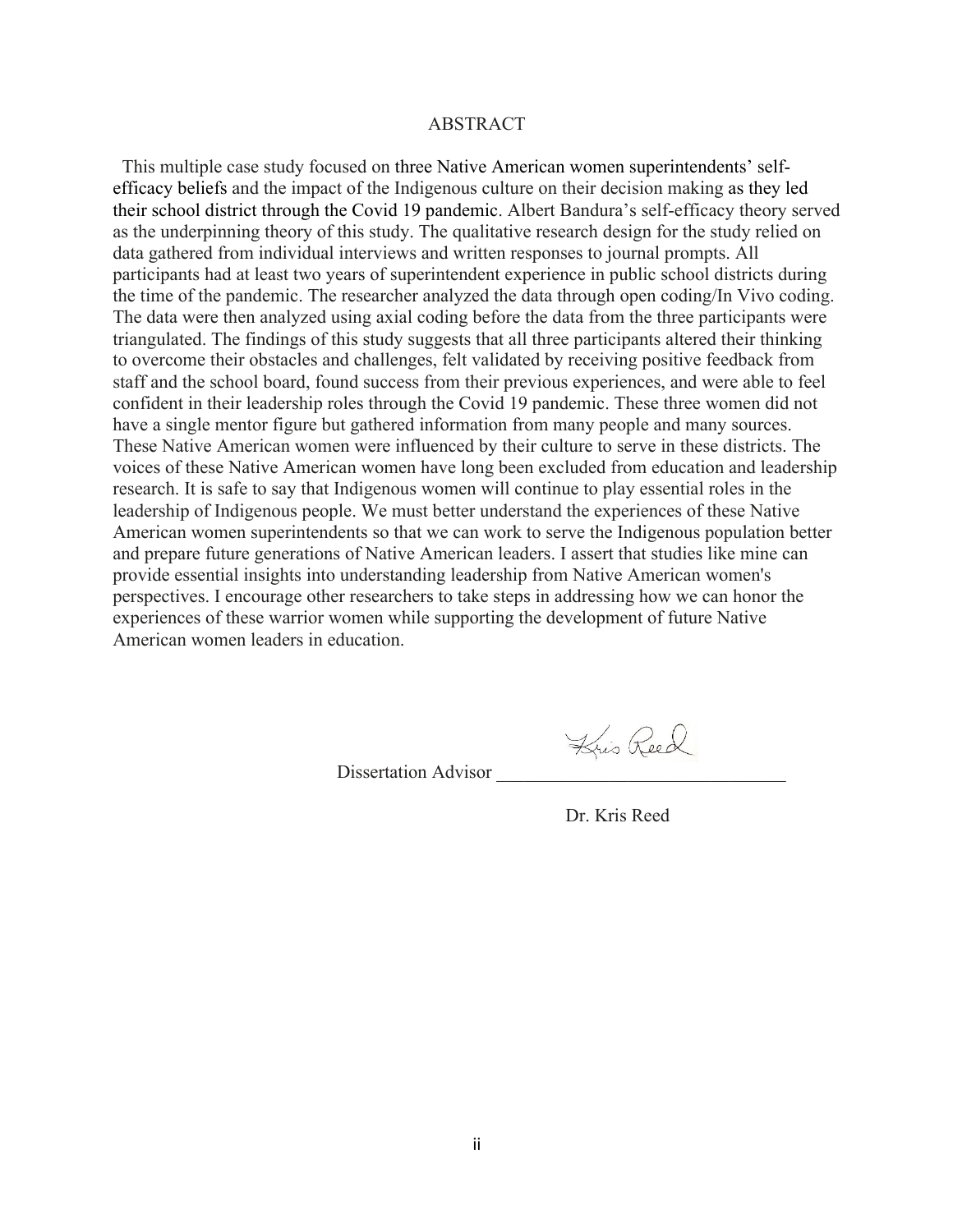# ABSTRACT

This multiple case study focused on three Native American women superintendents' self-efficacy beliefs and the impact of the Indigenous culture on their decision making as they led their school district through the Covid 19 pandemic. Albert Bandura's self-efficacy theory served as the underpinning theory of this study. The qualitative research design for the study relied on data gathered from individual interviews and written responses to journal prompts. All participants had at least two years of superintendent experience in public school districts during the time of the pandemic. The researcher analyzed the data through open coding/In Vivo coding. The data were then analyzed using axial coding before the data from the three participants were triangulated. The findings of this study suggests that all three participants altered their thinking to overcome their obstacles and challenges, felt validated by receiving positive feedback from staff and the school board, found success from their previous experiences, and were able to feel confident in their leadership roles through the Covid 19 pandemic. These three women did not have a single mentor figure but gathered information from many people and many sources. These Native American women were influenced by their culture to serve in these districts. The voices of these Native American women have long been excluded from education and leadership research. It is safe to say that Indigenous women will continue to play essential roles in the leadership of Indigenous people. We must better understand the experiences of these Native American women superintendents so that we can work to serve the Indigenous population better and prepare future generations of Native American leaders. I assert that studies like mine can provide essential insights into understanding leadership from Native American women's perspectives. I encourage other researchers to take steps in addressing how we can honor the experiences of these warrior women while supporting the development of future Native American women leaders in education.

Dissertation Advisor ________________________________

Dr. Kris Reed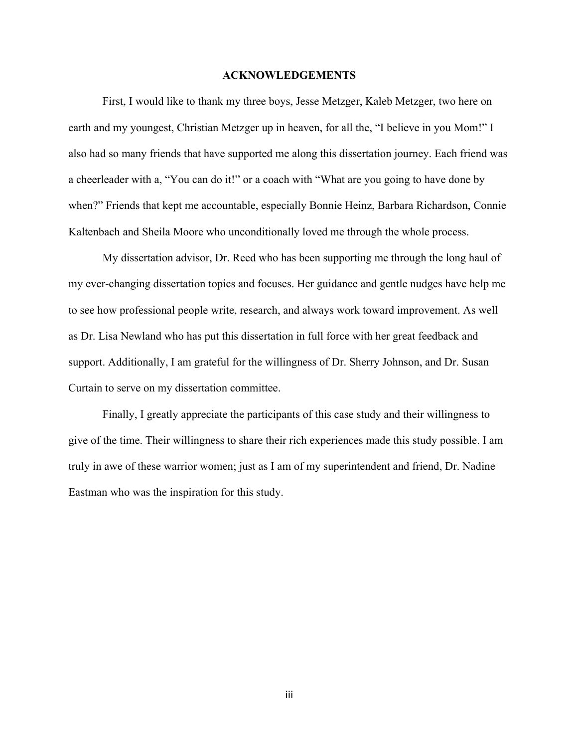## ACKNOWLEDGEMENTS

First, I would like to thank my three boys, Jesse Metzger, Kaleb Metzger, two here on earth and my youngest, Christian Metzger up in heaven, for all the, "I believe in you Mom!" I also had so many friends that have supported me along this dissertation journey. Each friend was a cheerleader with a, "You can do it!" or a coach with "What are you going to have done by when?" Friends that kept me accountable, especially Bonnie Heinz, Barbara Richardson, Connie Kaltenbach and Sheila Moore who unconditionally loved me through the whole process.

My dissertation advisor, Dr. Reed who has been supporting me through the long haul of my ever-changing dissertation topics and focuses. Her guidance and gentle nudges have help me to see how professional people write, research, and always work toward improvement. As well as Dr. Lisa Newland who has put this dissertation in full force with her great feedback and support. Additionally, I am grateful for the willingness of Dr. Sherry Johnson, and Dr. Susan Curtain to serve on my dissertation committee.

Finally, I greatly appreciate the participants of this case study and their willingness to give of the time. Their willingness to share their rich experiences made this study possible. I am truly in awe of these warrior women; just as I am of my superintendent and friend, Dr. Nadine Eastman who was the inspiration for this study.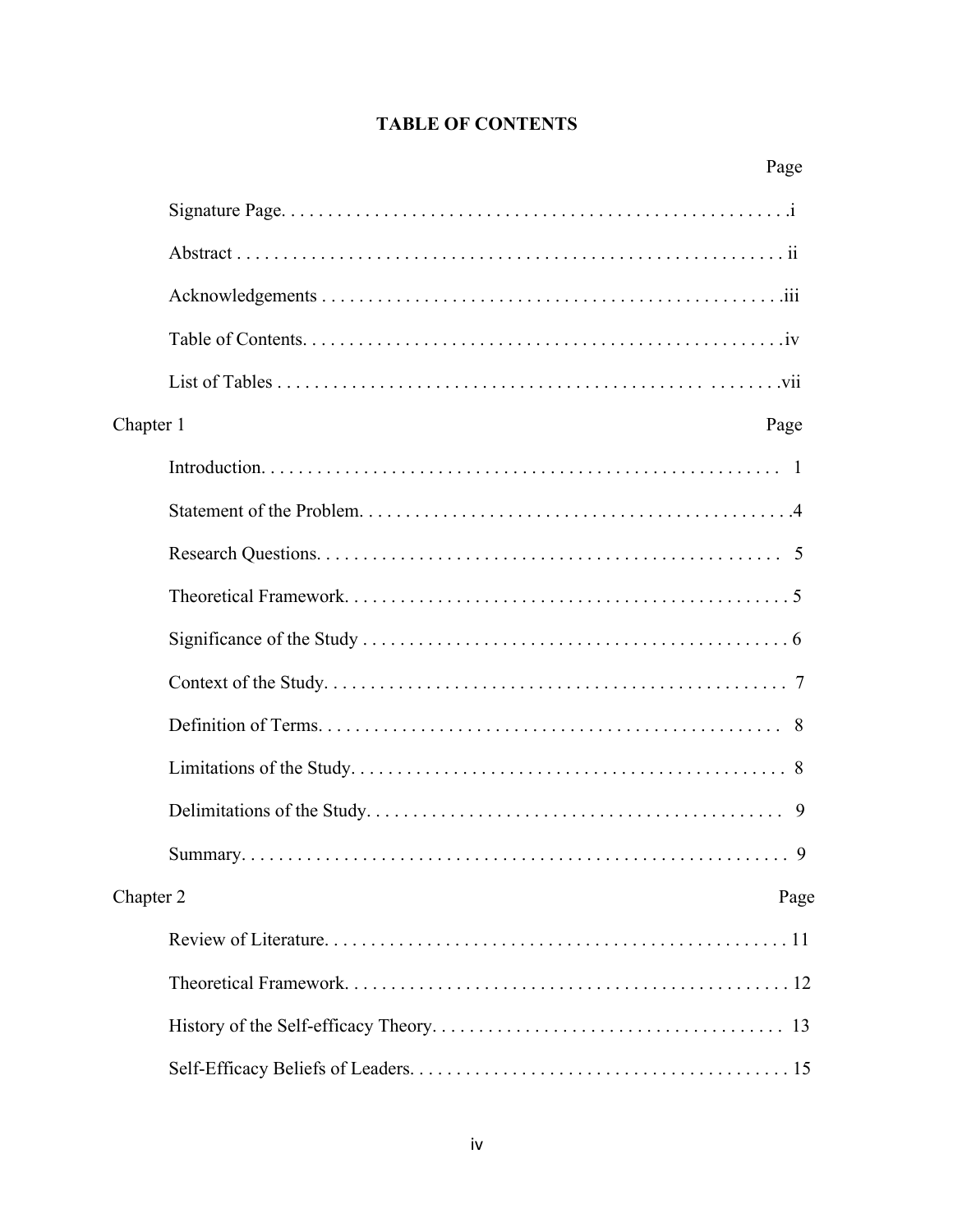# TABLE OF CONTENTS

| | Page |
|---|---|
| Signature Page | i |
| Abstract | ii |
| Acknowledgements | iii |
| Table of Contents | iv |
| List of Tables | vii |
| **Chapter 1** | **Page** |
| Introduction | 1 |
| Statement of the Problem | 4 |
| Research Questions | 5 |
| Theoretical Framework | 5 |
| Significance of the Study | 6 |
| Context of the Study | 7 |
| Definition of Terms | 8 |
| Limitations of the Study | 8 |
| Delimitations of the Study | 9 |
| Summary | 9 |
| **Chapter 2** | **Page** |
| Review of Literature | 11 |
| Theoretical Framework | 12 |
| History of the Self-efficacy Theory | 13 |
| Self-Efficacy Beliefs of Leaders | 15 |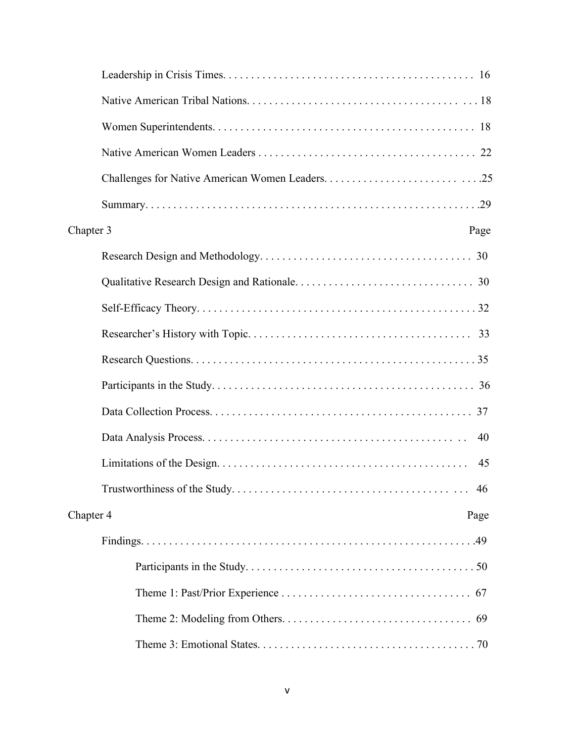Leadership in Crisis Times. . . . . . . . . . . . . . . . . . . . . . . . . . . . . . . . . . . . . . . . . . . . 16

Native American Tribal Nations. . . . . . . . . . . . . . . . . . . . . . . . . . . . . . . . . . . . . . . . 18

Women Superintendents. . . . . . . . . . . . . . . . . . . . . . . . . . . . . . . . . . . . . . . . . . . . . 18

Native American Women Leaders . . . . . . . . . . . . . . . . . . . . . . . . . . . . . . . . . . . . . . 22

Challenges for Native American Women Leaders. . . . . . . . . . . . . . . . . . . . . . . . . . . .25

Summary. . . . . . . . . . . . . . . . . . . . . . . . . . . . . . . . . . . . . . . . . . . . . . . . . . . . . . . . . .29

Chapter 3 Page

Research Design and Methodology. . . . . . . . . . . . . . . . . . . . . . . . . . . . . . . . . . . . . . 30

Qualitative Research Design and Rationale. . . . . . . . . . . . . . . . . . . . . . . . . . . . . . . . 30

Self-Efficacy Theory. . . . . . . . . . . . . . . . . . . . . . . . . . . . . . . . . . . . . . . . . . . . . . . . . 32

Researcher's History with Topic. . . . . . . . . . . . . . . . . . . . . . . . . . . . . . . . . . . . . . . . 33

Research Questions. . . . . . . . . . . . . . . . . . . . . . . . . . . . . . . . . . . . . . . . . . . . . . . . . . 35

Participants in the Study. . . . . . . . . . . . . . . . . . . . . . . . . . . . . . . . . . . . . . . . . . . . . . 36

Data Collection Process. . . . . . . . . . . . . . . . . . . . . . . . . . . . . . . . . . . . . . . . . . . . . . . 37

Data Analysis Process. . . . . . . . . . . . . . . . . . . . . . . . . . . . . . . . . . . . . . . . . . . . . . . . 40

Limitations of the Design. . . . . . . . . . . . . . . . . . . . . . . . . . . . . . . . . . . . . . . . . . . . . 45

Trustworthiness of the Study. . . . . . . . . . . . . . . . . . . . . . . . . . . . . . . . . . . . . . . . . . . 46

Chapter 4 Page

Findings. . . . . . . . . . . . . . . . . . . . . . . . . . . . . . . . . . . . . . . . . . . . . . . . . . . . . . . . . . .49

Participants in the Study. . . . . . . . . . . . . . . . . . . . . . . . . . . . . . . . . . . . . . . . . . 50

Theme 1: Past/Prior Experience . . . . . . . . . . . . . . . . . . . . . . . . . . . . . . . . . . . 67

Theme 2: Modeling from Others. . . . . . . . . . . . . . . . . . . . . . . . . . . . . . . . . . . 69

Theme 3: Emotional States. . . . . . . . . . . . . . . . . . . . . . . . . . . . . . . . . . . . . . . 70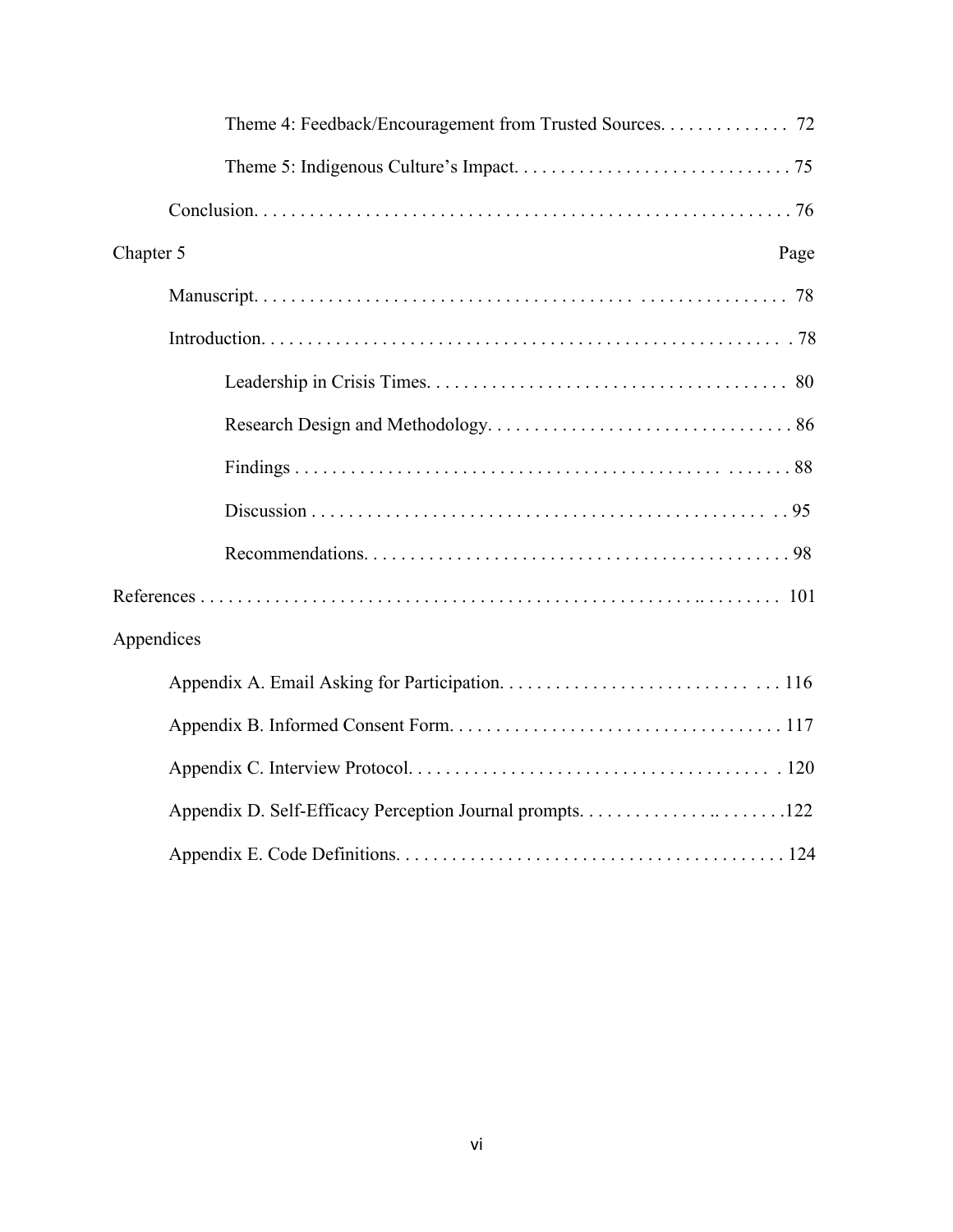Theme 4: Feedback/Encouragement from Trusted Sources. . . . . . . . . . . . . . 72

Theme 5: Indigenous Culture's Impact. . . . . . . . . . . . . . . . . . . . . . . . . . . . . . 75

Conclusion. . . . . . . . . . . . . . . . . . . . . . . . . . . . . . . . . . . . . . . . . . . . . . . . . . . . . . . . . . . 76

Chapter 5 Page

Manuscript. . . . . . . . . . . . . . . . . . . . . . . . . . . . . . . . . . . . . . . . . . . . . . . . . . . . . . . . . 78

Introduction. . . . . . . . . . . . . . . . . . . . . . . . . . . . . . . . . . . . . . . . . . . . . . . . . . . . . . . . . . 78

Leadership in Crisis Times. . . . . . . . . . . . . . . . . . . . . . . . . . . . . . . . . . . . . . . 80

Research Design and Methodology. . . . . . . . . . . . . . . . . . . . . . . . . . . . . . . . . . 86

Findings . . . . . . . . . . . . . . . . . . . . . . . . . . . . . . . . . . . . . . . . . . . . . . . . . . . . . . . 88

Discussion . . . . . . . . . . . . . . . . . . . . . . . . . . . . . . . . . . . . . . . . . . . . . . . . . . . 95

Recommendations. . . . . . . . . . . . . . . . . . . . . . . . . . . . . . . . . . . . . . . . . . . . . . . 98

References . . . . . . . . . . . . . . . . . . . . . . . . . . . . . . . . . . . . . . . . . . . . . . . . . . . . . . . . . . . . 101

Appendices

Appendix A. Email Asking for Participation. . . . . . . . . . . . . . . . . . . . . . . . . . . . . . 116

Appendix B. Informed Consent Form. . . . . . . . . . . . . . . . . . . . . . . . . . . . . . . . . . . . 117

Appendix C. Interview Protocol. . . . . . . . . . . . . . . . . . . . . . . . . . . . . . . . . . . . . . . . 120

Appendix D. Self-Efficacy Perception Journal prompts. . . . . . . . . . . . . . . . . . . . . . . . .122

Appendix E. Code Definitions. . . . . . . . . . . . . . . . . . . . . . . . . . . . . . . . . . . . . . . . . . . 124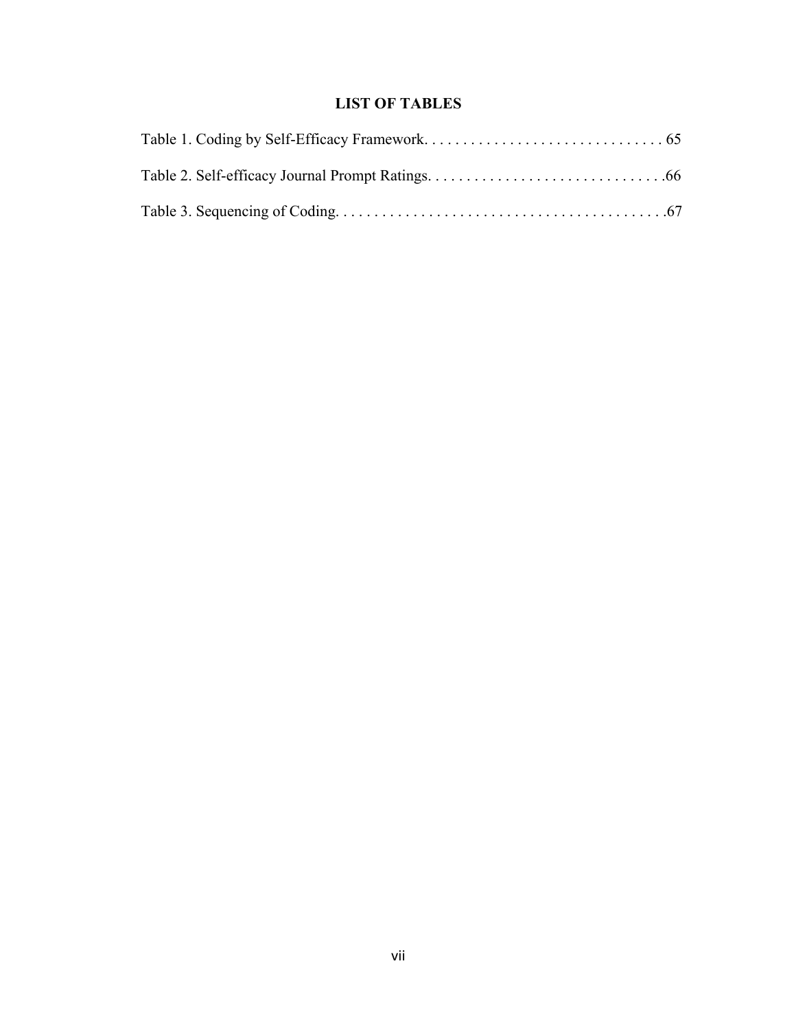# LIST OF TABLES

Table 1. Coding by Self-Efficacy Framework. . . . . . . . . . . . . . . . . . . . . . . . . . . . . . . 65

Table 2. Self-efficacy Journal Prompt Ratings. . . . . . . . . . . . . . . . . . . . . . . . . . . . . . .66

Table 3. Sequencing of Coding. . . . . . . . . . . . . . . . . . . . . . . . . . . . . . . . . . . . . . . . . . .67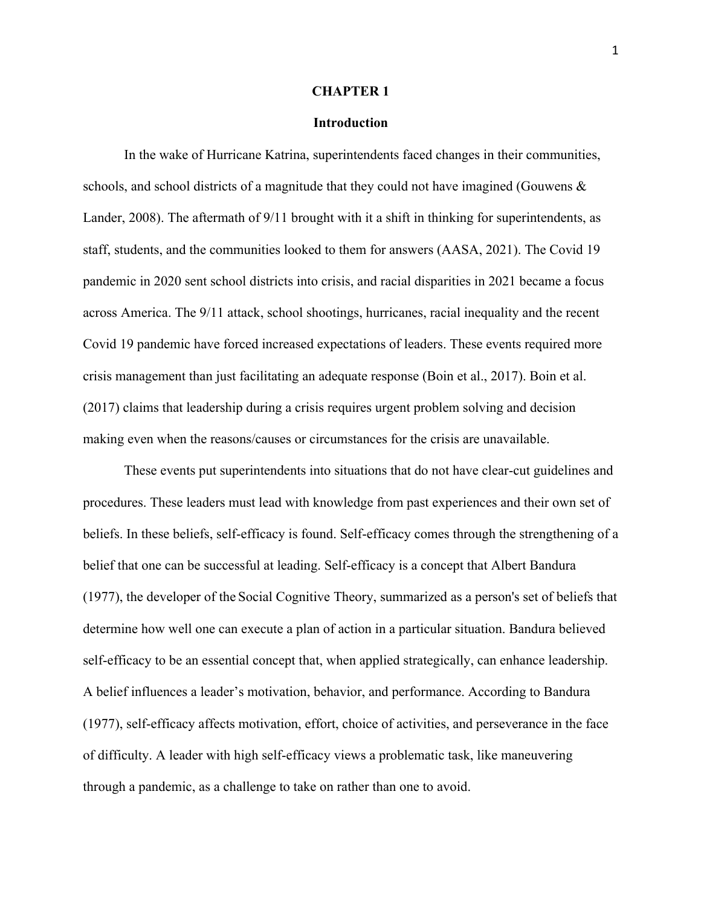# CHAPTER 1

## Introduction

In the wake of Hurricane Katrina, superintendents faced changes in their communities, schools, and school districts of a magnitude that they could not have imagined (Gouwens & Lander, 2008). The aftermath of 9/11 brought with it a shift in thinking for superintendents, as staff, students, and the communities looked to them for answers (AASA, 2021). The Covid 19 pandemic in 2020 sent school districts into crisis, and racial disparities in 2021 became a focus across America. The 9/11 attack, school shootings, hurricanes, racial inequality and the recent Covid 19 pandemic have forced increased expectations of leaders. These events required more crisis management than just facilitating an adequate response (Boin et al., 2017). Boin et al. (2017) claims that leadership during a crisis requires urgent problem solving and decision making even when the reasons/causes or circumstances for the crisis are unavailable.

These events put superintendents into situations that do not have clear-cut guidelines and procedures. These leaders must lead with knowledge from past experiences and their own set of beliefs. In these beliefs, self-efficacy is found. Self-efficacy comes through the strengthening of a belief that one can be successful at leading. Self-efficacy is a concept that Albert Bandura (1977), the developer of the Social Cognitive Theory, summarized as a person's set of beliefs that determine how well one can execute a plan of action in a particular situation. Bandura believed self-efficacy to be an essential concept that, when applied strategically, can enhance leadership. A belief influences a leader's motivation, behavior, and performance. According to Bandura (1977), self-efficacy affects motivation, effort, choice of activities, and perseverance in the face of difficulty. A leader with high self-efficacy views a problematic task, like maneuvering through a pandemic, as a challenge to take on rather than one to avoid.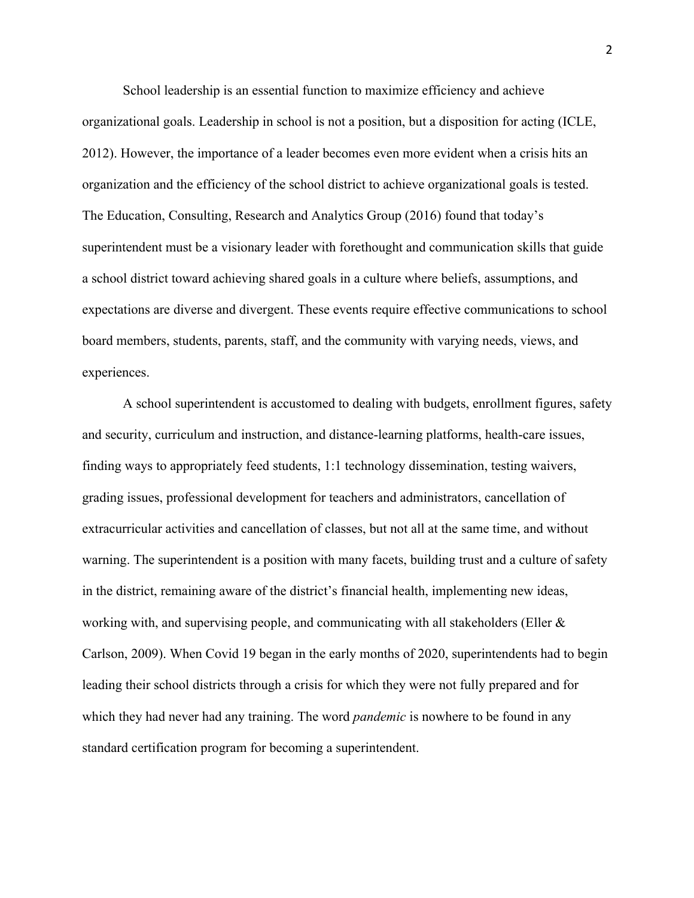School leadership is an essential function to maximize efficiency and achieve organizational goals. Leadership in school is not a position, but a disposition for acting (ICLE, 2012). However, the importance of a leader becomes even more evident when a crisis hits an organization and the efficiency of the school district to achieve organizational goals is tested. The Education, Consulting, Research and Analytics Group (2016) found that today's superintendent must be a visionary leader with forethought and communication skills that guide a school district toward achieving shared goals in a culture where beliefs, assumptions, and expectations are diverse and divergent. These events require effective communications to school board members, students, parents, staff, and the community with varying needs, views, and experiences.

A school superintendent is accustomed to dealing with budgets, enrollment figures, safety and security, curriculum and instruction, and distance-learning platforms, health-care issues, finding ways to appropriately feed students, 1:1 technology dissemination, testing waivers, grading issues, professional development for teachers and administrators, cancellation of extracurricular activities and cancellation of classes, but not all at the same time, and without warning. The superintendent is a position with many facets, building trust and a culture of safety in the district, remaining aware of the district's financial health, implementing new ideas, working with, and supervising people, and communicating with all stakeholders (Eller & Carlson, 2009). When Covid 19 began in the early months of 2020, superintendents had to begin leading their school districts through a crisis for which they were not fully prepared and for which they had never had any training. The word *pandemic* is nowhere to be found in any standard certification program for becoming a superintendent.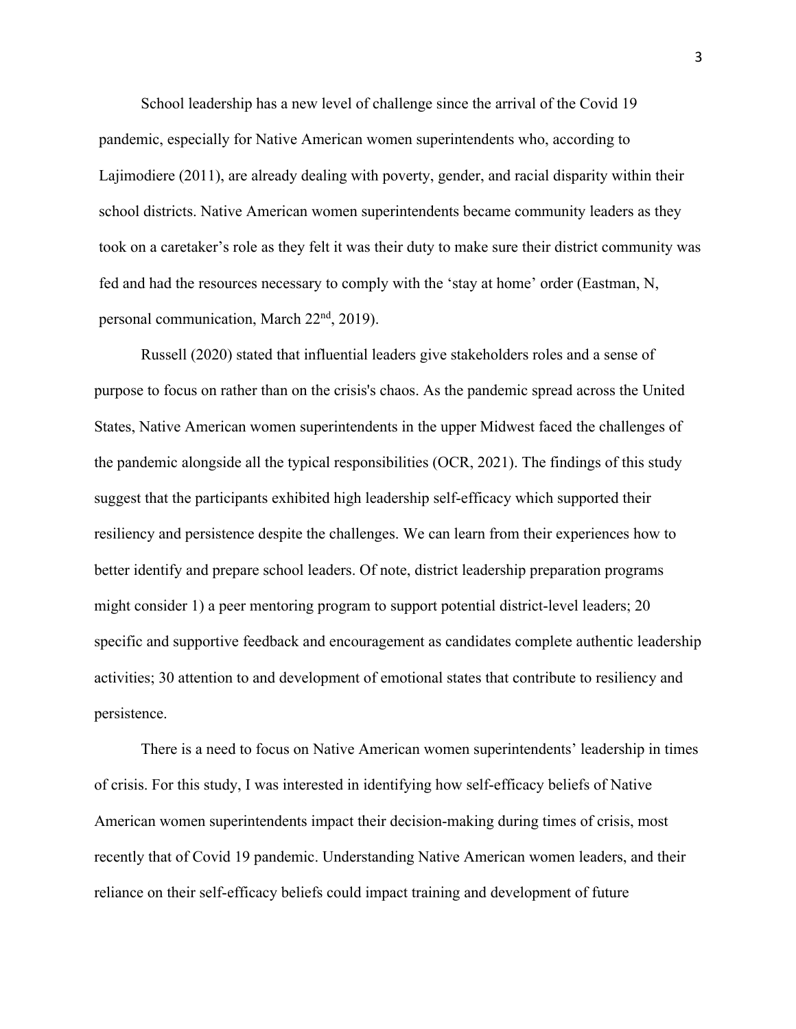School leadership has a new level of challenge since the arrival of the Covid 19 pandemic, especially for Native American women superintendents who, according to Lajimodiere (2011), are already dealing with poverty, gender, and racial disparity within their school districts. Native American women superintendents became community leaders as they took on a caretaker's role as they felt it was their duty to make sure their district community was fed and had the resources necessary to comply with the 'stay at home' order (Eastman, N, personal communication, March 22nd, 2019).

Russell (2020) stated that influential leaders give stakeholders roles and a sense of purpose to focus on rather than on the crisis's chaos. As the pandemic spread across the United States, Native American women superintendents in the upper Midwest faced the challenges of the pandemic alongside all the typical responsibilities (OCR, 2021). The findings of this study suggest that the participants exhibited high leadership self-efficacy which supported their resiliency and persistence despite the challenges. We can learn from their experiences how to better identify and prepare school leaders. Of note, district leadership preparation programs might consider 1) a peer mentoring program to support potential district-level leaders; 20 specific and supportive feedback and encouragement as candidates complete authentic leadership activities; 30 attention to and development of emotional states that contribute to resiliency and persistence.

There is a need to focus on Native American women superintendents' leadership in times of crisis. For this study, I was interested in identifying how self-efficacy beliefs of Native American women superintendents impact their decision-making during times of crisis, most recently that of Covid 19 pandemic. Understanding Native American women leaders, and their reliance on their self-efficacy beliefs could impact training and development of future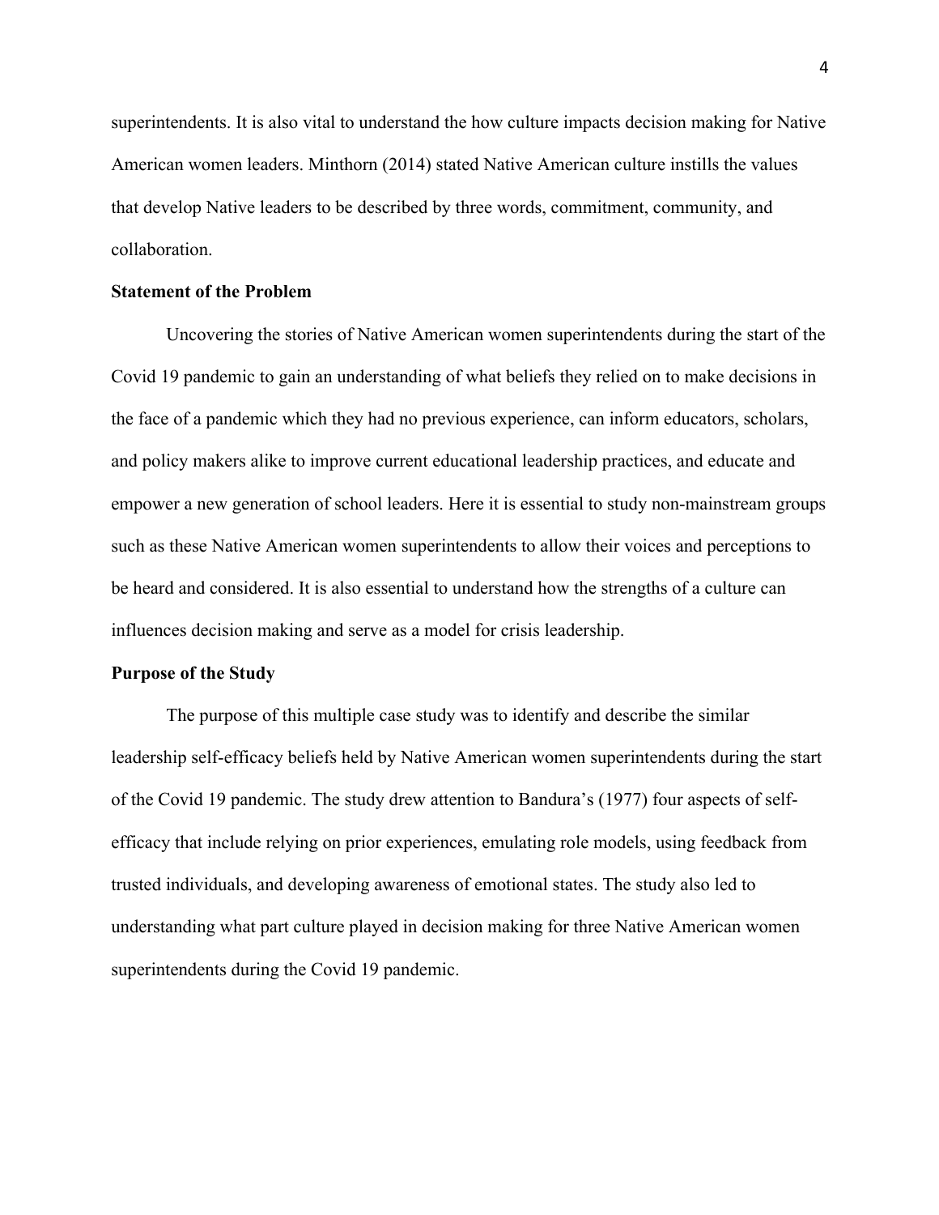superintendents. It is also vital to understand the how culture impacts decision making for Native American women leaders. Minthorn (2014) stated Native American culture instills the values that develop Native leaders to be described by three words, commitment, community, and collaboration.

**Statement of the Problem**

Uncovering the stories of Native American women superintendents during the start of the Covid 19 pandemic to gain an understanding of what beliefs they relied on to make decisions in the face of a pandemic which they had no previous experience, can inform educators, scholars, and policy makers alike to improve current educational leadership practices, and educate and empower a new generation of school leaders. Here it is essential to study non-mainstream groups such as these Native American women superintendents to allow their voices and perceptions to be heard and considered. It is also essential to understand how the strengths of a culture can influences decision making and serve as a model for crisis leadership.

**Purpose of the Study**

The purpose of this multiple case study was to identify and describe the similar leadership self-efficacy beliefs held by Native American women superintendents during the start of the Covid 19 pandemic. The study drew attention to Bandura's (1977) four aspects of self-efficacy that include relying on prior experiences, emulating role models, using feedback from trusted individuals, and developing awareness of emotional states. The study also led to understanding what part culture played in decision making for three Native American women superintendents during the Covid 19 pandemic.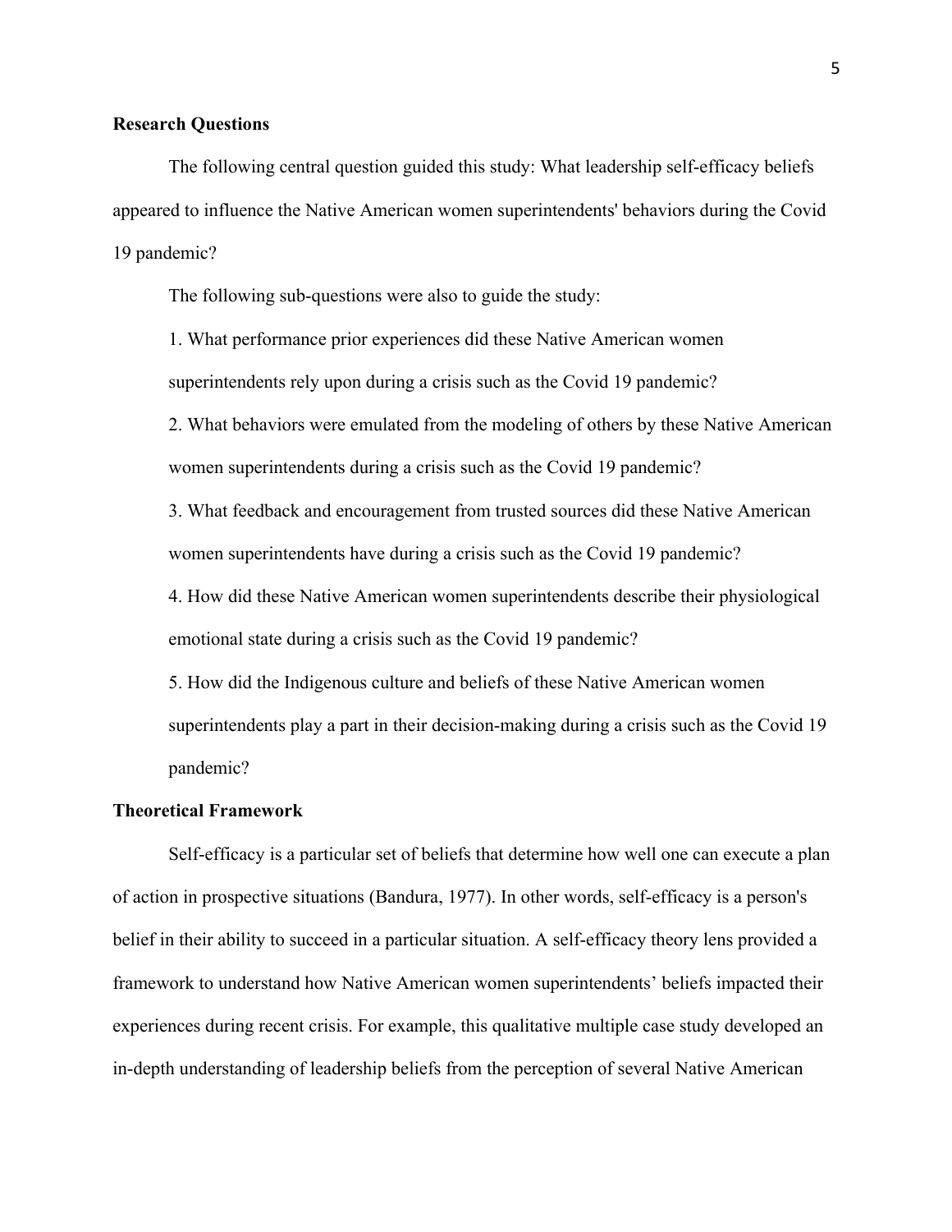## Research Questions

The following central question guided this study: What leadership self-efficacy beliefs appeared to influence the Native American women superintendents' behaviors during the Covid 19 pandemic?

The following sub-questions were also to guide the study:

1. What performance prior experiences did these Native American women superintendents rely upon during a crisis such as the Covid 19 pandemic?
2. What behaviors were emulated from the modeling of others by these Native American women superintendents during a crisis such as the Covid 19 pandemic?
3. What feedback and encouragement from trusted sources did these Native American women superintendents have during a crisis such as the Covid 19 pandemic?
4. How did these Native American women superintendents describe their physiological emotional state during a crisis such as the Covid 19 pandemic?
5. How did the Indigenous culture and beliefs of these Native American women superintendents play a part in their decision-making during a crisis such as the Covid 19 pandemic?

## Theoretical Framework

Self-efficacy is a particular set of beliefs that determine how well one can execute a plan of action in prospective situations (Bandura, 1977). In other words, self-efficacy is a person's belief in their ability to succeed in a particular situation. A self-efficacy theory lens provided a framework to understand how Native American women superintendents' beliefs impacted their experiences during recent crisis. For example, this qualitative multiple case study developed an in-depth understanding of leadership beliefs from the perception of several Native American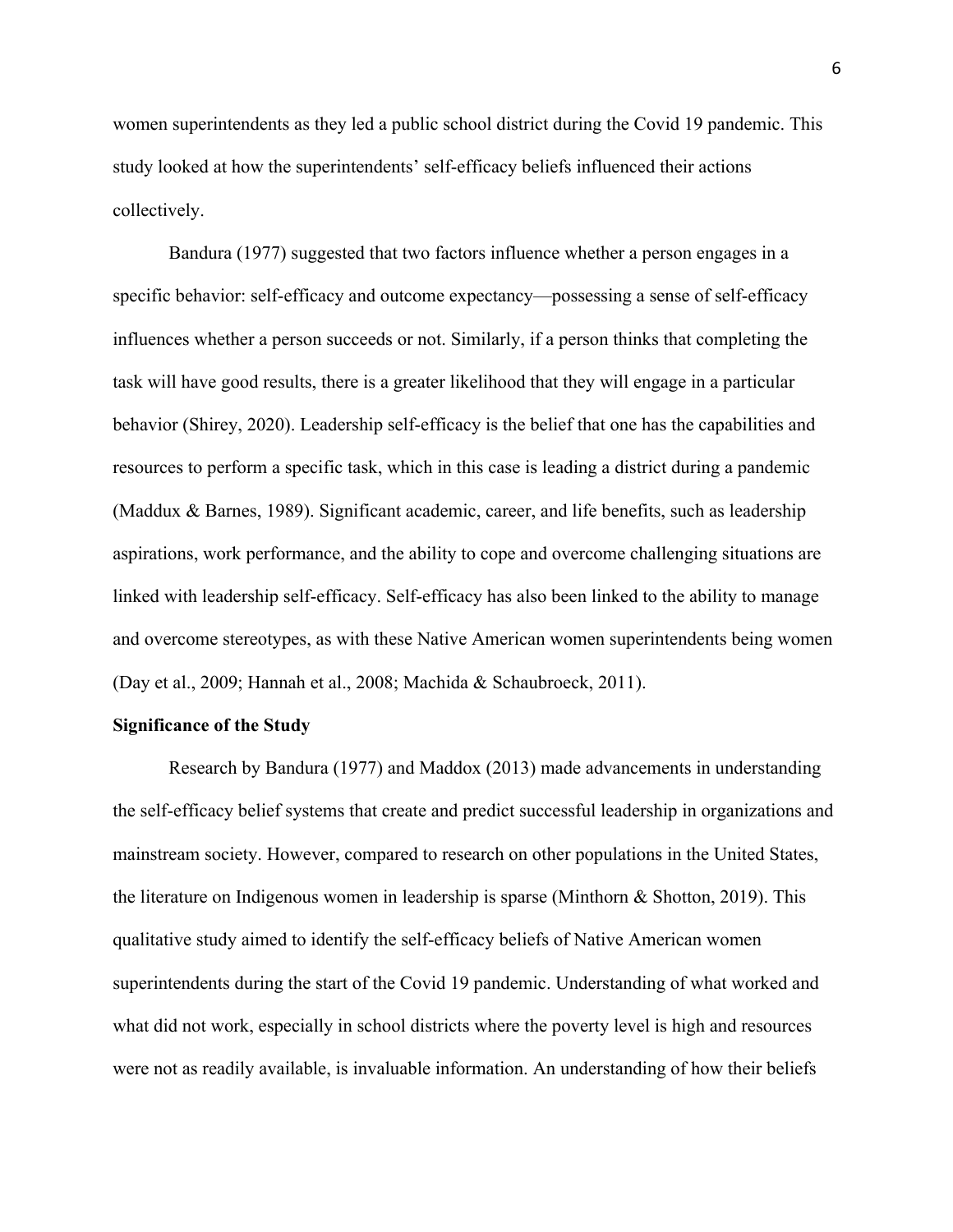women superintendents as they led a public school district during the Covid 19 pandemic. This study looked at how the superintendents' self-efficacy beliefs influenced their actions collectively.

Bandura (1977) suggested that two factors influence whether a person engages in a specific behavior: self-efficacy and outcome expectancy—possessing a sense of self-efficacy influences whether a person succeeds or not. Similarly, if a person thinks that completing the task will have good results, there is a greater likelihood that they will engage in a particular behavior (Shirey, 2020). Leadership self-efficacy is the belief that one has the capabilities and resources to perform a specific task, which in this case is leading a district during a pandemic (Maddux & Barnes, 1989). Significant academic, career, and life benefits, such as leadership aspirations, work performance, and the ability to cope and overcome challenging situations are linked with leadership self-efficacy. Self-efficacy has also been linked to the ability to manage and overcome stereotypes, as with these Native American women superintendents being women (Day et al., 2009; Hannah et al., 2008; Machida & Schaubroeck, 2011).

**Significance of the Study**

Research by Bandura (1977) and Maddox (2013) made advancements in understanding the self-efficacy belief systems that create and predict successful leadership in organizations and mainstream society. However, compared to research on other populations in the United States, the literature on Indigenous women in leadership is sparse (Minthorn & Shotton, 2019). This qualitative study aimed to identify the self-efficacy beliefs of Native American women superintendents during the start of the Covid 19 pandemic. Understanding of what worked and what did not work, especially in school districts where the poverty level is high and resources were not as readily available, is invaluable information. An understanding of how their beliefs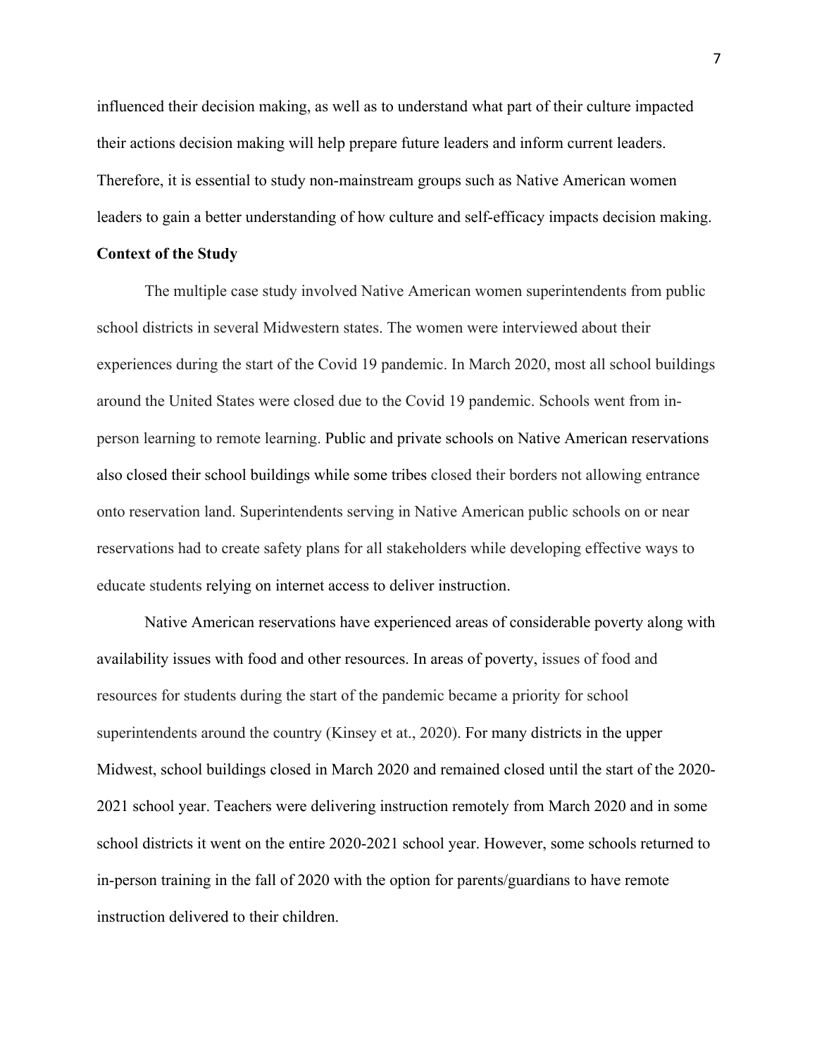influenced their decision making, as well as to understand what part of their culture impacted their actions decision making will help prepare future leaders and inform current leaders. Therefore, it is essential to study non-mainstream groups such as Native American women leaders to gain a better understanding of how culture and self-efficacy impacts decision making.

**Context of the Study**

The multiple case study involved Native American women superintendents from public school districts in several Midwestern states. The women were interviewed about their experiences during the start of the Covid 19 pandemic. In March 2020, most all school buildings around the United States were closed due to the Covid 19 pandemic. Schools went from in-person learning to remote learning. Public and private schools on Native American reservations also closed their school buildings while some tribes closed their borders not allowing entrance onto reservation land. Superintendents serving in Native American public schools on or near reservations had to create safety plans for all stakeholders while developing effective ways to educate students relying on internet access to deliver instruction.

Native American reservations have experienced areas of considerable poverty along with availability issues with food and other resources. In areas of poverty, issues of food and resources for students during the start of the pandemic became a priority for school superintendents around the country (Kinsey et at., 2020). For many districts in the upper Midwest, school buildings closed in March 2020 and remained closed until the start of the 2020-2021 school year. Teachers were delivering instruction remotely from March 2020 and in some school districts it went on the entire 2020-2021 school year. However, some schools returned to in-person training in the fall of 2020 with the option for parents/guardians to have remote instruction delivered to their children.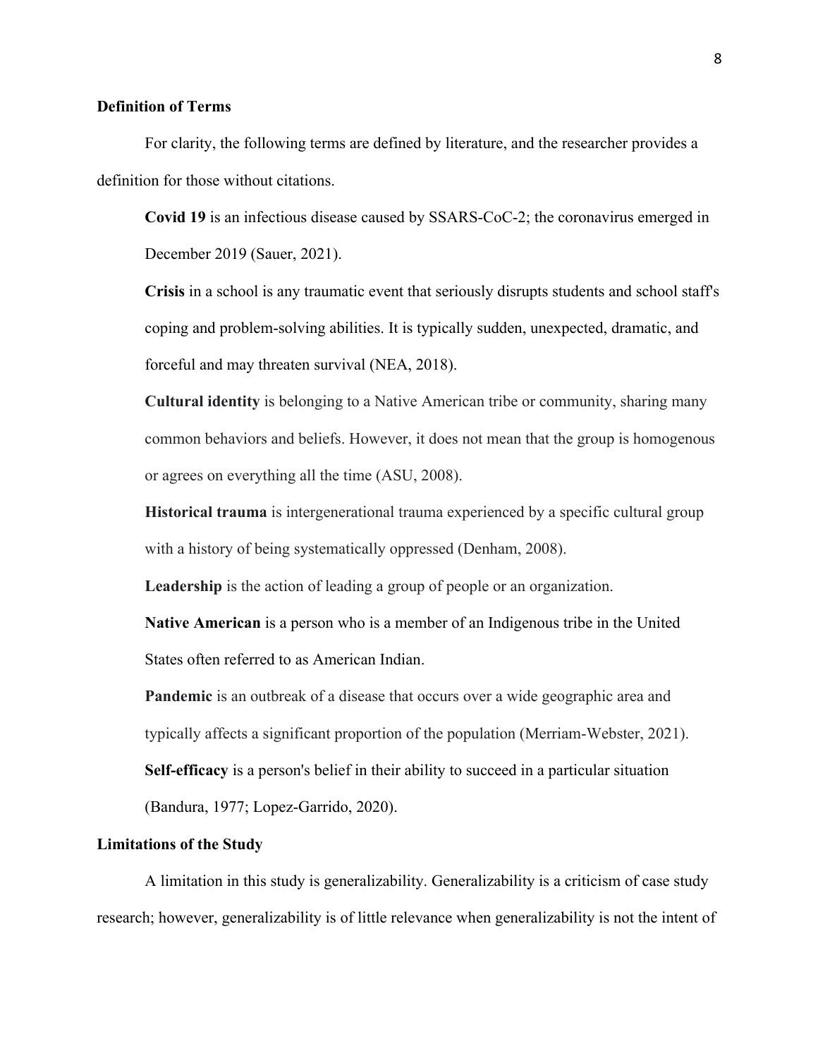## Definition of Terms

For clarity, the following terms are defined by literature, and the researcher provides a definition for those without citations.

**Covid 19** is an infectious disease caused by SSARS-CoC-2; the coronavirus emerged in December 2019 (Sauer, 2021).

**Crisis** in a school is any traumatic event that seriously disrupts students and school staff's coping and problem-solving abilities. It is typically sudden, unexpected, dramatic, and forceful and may threaten survival (NEA, 2018).

**Cultural identity** is belonging to a Native American tribe or community, sharing many common behaviors and beliefs. However, it does not mean that the group is homogenous or agrees on everything all the time (ASU, 2008).

**Historical trauma** is intergenerational trauma experienced by a specific cultural group with a history of being systematically oppressed (Denham, 2008).

**Leadership** is the action of leading a group of people or an organization.

**Native American** is a person who is a member of an Indigenous tribe in the United States often referred to as American Indian.

**Pandemic** is an outbreak of a disease that occurs over a wide geographic area and typically affects a significant proportion of the population (Merriam-Webster, 2021).

**Self-efficacy** is a person's belief in their ability to succeed in a particular situation (Bandura, 1977; Lopez-Garrido, 2020).

## Limitations of the Study

A limitation in this study is generalizability. Generalizability is a criticism of case study research; however, generalizability is of little relevance when generalizability is not the intent of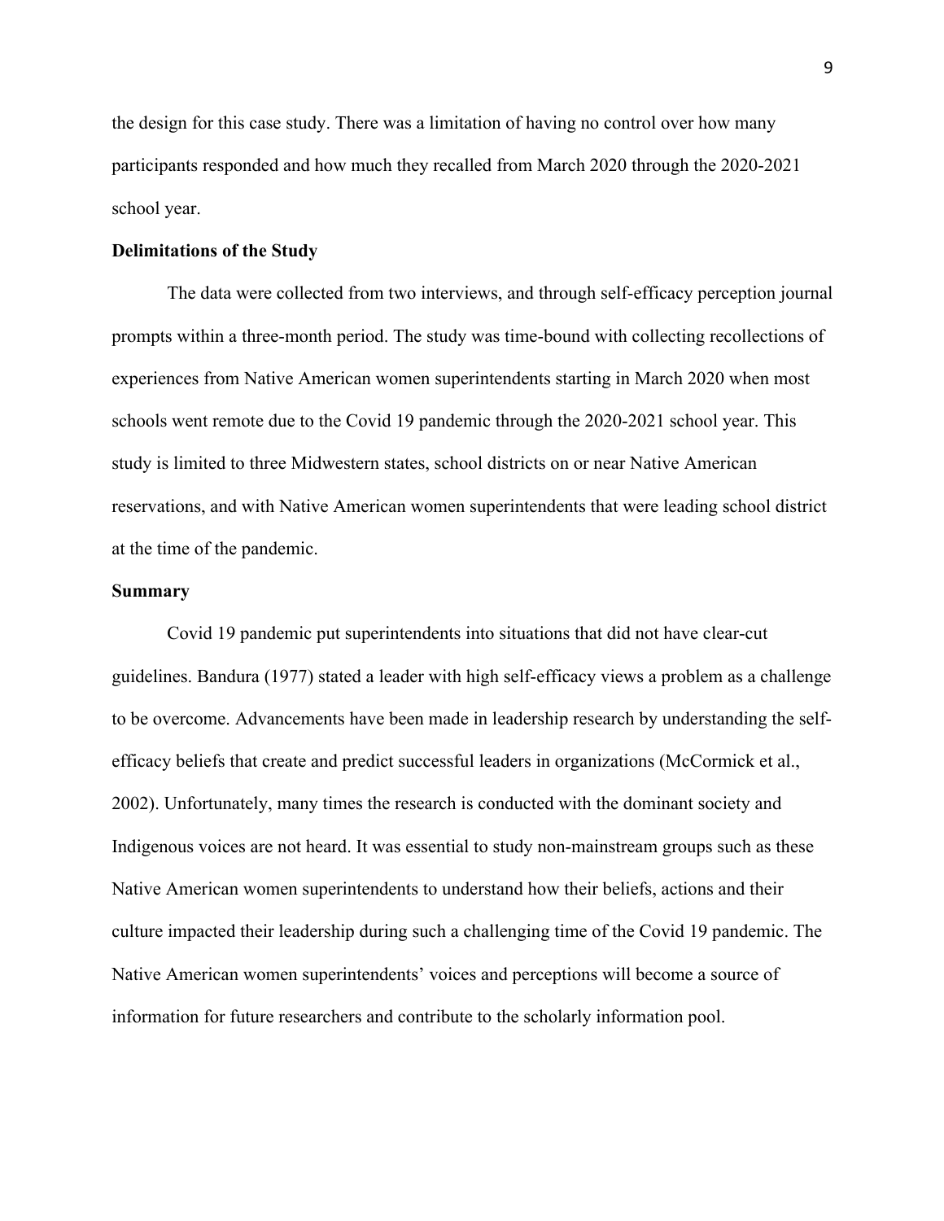the design for this case study. There was a limitation of having no control over how many participants responded and how much they recalled from March 2020 through the 2020-2021 school year.

**Delimitations of the Study**

The data were collected from two interviews, and through self-efficacy perception journal prompts within a three-month period. The study was time-bound with collecting recollections of experiences from Native American women superintendents starting in March 2020 when most schools went remote due to the Covid 19 pandemic through the 2020-2021 school year. This study is limited to three Midwestern states, school districts on or near Native American reservations, and with Native American women superintendents that were leading school district at the time of the pandemic.

**Summary**

Covid 19 pandemic put superintendents into situations that did not have clear-cut guidelines. Bandura (1977) stated a leader with high self-efficacy views a problem as a challenge to be overcome. Advancements have been made in leadership research by understanding the self-efficacy beliefs that create and predict successful leaders in organizations (McCormick et al., 2002). Unfortunately, many times the research is conducted with the dominant society and Indigenous voices are not heard. It was essential to study non-mainstream groups such as these Native American women superintendents to understand how their beliefs, actions and their culture impacted their leadership during such a challenging time of the Covid 19 pandemic. The Native American women superintendents' voices and perceptions will become a source of information for future researchers and contribute to the scholarly information pool.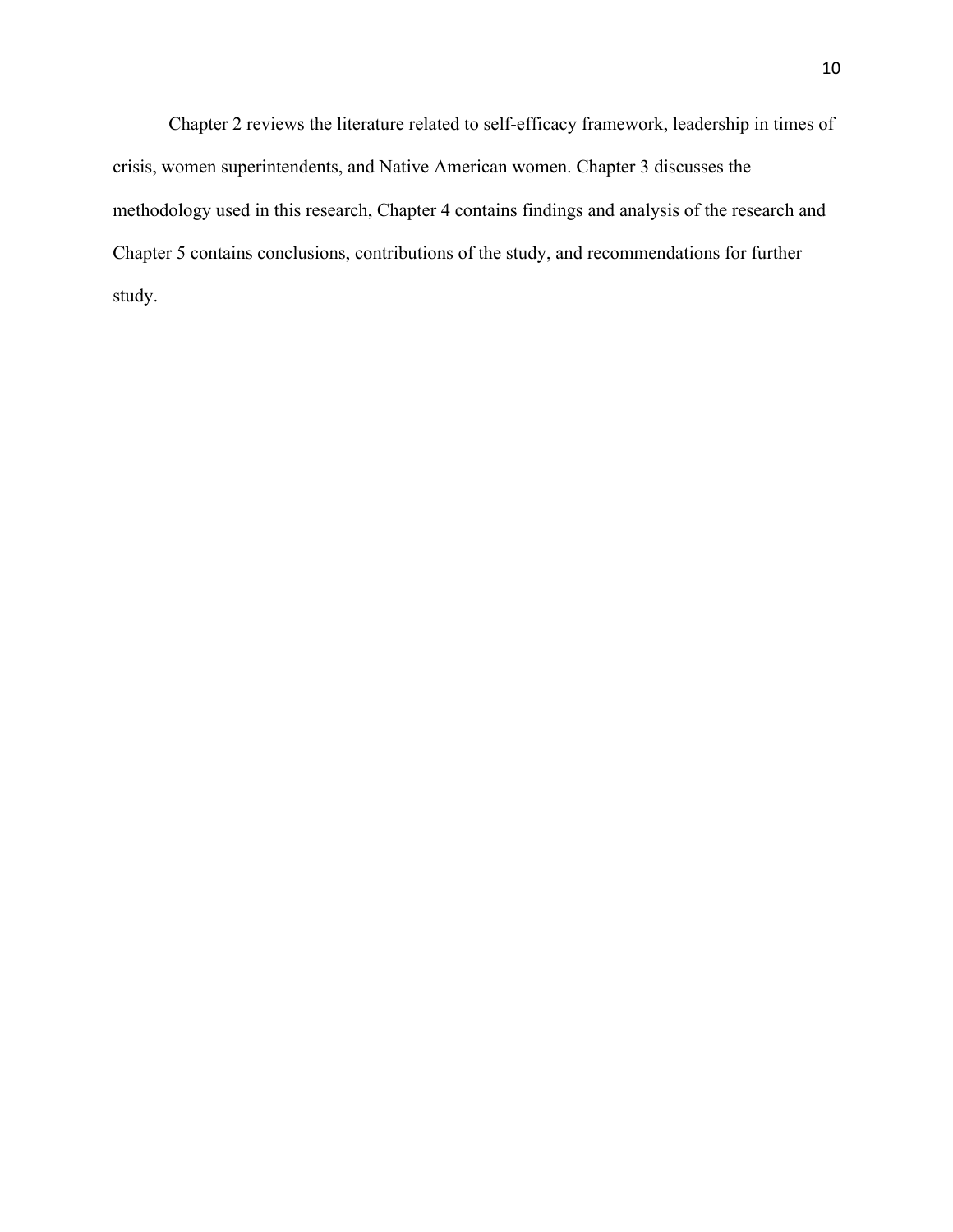Chapter 2 reviews the literature related to self-efficacy framework, leadership in times of crisis, women superintendents, and Native American women. Chapter 3 discusses the methodology used in this research, Chapter 4 contains findings and analysis of the research and Chapter 5 contains conclusions, contributions of the study, and recommendations for further study.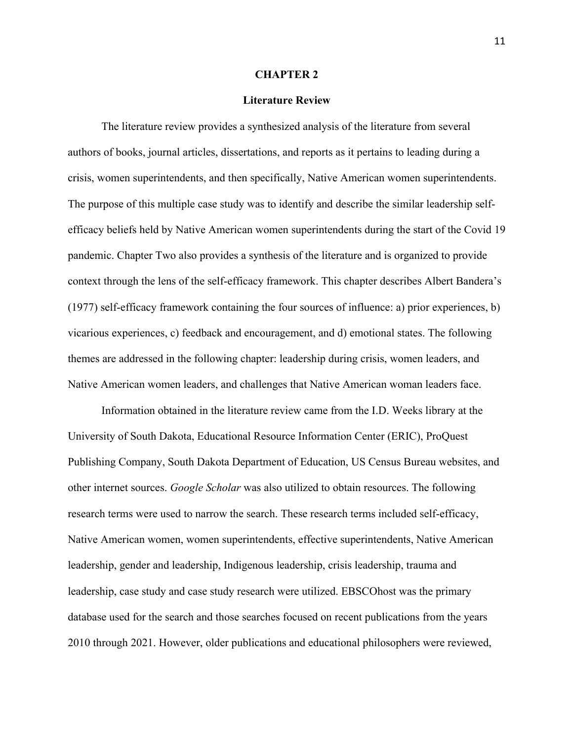# CHAPTER 2

## Literature Review

The literature review provides a synthesized analysis of the literature from several authors of books, journal articles, dissertations, and reports as it pertains to leading during a crisis, women superintendents, and then specifically, Native American women superintendents. The purpose of this multiple case study was to identify and describe the similar leadership self-efficacy beliefs held by Native American women superintendents during the start of the Covid 19 pandemic. Chapter Two also provides a synthesis of the literature and is organized to provide context through the lens of the self-efficacy framework. This chapter describes Albert Bandera's (1977) self-efficacy framework containing the four sources of influence: a) prior experiences, b) vicarious experiences, c) feedback and encouragement, and d) emotional states. The following themes are addressed in the following chapter: leadership during crisis, women leaders, and Native American women leaders, and challenges that Native American woman leaders face.

Information obtained in the literature review came from the I.D. Weeks library at the University of South Dakota, Educational Resource Information Center (ERIC), ProQuest Publishing Company, South Dakota Department of Education, US Census Bureau websites, and other internet sources. *Google Scholar* was also utilized to obtain resources. The following research terms were used to narrow the search. These research terms included self-efficacy, Native American women, women superintendents, effective superintendents, Native American leadership, gender and leadership, Indigenous leadership, crisis leadership, trauma and leadership, case study and case study research were utilized. EBSCOhost was the primary database used for the search and those searches focused on recent publications from the years 2010 through 2021. However, older publications and educational philosophers were reviewed,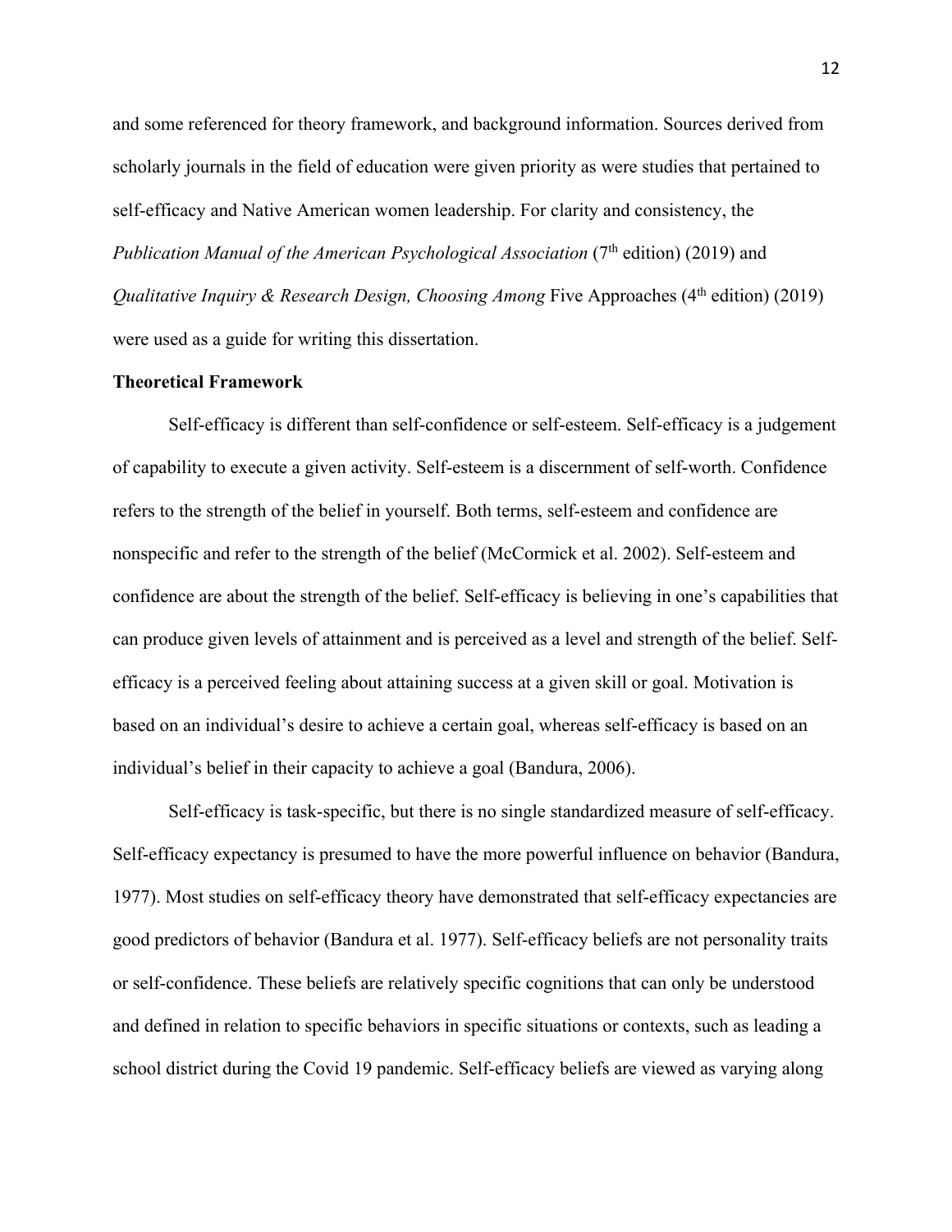and some referenced for theory framework, and background information. Sources derived from scholarly journals in the field of education were given priority as were studies that pertained to self-efficacy and Native American women leadership. For clarity and consistency, the *Publication Manual of the American Psychological Association* (7th edition) (2019) and *Qualitative Inquiry & Research Design, Choosing Among* Five Approaches (4th edition) (2019) were used as a guide for writing this dissertation.

**Theoretical Framework**

Self-efficacy is different than self-confidence or self-esteem. Self-efficacy is a judgement of capability to execute a given activity. Self-esteem is a discernment of self-worth. Confidence refers to the strength of the belief in yourself. Both terms, self-esteem and confidence are nonspecific and refer to the strength of the belief (McCormick et al. 2002). Self-esteem and confidence are about the strength of the belief. Self-efficacy is believing in one's capabilities that can produce given levels of attainment and is perceived as a level and strength of the belief. Self-efficacy is a perceived feeling about attaining success at a given skill or goal. Motivation is based on an individual's desire to achieve a certain goal, whereas self-efficacy is based on an individual's belief in their capacity to achieve a goal (Bandura, 2006).

Self-efficacy is task-specific, but there is no single standardized measure of self-efficacy. Self-efficacy expectancy is presumed to have the more powerful influence on behavior (Bandura, 1977). Most studies on self-efficacy theory have demonstrated that self-efficacy expectancies are good predictors of behavior (Bandura et al. 1977). Self-efficacy beliefs are not personality traits or self-confidence. These beliefs are relatively specific cognitions that can only be understood and defined in relation to specific behaviors in specific situations or contexts, such as leading a school district during the Covid 19 pandemic. Self-efficacy beliefs are viewed as varying along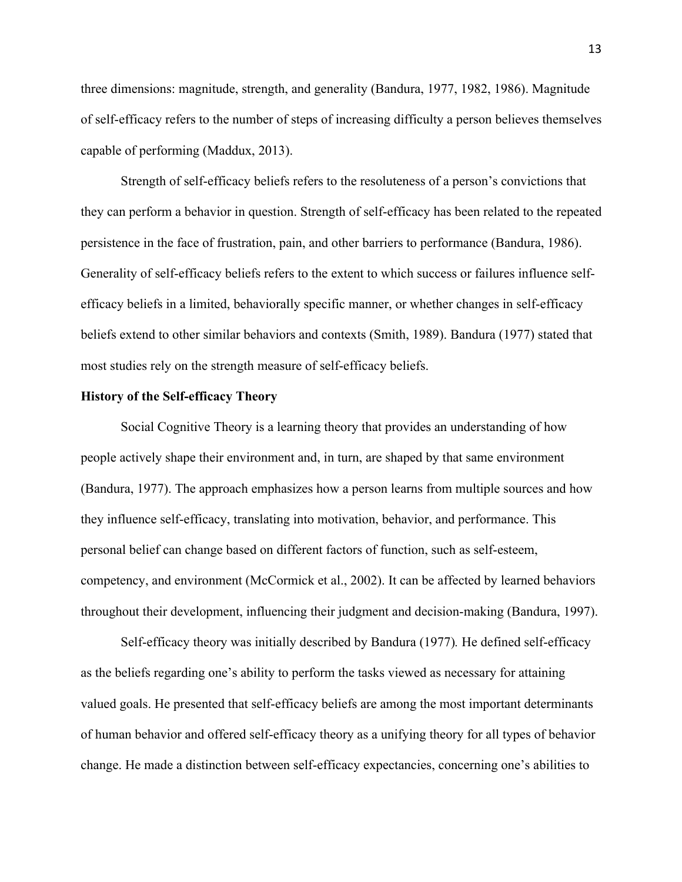three dimensions: magnitude, strength, and generality (Bandura, 1977, 1982, 1986). Magnitude of self-efficacy refers to the number of steps of increasing difficulty a person believes themselves capable of performing (Maddux, 2013).

Strength of self-efficacy beliefs refers to the resoluteness of a person's convictions that they can perform a behavior in question. Strength of self-efficacy has been related to the repeated persistence in the face of frustration, pain, and other barriers to performance (Bandura, 1986). Generality of self-efficacy beliefs refers to the extent to which success or failures influence self-efficacy beliefs in a limited, behaviorally specific manner, or whether changes in self-efficacy beliefs extend to other similar behaviors and contexts (Smith, 1989). Bandura (1977) stated that most studies rely on the strength measure of self-efficacy beliefs.

**History of the Self-efficacy Theory**

Social Cognitive Theory is a learning theory that provides an understanding of how people actively shape their environment and, in turn, are shaped by that same environment (Bandura, 1977). The approach emphasizes how a person learns from multiple sources and how they influence self-efficacy, translating into motivation, behavior, and performance. This personal belief can change based on different factors of function, such as self-esteem, competency, and environment (McCormick et al., 2002). It can be affected by learned behaviors throughout their development, influencing their judgment and decision-making (Bandura, 1997).

Self-efficacy theory was initially described by Bandura (1977). He defined self-efficacy as the beliefs regarding one's ability to perform the tasks viewed as necessary for attaining valued goals. He presented that self-efficacy beliefs are among the most important determinants of human behavior and offered self-efficacy theory as a unifying theory for all types of behavior change. He made a distinction between self-efficacy expectancies, concerning one's abilities to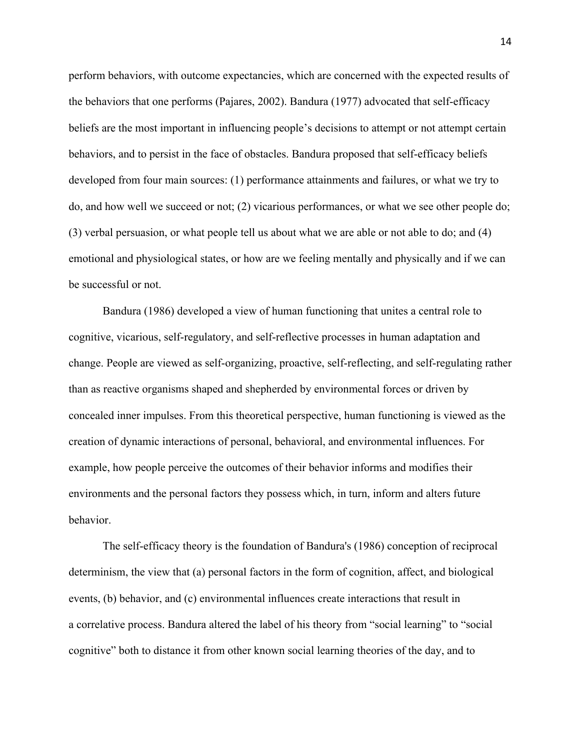perform behaviors, with outcome expectancies, which are concerned with the expected results of the behaviors that one performs (Pajares, 2002). Bandura (1977) advocated that self-efficacy beliefs are the most important in influencing people's decisions to attempt or not attempt certain behaviors, and to persist in the face of obstacles. Bandura proposed that self-efficacy beliefs developed from four main sources: (1) performance attainments and failures, or what we try to do, and how well we succeed or not; (2) vicarious performances, or what we see other people do; (3) verbal persuasion, or what people tell us about what we are able or not able to do; and (4) emotional and physiological states, or how are we feeling mentally and physically and if we can be successful or not.

Bandura (1986) developed a view of human functioning that unites a central role to cognitive, vicarious, self-regulatory, and self-reflective processes in human adaptation and change. People are viewed as self-organizing, proactive, self-reflecting, and self-regulating rather than as reactive organisms shaped and shepherded by environmental forces or driven by concealed inner impulses. From this theoretical perspective, human functioning is viewed as the creation of dynamic interactions of personal, behavioral, and environmental influences. For example, how people perceive the outcomes of their behavior informs and modifies their environments and the personal factors they possess which, in turn, inform and alters future behavior.

The self-efficacy theory is the foundation of Bandura's (1986) conception of reciprocal determinism, the view that (a) personal factors in the form of cognition, affect, and biological events, (b) behavior, and (c) environmental influences create interactions that result in a correlative process. Bandura altered the label of his theory from "social learning" to "social cognitive" both to distance it from other known social learning theories of the day, and to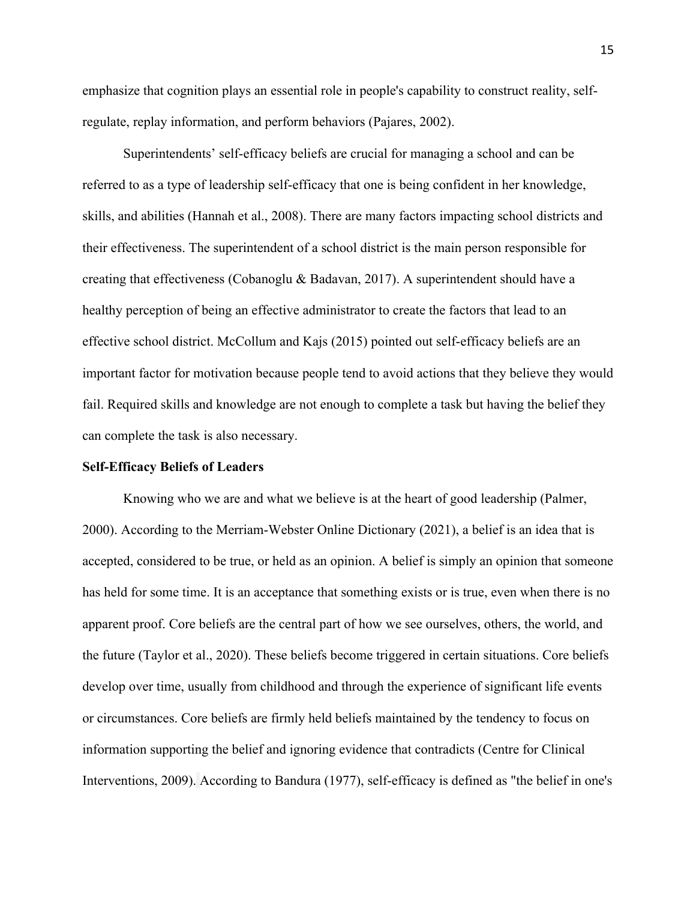emphasize that cognition plays an essential role in people's capability to construct reality, self-regulate, replay information, and perform behaviors (Pajares, 2002).

Superintendents' self-efficacy beliefs are crucial for managing a school and can be referred to as a type of leadership self-efficacy that one is being confident in her knowledge, skills, and abilities (Hannah et al., 2008). There are many factors impacting school districts and their effectiveness. The superintendent of a school district is the main person responsible for creating that effectiveness (Cobanoglu & Badavan, 2017). A superintendent should have a healthy perception of being an effective administrator to create the factors that lead to an effective school district. McCollum and Kajs (2015) pointed out self-efficacy beliefs are an important factor for motivation because people tend to avoid actions that they believe they would fail. Required skills and knowledge are not enough to complete a task but having the belief they can complete the task is also necessary.

**Self-Efficacy Beliefs of Leaders**

Knowing who we are and what we believe is at the heart of good leadership (Palmer, 2000). According to the Merriam-Webster Online Dictionary (2021), a belief is an idea that is accepted, considered to be true, or held as an opinion. A belief is simply an opinion that someone has held for some time. It is an acceptance that something exists or is true, even when there is no apparent proof. Core beliefs are the central part of how we see ourselves, others, the world, and the future (Taylor et al., 2020). These beliefs become triggered in certain situations. Core beliefs develop over time, usually from childhood and through the experience of significant life events or circumstances. Core beliefs are firmly held beliefs maintained by the tendency to focus on information supporting the belief and ignoring evidence that contradicts (Centre for Clinical Interventions, 2009). According to Bandura (1977), self-efficacy is defined as "the belief in one's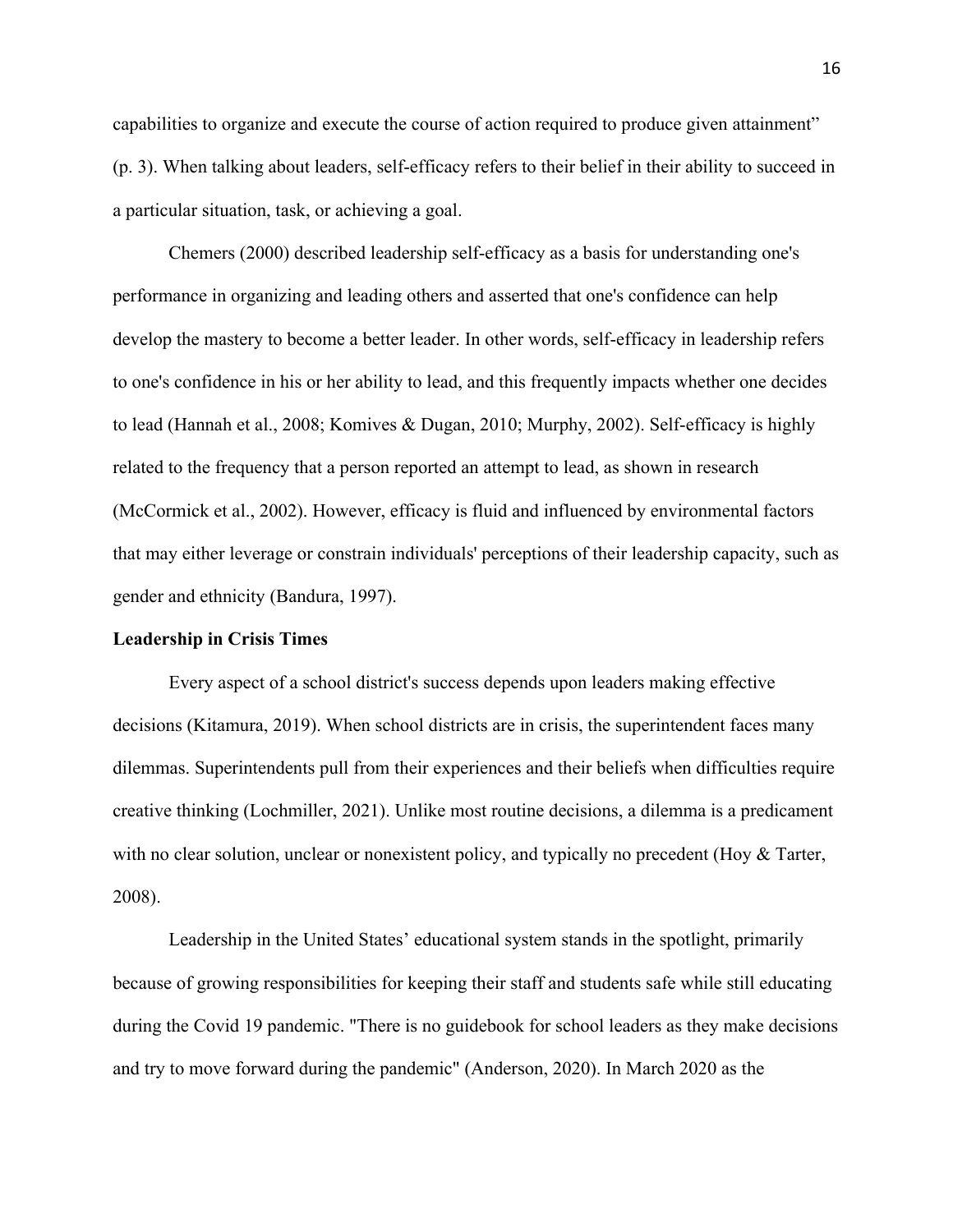capabilities to organize and execute the course of action required to produce given attainment" (p. 3). When talking about leaders, self-efficacy refers to their belief in their ability to succeed in a particular situation, task, or achieving a goal.

Chemers (2000) described leadership self-efficacy as a basis for understanding one's performance in organizing and leading others and asserted that one's confidence can help develop the mastery to become a better leader. In other words, self-efficacy in leadership refers to one's confidence in his or her ability to lead, and this frequently impacts whether one decides to lead (Hannah et al., 2008; Komives & Dugan, 2010; Murphy, 2002). Self-efficacy is highly related to the frequency that a person reported an attempt to lead, as shown in research (McCormick et al., 2002). However, efficacy is fluid and influenced by environmental factors that may either leverage or constrain individuals' perceptions of their leadership capacity, such as gender and ethnicity (Bandura, 1997).

**Leadership in Crisis Times**

Every aspect of a school district's success depends upon leaders making effective decisions (Kitamura, 2019). When school districts are in crisis, the superintendent faces many dilemmas. Superintendents pull from their experiences and their beliefs when difficulties require creative thinking (Lochmiller, 2021). Unlike most routine decisions, a dilemma is a predicament with no clear solution, unclear or nonexistent policy, and typically no precedent (Hoy & Tarter, 2008).

Leadership in the United States' educational system stands in the spotlight, primarily because of growing responsibilities for keeping their staff and students safe while still educating during the Covid 19 pandemic. "There is no guidebook for school leaders as they make decisions and try to move forward during the pandemic" (Anderson, 2020). In March 2020 as the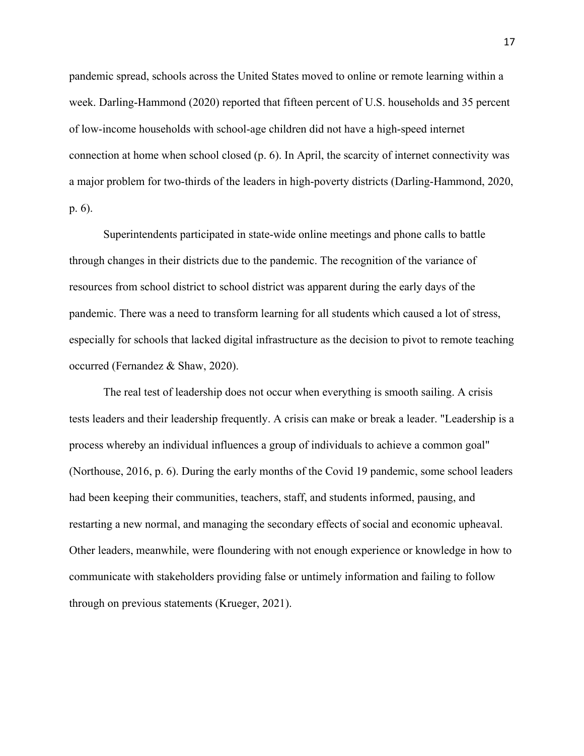pandemic spread, schools across the United States moved to online or remote learning within a week. Darling-Hammond (2020) reported that fifteen percent of U.S. households and 35 percent of low-income households with school-age children did not have a high-speed internet connection at home when school closed (p. 6). In April, the scarcity of internet connectivity was a major problem for two-thirds of the leaders in high-poverty districts (Darling-Hammond, 2020, p. 6).

Superintendents participated in state-wide online meetings and phone calls to battle through changes in their districts due to the pandemic. The recognition of the variance of resources from school district to school district was apparent during the early days of the pandemic. There was a need to transform learning for all students which caused a lot of stress, especially for schools that lacked digital infrastructure as the decision to pivot to remote teaching occurred (Fernandez & Shaw, 2020).

The real test of leadership does not occur when everything is smooth sailing. A crisis tests leaders and their leadership frequently. A crisis can make or break a leader. "Leadership is a process whereby an individual influences a group of individuals to achieve a common goal" (Northouse, 2016, p. 6). During the early months of the Covid 19 pandemic, some school leaders had been keeping their communities, teachers, staff, and students informed, pausing, and restarting a new normal, and managing the secondary effects of social and economic upheaval. Other leaders, meanwhile, were floundering with not enough experience or knowledge in how to communicate with stakeholders providing false or untimely information and failing to follow through on previous statements (Krueger, 2021).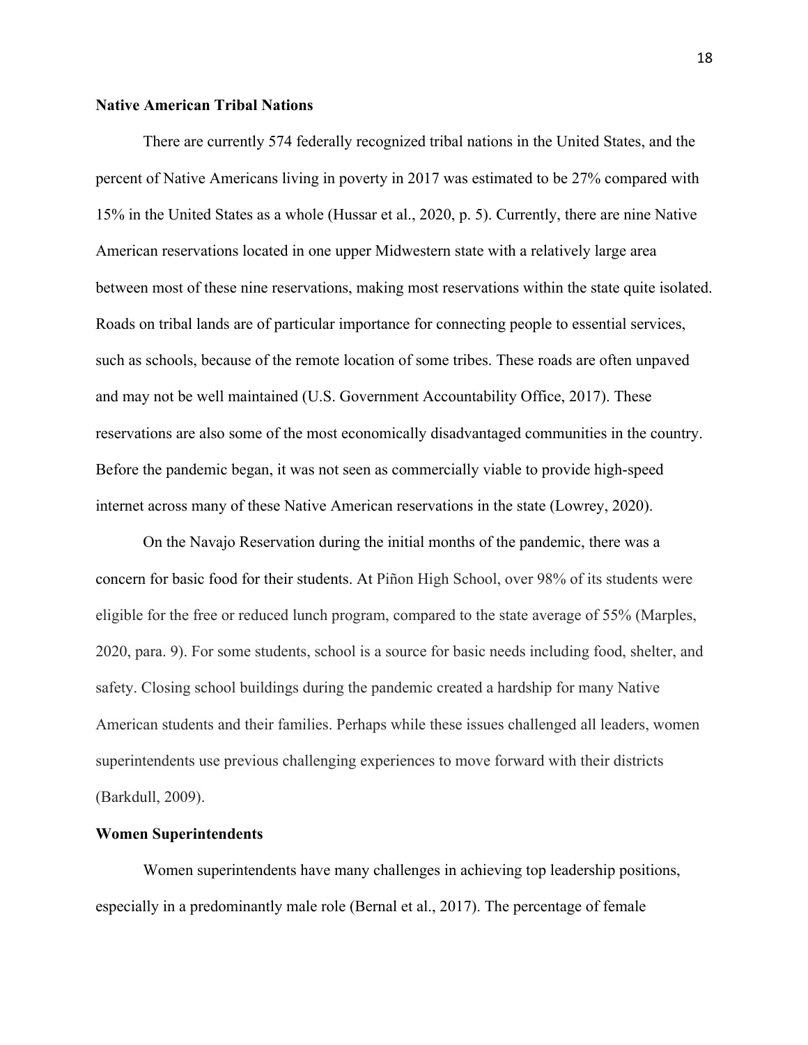**Native American Tribal Nations**

There are currently 574 federally recognized tribal nations in the United States, and the percent of Native Americans living in poverty in 2017 was estimated to be 27% compared with 15% in the United States as a whole (Hussar et al., 2020, p. 5). Currently, there are nine Native American reservations located in one upper Midwestern state with a relatively large area between most of these nine reservations, making most reservations within the state quite isolated. Roads on tribal lands are of particular importance for connecting people to essential services, such as schools, because of the remote location of some tribes. These roads are often unpaved and may not be well maintained (U.S. Government Accountability Office, 2017). These reservations are also some of the most economically disadvantaged communities in the country. Before the pandemic began, it was not seen as commercially viable to provide high-speed internet across many of these Native American reservations in the state (Lowrey, 2020).

On the Navajo Reservation during the initial months of the pandemic, there was a concern for basic food for their students. At Piñon High School, over 98% of its students were eligible for the free or reduced lunch program, compared to the state average of 55% (Marples, 2020, para. 9). For some students, school is a source for basic needs including food, shelter, and safety. Closing school buildings during the pandemic created a hardship for many Native American students and their families. Perhaps while these issues challenged all leaders, women superintendents use previous challenging experiences to move forward with their districts (Barkdull, 2009).

**Women Superintendents**

Women superintendents have many challenges in achieving top leadership positions, especially in a predominantly male role (Bernal et al., 2017). The percentage of female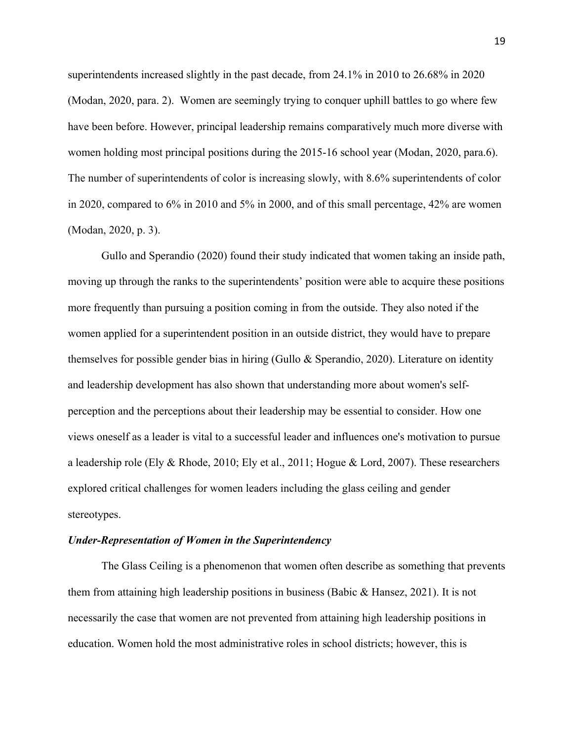superintendents increased slightly in the past decade, from 24.1% in 2010 to 26.68% in 2020 (Modan, 2020, para. 2). Women are seemingly trying to conquer uphill battles to go where few have been before. However, principal leadership remains comparatively much more diverse with women holding most principal positions during the 2015-16 school year (Modan, 2020, para.6). The number of superintendents of color is increasing slowly, with 8.6% superintendents of color in 2020, compared to 6% in 2010 and 5% in 2000, and of this small percentage, 42% are women (Modan, 2020, p. 3).

Gullo and Sperandio (2020) found their study indicated that women taking an inside path, moving up through the ranks to the superintendents' position were able to acquire these positions more frequently than pursuing a position coming in from the outside. They also noted if the women applied for a superintendent position in an outside district, they would have to prepare themselves for possible gender bias in hiring (Gullo & Sperandio, 2020). Literature on identity and leadership development has also shown that understanding more about women's self-perception and the perceptions about their leadership may be essential to consider. How one views oneself as a leader is vital to a successful leader and influences one's motivation to pursue a leadership role (Ely & Rhode, 2010; Ely et al., 2011; Hogue & Lord, 2007). These researchers explored critical challenges for women leaders including the glass ceiling and gender stereotypes.

***Under-Representation of Women in the Superintendency***

The Glass Ceiling is a phenomenon that women often describe as something that prevents them from attaining high leadership positions in business (Babic & Hansez, 2021). It is not necessarily the case that women are not prevented from attaining high leadership positions in education. Women hold the most administrative roles in school districts; however, this is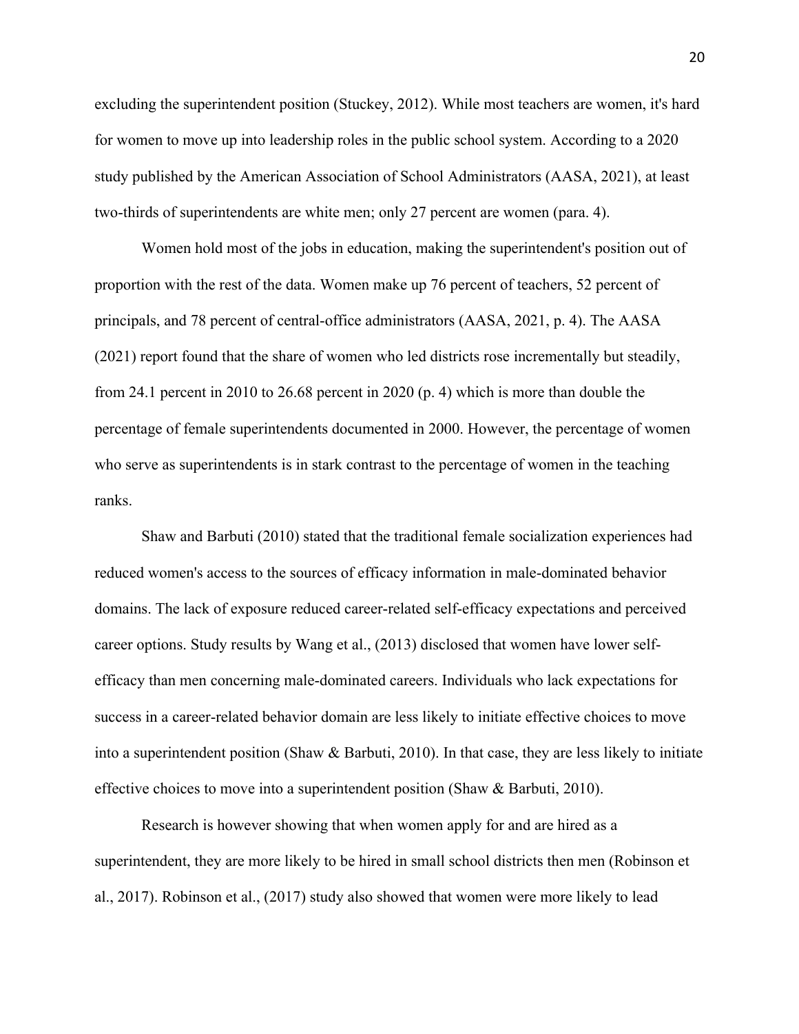excluding the superintendent position (Stuckey, 2012). While most teachers are women, it's hard for women to move up into leadership roles in the public school system. According to a 2020 study published by the American Association of School Administrators (AASA, 2021), at least two-thirds of superintendents are white men; only 27 percent are women (para. 4).

Women hold most of the jobs in education, making the superintendent's position out of proportion with the rest of the data. Women make up 76 percent of teachers, 52 percent of principals, and 78 percent of central-office administrators (AASA, 2021, p. 4). The AASA (2021) report found that the share of women who led districts rose incrementally but steadily, from 24.1 percent in 2010 to 26.68 percent in 2020 (p. 4) which is more than double the percentage of female superintendents documented in 2000. However, the percentage of women who serve as superintendents is in stark contrast to the percentage of women in the teaching ranks.

Shaw and Barbuti (2010) stated that the traditional female socialization experiences had reduced women's access to the sources of efficacy information in male-dominated behavior domains. The lack of exposure reduced career-related self-efficacy expectations and perceived career options. Study results by Wang et al., (2013) disclosed that women have lower self-efficacy than men concerning male-dominated careers. Individuals who lack expectations for success in a career-related behavior domain are less likely to initiate effective choices to move into a superintendent position (Shaw & Barbuti, 2010). In that case, they are less likely to initiate effective choices to move into a superintendent position (Shaw & Barbuti, 2010).

Research is however showing that when women apply for and are hired as a superintendent, they are more likely to be hired in small school districts then men (Robinson et al., 2017). Robinson et al., (2017) study also showed that women were more likely to lead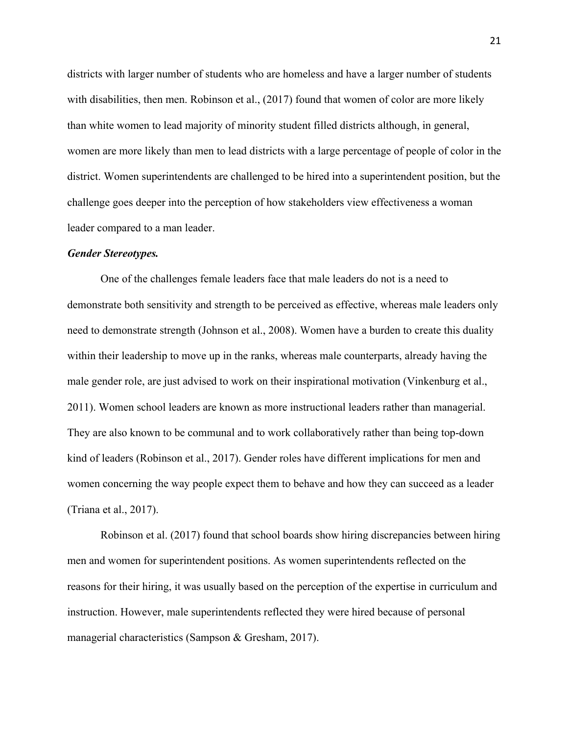districts with larger number of students who are homeless and have a larger number of students with disabilities, then men. Robinson et al., (2017) found that women of color are more likely than white women to lead majority of minority student filled districts although, in general, women are more likely than men to lead districts with a large percentage of people of color in the district. Women superintendents are challenged to be hired into a superintendent position, but the challenge goes deeper into the perception of how stakeholders view effectiveness a woman leader compared to a man leader.

***Gender Stereotypes.***

One of the challenges female leaders face that male leaders do not is a need to demonstrate both sensitivity and strength to be perceived as effective, whereas male leaders only need to demonstrate strength (Johnson et al., 2008). Women have a burden to create this duality within their leadership to move up in the ranks, whereas male counterparts, already having the male gender role, are just advised to work on their inspirational motivation (Vinkenburg et al., 2011). Women school leaders are known as more instructional leaders rather than managerial. They are also known to be communal and to work collaboratively rather than being top-down kind of leaders (Robinson et al., 2017). Gender roles have different implications for men and women concerning the way people expect them to behave and how they can succeed as a leader (Triana et al., 2017).

Robinson et al. (2017) found that school boards show hiring discrepancies between hiring men and women for superintendent positions. As women superintendents reflected on the reasons for their hiring, it was usually based on the perception of the expertise in curriculum and instruction. However, male superintendents reflected they were hired because of personal managerial characteristics (Sampson & Gresham, 2017).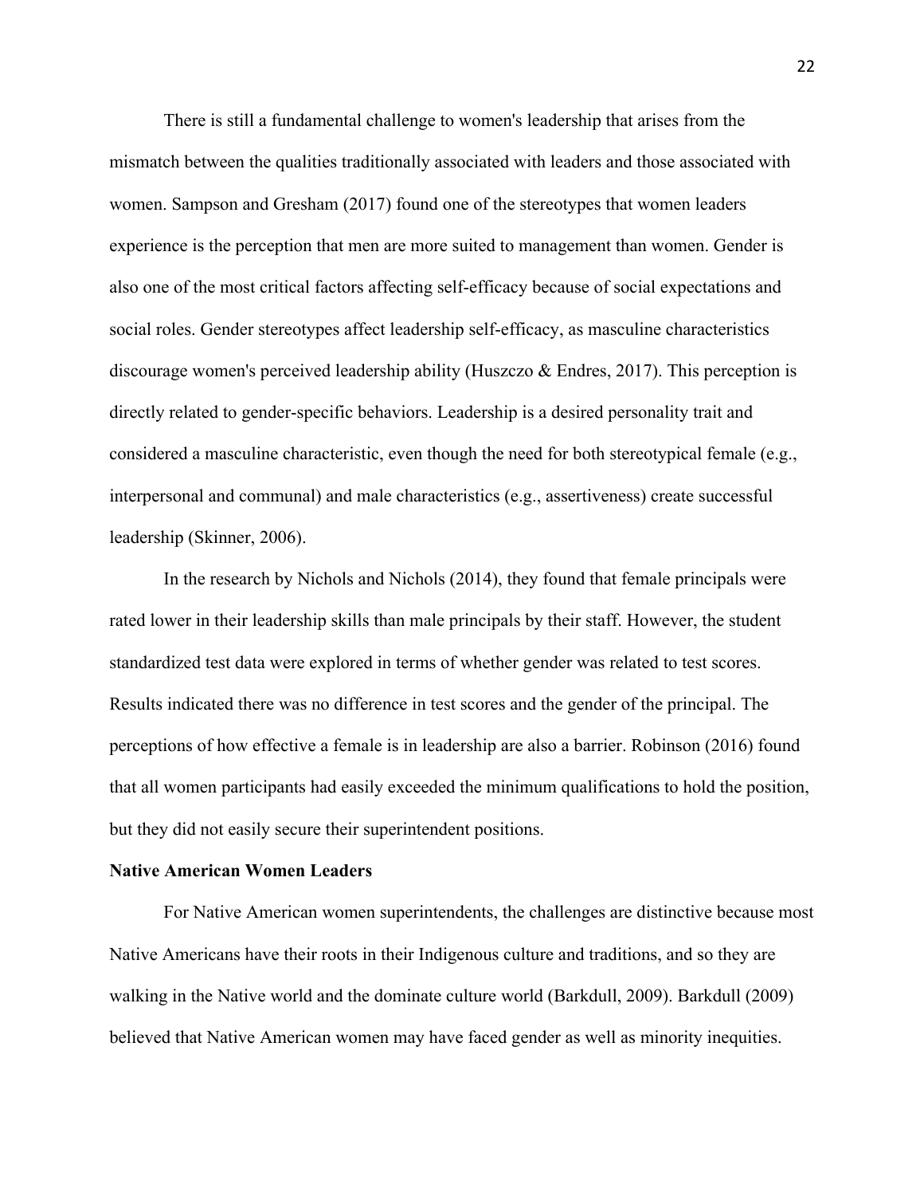There is still a fundamental challenge to women's leadership that arises from the mismatch between the qualities traditionally associated with leaders and those associated with women. Sampson and Gresham (2017) found one of the stereotypes that women leaders experience is the perception that men are more suited to management than women. Gender is also one of the most critical factors affecting self-efficacy because of social expectations and social roles. Gender stereotypes affect leadership self-efficacy, as masculine characteristics discourage women's perceived leadership ability (Huszczo & Endres, 2017). This perception is directly related to gender-specific behaviors. Leadership is a desired personality trait and considered a masculine characteristic, even though the need for both stereotypical female (e.g., interpersonal and communal) and male characteristics (e.g., assertiveness) create successful leadership (Skinner, 2006).

In the research by Nichols and Nichols (2014), they found that female principals were rated lower in their leadership skills than male principals by their staff. However, the student standardized test data were explored in terms of whether gender was related to test scores. Results indicated there was no difference in test scores and the gender of the principal. The perceptions of how effective a female is in leadership are also a barrier. Robinson (2016) found that all women participants had easily exceeded the minimum qualifications to hold the position, but they did not easily secure their superintendent positions.

**Native American Women Leaders**

For Native American women superintendents, the challenges are distinctive because most Native Americans have their roots in their Indigenous culture and traditions, and so they are walking in the Native world and the dominate culture world (Barkdull, 2009). Barkdull (2009) believed that Native American women may have faced gender as well as minority inequities.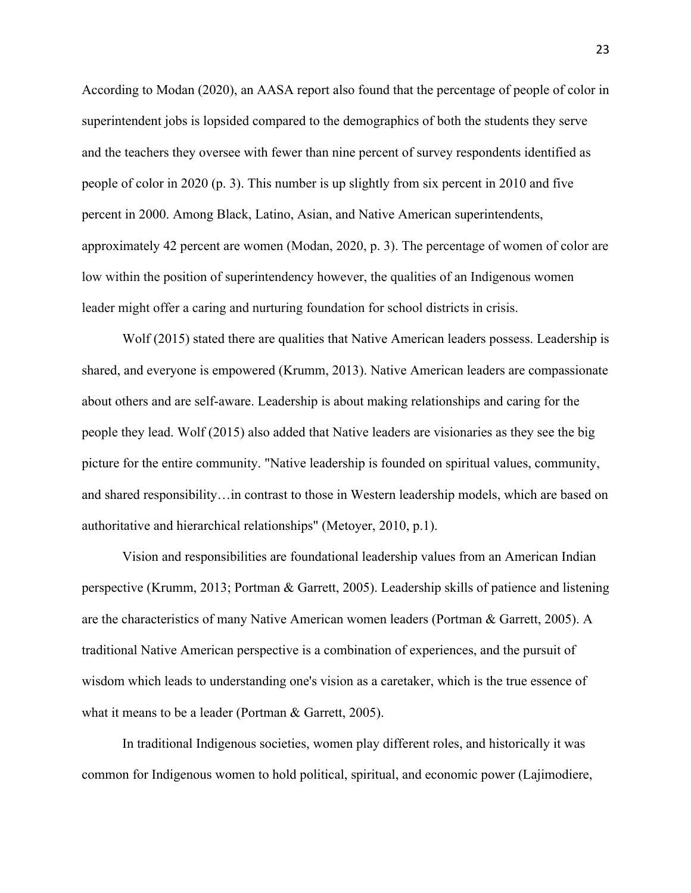According to Modan (2020), an AASA report also found that the percentage of people of color in superintendent jobs is lopsided compared to the demographics of both the students they serve and the teachers they oversee with fewer than nine percent of survey respondents identified as people of color in 2020 (p. 3). This number is up slightly from six percent in 2010 and five percent in 2000. Among Black, Latino, Asian, and Native American superintendents, approximately 42 percent are women (Modan, 2020, p. 3). The percentage of women of color are low within the position of superintendency however, the qualities of an Indigenous women leader might offer a caring and nurturing foundation for school districts in crisis.

Wolf (2015) stated there are qualities that Native American leaders possess. Leadership is shared, and everyone is empowered (Krumm, 2013). Native American leaders are compassionate about others and are self-aware. Leadership is about making relationships and caring for the people they lead. Wolf (2015) also added that Native leaders are visionaries as they see the big picture for the entire community. "Native leadership is founded on spiritual values, community, and shared responsibility…in contrast to those in Western leadership models, which are based on authoritative and hierarchical relationships" (Metoyer, 2010, p.1).

Vision and responsibilities are foundational leadership values from an American Indian perspective (Krumm, 2013; Portman & Garrett, 2005). Leadership skills of patience and listening are the characteristics of many Native American women leaders (Portman & Garrett, 2005). A traditional Native American perspective is a combination of experiences, and the pursuit of wisdom which leads to understanding one's vision as a caretaker, which is the true essence of what it means to be a leader (Portman & Garrett, 2005).

In traditional Indigenous societies, women play different roles, and historically it was common for Indigenous women to hold political, spiritual, and economic power (Lajimodiere,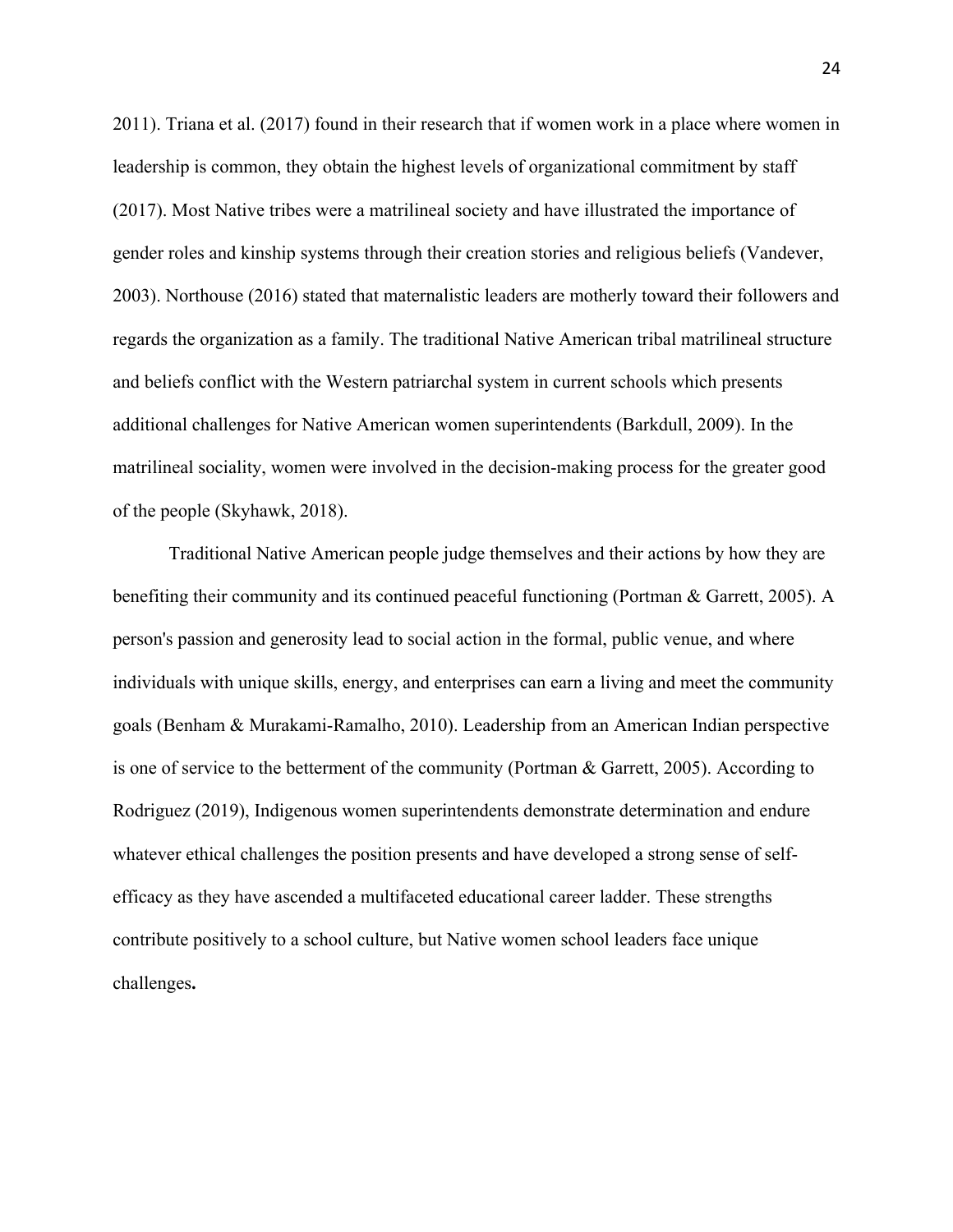2011). Triana et al. (2017) found in their research that if women work in a place where women in leadership is common, they obtain the highest levels of organizational commitment by staff (2017). Most Native tribes were a matrilineal society and have illustrated the importance of gender roles and kinship systems through their creation stories and religious beliefs (Vandever, 2003). Northouse (2016) stated that maternalistic leaders are motherly toward their followers and regards the organization as a family. The traditional Native American tribal matrilineal structure and beliefs conflict with the Western patriarchal system in current schools which presents additional challenges for Native American women superintendents (Barkdull, 2009). In the matrilineal sociality, women were involved in the decision-making process for the greater good of the people (Skyhawk, 2018).

Traditional Native American people judge themselves and their actions by how they are benefiting their community and its continued peaceful functioning (Portman & Garrett, 2005). A person's passion and generosity lead to social action in the formal, public venue, and where individuals with unique skills, energy, and enterprises can earn a living and meet the community goals (Benham & Murakami-Ramalho, 2010). Leadership from an American Indian perspective is one of service to the betterment of the community (Portman & Garrett, 2005). According to Rodriguez (2019), Indigenous women superintendents demonstrate determination and endure whatever ethical challenges the position presents and have developed a strong sense of self-efficacy as they have ascended a multifaceted educational career ladder. These strengths contribute positively to a school culture, but Native women school leaders face unique challenges**.**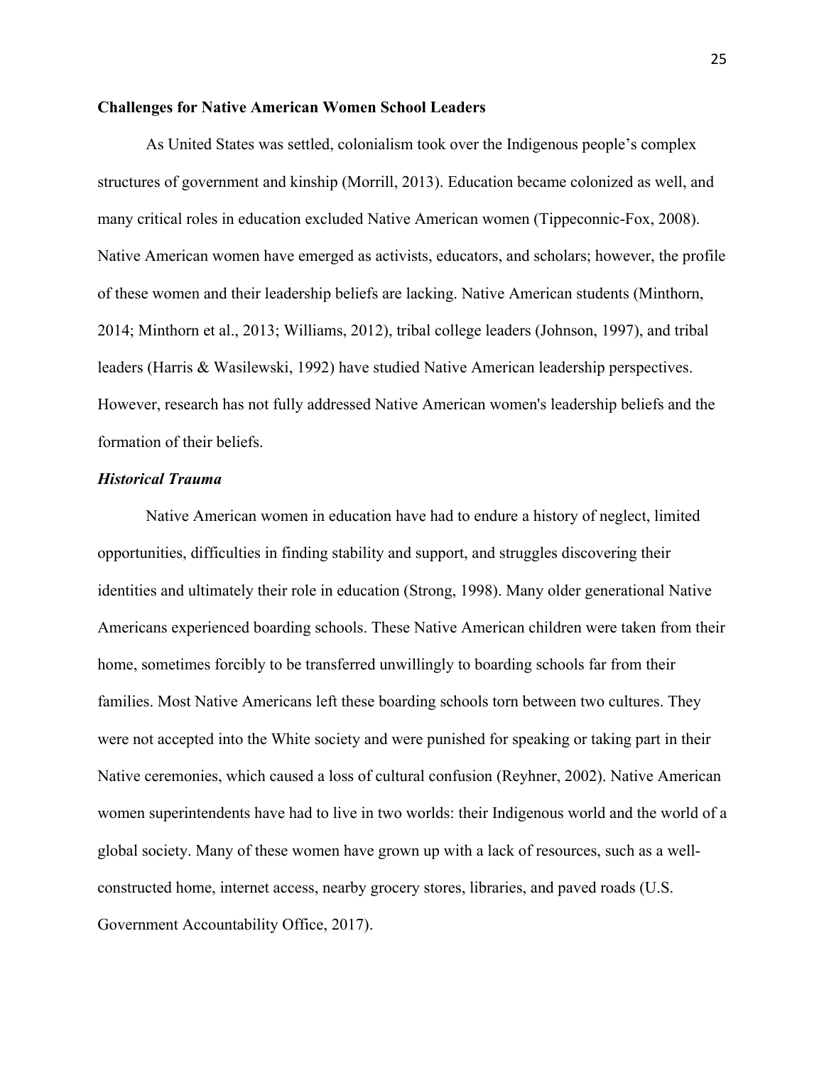**Challenges for Native American Women School Leaders**

As United States was settled, colonialism took over the Indigenous people's complex structures of government and kinship (Morrill, 2013). Education became colonized as well, and many critical roles in education excluded Native American women (Tippeconnic-Fox, 2008). Native American women have emerged as activists, educators, and scholars; however, the profile of these women and their leadership beliefs are lacking. Native American students (Minthorn, 2014; Minthorn et al., 2013; Williams, 2012), tribal college leaders (Johnson, 1997), and tribal leaders (Harris & Wasilewski, 1992) have studied Native American leadership perspectives. However, research has not fully addressed Native American women's leadership beliefs and the formation of their beliefs.

***Historical Trauma***

Native American women in education have had to endure a history of neglect, limited opportunities, difficulties in finding stability and support, and struggles discovering their identities and ultimately their role in education (Strong, 1998). Many older generational Native Americans experienced boarding schools. These Native American children were taken from their home, sometimes forcibly to be transferred unwillingly to boarding schools far from their families. Most Native Americans left these boarding schools torn between two cultures. They were not accepted into the White society and were punished for speaking or taking part in their Native ceremonies, which caused a loss of cultural confusion (Reyhner, 2002). Native American women superintendents have had to live in two worlds: their Indigenous world and the world of a global society. Many of these women have grown up with a lack of resources, such as a well-constructed home, internet access, nearby grocery stores, libraries, and paved roads (U.S. Government Accountability Office, 2017).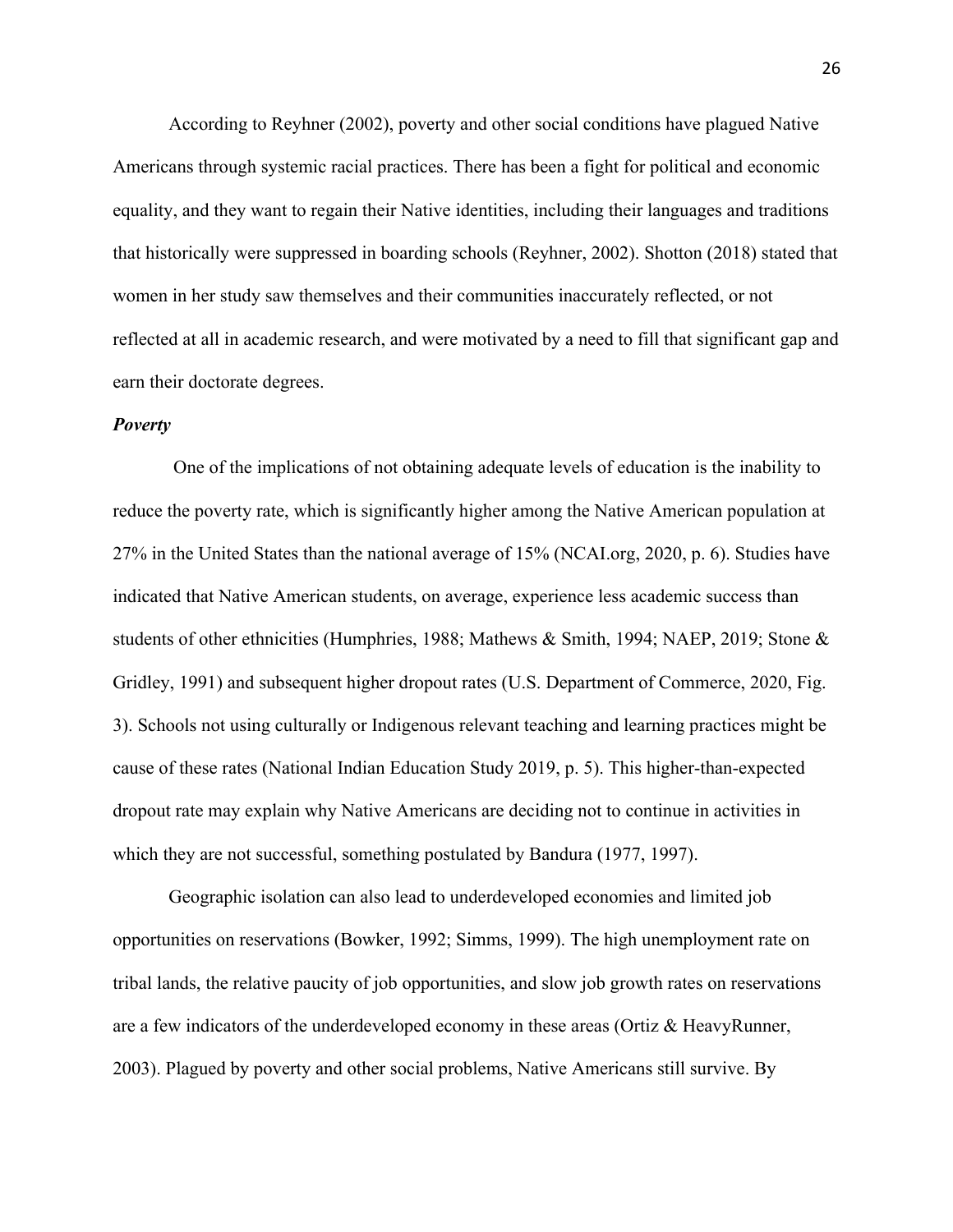According to Reyhner (2002), poverty and other social conditions have plagued Native Americans through systemic racial practices. There has been a fight for political and economic equality, and they want to regain their Native identities, including their languages and traditions that historically were suppressed in boarding schools (Reyhner, 2002). Shotton (2018) stated that women in her study saw themselves and their communities inaccurately reflected, or not reflected at all in academic research, and were motivated by a need to fill that significant gap and earn their doctorate degrees.

### *Poverty*

One of the implications of not obtaining adequate levels of education is the inability to reduce the poverty rate, which is significantly higher among the Native American population at 27% in the United States than the national average of 15% (NCAI.org, 2020, p. 6). Studies have indicated that Native American students, on average, experience less academic success than students of other ethnicities (Humphries, 1988; Mathews & Smith, 1994; NAEP, 2019; Stone & Gridley, 1991) and subsequent higher dropout rates (U.S. Department of Commerce, 2020, Fig. 3). Schools not using culturally or Indigenous relevant teaching and learning practices might be cause of these rates (National Indian Education Study 2019, p. 5). This higher-than-expected dropout rate may explain why Native Americans are deciding not to continue in activities in which they are not successful, something postulated by Bandura (1977, 1997).

Geographic isolation can also lead to underdeveloped economies and limited job opportunities on reservations (Bowker, 1992; Simms, 1999). The high unemployment rate on tribal lands, the relative paucity of job opportunities, and slow job growth rates on reservations are a few indicators of the underdeveloped economy in these areas (Ortiz & HeavyRunner, 2003). Plagued by poverty and other social problems, Native Americans still survive. By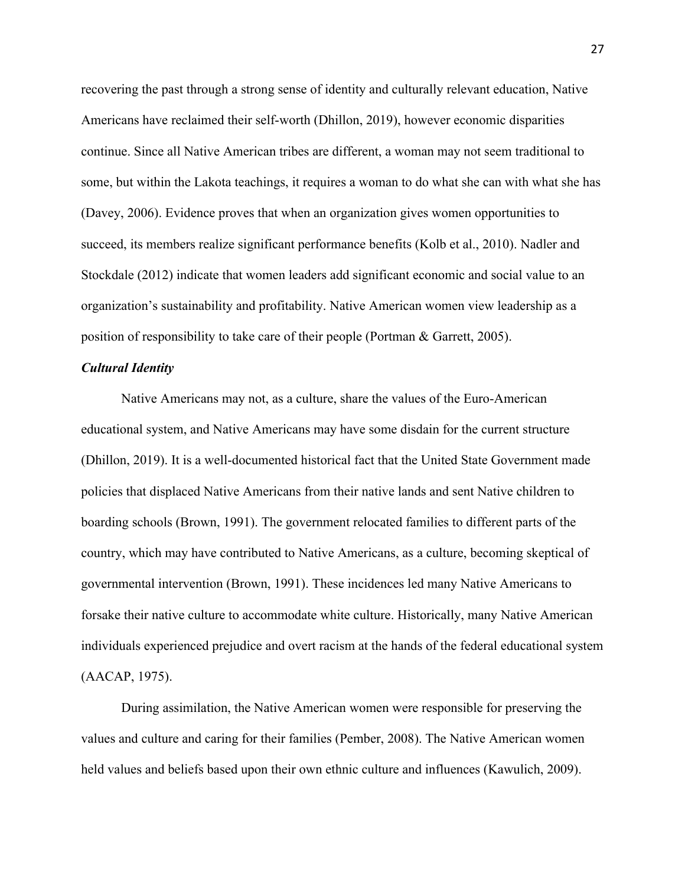recovering the past through a strong sense of identity and culturally relevant education, Native Americans have reclaimed their self-worth (Dhillon, 2019), however economic disparities continue. Since all Native American tribes are different, a woman may not seem traditional to some, but within the Lakota teachings, it requires a woman to do what she can with what she has (Davey, 2006). Evidence proves that when an organization gives women opportunities to succeed, its members realize significant performance benefits (Kolb et al., 2010). Nadler and Stockdale (2012) indicate that women leaders add significant economic and social value to an organization's sustainability and profitability. Native American women view leadership as a position of responsibility to take care of their people (Portman & Garrett, 2005).

### *Cultural Identity*

Native Americans may not, as a culture, share the values of the Euro-American educational system, and Native Americans may have some disdain for the current structure (Dhillon, 2019). It is a well-documented historical fact that the United State Government made policies that displaced Native Americans from their native lands and sent Native children to boarding schools (Brown, 1991). The government relocated families to different parts of the country, which may have contributed to Native Americans, as a culture, becoming skeptical of governmental intervention (Brown, 1991). These incidences led many Native Americans to forsake their native culture to accommodate white culture. Historically, many Native American individuals experienced prejudice and overt racism at the hands of the federal educational system (AACAP, 1975).

During assimilation, the Native American women were responsible for preserving the values and culture and caring for their families (Pember, 2008). The Native American women held values and beliefs based upon their own ethnic culture and influences (Kawulich, 2009).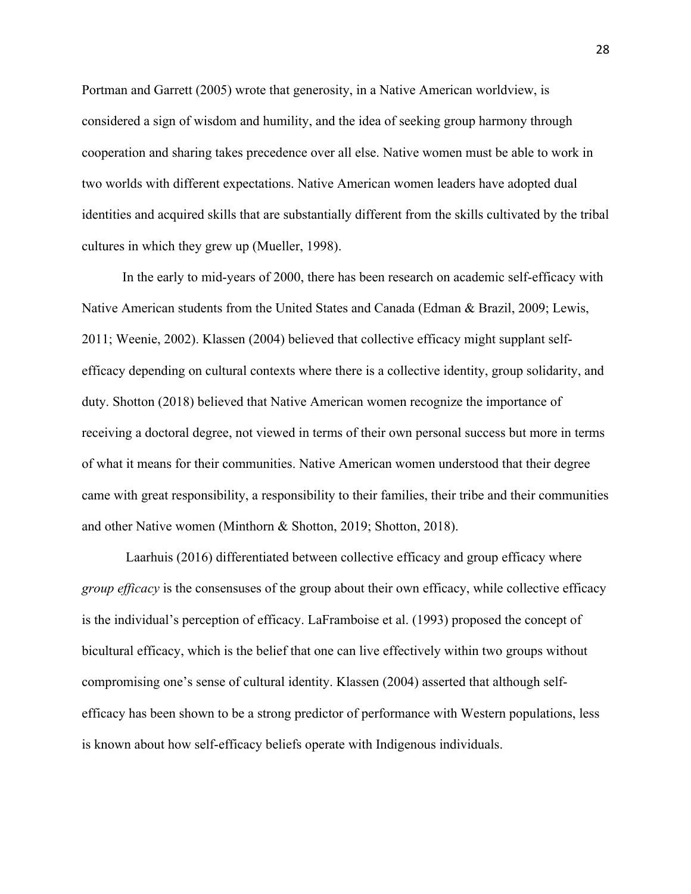Portman and Garrett (2005) wrote that generosity, in a Native American worldview, is considered a sign of wisdom and humility, and the idea of seeking group harmony through cooperation and sharing takes precedence over all else. Native women must be able to work in two worlds with different expectations. Native American women leaders have adopted dual identities and acquired skills that are substantially different from the skills cultivated by the tribal cultures in which they grew up (Mueller, 1998).

In the early to mid-years of 2000, there has been research on academic self-efficacy with Native American students from the United States and Canada (Edman & Brazil, 2009; Lewis, 2011; Weenie, 2002). Klassen (2004) believed that collective efficacy might supplant self-efficacy depending on cultural contexts where there is a collective identity, group solidarity, and duty. Shotton (2018) believed that Native American women recognize the importance of receiving a doctoral degree, not viewed in terms of their own personal success but more in terms of what it means for their communities. Native American women understood that their degree came with great responsibility, a responsibility to their families, their tribe and their communities and other Native women (Minthorn & Shotton, 2019; Shotton, 2018).

Laarhuis (2016) differentiated between collective efficacy and group efficacy where *group efficacy* is the consensuses of the group about their own efficacy, while collective efficacy is the individual's perception of efficacy. LaFramboise et al. (1993) proposed the concept of bicultural efficacy, which is the belief that one can live effectively within two groups without compromising one's sense of cultural identity. Klassen (2004) asserted that although self-efficacy has been shown to be a strong predictor of performance with Western populations, less is known about how self-efficacy beliefs operate with Indigenous individuals.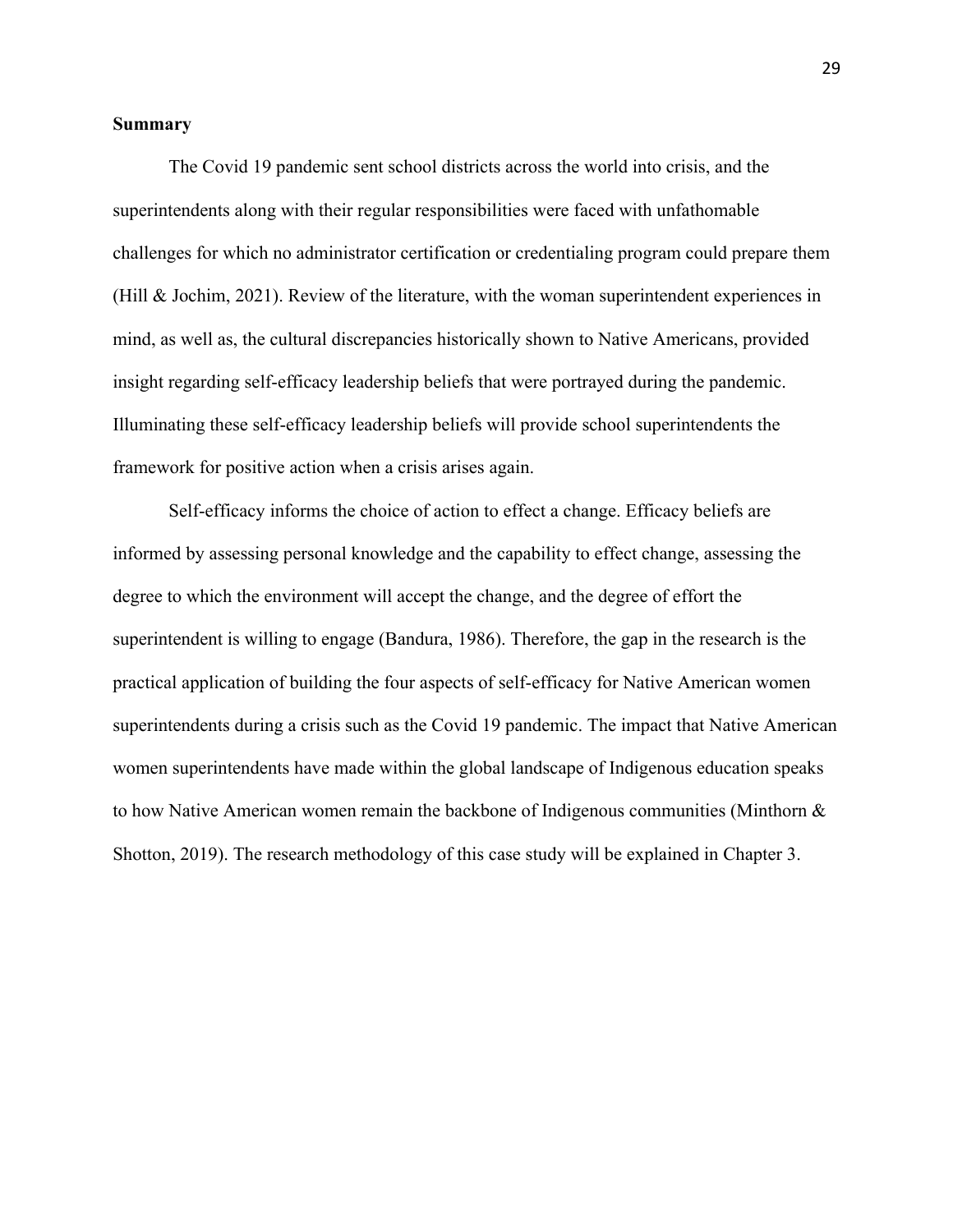**Summary**

The Covid 19 pandemic sent school districts across the world into crisis, and the superintendents along with their regular responsibilities were faced with unfathomable challenges for which no administrator certification or credentialing program could prepare them (Hill & Jochim, 2021). Review of the literature, with the woman superintendent experiences in mind, as well as, the cultural discrepancies historically shown to Native Americans, provided insight regarding self-efficacy leadership beliefs that were portrayed during the pandemic. Illuminating these self-efficacy leadership beliefs will provide school superintendents the framework for positive action when a crisis arises again.

Self-efficacy informs the choice of action to effect a change. Efficacy beliefs are informed by assessing personal knowledge and the capability to effect change, assessing the degree to which the environment will accept the change, and the degree of effort the superintendent is willing to engage (Bandura, 1986). Therefore, the gap in the research is the practical application of building the four aspects of self-efficacy for Native American women superintendents during a crisis such as the Covid 19 pandemic. The impact that Native American women superintendents have made within the global landscape of Indigenous education speaks to how Native American women remain the backbone of Indigenous communities (Minthorn & Shotton, 2019). The research methodology of this case study will be explained in Chapter 3.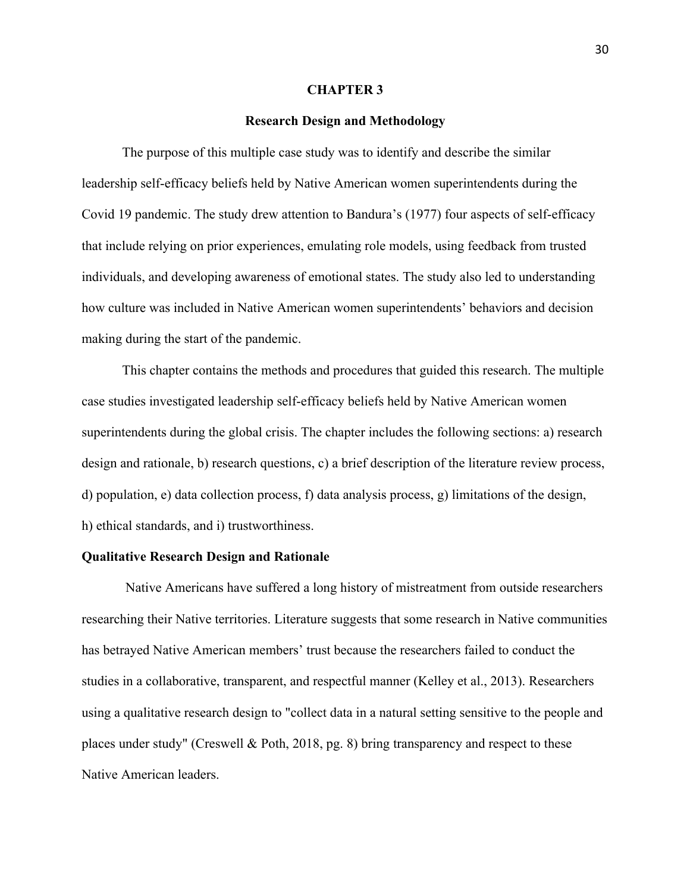# CHAPTER 3

## Research Design and Methodology

The purpose of this multiple case study was to identify and describe the similar leadership self-efficacy beliefs held by Native American women superintendents during the Covid 19 pandemic. The study drew attention to Bandura's (1977) four aspects of self-efficacy that include relying on prior experiences, emulating role models, using feedback from trusted individuals, and developing awareness of emotional states. The study also led to understanding how culture was included in Native American women superintendents' behaviors and decision making during the start of the pandemic.

This chapter contains the methods and procedures that guided this research. The multiple case studies investigated leadership self-efficacy beliefs held by Native American women superintendents during the global crisis. The chapter includes the following sections: a) research design and rationale, b) research questions, c) a brief description of the literature review process, d) population, e) data collection process, f) data analysis process, g) limitations of the design, h) ethical standards, and i) trustworthiness.

### Qualitative Research Design and Rationale

Native Americans have suffered a long history of mistreatment from outside researchers researching their Native territories. Literature suggests that some research in Native communities has betrayed Native American members' trust because the researchers failed to conduct the studies in a collaborative, transparent, and respectful manner (Kelley et al., 2013). Researchers using a qualitative research design to "collect data in a natural setting sensitive to the people and places under study" (Creswell & Poth, 2018, pg. 8) bring transparency and respect to these Native American leaders.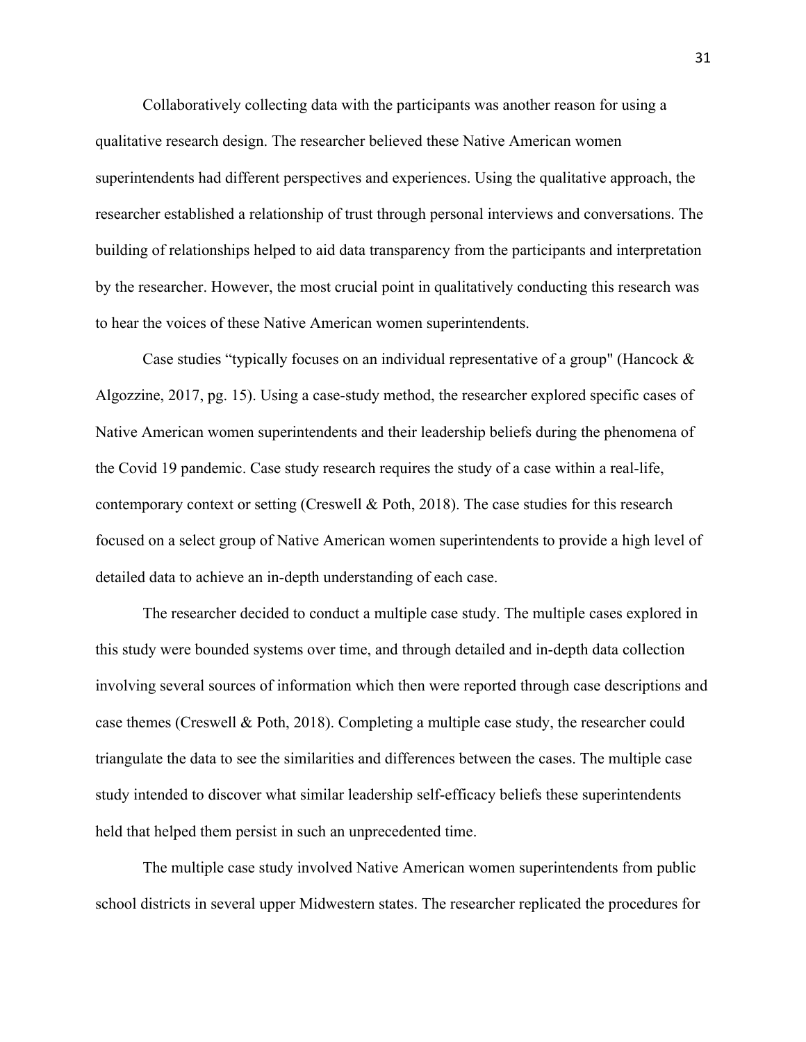Collaboratively collecting data with the participants was another reason for using a qualitative research design. The researcher believed these Native American women superintendents had different perspectives and experiences. Using the qualitative approach, the researcher established a relationship of trust through personal interviews and conversations. The building of relationships helped to aid data transparency from the participants and interpretation by the researcher. However, the most crucial point in qualitatively conducting this research was to hear the voices of these Native American women superintendents.

Case studies "typically focuses on an individual representative of a group" (Hancock & Algozzine, 2017, pg. 15). Using a case-study method, the researcher explored specific cases of Native American women superintendents and their leadership beliefs during the phenomena of the Covid 19 pandemic. Case study research requires the study of a case within a real-life, contemporary context or setting (Creswell & Poth, 2018). The case studies for this research focused on a select group of Native American women superintendents to provide a high level of detailed data to achieve an in-depth understanding of each case.

The researcher decided to conduct a multiple case study. The multiple cases explored in this study were bounded systems over time, and through detailed and in-depth data collection involving several sources of information which then were reported through case descriptions and case themes (Creswell & Poth, 2018). Completing a multiple case study, the researcher could triangulate the data to see the similarities and differences between the cases. The multiple case study intended to discover what similar leadership self-efficacy beliefs these superintendents held that helped them persist in such an unprecedented time.

The multiple case study involved Native American women superintendents from public school districts in several upper Midwestern states. The researcher replicated the procedures for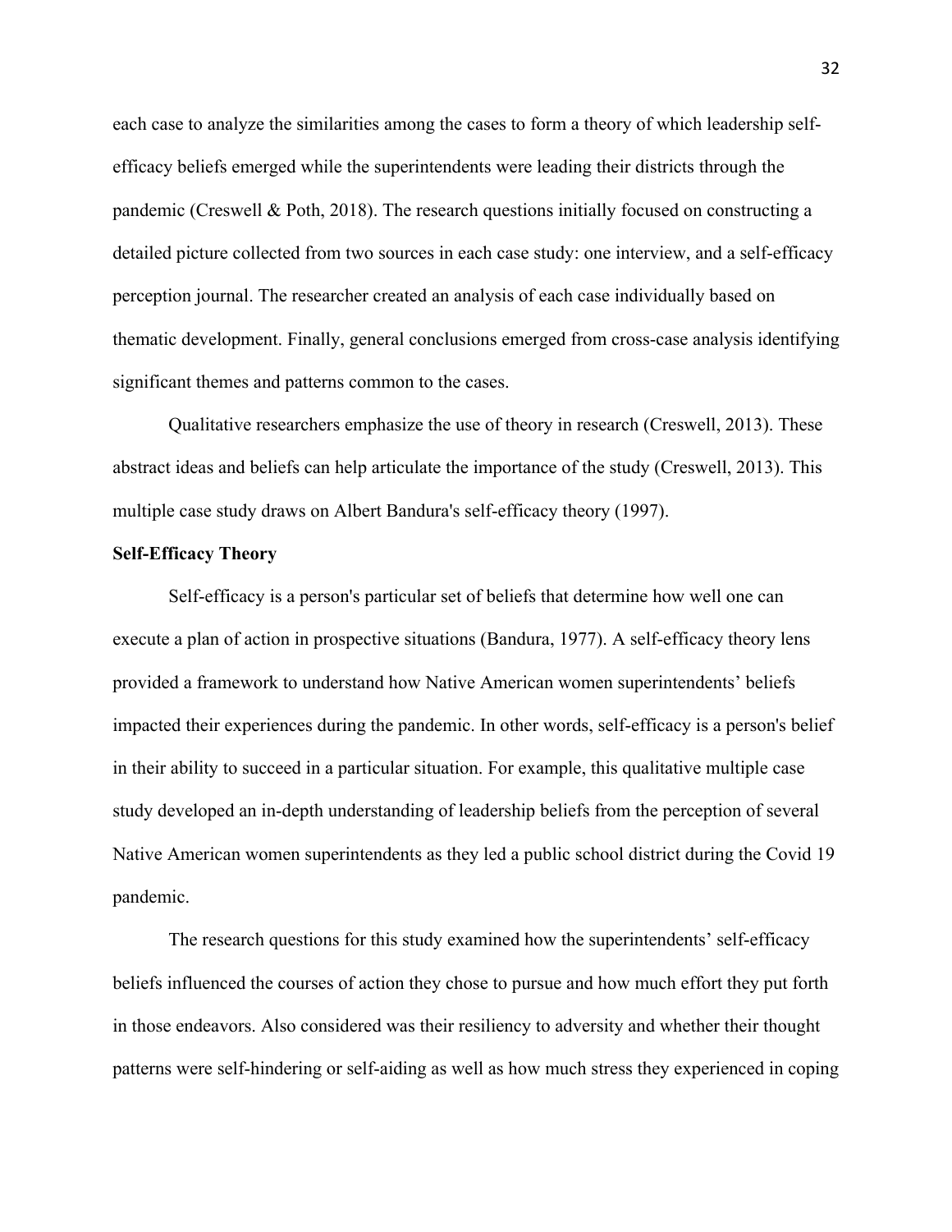each case to analyze the similarities among the cases to form a theory of which leadership self-efficacy beliefs emerged while the superintendents were leading their districts through the pandemic (Creswell & Poth, 2018). The research questions initially focused on constructing a detailed picture collected from two sources in each case study: one interview, and a self-efficacy perception journal. The researcher created an analysis of each case individually based on thematic development. Finally, general conclusions emerged from cross-case analysis identifying significant themes and patterns common to the cases.

Qualitative researchers emphasize the use of theory in research (Creswell, 2013). These abstract ideas and beliefs can help articulate the importance of the study (Creswell, 2013). This multiple case study draws on Albert Bandura's self-efficacy theory (1997).

**Self-Efficacy Theory**

Self-efficacy is a person's particular set of beliefs that determine how well one can execute a plan of action in prospective situations (Bandura, 1977). A self-efficacy theory lens provided a framework to understand how Native American women superintendents' beliefs impacted their experiences during the pandemic. In other words, self-efficacy is a person's belief in their ability to succeed in a particular situation. For example, this qualitative multiple case study developed an in-depth understanding of leadership beliefs from the perception of several Native American women superintendents as they led a public school district during the Covid 19 pandemic.

The research questions for this study examined how the superintendents' self-efficacy beliefs influenced the courses of action they chose to pursue and how much effort they put forth in those endeavors. Also considered was their resiliency to adversity and whether their thought patterns were self-hindering or self-aiding as well as how much stress they experienced in coping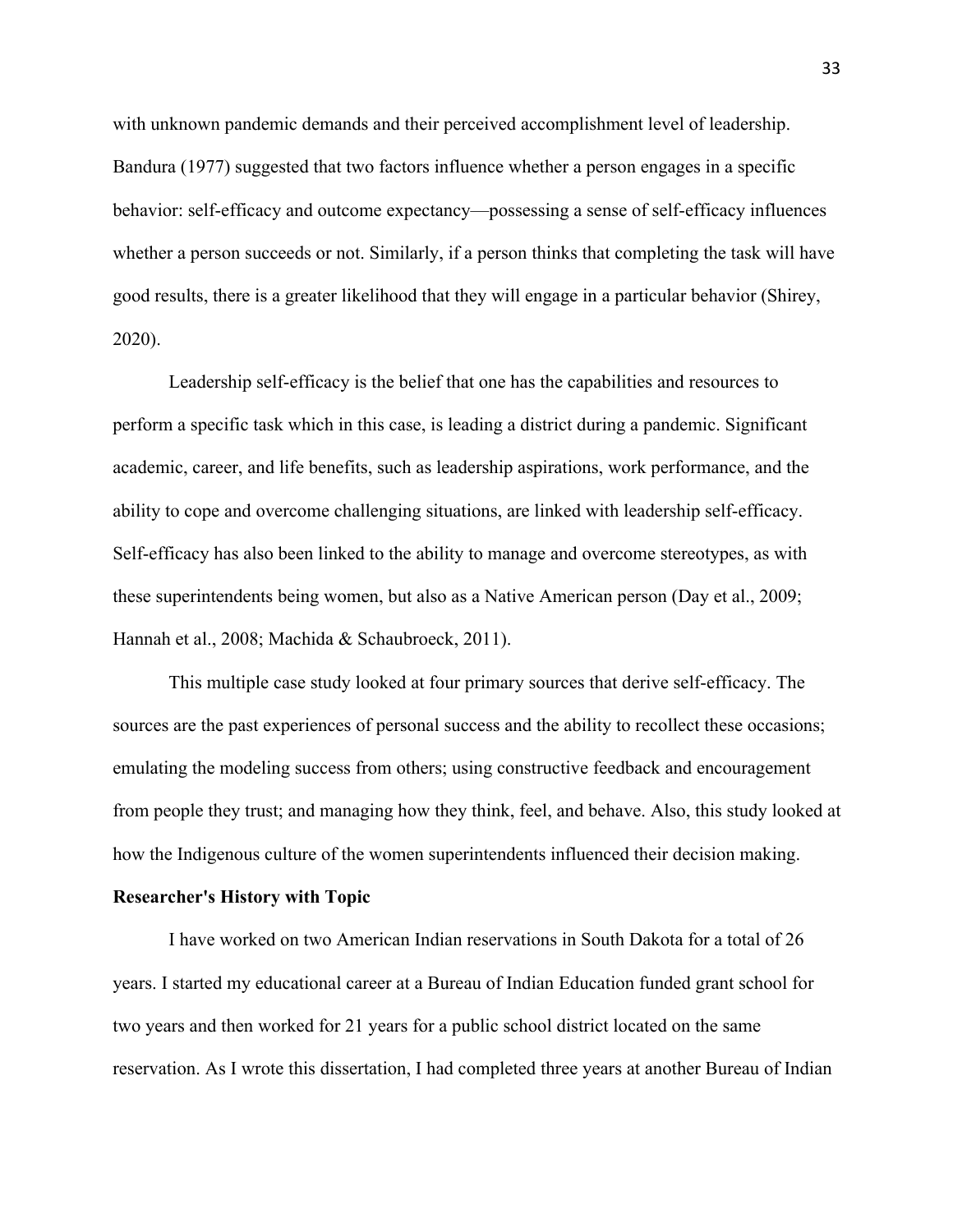with unknown pandemic demands and their perceived accomplishment level of leadership. Bandura (1977) suggested that two factors influence whether a person engages in a specific behavior: self-efficacy and outcome expectancy—possessing a sense of self-efficacy influences whether a person succeeds or not. Similarly, if a person thinks that completing the task will have good results, there is a greater likelihood that they will engage in a particular behavior (Shirey, 2020).

Leadership self-efficacy is the belief that one has the capabilities and resources to perform a specific task which in this case, is leading a district during a pandemic. Significant academic, career, and life benefits, such as leadership aspirations, work performance, and the ability to cope and overcome challenging situations, are linked with leadership self-efficacy. Self-efficacy has also been linked to the ability to manage and overcome stereotypes, as with these superintendents being women, but also as a Native American person (Day et al., 2009; Hannah et al., 2008; Machida & Schaubroeck, 2011).

This multiple case study looked at four primary sources that derive self-efficacy. The sources are the past experiences of personal success and the ability to recollect these occasions; emulating the modeling success from others; using constructive feedback and encouragement from people they trust; and managing how they think, feel, and behave. Also, this study looked at how the Indigenous culture of the women superintendents influenced their decision making.

**Researcher's History with Topic**

I have worked on two American Indian reservations in South Dakota for a total of 26 years. I started my educational career at a Bureau of Indian Education funded grant school for two years and then worked for 21 years for a public school district located on the same reservation. As I wrote this dissertation, I had completed three years at another Bureau of Indian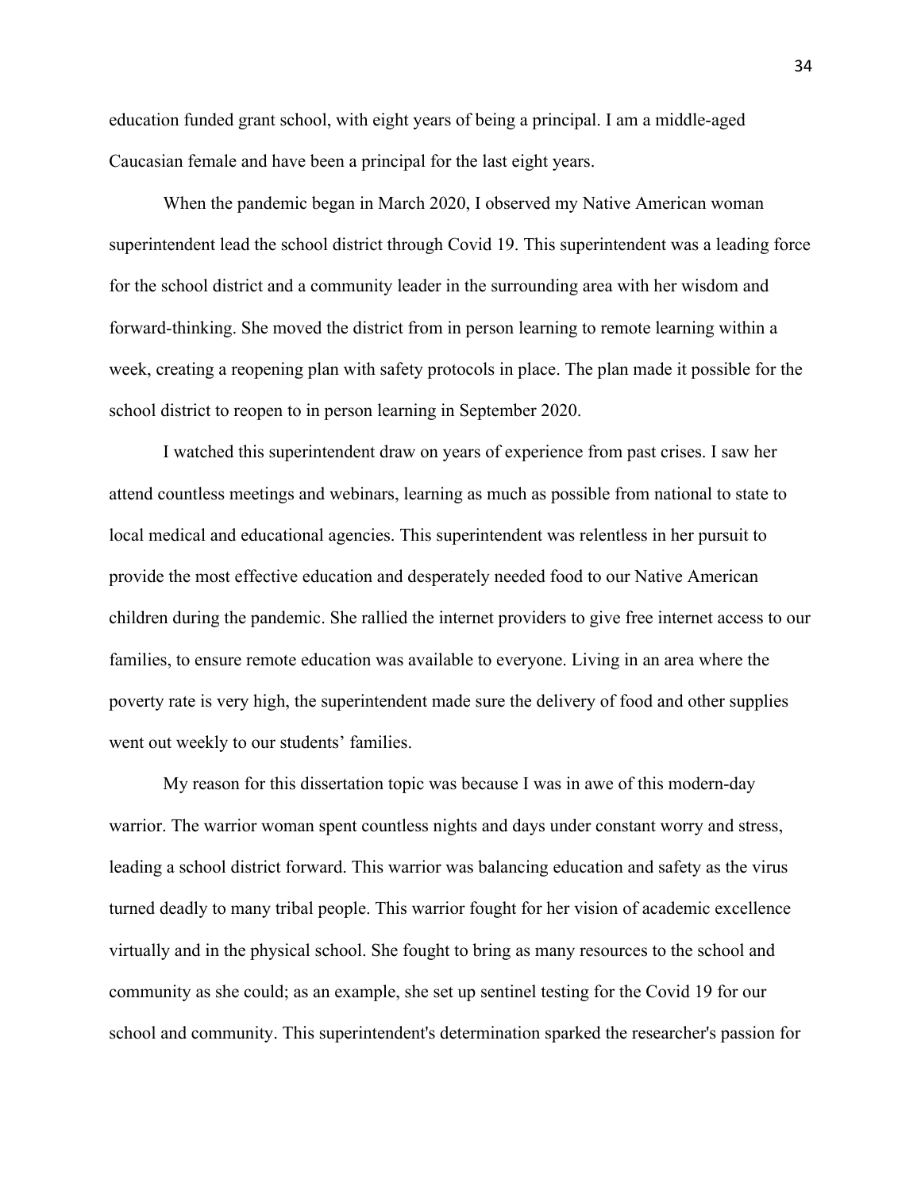education funded grant school, with eight years of being a principal. I am a middle-aged Caucasian female and have been a principal for the last eight years.

When the pandemic began in March 2020, I observed my Native American woman superintendent lead the school district through Covid 19. This superintendent was a leading force for the school district and a community leader in the surrounding area with her wisdom and forward-thinking. She moved the district from in person learning to remote learning within a week, creating a reopening plan with safety protocols in place. The plan made it possible for the school district to reopen to in person learning in September 2020.

I watched this superintendent draw on years of experience from past crises. I saw her attend countless meetings and webinars, learning as much as possible from national to state to local medical and educational agencies. This superintendent was relentless in her pursuit to provide the most effective education and desperately needed food to our Native American children during the pandemic. She rallied the internet providers to give free internet access to our families, to ensure remote education was available to everyone. Living in an area where the poverty rate is very high, the superintendent made sure the delivery of food and other supplies went out weekly to our students' families.

My reason for this dissertation topic was because I was in awe of this modern-day warrior. The warrior woman spent countless nights and days under constant worry and stress, leading a school district forward. This warrior was balancing education and safety as the virus turned deadly to many tribal people. This warrior fought for her vision of academic excellence virtually and in the physical school. She fought to bring as many resources to the school and community as she could; as an example, she set up sentinel testing for the Covid 19 for our school and community. This superintendent's determination sparked the researcher's passion for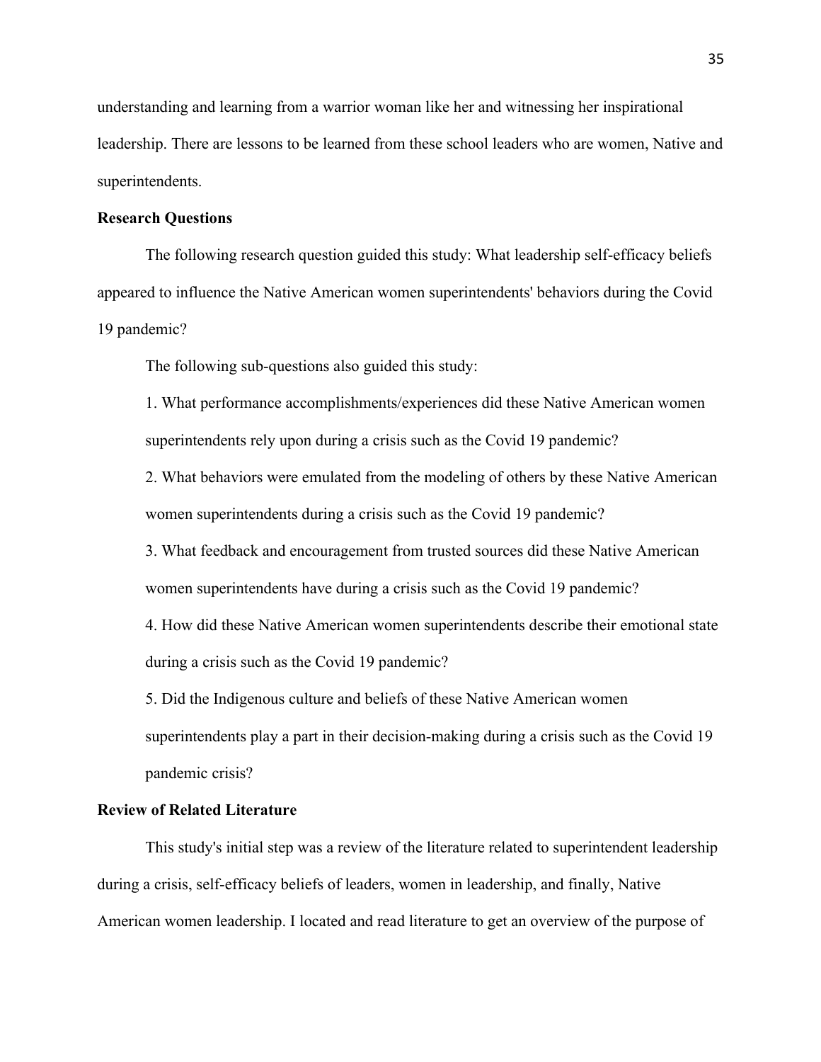understanding and learning from a warrior woman like her and witnessing her inspirational leadership. There are lessons to be learned from these school leaders who are women, Native and superintendents.

**Research Questions**

The following research question guided this study: What leadership self-efficacy beliefs appeared to influence the Native American women superintendents' behaviors during the Covid 19 pandemic?

The following sub-questions also guided this study:

1. What performance accomplishments/experiences did these Native American women superintendents rely upon during a crisis such as the Covid 19 pandemic?
2. What behaviors were emulated from the modeling of others by these Native American women superintendents during a crisis such as the Covid 19 pandemic?
3. What feedback and encouragement from trusted sources did these Native American women superintendents have during a crisis such as the Covid 19 pandemic?
4. How did these Native American women superintendents describe their emotional state during a crisis such as the Covid 19 pandemic?
5. Did the Indigenous culture and beliefs of these Native American women superintendents play a part in their decision-making during a crisis such as the Covid 19 pandemic crisis?

**Review of Related Literature**

This study's initial step was a review of the literature related to superintendent leadership during a crisis, self-efficacy beliefs of leaders, women in leadership, and finally, Native American women leadership. I located and read literature to get an overview of the purpose of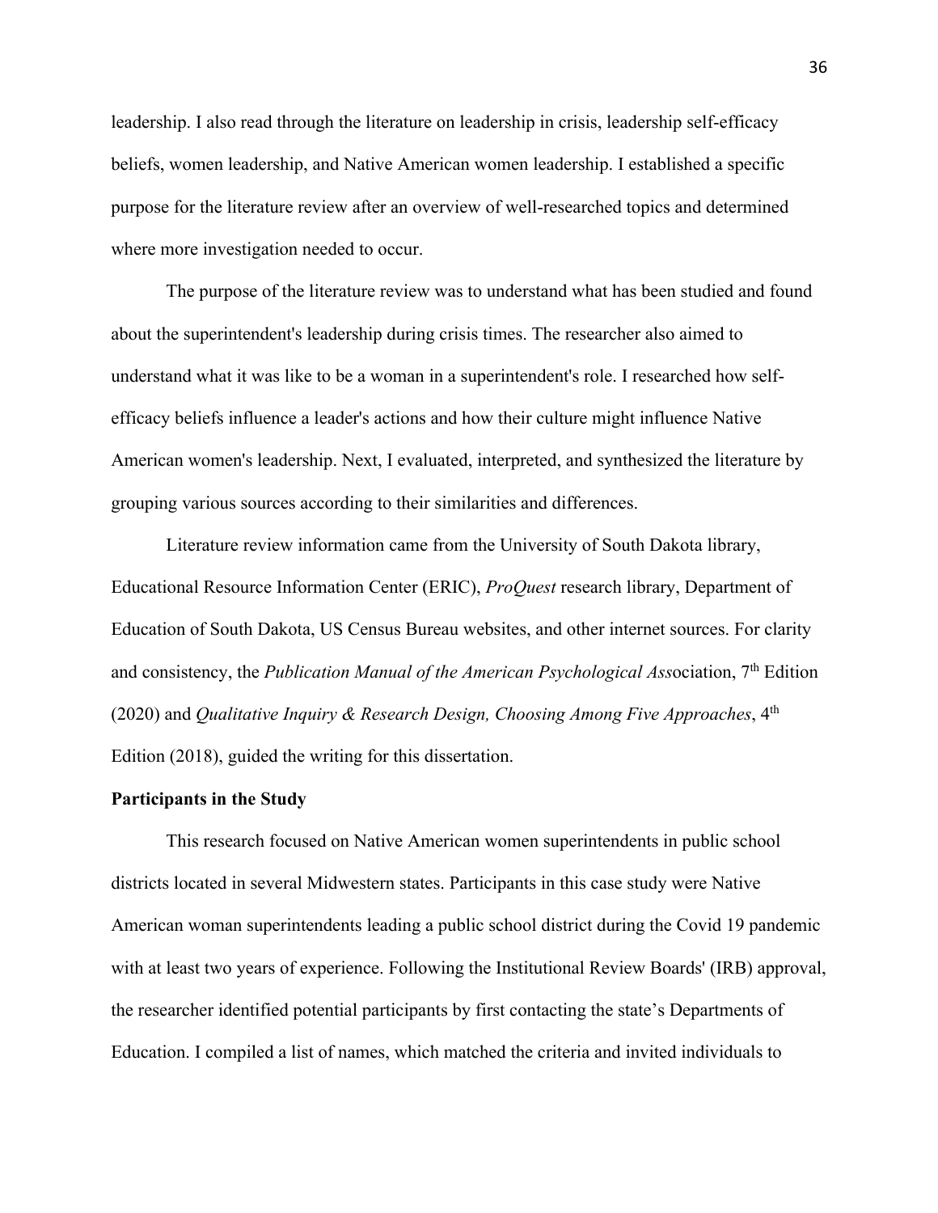leadership. I also read through the literature on leadership in crisis, leadership self-efficacy beliefs, women leadership, and Native American women leadership. I established a specific purpose for the literature review after an overview of well-researched topics and determined where more investigation needed to occur.

The purpose of the literature review was to understand what has been studied and found about the superintendent's leadership during crisis times. The researcher also aimed to understand what it was like to be a woman in a superintendent's role. I researched how self-efficacy beliefs influence a leader's actions and how their culture might influence Native American women's leadership. Next, I evaluated, interpreted, and synthesized the literature by grouping various sources according to their similarities and differences.

Literature review information came from the University of South Dakota library, Educational Resource Information Center (ERIC), *ProQuest* research library, Department of Education of South Dakota, US Census Bureau websites, and other internet sources. For clarity and consistency, the *Publication Manual of the American Psychological Ass*ociation, 7th Edition (2020) and *Qualitative Inquiry & Research Design, Choosing Among Five Approaches*, 4th Edition (2018), guided the writing for this dissertation.

**Participants in the Study**

This research focused on Native American women superintendents in public school districts located in several Midwestern states. Participants in this case study were Native American woman superintendents leading a public school district during the Covid 19 pandemic with at least two years of experience. Following the Institutional Review Boards' (IRB) approval, the researcher identified potential participants by first contacting the state's Departments of Education. I compiled a list of names, which matched the criteria and invited individuals to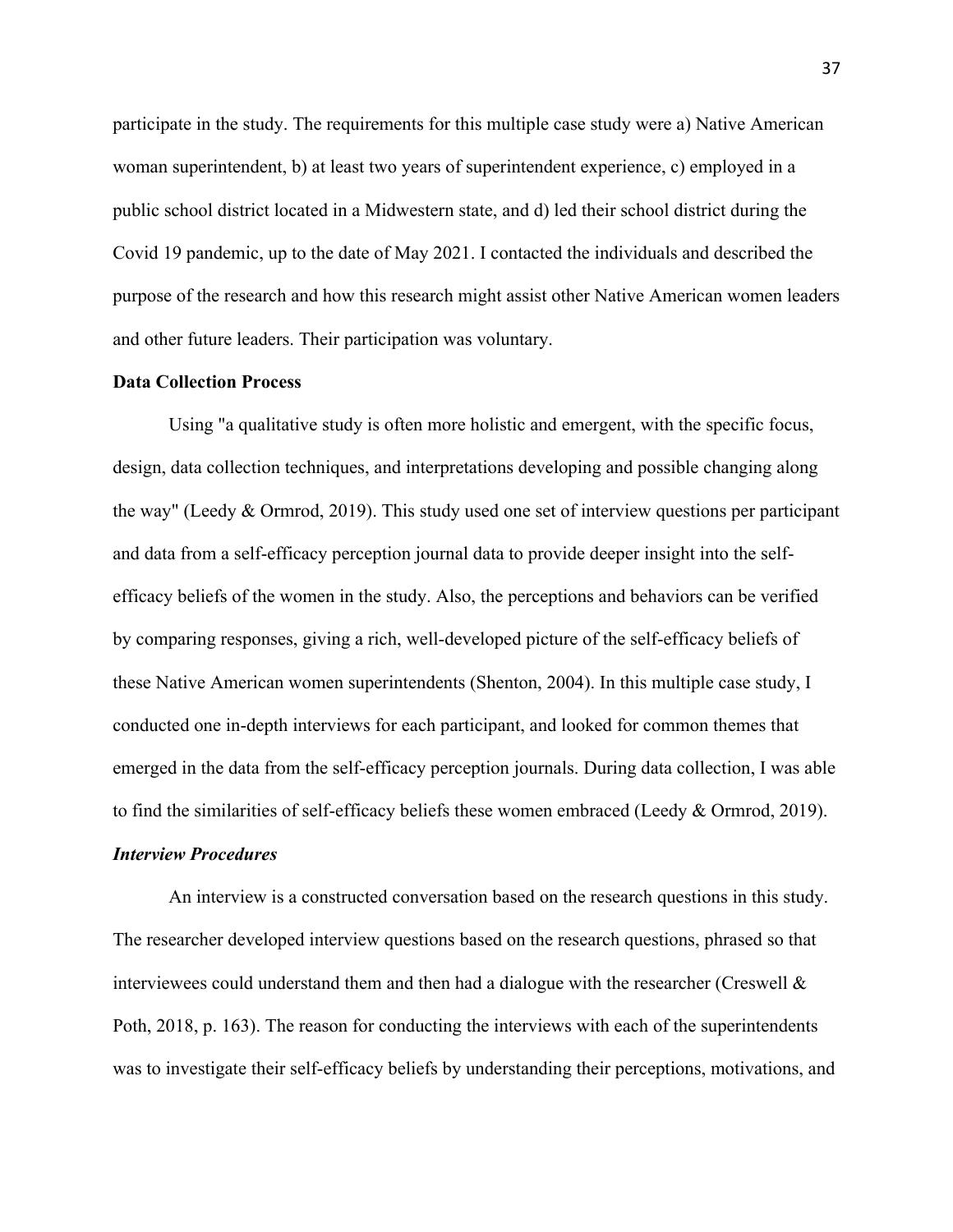participate in the study. The requirements for this multiple case study were a) Native American woman superintendent, b) at least two years of superintendent experience, c) employed in a public school district located in a Midwestern state, and d) led their school district during the Covid 19 pandemic, up to the date of May 2021. I contacted the individuals and described the purpose of the research and how this research might assist other Native American women leaders and other future leaders. Their participation was voluntary.

**Data Collection Process**

Using "a qualitative study is often more holistic and emergent, with the specific focus, design, data collection techniques, and interpretations developing and possible changing along the way" (Leedy & Ormrod, 2019). This study used one set of interview questions per participant and data from a self-efficacy perception journal data to provide deeper insight into the self-efficacy beliefs of the women in the study. Also, the perceptions and behaviors can be verified by comparing responses, giving a rich, well-developed picture of the self-efficacy beliefs of these Native American women superintendents (Shenton, 2004). In this multiple case study, I conducted one in-depth interviews for each participant, and looked for common themes that emerged in the data from the self-efficacy perception journals. During data collection, I was able to find the similarities of self-efficacy beliefs these women embraced (Leedy & Ormrod, 2019).

***Interview Procedures***

An interview is a constructed conversation based on the research questions in this study. The researcher developed interview questions based on the research questions, phrased so that interviewees could understand them and then had a dialogue with the researcher (Creswell & Poth, 2018, p. 163). The reason for conducting the interviews with each of the superintendents was to investigate their self-efficacy beliefs by understanding their perceptions, motivations, and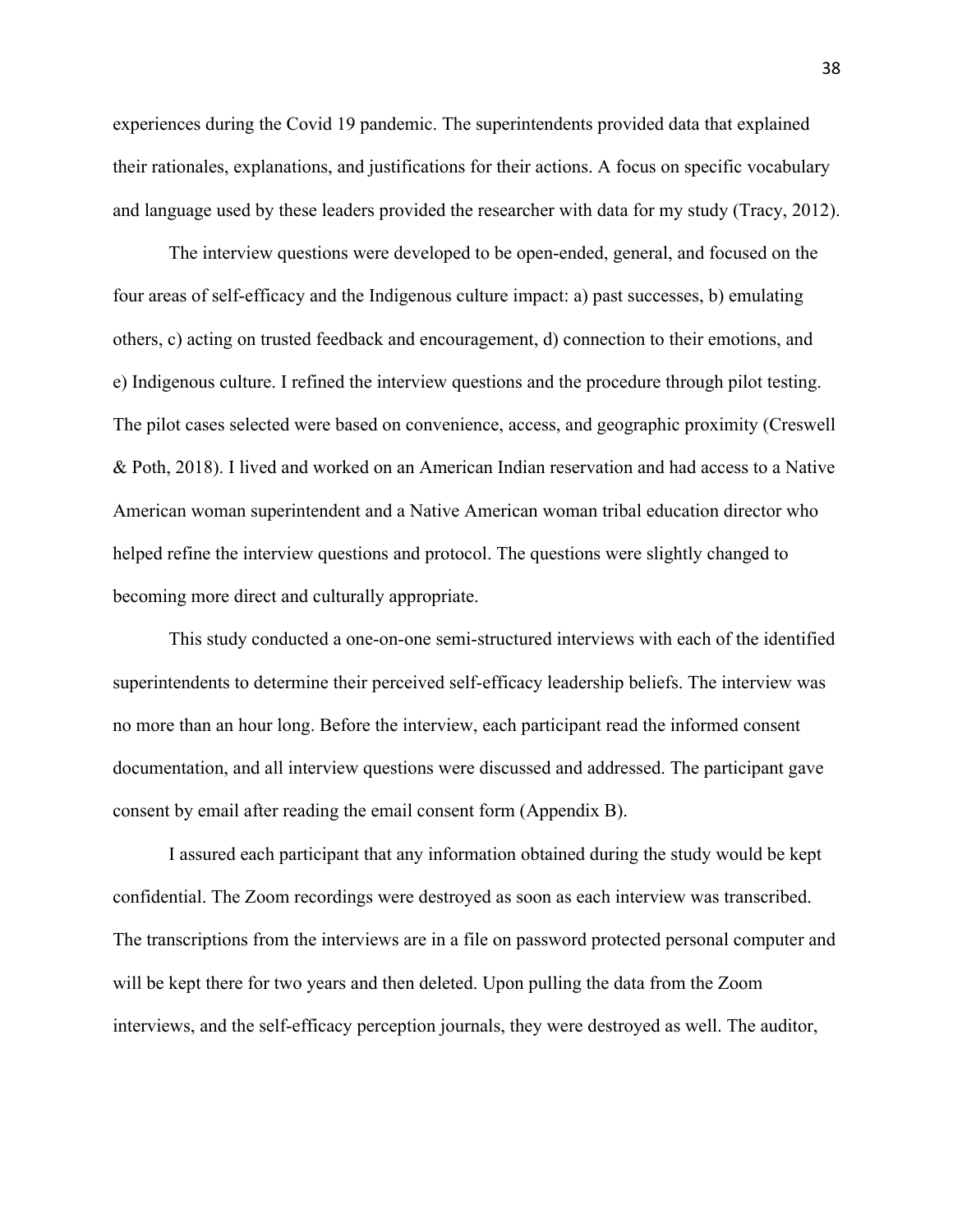experiences during the Covid 19 pandemic. The superintendents provided data that explained their rationales, explanations, and justifications for their actions. A focus on specific vocabulary and language used by these leaders provided the researcher with data for my study (Tracy, 2012).

The interview questions were developed to be open-ended, general, and focused on the four areas of self-efficacy and the Indigenous culture impact: a) past successes, b) emulating others, c) acting on trusted feedback and encouragement, d) connection to their emotions, and e) Indigenous culture. I refined the interview questions and the procedure through pilot testing. The pilot cases selected were based on convenience, access, and geographic proximity (Creswell & Poth, 2018). I lived and worked on an American Indian reservation and had access to a Native American woman superintendent and a Native American woman tribal education director who helped refine the interview questions and protocol. The questions were slightly changed to becoming more direct and culturally appropriate.

This study conducted a one-on-one semi-structured interviews with each of the identified superintendents to determine their perceived self-efficacy leadership beliefs. The interview was no more than an hour long. Before the interview, each participant read the informed consent documentation, and all interview questions were discussed and addressed. The participant gave consent by email after reading the email consent form (Appendix B).

I assured each participant that any information obtained during the study would be kept confidential. The Zoom recordings were destroyed as soon as each interview was transcribed. The transcriptions from the interviews are in a file on password protected personal computer and will be kept there for two years and then deleted. Upon pulling the data from the Zoom interviews, and the self-efficacy perception journals, they were destroyed as well. The auditor,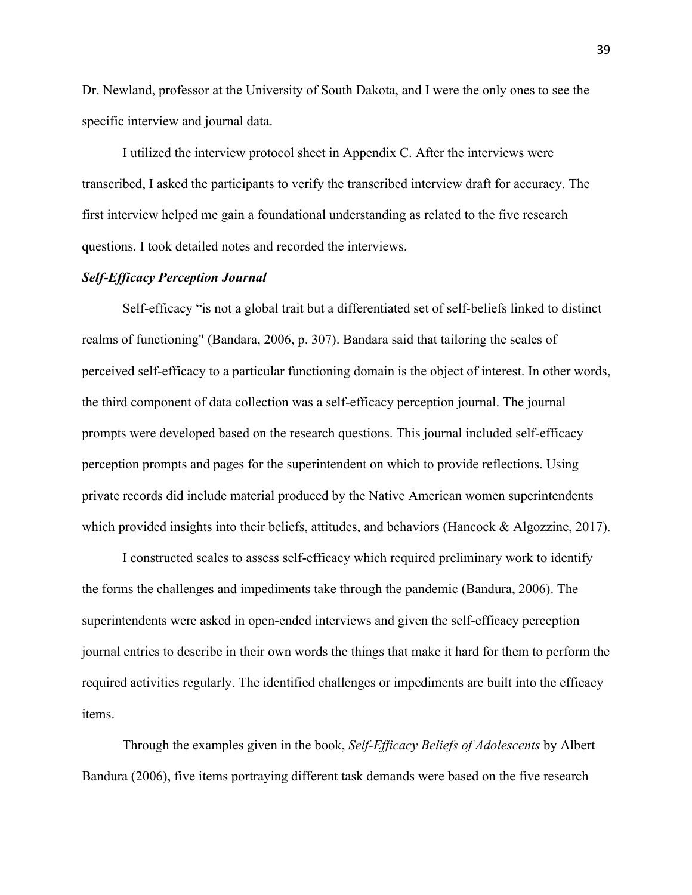Dr. Newland, professor at the University of South Dakota, and I were the only ones to see the specific interview and journal data.

I utilized the interview protocol sheet in Appendix C. After the interviews were transcribed, I asked the participants to verify the transcribed interview draft for accuracy. The first interview helped me gain a foundational understanding as related to the five research questions. I took detailed notes and recorded the interviews.

### *Self-Efficacy Perception Journal*

Self-efficacy "is not a global trait but a differentiated set of self-beliefs linked to distinct realms of functioning" (Bandara, 2006, p. 307). Bandara said that tailoring the scales of perceived self-efficacy to a particular functioning domain is the object of interest. In other words, the third component of data collection was a self-efficacy perception journal. The journal prompts were developed based on the research questions. This journal included self-efficacy perception prompts and pages for the superintendent on which to provide reflections. Using private records did include material produced by the Native American women superintendents which provided insights into their beliefs, attitudes, and behaviors (Hancock & Algozzine, 2017).

I constructed scales to assess self-efficacy which required preliminary work to identify the forms the challenges and impediments take through the pandemic (Bandura, 2006). The superintendents were asked in open-ended interviews and given the self-efficacy perception journal entries to describe in their own words the things that make it hard for them to perform the required activities regularly. The identified challenges or impediments are built into the efficacy items.

Through the examples given in the book, *Self-Efficacy Beliefs of Adolescents* by Albert Bandura (2006), five items portraying different task demands were based on the five research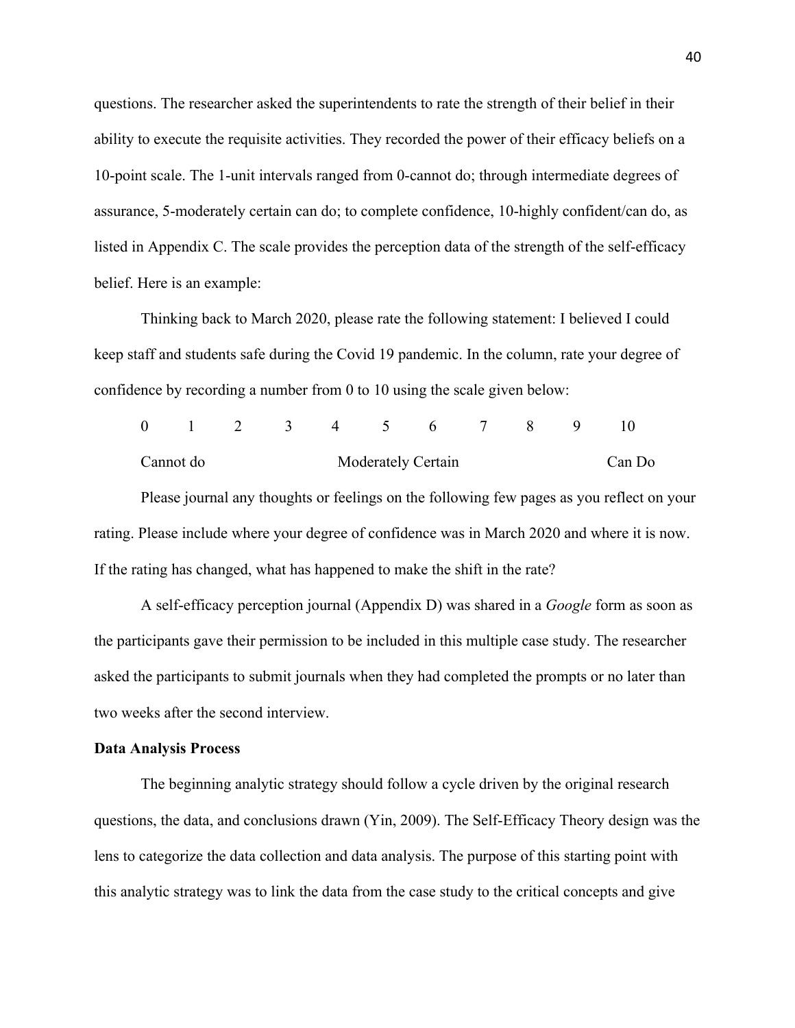questions. The researcher asked the superintendents to rate the strength of their belief in their ability to execute the requisite activities. They recorded the power of their efficacy beliefs on a 10-point scale. The 1-unit intervals ranged from 0-cannot do; through intermediate degrees of assurance, 5-moderately certain can do; to complete confidence, 10-highly confident/can do, as listed in Appendix C. The scale provides the perception data of the strength of the self-efficacy belief. Here is an example:

Thinking back to March 2020, please rate the following statement: I believed I could keep staff and students safe during the Covid 19 pandemic. In the column, rate your degree of confidence by recording a number from 0 to 10 using the scale given below:

0 1 2 3 4 5 6 7 8 9 10

Cannot do Moderately Certain Can Do

Please journal any thoughts or feelings on the following few pages as you reflect on your rating. Please include where your degree of confidence was in March 2020 and where it is now. If the rating has changed, what has happened to make the shift in the rate?

A self-efficacy perception journal (Appendix D) was shared in a *Google* form as soon as the participants gave their permission to be included in this multiple case study. The researcher asked the participants to submit journals when they had completed the prompts or no later than two weeks after the second interview.

**Data Analysis Process**

The beginning analytic strategy should follow a cycle driven by the original research questions, the data, and conclusions drawn (Yin, 2009). The Self-Efficacy Theory design was the lens to categorize the data collection and data analysis. The purpose of this starting point with this analytic strategy was to link the data from the case study to the critical concepts and give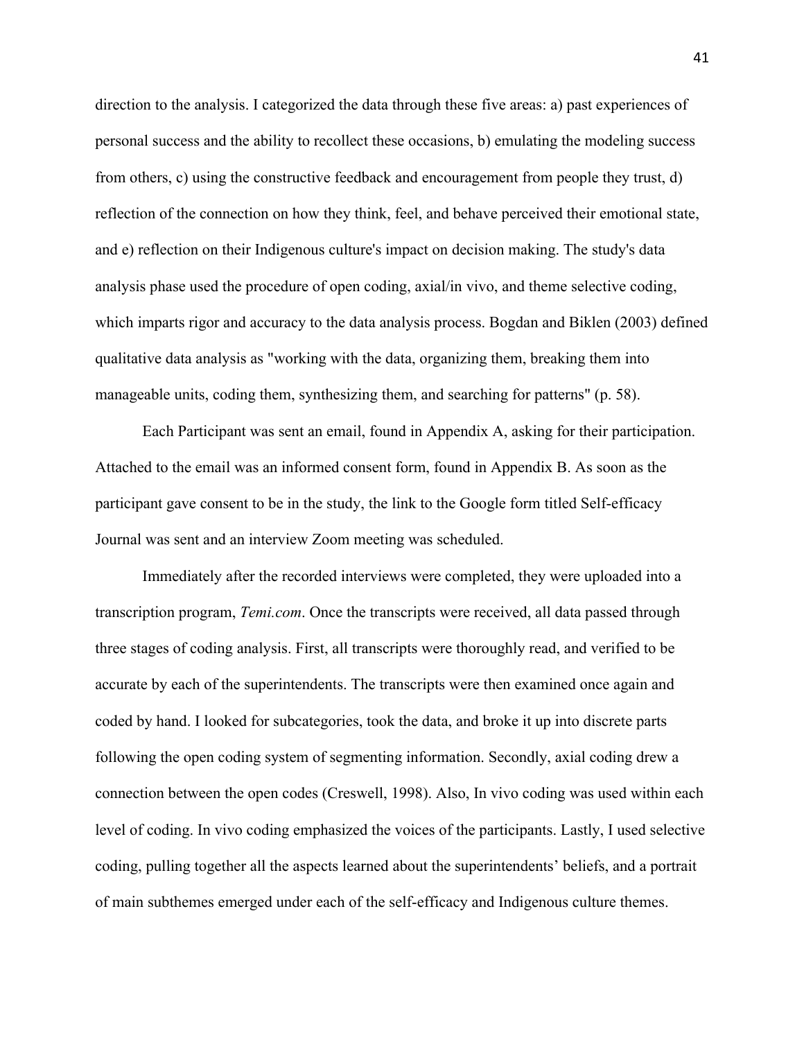direction to the analysis. I categorized the data through these five areas: a) past experiences of personal success and the ability to recollect these occasions, b) emulating the modeling success from others, c) using the constructive feedback and encouragement from people they trust, d) reflection of the connection on how they think, feel, and behave perceived their emotional state, and e) reflection on their Indigenous culture's impact on decision making. The study's data analysis phase used the procedure of open coding, axial/in vivo, and theme selective coding, which imparts rigor and accuracy to the data analysis process. Bogdan and Biklen (2003) defined qualitative data analysis as "working with the data, organizing them, breaking them into manageable units, coding them, synthesizing them, and searching for patterns" (p. 58).

Each Participant was sent an email, found in Appendix A, asking for their participation. Attached to the email was an informed consent form, found in Appendix B. As soon as the participant gave consent to be in the study, the link to the Google form titled Self-efficacy Journal was sent and an interview Zoom meeting was scheduled.

Immediately after the recorded interviews were completed, they were uploaded into a transcription program, *Temi.com*. Once the transcripts were received, all data passed through three stages of coding analysis. First, all transcripts were thoroughly read, and verified to be accurate by each of the superintendents. The transcripts were then examined once again and coded by hand. I looked for subcategories, took the data, and broke it up into discrete parts following the open coding system of segmenting information. Secondly, axial coding drew a connection between the open codes (Creswell, 1998). Also, In vivo coding was used within each level of coding. In vivo coding emphasized the voices of the participants. Lastly, I used selective coding, pulling together all the aspects learned about the superintendents' beliefs, and a portrait of main subthemes emerged under each of the self-efficacy and Indigenous culture themes.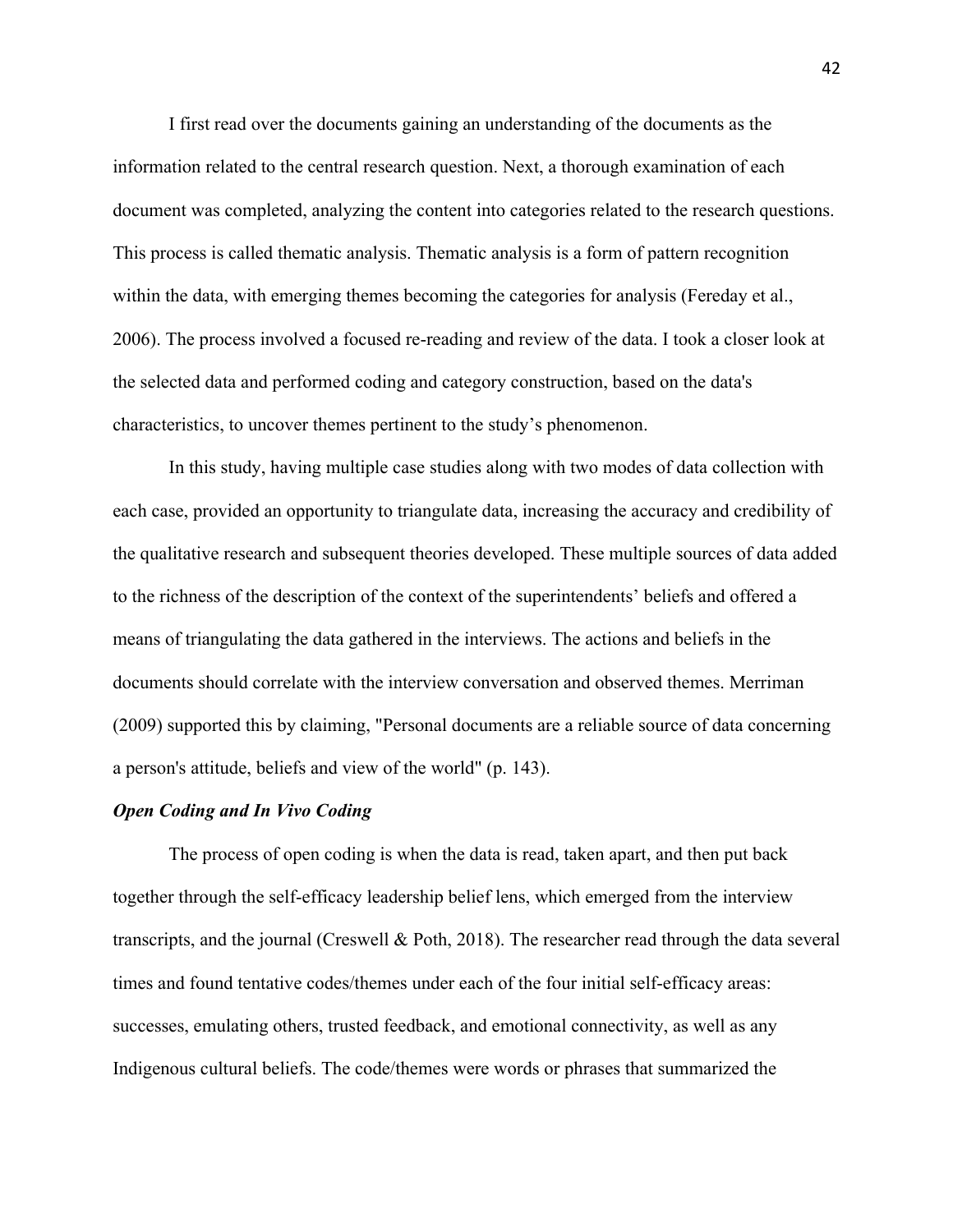I first read over the documents gaining an understanding of the documents as the information related to the central research question. Next, a thorough examination of each document was completed, analyzing the content into categories related to the research questions. This process is called thematic analysis. Thematic analysis is a form of pattern recognition within the data, with emerging themes becoming the categories for analysis (Fereday et al., 2006). The process involved a focused re-reading and review of the data. I took a closer look at the selected data and performed coding and category construction, based on the data's characteristics, to uncover themes pertinent to the study's phenomenon.

In this study, having multiple case studies along with two modes of data collection with each case, provided an opportunity to triangulate data, increasing the accuracy and credibility of the qualitative research and subsequent theories developed. These multiple sources of data added to the richness of the description of the context of the superintendents' beliefs and offered a means of triangulating the data gathered in the interviews. The actions and beliefs in the documents should correlate with the interview conversation and observed themes. Merriman (2009) supported this by claiming, "Personal documents are a reliable source of data concerning a person's attitude, beliefs and view of the world" (p. 143).

***Open Coding and In Vivo Coding***

The process of open coding is when the data is read, taken apart, and then put back together through the self-efficacy leadership belief lens, which emerged from the interview transcripts, and the journal (Creswell & Poth, 2018). The researcher read through the data several times and found tentative codes/themes under each of the four initial self-efficacy areas: successes, emulating others, trusted feedback, and emotional connectivity, as well as any Indigenous cultural beliefs. The code/themes were words or phrases that summarized the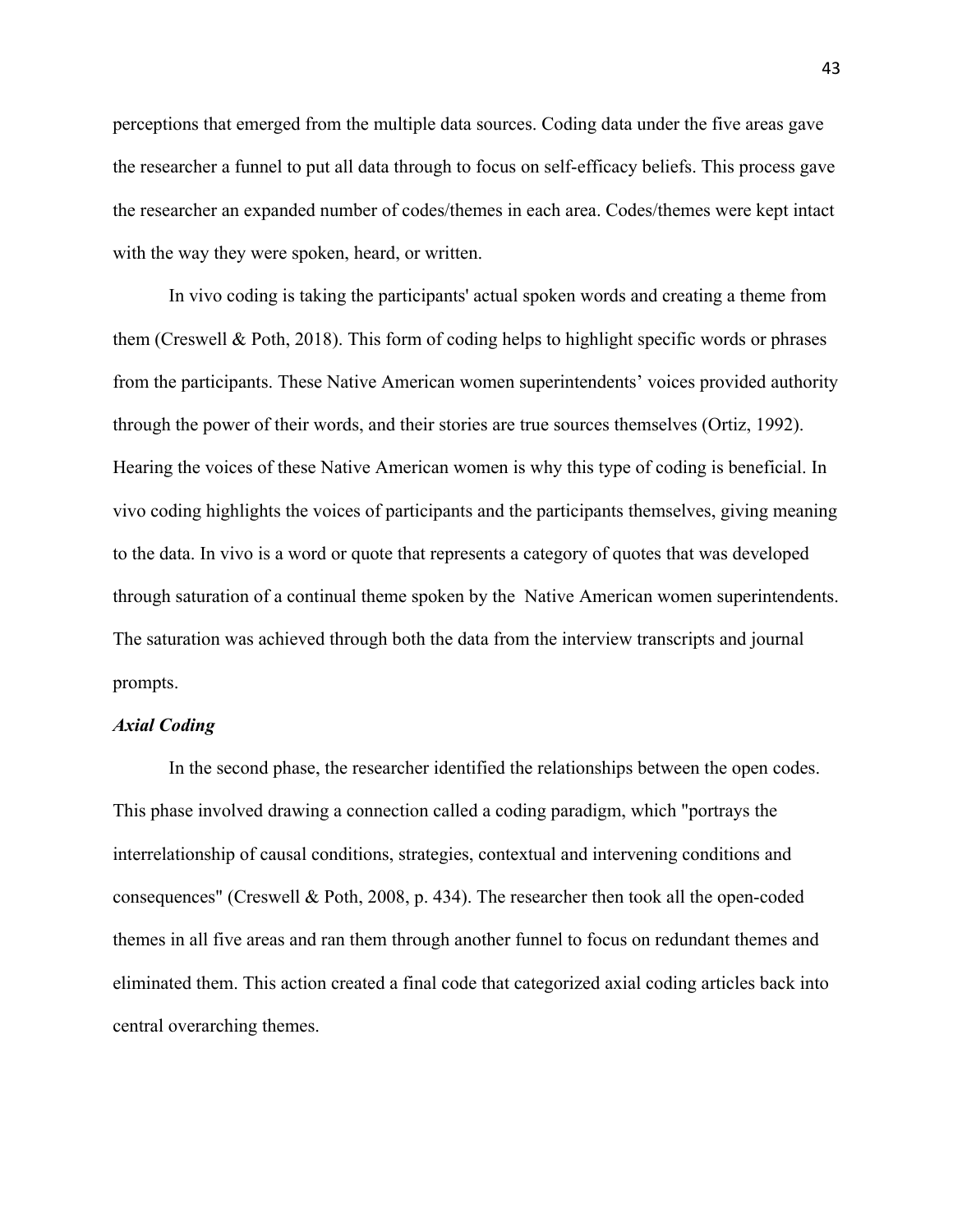perceptions that emerged from the multiple data sources. Coding data under the five areas gave the researcher a funnel to put all data through to focus on self-efficacy beliefs. This process gave the researcher an expanded number of codes/themes in each area. Codes/themes were kept intact with the way they were spoken, heard, or written.

In vivo coding is taking the participants' actual spoken words and creating a theme from them (Creswell & Poth, 2018). This form of coding helps to highlight specific words or phrases from the participants. These Native American women superintendents' voices provided authority through the power of their words, and their stories are true sources themselves (Ortiz, 1992). Hearing the voices of these Native American women is why this type of coding is beneficial. In vivo coding highlights the voices of participants and the participants themselves, giving meaning to the data. In vivo is a word or quote that represents a category of quotes that was developed through saturation of a continual theme spoken by the Native American women superintendents. The saturation was achieved through both the data from the interview transcripts and journal prompts.

### *Axial Coding*

In the second phase, the researcher identified the relationships between the open codes. This phase involved drawing a connection called a coding paradigm, which "portrays the interrelationship of causal conditions, strategies, contextual and intervening conditions and consequences" (Creswell & Poth, 2008, p. 434). The researcher then took all the open-coded themes in all five areas and ran them through another funnel to focus on redundant themes and eliminated them. This action created a final code that categorized axial coding articles back into central overarching themes.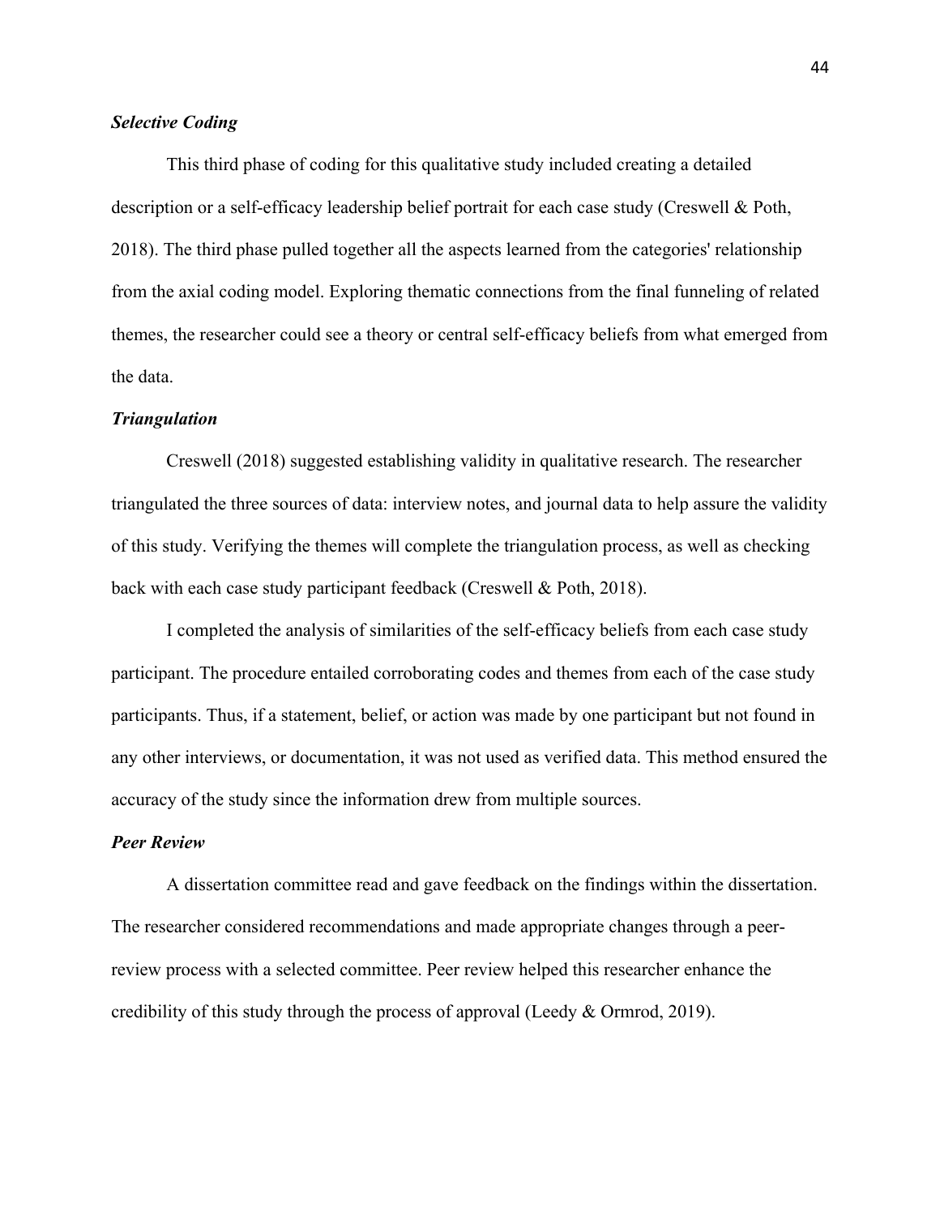### ***Selective Coding***

This third phase of coding for this qualitative study included creating a detailed description or a self-efficacy leadership belief portrait for each case study (Creswell & Poth, 2018). The third phase pulled together all the aspects learned from the categories' relationship from the axial coding model. Exploring thematic connections from the final funneling of related themes, the researcher could see a theory or central self-efficacy beliefs from what emerged from the data.

### ***Triangulation***

Creswell (2018) suggested establishing validity in qualitative research. The researcher triangulated the three sources of data: interview notes, and journal data to help assure the validity of this study. Verifying the themes will complete the triangulation process, as well as checking back with each case study participant feedback (Creswell & Poth, 2018).

I completed the analysis of similarities of the self-efficacy beliefs from each case study participant. The procedure entailed corroborating codes and themes from each of the case study participants. Thus, if a statement, belief, or action was made by one participant but not found in any other interviews, or documentation, it was not used as verified data. This method ensured the accuracy of the study since the information drew from multiple sources.

### ***Peer Review***

A dissertation committee read and gave feedback on the findings within the dissertation. The researcher considered recommendations and made appropriate changes through a peer-review process with a selected committee. Peer review helped this researcher enhance the credibility of this study through the process of approval (Leedy & Ormrod, 2019).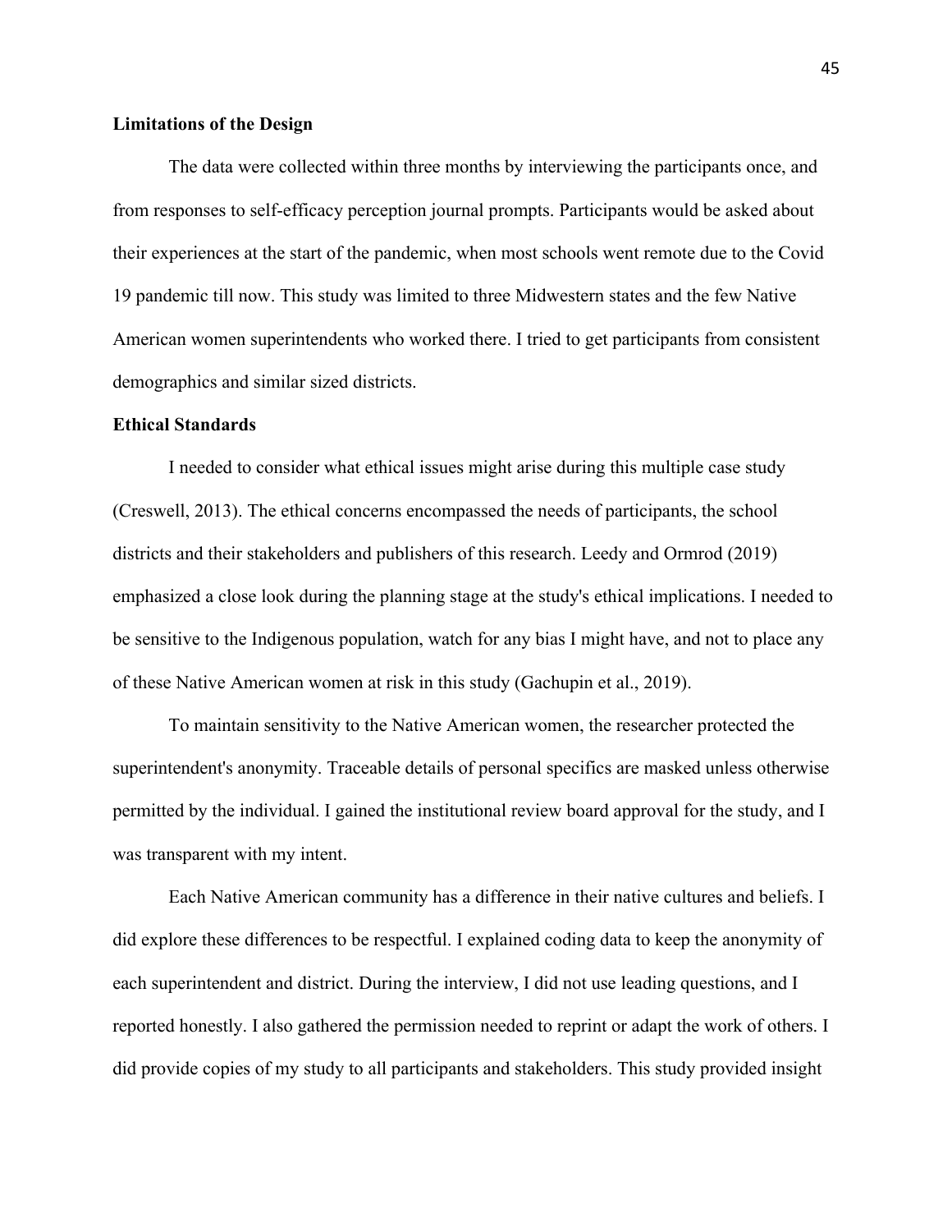**Limitations of the Design**

The data were collected within three months by interviewing the participants once, and from responses to self-efficacy perception journal prompts. Participants would be asked about their experiences at the start of the pandemic, when most schools went remote due to the Covid 19 pandemic till now. This study was limited to three Midwestern states and the few Native American women superintendents who worked there. I tried to get participants from consistent demographics and similar sized districts.

**Ethical Standards**

I needed to consider what ethical issues might arise during this multiple case study (Creswell, 2013). The ethical concerns encompassed the needs of participants, the school districts and their stakeholders and publishers of this research. Leedy and Ormrod (2019) emphasized a close look during the planning stage at the study's ethical implications. I needed to be sensitive to the Indigenous population, watch for any bias I might have, and not to place any of these Native American women at risk in this study (Gachupin et al., 2019).

To maintain sensitivity to the Native American women, the researcher protected the superintendent's anonymity. Traceable details of personal specifics are masked unless otherwise permitted by the individual. I gained the institutional review board approval for the study, and I was transparent with my intent.

Each Native American community has a difference in their native cultures and beliefs. I did explore these differences to be respectful. I explained coding data to keep the anonymity of each superintendent and district. During the interview, I did not use leading questions, and I reported honestly. I also gathered the permission needed to reprint or adapt the work of others. I did provide copies of my study to all participants and stakeholders. This study provided insight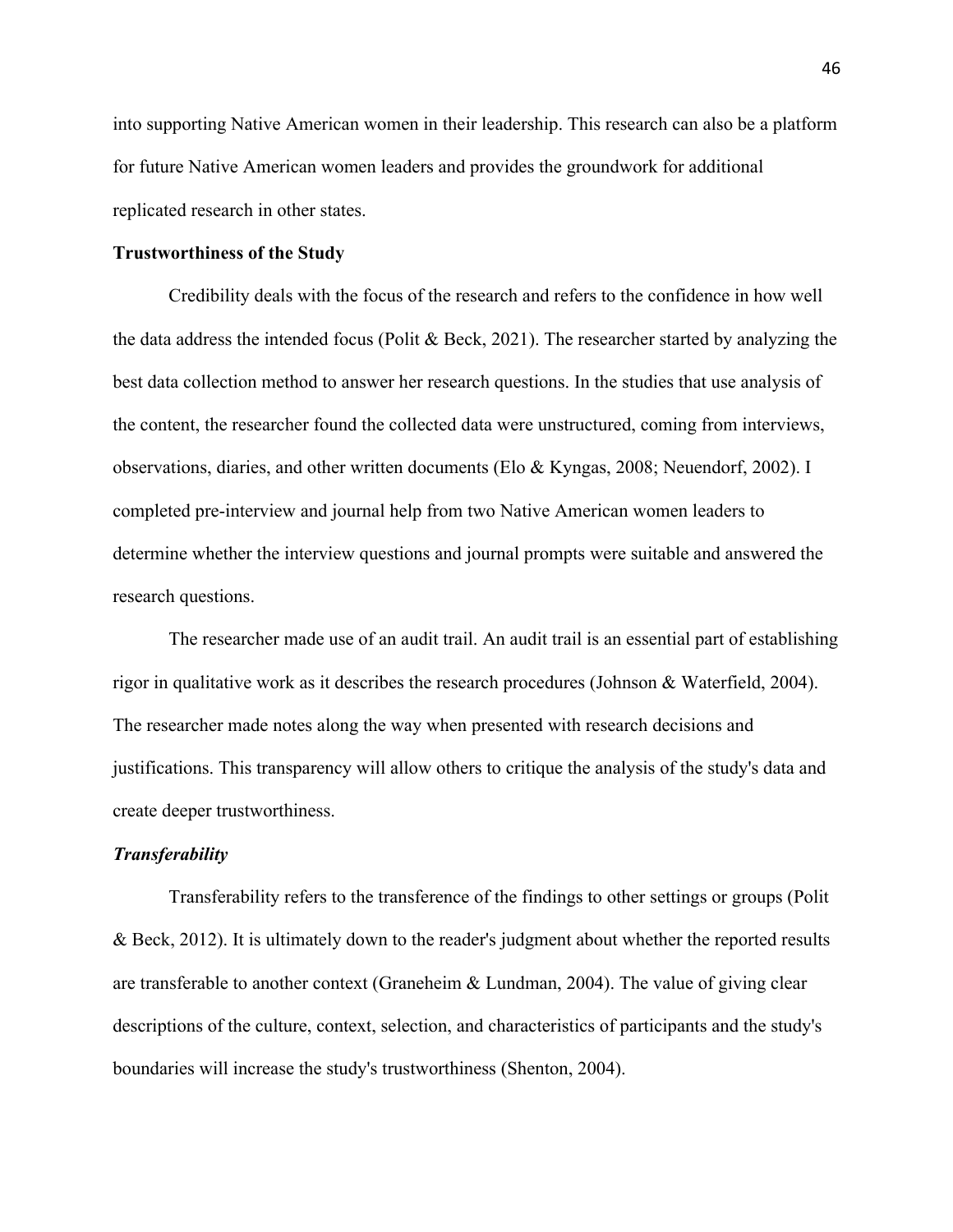into supporting Native American women in their leadership. This research can also be a platform for future Native American women leaders and provides the groundwork for additional replicated research in other states.

## Trustworthiness of the Study

Credibility deals with the focus of the research and refers to the confidence in how well the data address the intended focus (Polit & Beck, 2021). The researcher started by analyzing the best data collection method to answer her research questions. In the studies that use analysis of the content, the researcher found the collected data were unstructured, coming from interviews, observations, diaries, and other written documents (Elo & Kyngas, 2008; Neuendorf, 2002). I completed pre-interview and journal help from two Native American women leaders to determine whether the interview questions and journal prompts were suitable and answered the research questions.

The researcher made use of an audit trail. An audit trail is an essential part of establishing rigor in qualitative work as it describes the research procedures (Johnson & Waterfield, 2004). The researcher made notes along the way when presented with research decisions and justifications. This transparency will allow others to critique the analysis of the study's data and create deeper trustworthiness.

### *Transferability*

Transferability refers to the transference of the findings to other settings or groups (Polit & Beck, 2012). It is ultimately down to the reader's judgment about whether the reported results are transferable to another context (Graneheim & Lundman, 2004). The value of giving clear descriptions of the culture, context, selection, and characteristics of participants and the study's boundaries will increase the study's trustworthiness (Shenton, 2004).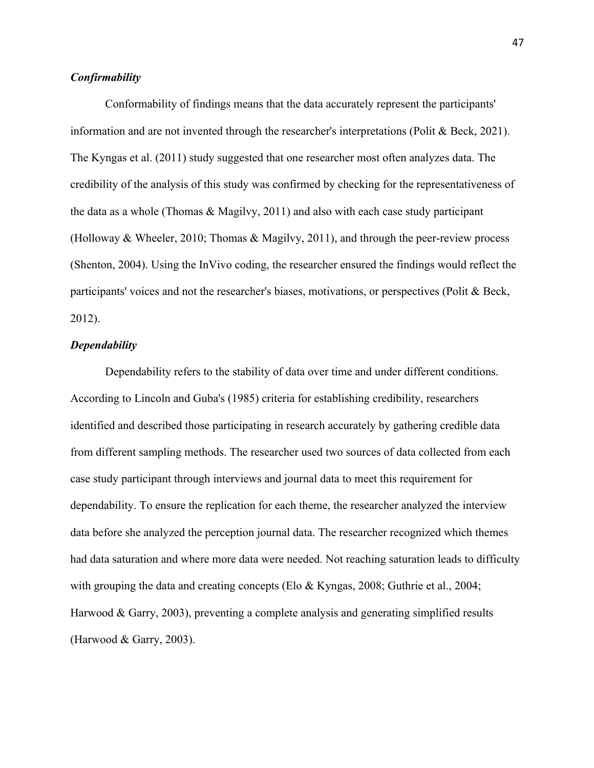### ***Confirmability***

Conformability of findings means that the data accurately represent the participants' information and are not invented through the researcher's interpretations (Polit & Beck, 2021). The Kyngas et al. (2011) study suggested that one researcher most often analyzes data. The credibility of the analysis of this study was confirmed by checking for the representativeness of the data as a whole (Thomas & Magilvy, 2011) and also with each case study participant (Holloway & Wheeler, 2010; Thomas & Magilvy, 2011), and through the peer-review process (Shenton, 2004). Using the InVivo coding, the researcher ensured the findings would reflect the participants' voices and not the researcher's biases, motivations, or perspectives (Polit & Beck, 2012).

### ***Dependability***

Dependability refers to the stability of data over time and under different conditions. According to Lincoln and Guba's (1985) criteria for establishing credibility, researchers identified and described those participating in research accurately by gathering credible data from different sampling methods. The researcher used two sources of data collected from each case study participant through interviews and journal data to meet this requirement for dependability. To ensure the replication for each theme, the researcher analyzed the interview data before she analyzed the perception journal data. The researcher recognized which themes had data saturation and where more data were needed. Not reaching saturation leads to difficulty with grouping the data and creating concepts (Elo & Kyngas, 2008; Guthrie et al., 2004; Harwood & Garry, 2003), preventing a complete analysis and generating simplified results (Harwood & Garry, 2003).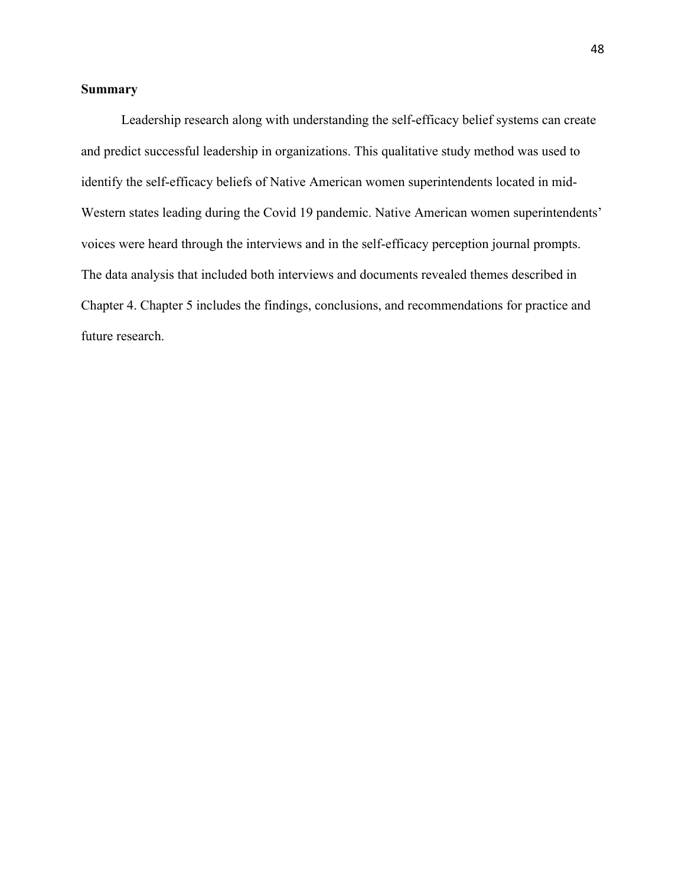## Summary

Leadership research along with understanding the self-efficacy belief systems can create and predict successful leadership in organizations. This qualitative study method was used to identify the self-efficacy beliefs of Native American women superintendents located in mid-Western states leading during the Covid 19 pandemic. Native American women superintendents' voices were heard through the interviews and in the self-efficacy perception journal prompts. The data analysis that included both interviews and documents revealed themes described in Chapter 4. Chapter 5 includes the findings, conclusions, and recommendations for practice and future research.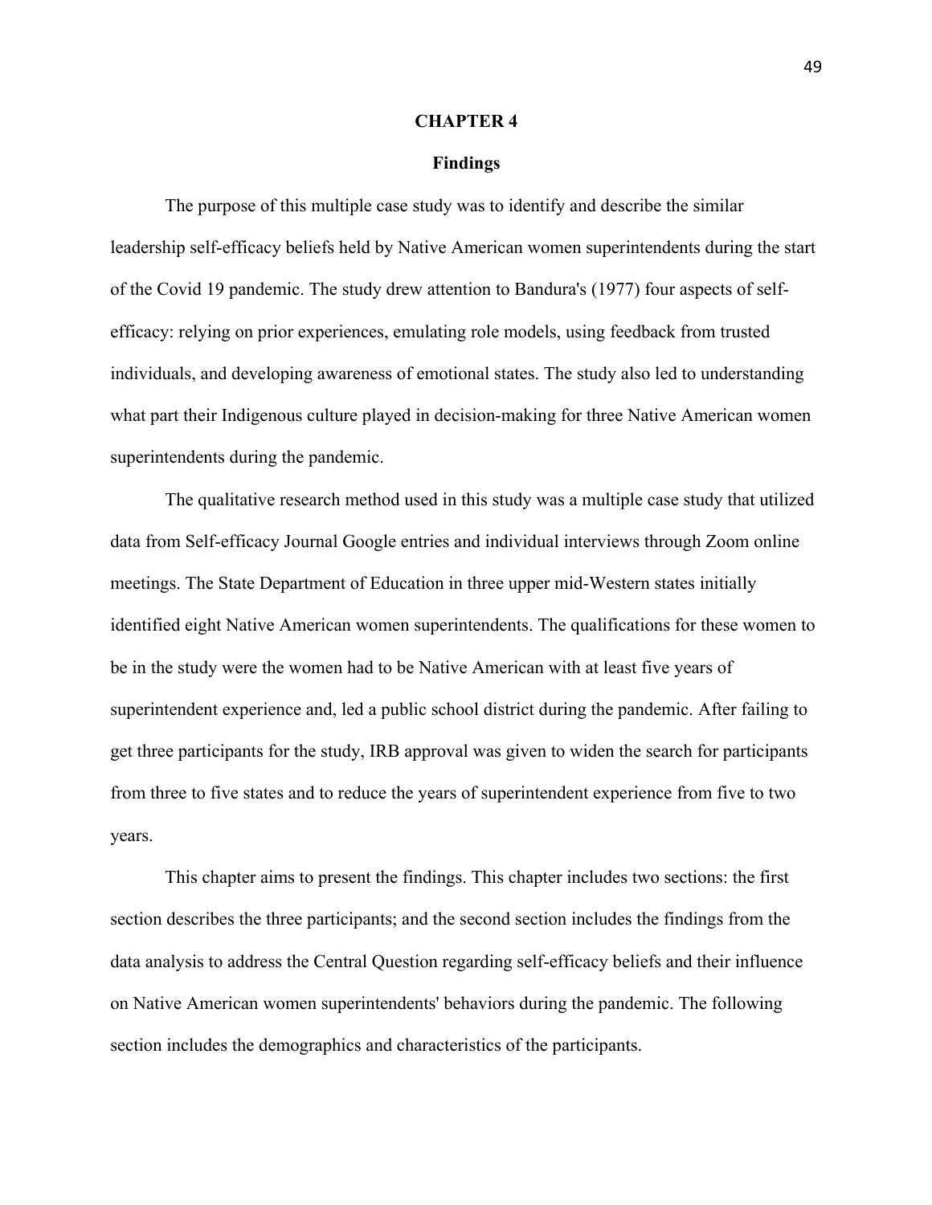# CHAPTER 4

## Findings

The purpose of this multiple case study was to identify and describe the similar leadership self-efficacy beliefs held by Native American women superintendents during the start of the Covid 19 pandemic. The study drew attention to Bandura's (1977) four aspects of self-efficacy: relying on prior experiences, emulating role models, using feedback from trusted individuals, and developing awareness of emotional states. The study also led to understanding what part their Indigenous culture played in decision-making for three Native American women superintendents during the pandemic.

The qualitative research method used in this study was a multiple case study that utilized data from Self-efficacy Journal Google entries and individual interviews through Zoom online meetings. The State Department of Education in three upper mid-Western states initially identified eight Native American women superintendents. The qualifications for these women to be in the study were the women had to be Native American with at least five years of superintendent experience and, led a public school district during the pandemic. After failing to get three participants for the study, IRB approval was given to widen the search for participants from three to five states and to reduce the years of superintendent experience from five to two years.

This chapter aims to present the findings. This chapter includes two sections: the first section describes the three participants; and the second section includes the findings from the data analysis to address the Central Question regarding self-efficacy beliefs and their influence on Native American women superintendents' behaviors during the pandemic. The following section includes the demographics and characteristics of the participants.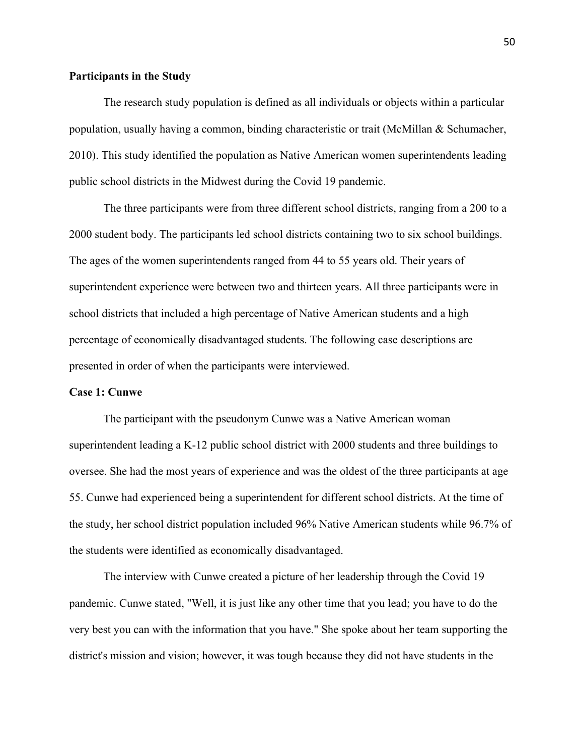**Participants in the Study**

The research study population is defined as all individuals or objects within a particular population, usually having a common, binding characteristic or trait (McMillan & Schumacher, 2010). This study identified the population as Native American women superintendents leading public school districts in the Midwest during the Covid 19 pandemic.

The three participants were from three different school districts, ranging from a 200 to a 2000 student body. The participants led school districts containing two to six school buildings. The ages of the women superintendents ranged from 44 to 55 years old. Their years of superintendent experience were between two and thirteen years. All three participants were in school districts that included a high percentage of Native American students and a high percentage of economically disadvantaged students. The following case descriptions are presented in order of when the participants were interviewed.

**Case 1: Cunwe**

The participant with the pseudonym Cunwe was a Native American woman superintendent leading a K-12 public school district with 2000 students and three buildings to oversee. She had the most years of experience and was the oldest of the three participants at age 55. Cunwe had experienced being a superintendent for different school districts. At the time of the study, her school district population included 96% Native American students while 96.7% of the students were identified as economically disadvantaged.

The interview with Cunwe created a picture of her leadership through the Covid 19 pandemic. Cunwe stated, "Well, it is just like any other time that you lead; you have to do the very best you can with the information that you have." She spoke about her team supporting the district's mission and vision; however, it was tough because they did not have students in the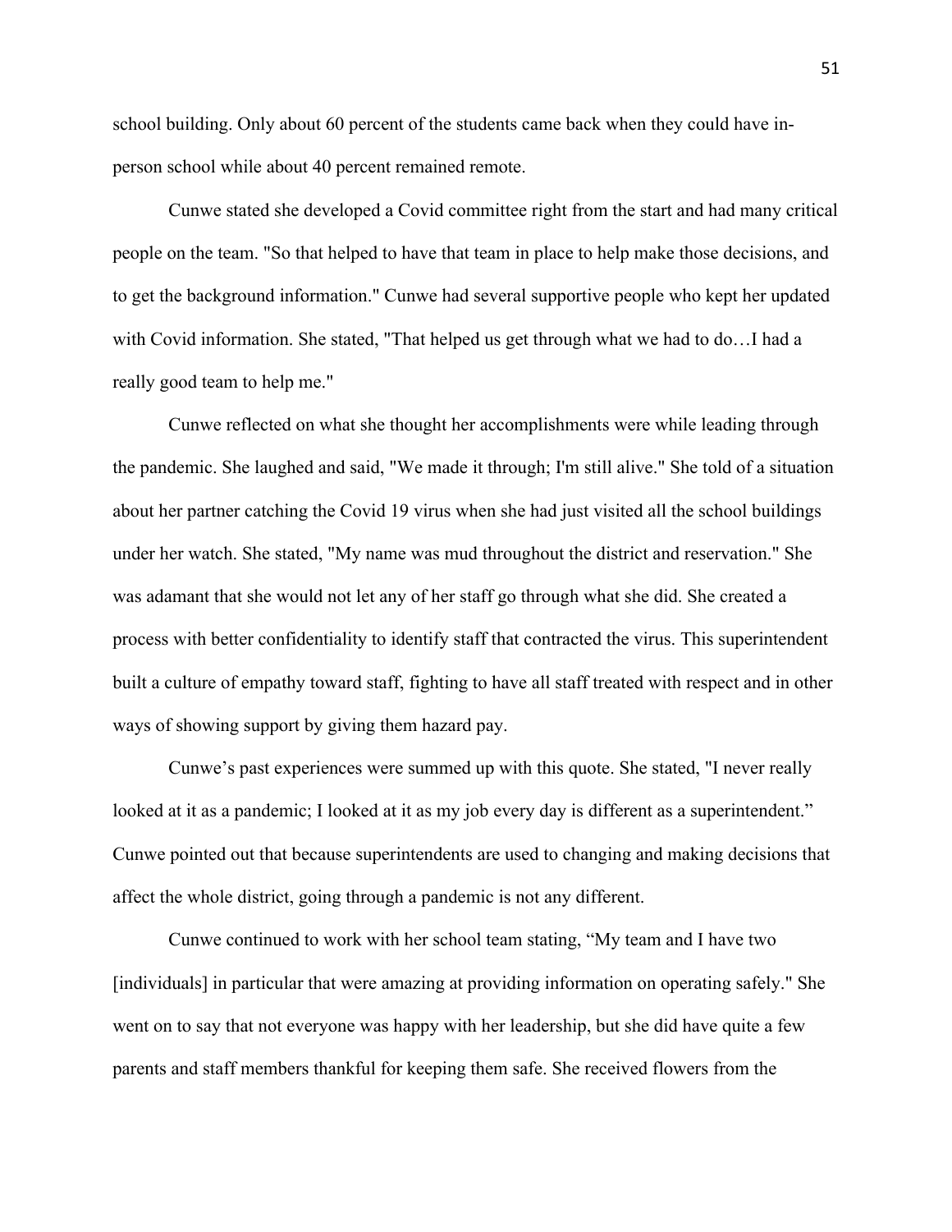school building. Only about 60 percent of the students came back when they could have in-person school while about 40 percent remained remote.

Cunwe stated she developed a Covid committee right from the start and had many critical people on the team. "So that helped to have that team in place to help make those decisions, and to get the background information." Cunwe had several supportive people who kept her updated with Covid information. She stated, "That helped us get through what we had to do…I had a really good team to help me."

Cunwe reflected on what she thought her accomplishments were while leading through the pandemic. She laughed and said, "We made it through; I'm still alive." She told of a situation about her partner catching the Covid 19 virus when she had just visited all the school buildings under her watch. She stated, "My name was mud throughout the district and reservation." She was adamant that she would not let any of her staff go through what she did. She created a process with better confidentiality to identify staff that contracted the virus. This superintendent built a culture of empathy toward staff, fighting to have all staff treated with respect and in other ways of showing support by giving them hazard pay.

Cunwe's past experiences were summed up with this quote. She stated, "I never really looked at it as a pandemic; I looked at it as my job every day is different as a superintendent." Cunwe pointed out that because superintendents are used to changing and making decisions that affect the whole district, going through a pandemic is not any different.

Cunwe continued to work with her school team stating, "My team and I have two [individuals] in particular that were amazing at providing information on operating safely." She went on to say that not everyone was happy with her leadership, but she did have quite a few parents and staff members thankful for keeping them safe. She received flowers from the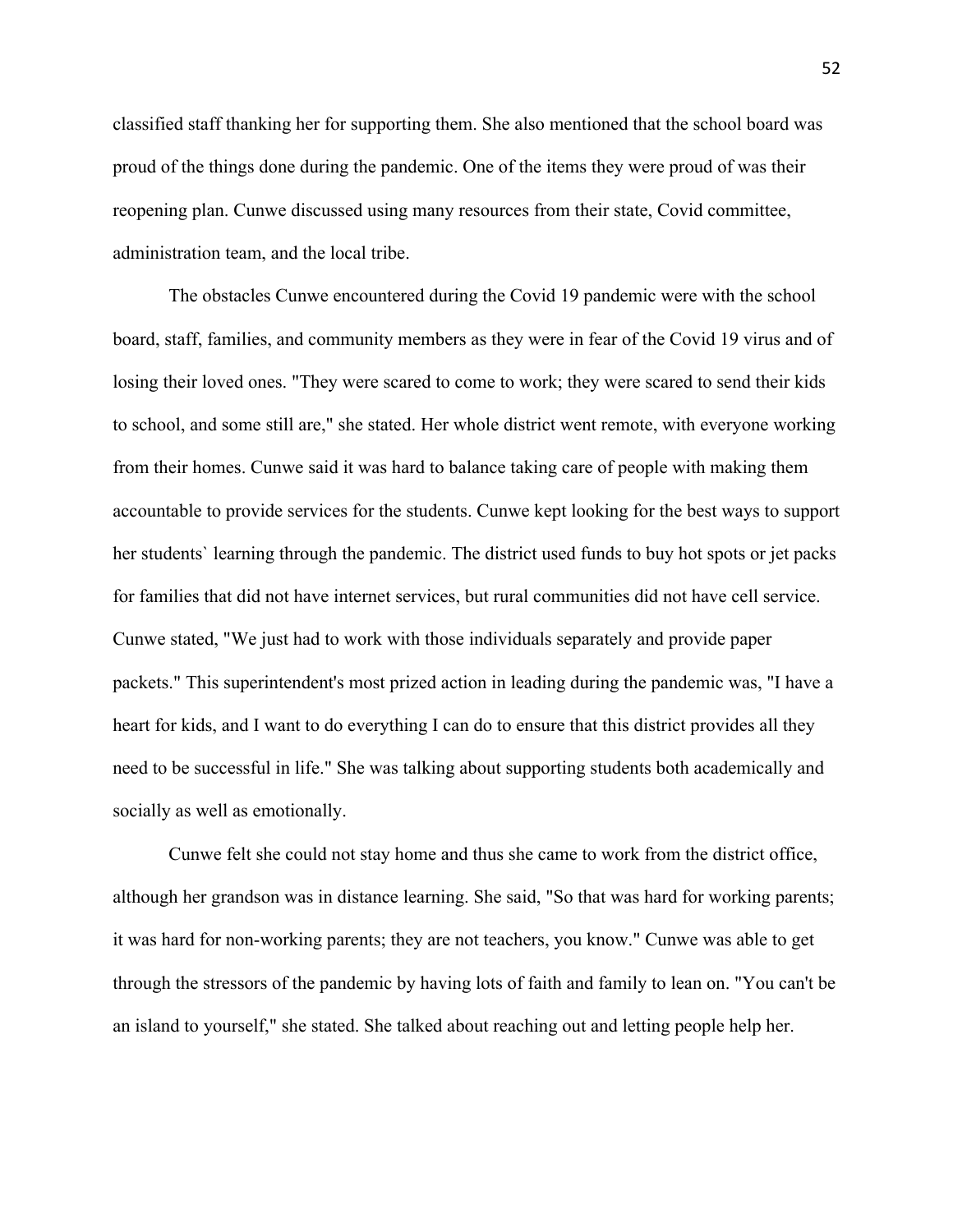classified staff thanking her for supporting them. She also mentioned that the school board was proud of the things done during the pandemic. One of the items they were proud of was their reopening plan. Cunwe discussed using many resources from their state, Covid committee, administration team, and the local tribe.

The obstacles Cunwe encountered during the Covid 19 pandemic were with the school board, staff, families, and community members as they were in fear of the Covid 19 virus and of losing their loved ones. "They were scared to come to work; they were scared to send their kids to school, and some still are," she stated. Her whole district went remote, with everyone working from their homes. Cunwe said it was hard to balance taking care of people with making them accountable to provide services for the students. Cunwe kept looking for the best ways to support her students` learning through the pandemic. The district used funds to buy hot spots or jet packs for families that did not have internet services, but rural communities did not have cell service. Cunwe stated, "We just had to work with those individuals separately and provide paper packets." This superintendent's most prized action in leading during the pandemic was, "I have a heart for kids, and I want to do everything I can do to ensure that this district provides all they need to be successful in life." She was talking about supporting students both academically and socially as well as emotionally.

Cunwe felt she could not stay home and thus she came to work from the district office, although her grandson was in distance learning. She said, "So that was hard for working parents; it was hard for non-working parents; they are not teachers, you know." Cunwe was able to get through the stressors of the pandemic by having lots of faith and family to lean on. "You can't be an island to yourself," she stated. She talked about reaching out and letting people help her.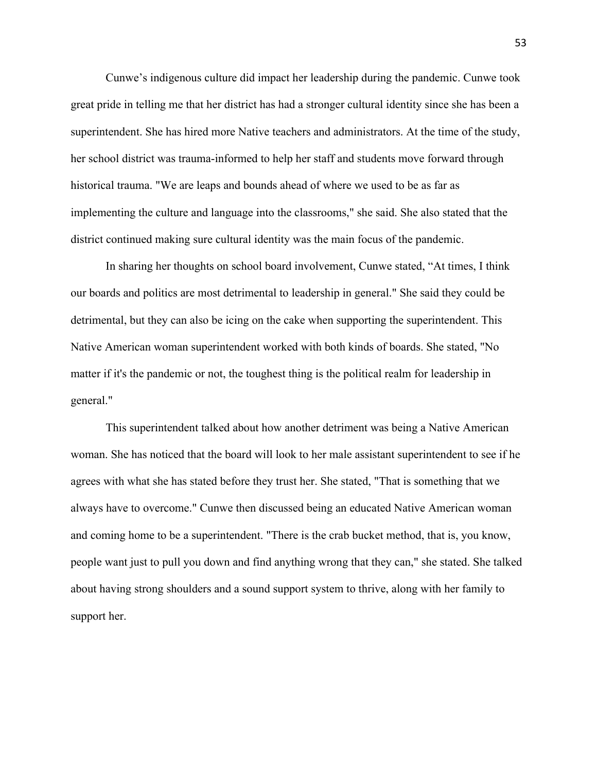Cunwe’s indigenous culture did impact her leadership during the pandemic. Cunwe took great pride in telling me that her district has had a stronger cultural identity since she has been a superintendent. She has hired more Native teachers and administrators. At the time of the study, her school district was trauma-informed to help her staff and students move forward through historical trauma. "We are leaps and bounds ahead of where we used to be as far as implementing the culture and language into the classrooms," she said. She also stated that the district continued making sure cultural identity was the main focus of the pandemic.

In sharing her thoughts on school board involvement, Cunwe stated, “At times, I think our boards and politics are most detrimental to leadership in general." She said they could be detrimental, but they can also be icing on the cake when supporting the superintendent. This Native American woman superintendent worked with both kinds of boards. She stated, "No matter if it's the pandemic or not, the toughest thing is the political realm for leadership in general."

This superintendent talked about how another detriment was being a Native American woman. She has noticed that the board will look to her male assistant superintendent to see if he agrees with what she has stated before they trust her. She stated, "That is something that we always have to overcome." Cunwe then discussed being an educated Native American woman and coming home to be a superintendent. "There is the crab bucket method, that is, you know, people want just to pull you down and find anything wrong that they can," she stated. She talked about having strong shoulders and a sound support system to thrive, along with her family to support her.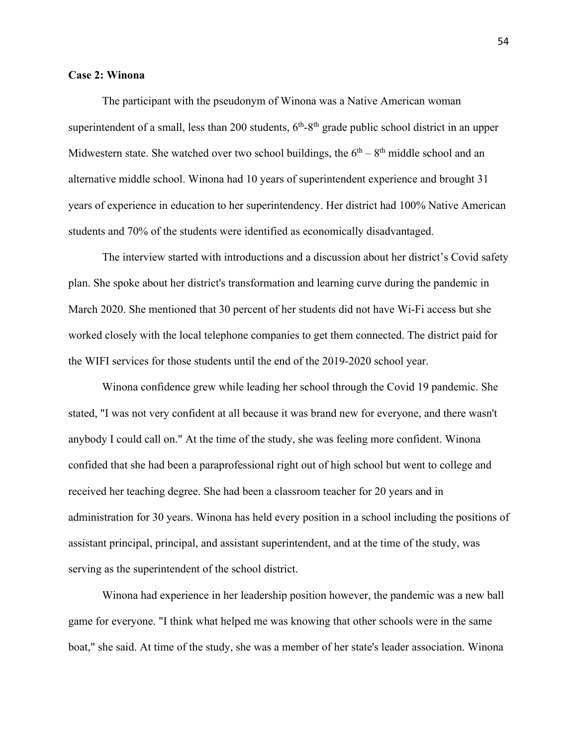**Case 2: Winona**

The participant with the pseudonym of Winona was a Native American woman superintendent of a small, less than 200 students, $6^{th}$-$8^{th}$ grade public school district in an upper Midwestern state. She watched over two school buildings, the $6^{th}$ – $8^{th}$ middle school and an alternative middle school. Winona had 10 years of superintendent experience and brought 31 years of experience in education to her superintendency. Her district had 100% Native American students and 70% of the students were identified as economically disadvantaged.

The interview started with introductions and a discussion about her district's Covid safety plan. She spoke about her district's transformation and learning curve during the pandemic in March 2020. She mentioned that 30 percent of her students did not have Wi-Fi access but she worked closely with the local telephone companies to get them connected. The district paid for the WIFI services for those students until the end of the 2019-2020 school year.

Winona confidence grew while leading her school through the Covid 19 pandemic. She stated, "I was not very confident at all because it was brand new for everyone, and there wasn't anybody I could call on." At the time of the study, she was feeling more confident. Winona confided that she had been a paraprofessional right out of high school but went to college and received her teaching degree. She had been a classroom teacher for 20 years and in administration for 30 years. Winona has held every position in a school including the positions of assistant principal, principal, and assistant superintendent, and at the time of the study, was serving as the superintendent of the school district.

Winona had experience in her leadership position however, the pandemic was a new ball game for everyone. "I think what helped me was knowing that other schools were in the same boat," she said. At time of the study, she was a member of her state's leader association. Winona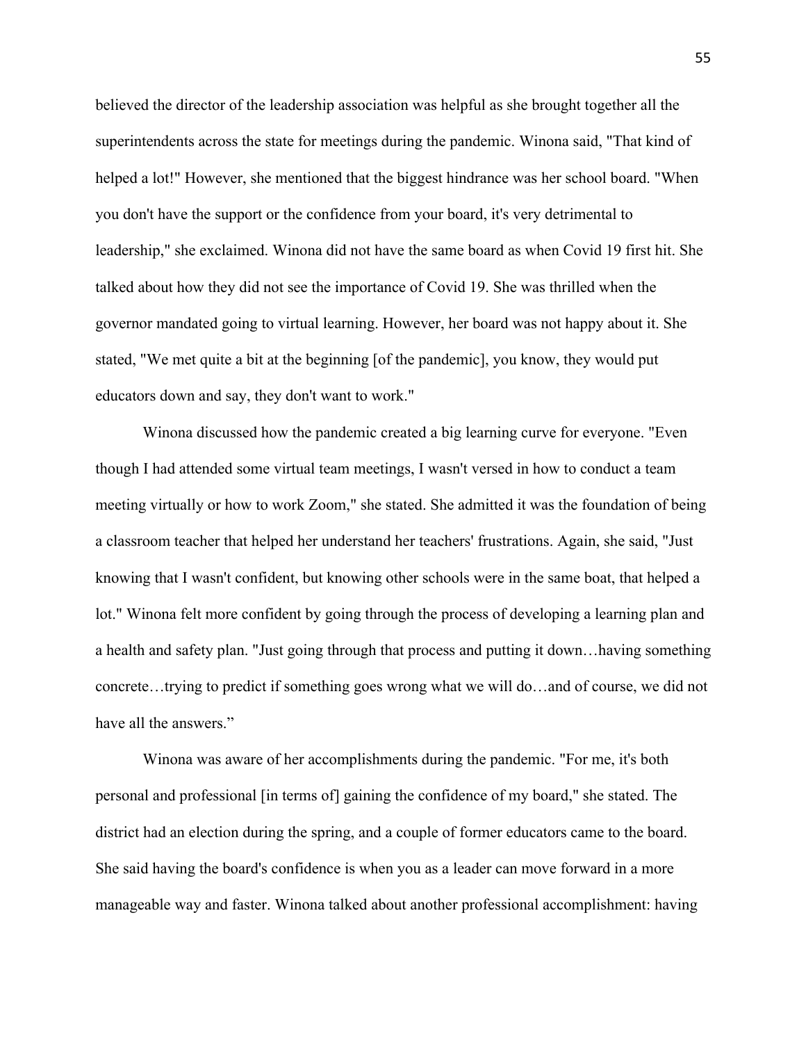believed the director of the leadership association was helpful as she brought together all the superintendents across the state for meetings during the pandemic. Winona said, "That kind of helped a lot!" However, she mentioned that the biggest hindrance was her school board. "When you don't have the support or the confidence from your board, it's very detrimental to leadership," she exclaimed. Winona did not have the same board as when Covid 19 first hit. She talked about how they did not see the importance of Covid 19. She was thrilled when the governor mandated going to virtual learning. However, her board was not happy about it. She stated, "We met quite a bit at the beginning [of the pandemic], you know, they would put educators down and say, they don't want to work."

Winona discussed how the pandemic created a big learning curve for everyone. "Even though I had attended some virtual team meetings, I wasn't versed in how to conduct a team meeting virtually or how to work Zoom," she stated. She admitted it was the foundation of being a classroom teacher that helped her understand her teachers' frustrations. Again, she said, "Just knowing that I wasn't confident, but knowing other schools were in the same boat, that helped a lot." Winona felt more confident by going through the process of developing a learning plan and a health and safety plan. "Just going through that process and putting it down…having something concrete…trying to predict if something goes wrong what we will do…and of course, we did not have all the answers."

Winona was aware of her accomplishments during the pandemic. "For me, it's both personal and professional [in terms of] gaining the confidence of my board," she stated. The district had an election during the spring, and a couple of former educators came to the board. She said having the board's confidence is when you as a leader can move forward in a more manageable way and faster. Winona talked about another professional accomplishment: having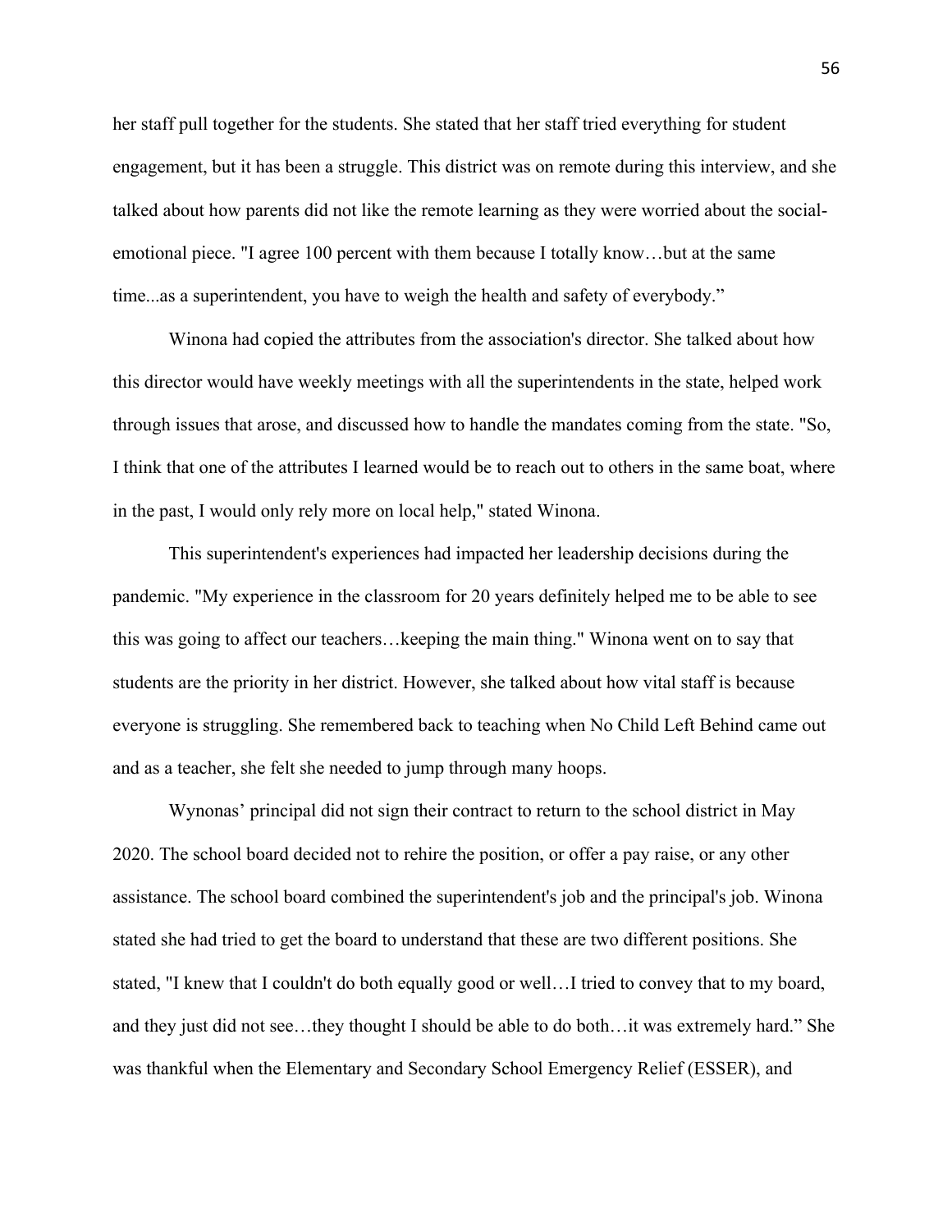her staff pull together for the students. She stated that her staff tried everything for student engagement, but it has been a struggle. This district was on remote during this interview, and she talked about how parents did not like the remote learning as they were worried about the social-emotional piece. "I agree 100 percent with them because I totally know…but at the same time...as a superintendent, you have to weigh the health and safety of everybody."

Winona had copied the attributes from the association's director. She talked about how this director would have weekly meetings with all the superintendents in the state, helped work through issues that arose, and discussed how to handle the mandates coming from the state. "So, I think that one of the attributes I learned would be to reach out to others in the same boat, where in the past, I would only rely more on local help," stated Winona.

This superintendent's experiences had impacted her leadership decisions during the pandemic. "My experience in the classroom for 20 years definitely helped me to be able to see this was going to affect our teachers…keeping the main thing." Winona went on to say that students are the priority in her district. However, she talked about how vital staff is because everyone is struggling. She remembered back to teaching when No Child Left Behind came out and as a teacher, she felt she needed to jump through many hoops.

Wynonas' principal did not sign their contract to return to the school district in May 2020. The school board decided not to rehire the position, or offer a pay raise, or any other assistance. The school board combined the superintendent's job and the principal's job. Winona stated she had tried to get the board to understand that these are two different positions. She stated, "I knew that I couldn't do both equally good or well…I tried to convey that to my board, and they just did not see…they thought I should be able to do both…it was extremely hard." She was thankful when the Elementary and Secondary School Emergency Relief (ESSER), and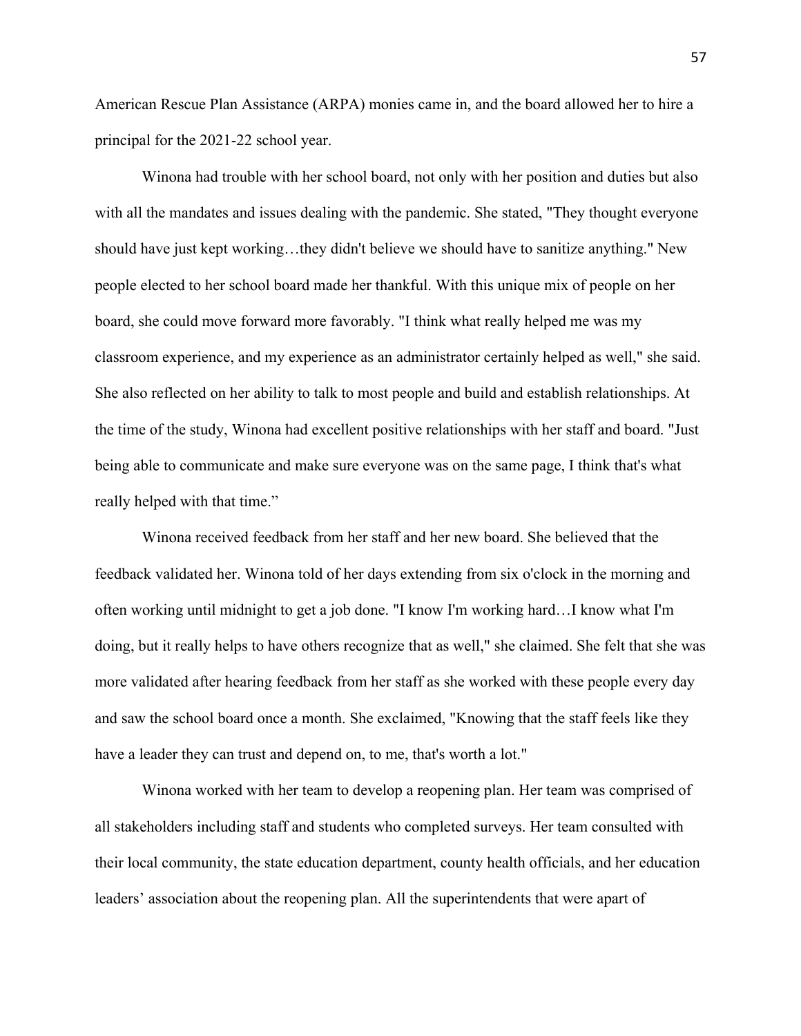American Rescue Plan Assistance (ARPA) monies came in, and the board allowed her to hire a principal for the 2021-22 school year.

Winona had trouble with her school board, not only with her position and duties but also with all the mandates and issues dealing with the pandemic. She stated, "They thought everyone should have just kept working…they didn't believe we should have to sanitize anything." New people elected to her school board made her thankful. With this unique mix of people on her board, she could move forward more favorably. "I think what really helped me was my classroom experience, and my experience as an administrator certainly helped as well," she said. She also reflected on her ability to talk to most people and build and establish relationships. At the time of the study, Winona had excellent positive relationships with her staff and board. "Just being able to communicate and make sure everyone was on the same page, I think that's what really helped with that time."

Winona received feedback from her staff and her new board. She believed that the feedback validated her. Winona told of her days extending from six o'clock in the morning and often working until midnight to get a job done. "I know I'm working hard…I know what I'm doing, but it really helps to have others recognize that as well," she claimed. She felt that she was more validated after hearing feedback from her staff as she worked with these people every day and saw the school board once a month. She exclaimed, "Knowing that the staff feels like they have a leader they can trust and depend on, to me, that's worth a lot."

Winona worked with her team to develop a reopening plan. Her team was comprised of all stakeholders including staff and students who completed surveys. Her team consulted with their local community, the state education department, county health officials, and her education leaders' association about the reopening plan. All the superintendents that were apart of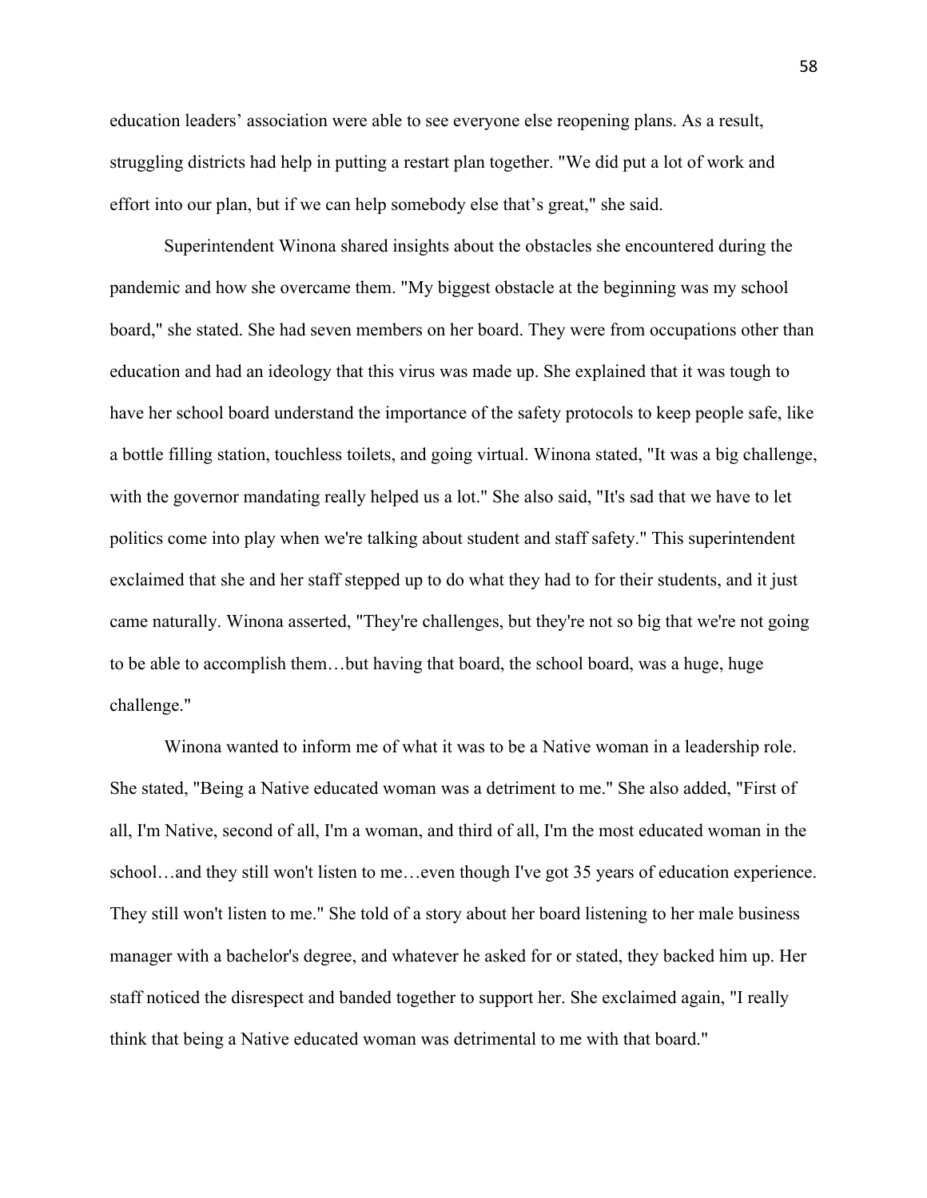education leaders' association were able to see everyone else reopening plans. As a result, struggling districts had help in putting a restart plan together. "We did put a lot of work and effort into our plan, but if we can help somebody else that's great," she said.

Superintendent Winona shared insights about the obstacles she encountered during the pandemic and how she overcame them. "My biggest obstacle at the beginning was my school board," she stated. She had seven members on her board. They were from occupations other than education and had an ideology that this virus was made up. She explained that it was tough to have her school board understand the importance of the safety protocols to keep people safe, like a bottle filling station, touchless toilets, and going virtual. Winona stated, "It was a big challenge, with the governor mandating really helped us a lot." She also said, "It's sad that we have to let politics come into play when we're talking about student and staff safety." This superintendent exclaimed that she and her staff stepped up to do what they had to for their students, and it just came naturally. Winona asserted, "They're challenges, but they're not so big that we're not going to be able to accomplish them…but having that board, the school board, was a huge, huge challenge."

Winona wanted to inform me of what it was to be a Native woman in a leadership role. She stated, "Being a Native educated woman was a detriment to me." She also added, "First of all, I'm Native, second of all, I'm a woman, and third of all, I'm the most educated woman in the school…and they still won't listen to me…even though I've got 35 years of education experience. They still won't listen to me." She told of a story about her board listening to her male business manager with a bachelor's degree, and whatever he asked for or stated, they backed him up. Her staff noticed the disrespect and banded together to support her. She exclaimed again, "I really think that being a Native educated woman was detrimental to me with that board."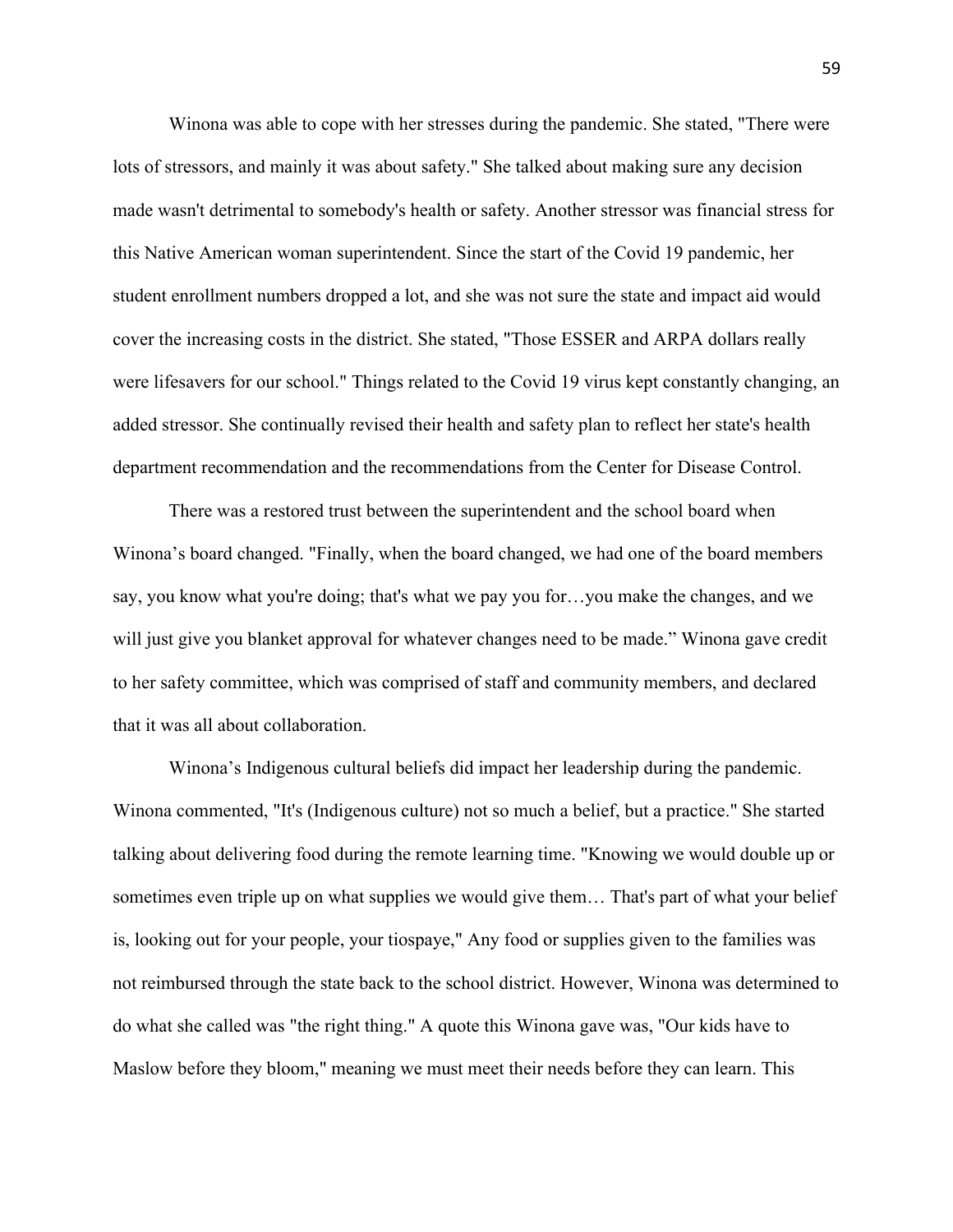Winona was able to cope with her stresses during the pandemic. She stated, "There were lots of stressors, and mainly it was about safety." She talked about making sure any decision made wasn't detrimental to somebody's health or safety. Another stressor was financial stress for this Native American woman superintendent. Since the start of the Covid 19 pandemic, her student enrollment numbers dropped a lot, and she was not sure the state and impact aid would cover the increasing costs in the district. She stated, "Those ESSER and ARPA dollars really were lifesavers for our school." Things related to the Covid 19 virus kept constantly changing, an added stressor. She continually revised their health and safety plan to reflect her state's health department recommendation and the recommendations from the Center for Disease Control.

There was a restored trust between the superintendent and the school board when Winona's board changed. "Finally, when the board changed, we had one of the board members say, you know what you're doing; that's what we pay you for…you make the changes, and we will just give you blanket approval for whatever changes need to be made." Winona gave credit to her safety committee, which was comprised of staff and community members, and declared that it was all about collaboration.

Winona's Indigenous cultural beliefs did impact her leadership during the pandemic. Winona commented, "It's (Indigenous culture) not so much a belief, but a practice." She started talking about delivering food during the remote learning time. "Knowing we would double up or sometimes even triple up on what supplies we would give them… That's part of what your belief is, looking out for your people, your tiospaye," Any food or supplies given to the families was not reimbursed through the state back to the school district. However, Winona was determined to do what she called was "the right thing." A quote this Winona gave was, "Our kids have to Maslow before they bloom," meaning we must meet their needs before they can learn. This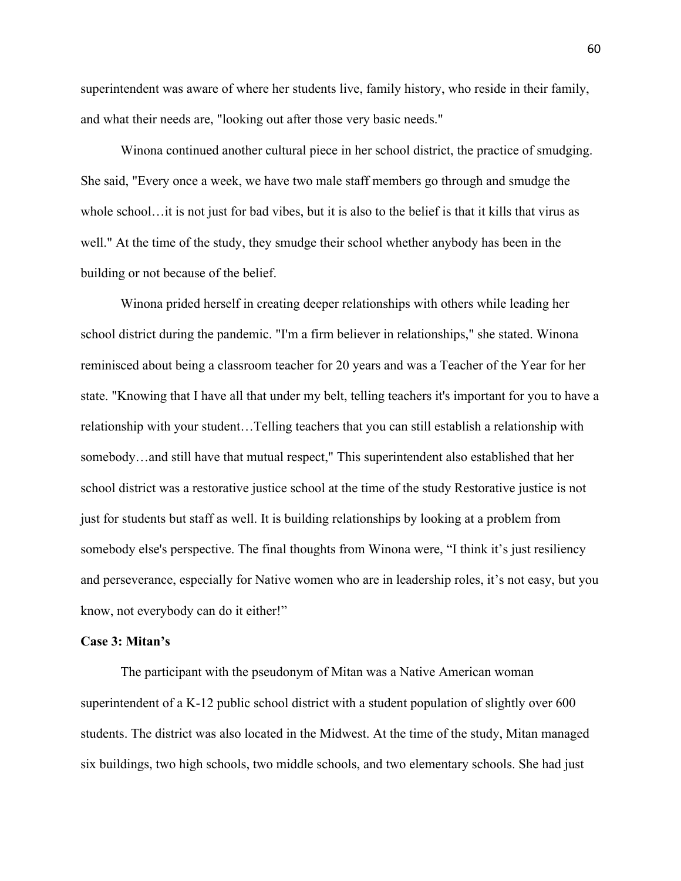superintendent was aware of where her students live, family history, who reside in their family, and what their needs are, "looking out after those very basic needs."

Winona continued another cultural piece in her school district, the practice of smudging. She said, "Every once a week, we have two male staff members go through and smudge the whole school…it is not just for bad vibes, but it is also to the belief is that it kills that virus as well." At the time of the study, they smudge their school whether anybody has been in the building or not because of the belief.

Winona prided herself in creating deeper relationships with others while leading her school district during the pandemic. "I'm a firm believer in relationships," she stated. Winona reminisced about being a classroom teacher for 20 years and was a Teacher of the Year for her state. "Knowing that I have all that under my belt, telling teachers it's important for you to have a relationship with your student…Telling teachers that you can still establish a relationship with somebody…and still have that mutual respect," This superintendent also established that her school district was a restorative justice school at the time of the study Restorative justice is not just for students but staff as well. It is building relationships by looking at a problem from somebody else's perspective. The final thoughts from Winona were, "I think it's just resiliency and perseverance, especially for Native women who are in leadership roles, it's not easy, but you know, not everybody can do it either!"

**Case 3: Mitan's**

The participant with the pseudonym of Mitan was a Native American woman superintendent of a K-12 public school district with a student population of slightly over 600 students. The district was also located in the Midwest. At the time of the study, Mitan managed six buildings, two high schools, two middle schools, and two elementary schools. She had just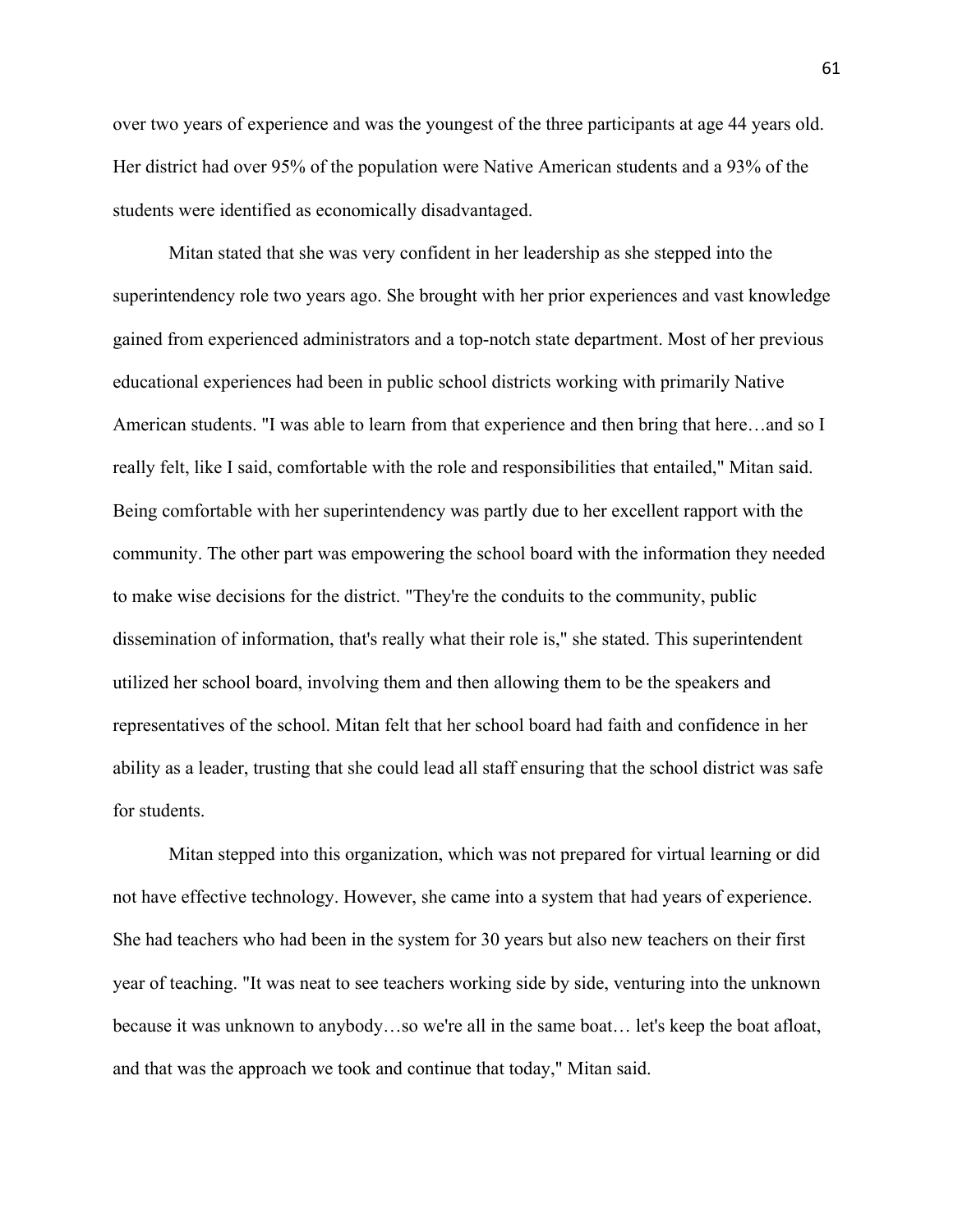over two years of experience and was the youngest of the three participants at age 44 years old. Her district had over 95% of the population were Native American students and a 93% of the students were identified as economically disadvantaged.

Mitan stated that she was very confident in her leadership as she stepped into the superintendency role two years ago. She brought with her prior experiences and vast knowledge gained from experienced administrators and a top-notch state department. Most of her previous educational experiences had been in public school districts working with primarily Native American students. "I was able to learn from that experience and then bring that here…and so I really felt, like I said, comfortable with the role and responsibilities that entailed," Mitan said. Being comfortable with her superintendency was partly due to her excellent rapport with the community. The other part was empowering the school board with the information they needed to make wise decisions for the district. "They're the conduits to the community, public dissemination of information, that's really what their role is," she stated. This superintendent utilized her school board, involving them and then allowing them to be the speakers and representatives of the school. Mitan felt that her school board had faith and confidence in her ability as a leader, trusting that she could lead all staff ensuring that the school district was safe for students.

Mitan stepped into this organization, which was not prepared for virtual learning or did not have effective technology. However, she came into a system that had years of experience. She had teachers who had been in the system for 30 years but also new teachers on their first year of teaching. "It was neat to see teachers working side by side, venturing into the unknown because it was unknown to anybody…so we're all in the same boat… let's keep the boat afloat, and that was the approach we took and continue that today," Mitan said.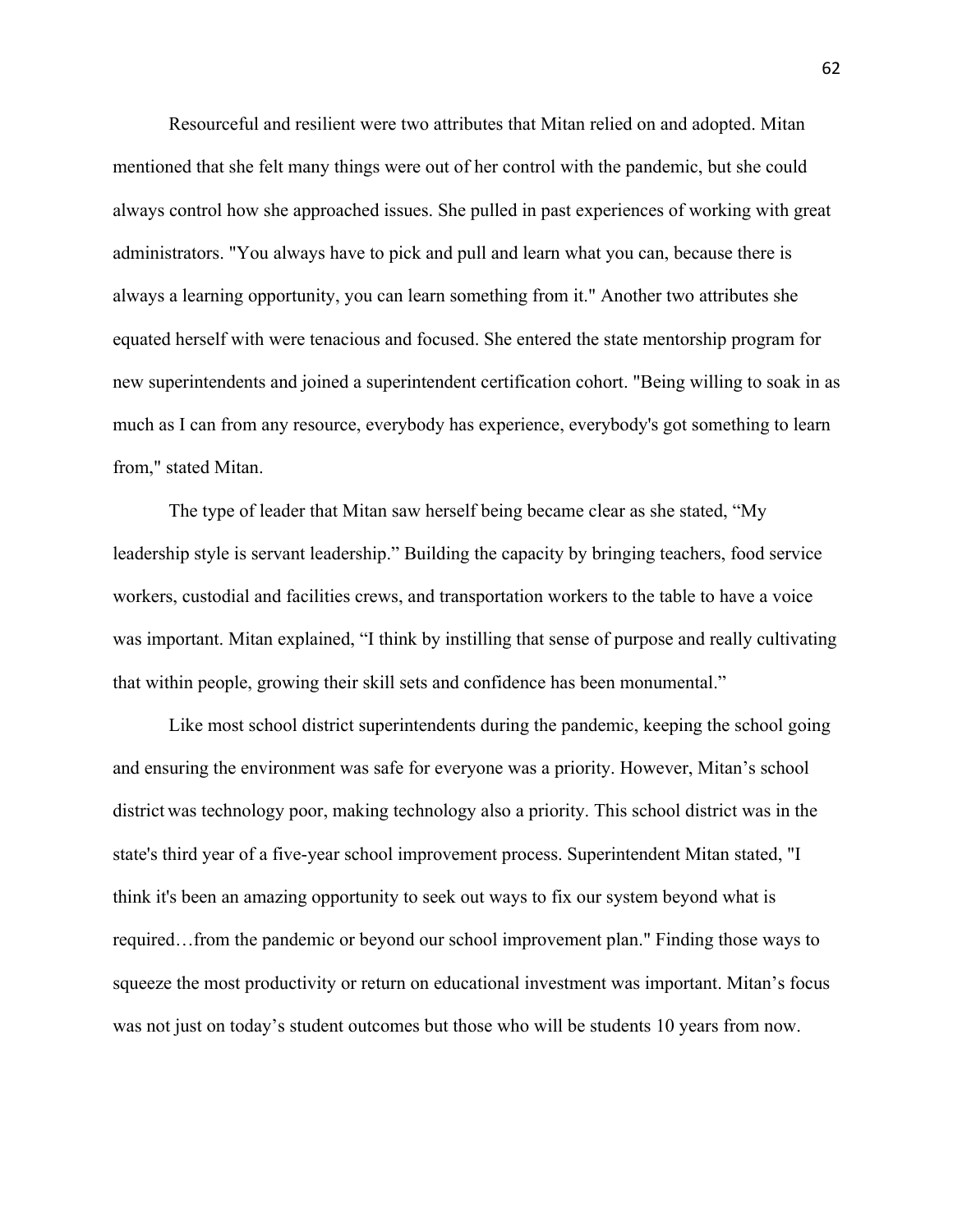Resourceful and resilient were two attributes that Mitan relied on and adopted. Mitan mentioned that she felt many things were out of her control with the pandemic, but she could always control how she approached issues. She pulled in past experiences of working with great administrators. "You always have to pick and pull and learn what you can, because there is always a learning opportunity, you can learn something from it." Another two attributes she equated herself with were tenacious and focused. She entered the state mentorship program for new superintendents and joined a superintendent certification cohort. "Being willing to soak in as much as I can from any resource, everybody has experience, everybody's got something to learn from," stated Mitan.

The type of leader that Mitan saw herself being became clear as she stated, "My leadership style is servant leadership." Building the capacity by bringing teachers, food service workers, custodial and facilities crews, and transportation workers to the table to have a voice was important. Mitan explained, "I think by instilling that sense of purpose and really cultivating that within people, growing their skill sets and confidence has been monumental."

Like most school district superintendents during the pandemic, keeping the school going and ensuring the environment was safe for everyone was a priority. However, Mitan's school district was technology poor, making technology also a priority. This school district was in the state's third year of a five-year school improvement process. Superintendent Mitan stated, "I think it's been an amazing opportunity to seek out ways to fix our system beyond what is required…from the pandemic or beyond our school improvement plan." Finding those ways to squeeze the most productivity or return on educational investment was important. Mitan's focus was not just on today's student outcomes but those who will be students 10 years from now.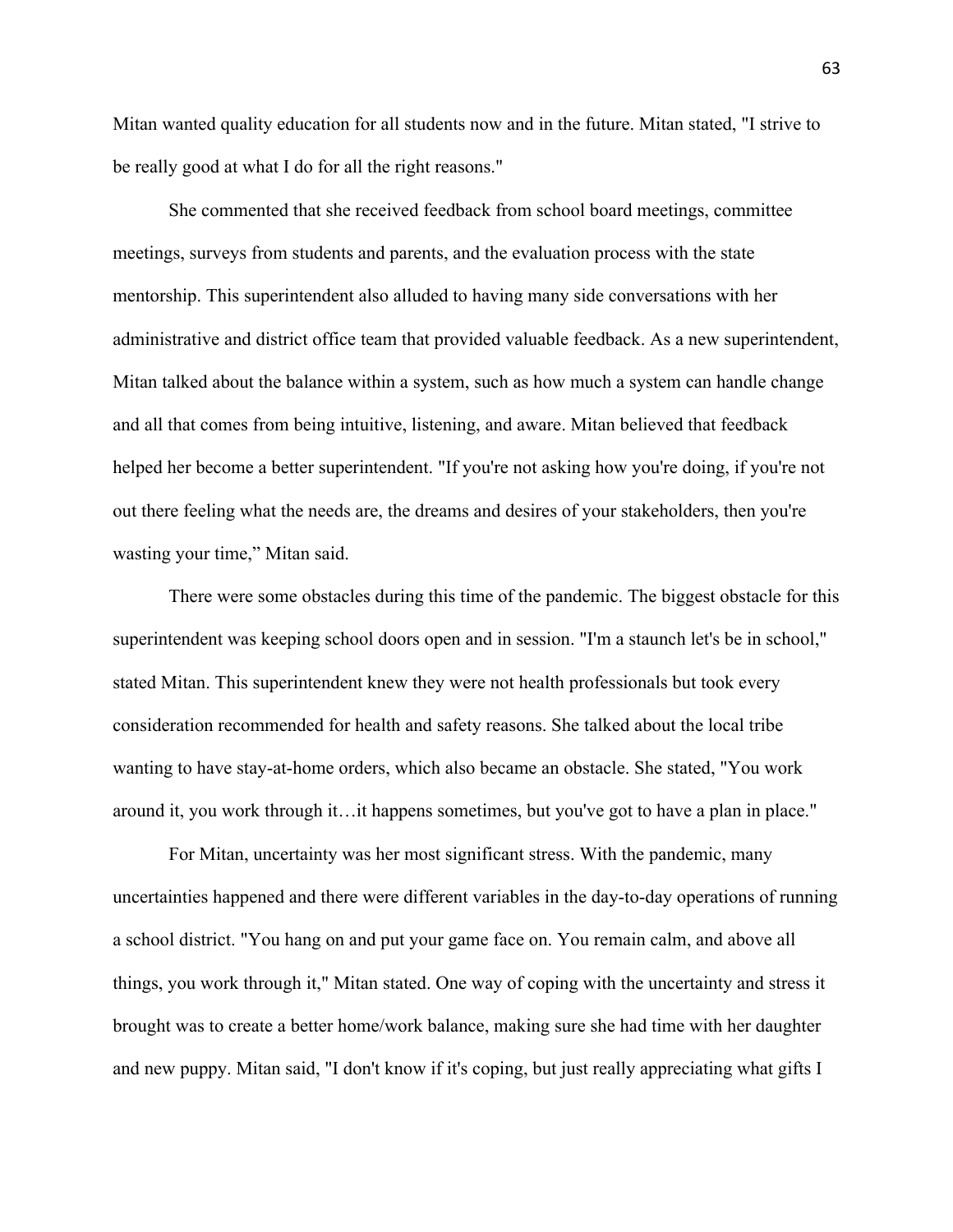Mitan wanted quality education for all students now and in the future. Mitan stated, "I strive to be really good at what I do for all the right reasons."

She commented that she received feedback from school board meetings, committee meetings, surveys from students and parents, and the evaluation process with the state mentorship. This superintendent also alluded to having many side conversations with her administrative and district office team that provided valuable feedback. As a new superintendent, Mitan talked about the balance within a system, such as how much a system can handle change and all that comes from being intuitive, listening, and aware. Mitan believed that feedback helped her become a better superintendent. "If you're not asking how you're doing, if you're not out there feeling what the needs are, the dreams and desires of your stakeholders, then you're wasting your time," Mitan said.

There were some obstacles during this time of the pandemic. The biggest obstacle for this superintendent was keeping school doors open and in session. "I'm a staunch let's be in school," stated Mitan. This superintendent knew they were not health professionals but took every consideration recommended for health and safety reasons. She talked about the local tribe wanting to have stay-at-home orders, which also became an obstacle. She stated, "You work around it, you work through it…it happens sometimes, but you've got to have a plan in place."

For Mitan, uncertainty was her most significant stress. With the pandemic, many uncertainties happened and there were different variables in the day-to-day operations of running a school district. "You hang on and put your game face on. You remain calm, and above all things, you work through it," Mitan stated. One way of coping with the uncertainty and stress it brought was to create a better home/work balance, making sure she had time with her daughter and new puppy. Mitan said, "I don't know if it's coping, but just really appreciating what gifts I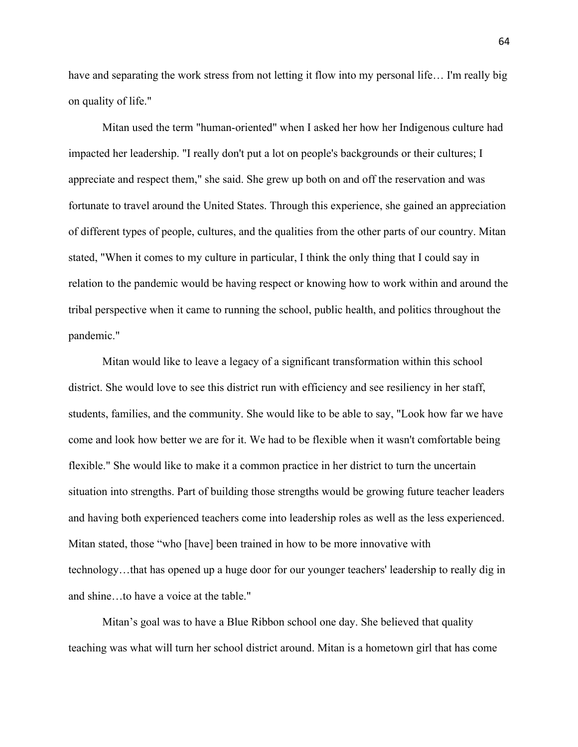have and separating the work stress from not letting it flow into my personal life… I'm really big on quality of life."

Mitan used the term "human-oriented" when I asked her how her Indigenous culture had impacted her leadership. "I really don't put a lot on people's backgrounds or their cultures; I appreciate and respect them," she said. She grew up both on and off the reservation and was fortunate to travel around the United States. Through this experience, she gained an appreciation of different types of people, cultures, and the qualities from the other parts of our country. Mitan stated, "When it comes to my culture in particular, I think the only thing that I could say in relation to the pandemic would be having respect or knowing how to work within and around the tribal perspective when it came to running the school, public health, and politics throughout the pandemic."

Mitan would like to leave a legacy of a significant transformation within this school district. She would love to see this district run with efficiency and see resiliency in her staff, students, families, and the community. She would like to be able to say, "Look how far we have come and look how better we are for it. We had to be flexible when it wasn't comfortable being flexible." She would like to make it a common practice in her district to turn the uncertain situation into strengths. Part of building those strengths would be growing future teacher leaders and having both experienced teachers come into leadership roles as well as the less experienced. Mitan stated, those "who [have] been trained in how to be more innovative with technology…that has opened up a huge door for our younger teachers' leadership to really dig in and shine…to have a voice at the table."

Mitan's goal was to have a Blue Ribbon school one day. She believed that quality teaching was what will turn her school district around. Mitan is a hometown girl that has come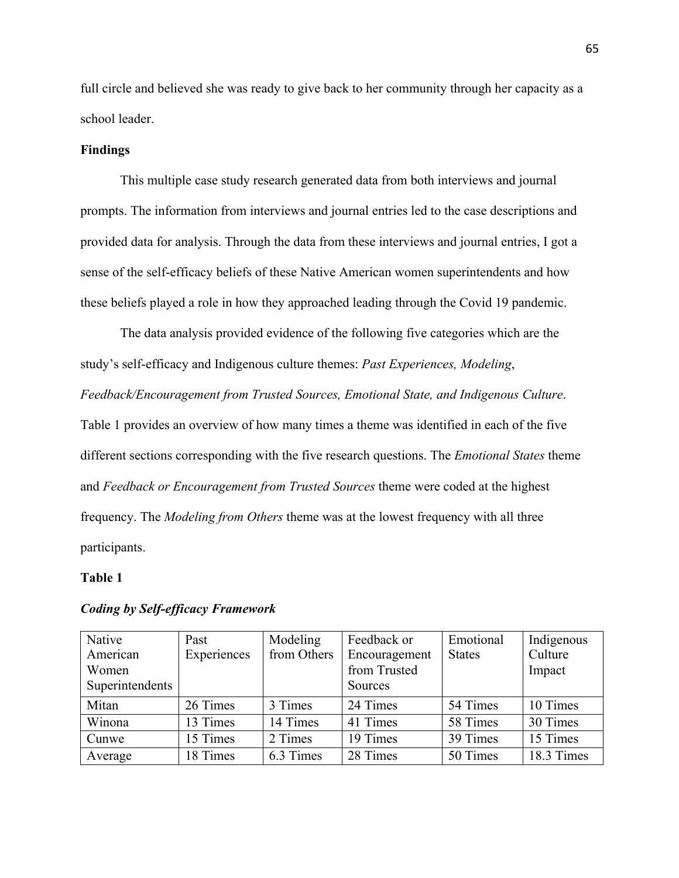full circle and believed she was ready to give back to her community through her capacity as a school leader.

## Findings

This multiple case study research generated data from both interviews and journal prompts. The information from interviews and journal entries led to the case descriptions and provided data for analysis. Through the data from these interviews and journal entries, I got a sense of the self-efficacy beliefs of these Native American women superintendents and how these beliefs played a role in how they approached leading through the Covid 19 pandemic.

The data analysis provided evidence of the following five categories which are the study's self-efficacy and Indigenous culture themes: *Past Experiences, Modeling*, *Feedback/Encouragement from Trusted Sources, Emotional State, and Indigenous Culture*. Table 1 provides an overview of how many times a theme was identified in each of the five different sections corresponding with the five research questions. The *Emotional States* theme and *Feedback or Encouragement from Trusted Sources* theme were coded at the highest frequency. The *Modeling from Others* theme was at the lowest frequency with all three participants.

**Table 1**

***Coding by Self-efficacy Framework***

| Native American Women Superintendents | Past Experiences | Modeling from Others | Feedback or Encouragement from Trusted Sources | Emotional States | Indigenous Culture Impact |
|---|---|---|---|---|---|
| Mitan | 26 Times | 3 Times | 24 Times | 54 Times | 10 Times |
| Winona | 13 Times | 14 Times | 41 Times | 58 Times | 30 Times |
| Cunwe | 15 Times | 2 Times | 19 Times | 39 Times | 15 Times |
| Average | 18 Times | 6.3 Times | 28 Times | 50 Times | 18.3 Times |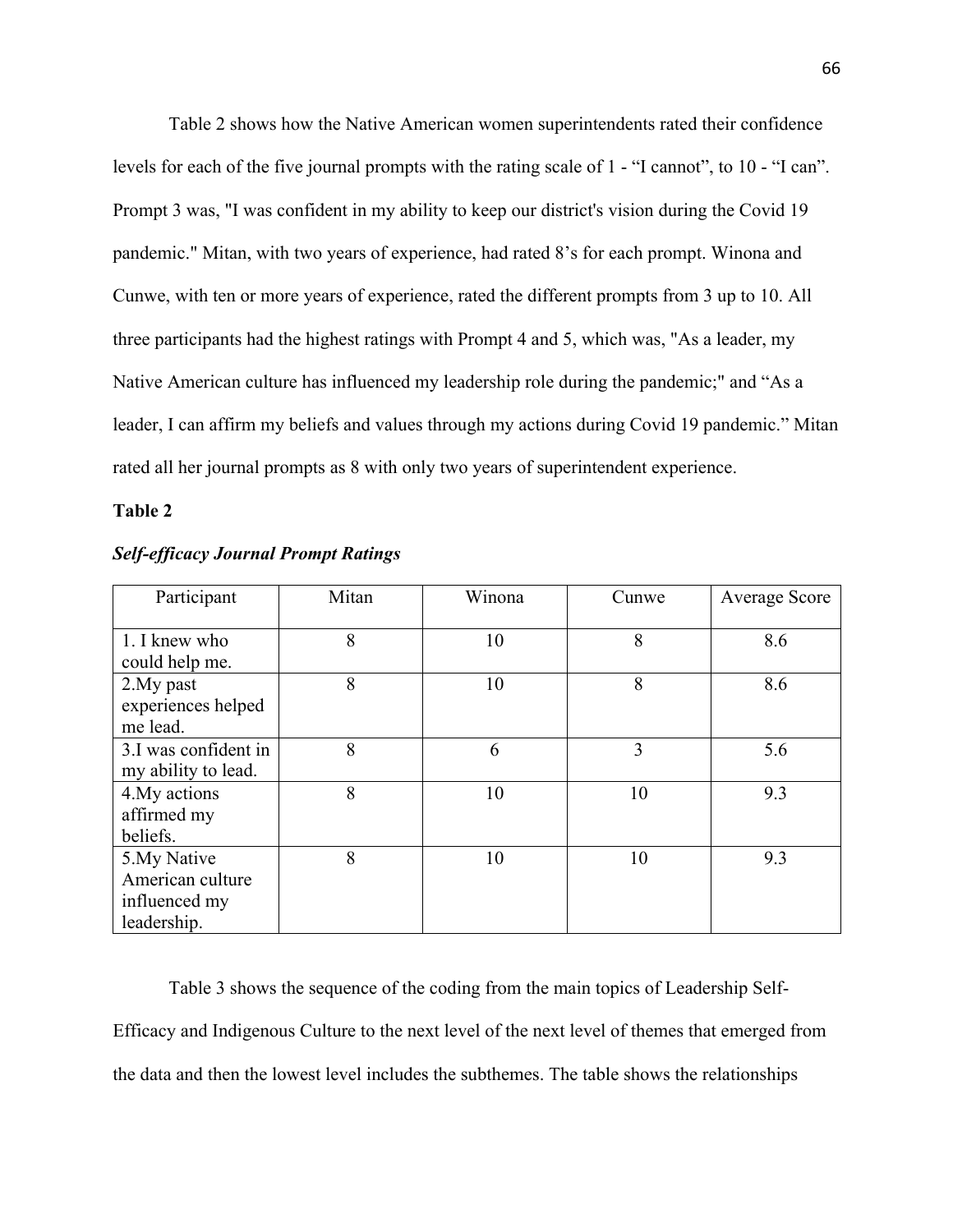Table 2 shows how the Native American women superintendents rated their confidence levels for each of the five journal prompts with the rating scale of 1 - “I cannot”, to 10 - “I can”. Prompt 3 was, "I was confident in my ability to keep our district's vision during the Covid 19 pandemic." Mitan, with two years of experience, had rated 8’s for each prompt. Winona and Cunwe, with ten or more years of experience, rated the different prompts from 3 up to 10. All three participants had the highest ratings with Prompt 4 and 5, which was, "As a leader, my Native American culture has influenced my leadership role during the pandemic;" and “As a leader, I can affirm my beliefs and values through my actions during Covid 19 pandemic.” Mitan rated all her journal prompts as 8 with only two years of superintendent experience.

**Table 2**

***Self-efficacy Journal Prompt Ratings***

| Participant | Mitan | Winona | Cunwe | Average Score |
|---|---|---|---|---|
| 1. I knew who could help me. | 8 | 10 | 8 | 8.6 |
| 2.My past experiences helped me lead. | 8 | 10 | 8 | 8.6 |
| 3.I was confident in my ability to lead. | 8 | 6 | 3 | 5.6 |
| 4.My actions affirmed my beliefs. | 8 | 10 | 10 | 9.3 |
| 5.My Native American culture influenced my leadership. | 8 | 10 | 10 | 9.3 |

Table 3 shows the sequence of the coding from the main topics of Leadership Self-Efficacy and Indigenous Culture to the next level of the next level of themes that emerged from the data and then the lowest level includes the subthemes. The table shows the relationships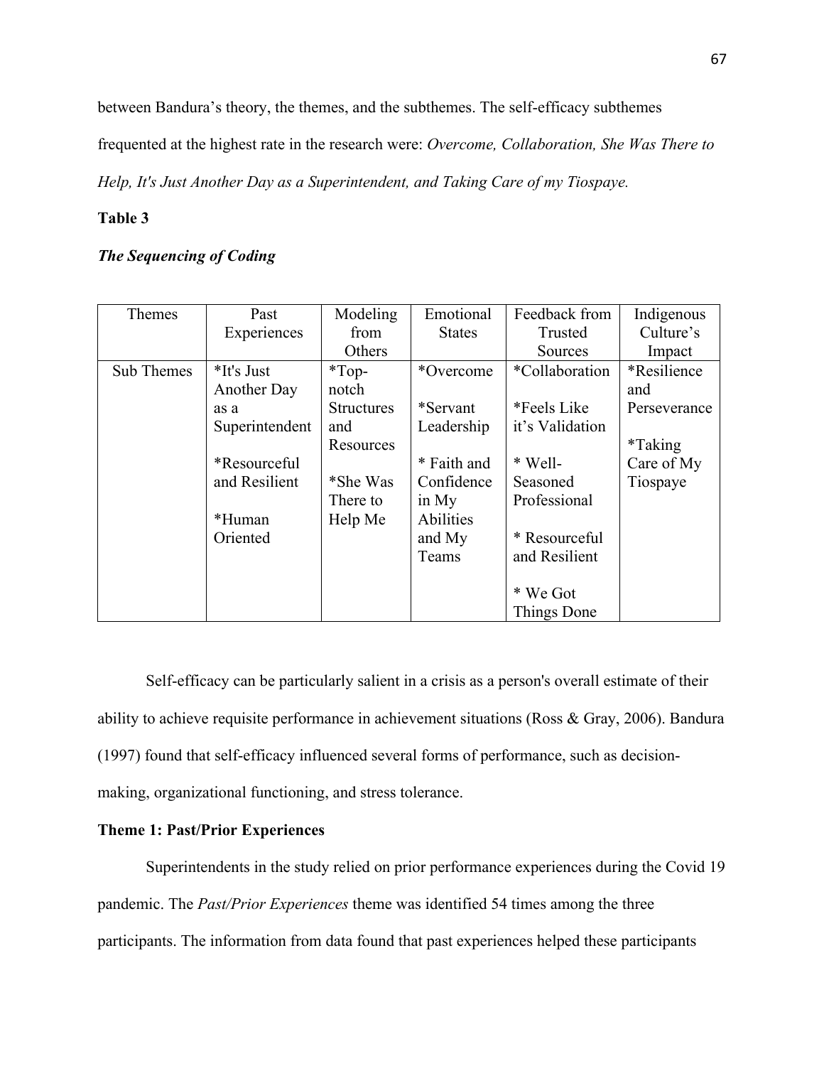between Bandura's theory, the themes, and the subthemes. The self-efficacy subthemes frequented at the highest rate in the research were: *Overcome, Collaboration, She Was There to Help, It's Just Another Day as a Superintendent, and Taking Care of my Tiospaye.*

**Table 3**

***The Sequencing of Coding***

| Themes | Past Experiences | Modeling from Others | Emotional States | Feedback from Trusted Sources | Indigenous Culture's Impact |
|---|---|---|---|---|---|
| Sub Themes | *It's Just Another Day as a Superintendent<br><br>*Resourceful and Resilient<br><br>*Human Oriented | *Top-notch Structures and Resources<br><br>*She Was There to Help Me | *Overcome<br><br>*Servant Leadership<br><br>* Faith and Confidence in My Abilities and My Teams | *Collaboration<br><br>*Feels Like it's Validation<br><br>* Well-Seasoned Professional<br><br>* Resourceful and Resilient<br><br>* We Got Things Done | *Resilience and Perseverance<br><br>*Taking Care of My Tiospaye |

Self-efficacy can be particularly salient in a crisis as a person's overall estimate of their ability to achieve requisite performance in achievement situations (Ross & Gray, 2006). Bandura (1997) found that self-efficacy influenced several forms of performance, such as decision-making, organizational functioning, and stress tolerance.

**Theme 1: Past/Prior Experiences**

Superintendents in the study relied on prior performance experiences during the Covid 19 pandemic. The *Past/Prior Experiences* theme was identified 54 times among the three participants. The information from data found that past experiences helped these participants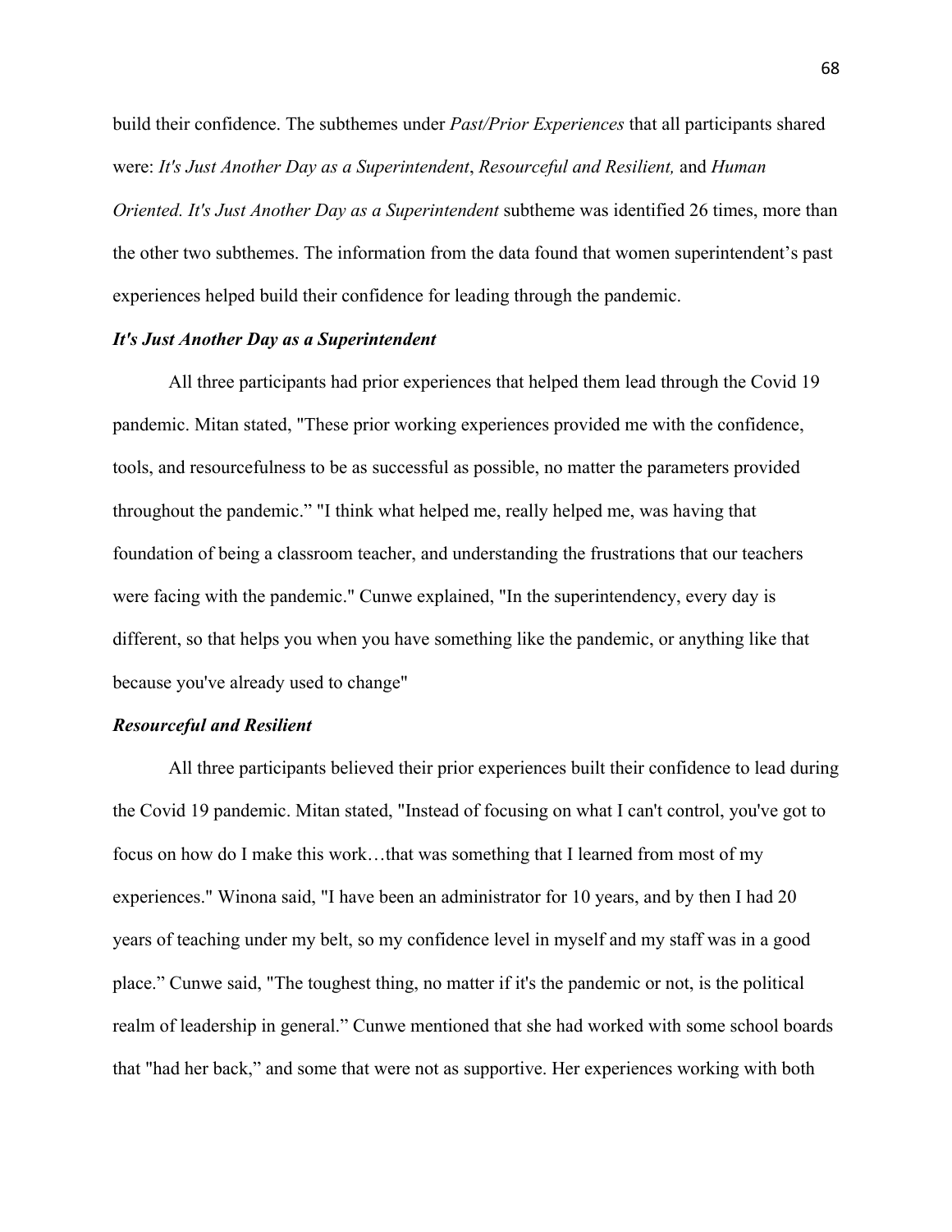build their confidence. The subthemes under *Past/Prior Experiences* that all participants shared were: *It's Just Another Day as a Superintendent*, *Resourceful and Resilient,* and *Human Oriented. It's Just Another Day as a Superintendent* subtheme was identified 26 times, more than the other two subthemes. The information from the data found that women superintendent's past experiences helped build their confidence for leading through the pandemic.

### ***It's Just Another Day as a Superintendent***

All three participants had prior experiences that helped them lead through the Covid 19 pandemic. Mitan stated, "These prior working experiences provided me with the confidence, tools, and resourcefulness to be as successful as possible, no matter the parameters provided throughout the pandemic." "I think what helped me, really helped me, was having that foundation of being a classroom teacher, and understanding the frustrations that our teachers were facing with the pandemic." Cunwe explained, "In the superintendency, every day is different, so that helps you when you have something like the pandemic, or anything like that because you've already used to change"

### ***Resourceful and Resilient***

All three participants believed their prior experiences built their confidence to lead during the Covid 19 pandemic. Mitan stated, "Instead of focusing on what I can't control, you've got to focus on how do I make this work…that was something that I learned from most of my experiences." Winona said, "I have been an administrator for 10 years, and by then I had 20 years of teaching under my belt, so my confidence level in myself and my staff was in a good place." Cunwe said, "The toughest thing, no matter if it's the pandemic or not, is the political realm of leadership in general." Cunwe mentioned that she had worked with some school boards that "had her back," and some that were not as supportive. Her experiences working with both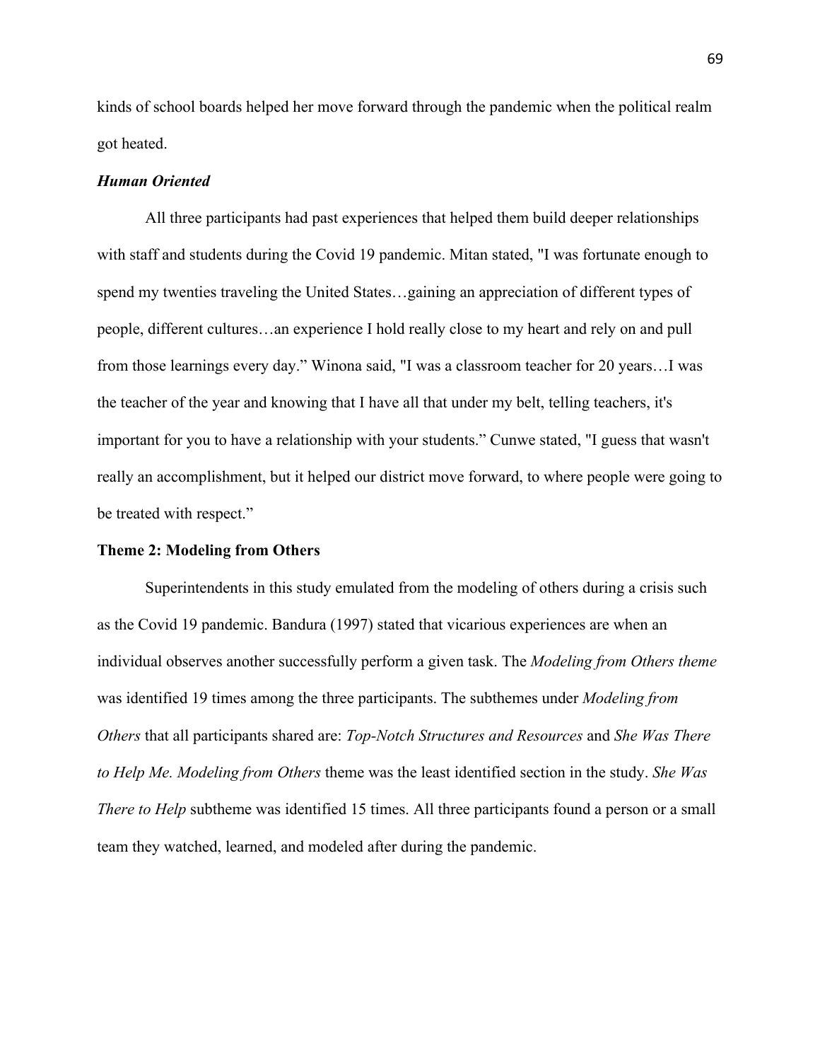kinds of school boards helped her move forward through the pandemic when the political realm got heated.

### *Human Oriented*

All three participants had past experiences that helped them build deeper relationships with staff and students during the Covid 19 pandemic. Mitan stated, "I was fortunate enough to spend my twenties traveling the United States…gaining an appreciation of different types of people, different cultures…an experience I hold really close to my heart and rely on and pull from those learnings every day." Winona said, "I was a classroom teacher for 20 years…I was the teacher of the year and knowing that I have all that under my belt, telling teachers, it's important for you to have a relationship with your students." Cunwe stated, "I guess that wasn't really an accomplishment, but it helped our district move forward, to where people were going to be treated with respect."

## Theme 2: Modeling from Others

Superintendents in this study emulated from the modeling of others during a crisis such as the Covid 19 pandemic. Bandura (1997) stated that vicarious experiences are when an individual observes another successfully perform a given task. The *Modeling from Others theme* was identified 19 times among the three participants. The subthemes under *Modeling from Others* that all participants shared are: *Top-Notch Structures and Resources* and *She Was There to Help Me. Modeling from Others* theme was the least identified section in the study. *She Was There to Help* subtheme was identified 15 times. All three participants found a person or a small team they watched, learned, and modeled after during the pandemic.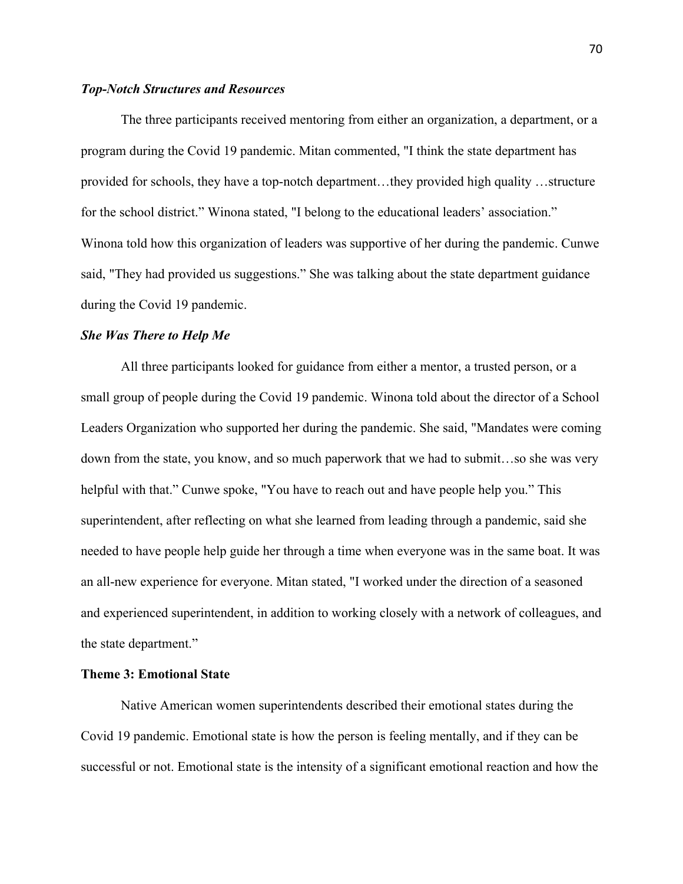### *Top-Notch Structures and Resources*

The three participants received mentoring from either an organization, a department, or a program during the Covid 19 pandemic. Mitan commented, "I think the state department has provided for schools, they have a top-notch department…they provided high quality …structure for the school district." Winona stated, "I belong to the educational leaders' association." Winona told how this organization of leaders was supportive of her during the pandemic. Cunwe said, "They had provided us suggestions." She was talking about the state department guidance during the Covid 19 pandemic.

### *She Was There to Help Me*

All three participants looked for guidance from either a mentor, a trusted person, or a small group of people during the Covid 19 pandemic. Winona told about the director of a School Leaders Organization who supported her during the pandemic. She said, "Mandates were coming down from the state, you know, and so much paperwork that we had to submit…so she was very helpful with that." Cunwe spoke, "You have to reach out and have people help you." This superintendent, after reflecting on what she learned from leading through a pandemic, said she needed to have people help guide her through a time when everyone was in the same boat. It was an all-new experience for everyone. Mitan stated, "I worked under the direction of a seasoned and experienced superintendent, in addition to working closely with a network of colleagues, and the state department."

## Theme 3: Emotional State

Native American women superintendents described their emotional states during the Covid 19 pandemic. Emotional state is how the person is feeling mentally, and if they can be successful or not. Emotional state is the intensity of a significant emotional reaction and how the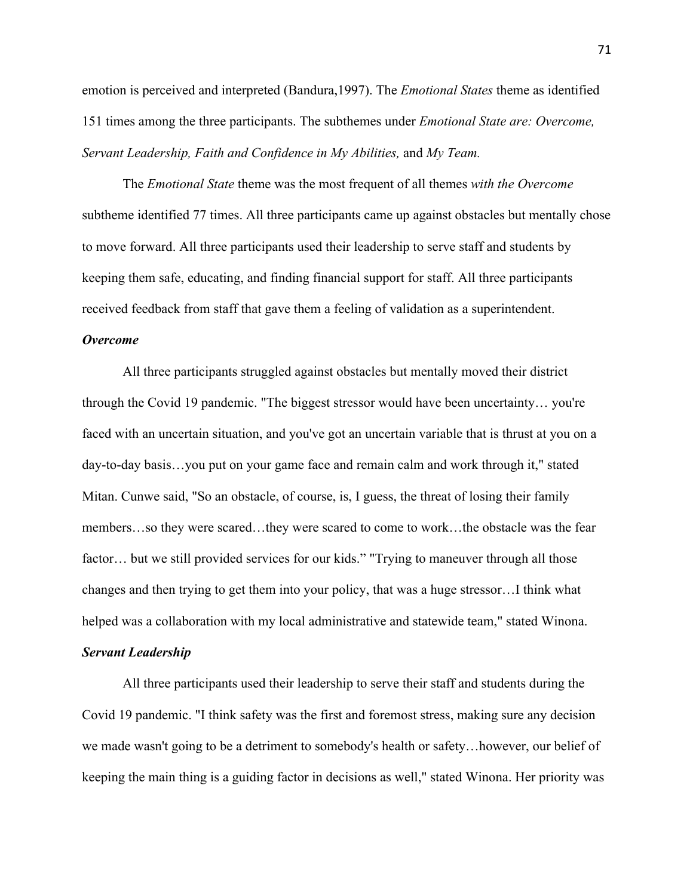emotion is perceived and interpreted (Bandura,1997). The *Emotional States* theme as identified 151 times among the three participants. The subthemes under *Emotional State are: Overcome, Servant Leadership, Faith and Confidence in My Abilities,* and *My Team.*

The *Emotional State* theme was the most frequent of all themes *with the Overcome* subtheme identified 77 times. All three participants came up against obstacles but mentally chose to move forward. All three participants used their leadership to serve staff and students by keeping them safe, educating, and finding financial support for staff. All three participants received feedback from staff that gave them a feeling of validation as a superintendent.

### *Overcome*

All three participants struggled against obstacles but mentally moved their district through the Covid 19 pandemic. "The biggest stressor would have been uncertainty… you're faced with an uncertain situation, and you've got an uncertain variable that is thrust at you on a day-to-day basis…you put on your game face and remain calm and work through it," stated Mitan. Cunwe said, "So an obstacle, of course, is, I guess, the threat of losing their family members…so they were scared…they were scared to come to work…the obstacle was the fear factor… but we still provided services for our kids." "Trying to maneuver through all those changes and then trying to get them into your policy, that was a huge stressor…I think what helped was a collaboration with my local administrative and statewide team," stated Winona.

### *Servant Leadership*

All three participants used their leadership to serve their staff and students during the Covid 19 pandemic. "I think safety was the first and foremost stress, making sure any decision we made wasn't going to be a detriment to somebody's health or safety…however, our belief of keeping the main thing is a guiding factor in decisions as well," stated Winona. Her priority was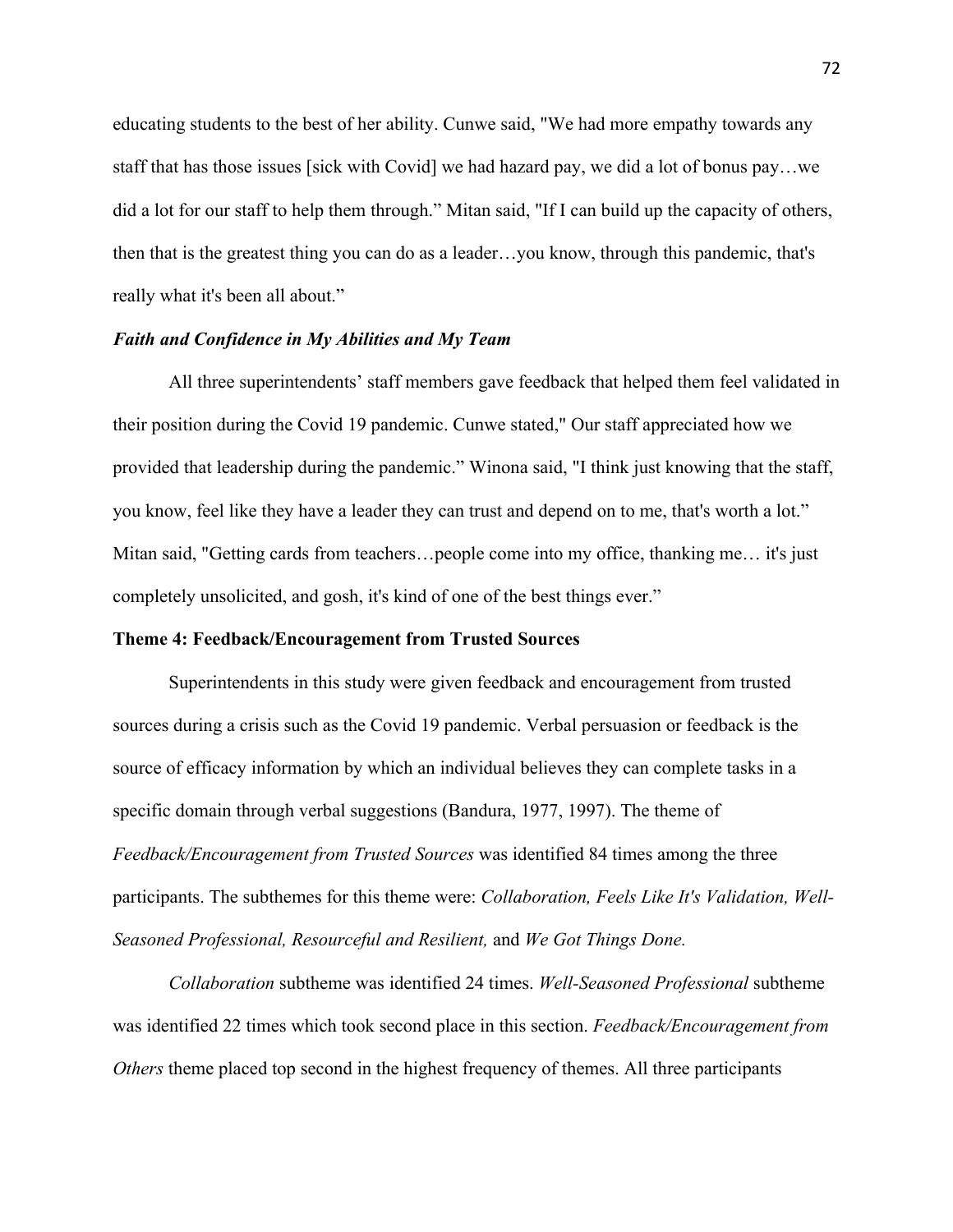educating students to the best of her ability. Cunwe said, "We had more empathy towards any staff that has those issues [sick with Covid] we had hazard pay, we did a lot of bonus pay…we did a lot for our staff to help them through." Mitan said, "If I can build up the capacity of others, then that is the greatest thing you can do as a leader…you know, through this pandemic, that's really what it's been all about."

### *Faith and Confidence in My Abilities and My Team*

All three superintendents' staff members gave feedback that helped them feel validated in their position during the Covid 19 pandemic. Cunwe stated," Our staff appreciated how we provided that leadership during the pandemic." Winona said, "I think just knowing that the staff, you know, feel like they have a leader they can trust and depend on to me, that's worth a lot." Mitan said, "Getting cards from teachers…people come into my office, thanking me… it's just completely unsolicited, and gosh, it's kind of one of the best things ever."

## Theme 4: Feedback/Encouragement from Trusted Sources

Superintendents in this study were given feedback and encouragement from trusted sources during a crisis such as the Covid 19 pandemic. Verbal persuasion or feedback is the source of efficacy information by which an individual believes they can complete tasks in a specific domain through verbal suggestions (Bandura, 1977, 1997). The theme of *Feedback/Encouragement from Trusted Sources* was identified 84 times among the three participants. The subthemes for this theme were: *Collaboration, Feels Like It's Validation, Well-Seasoned Professional, Resourceful and Resilient,* and *We Got Things Done.*

*Collaboration* subtheme was identified 24 times. *Well-Seasoned Professional* subtheme was identified 22 times which took second place in this section. *Feedback/Encouragement from Others* theme placed top second in the highest frequency of themes. All three participants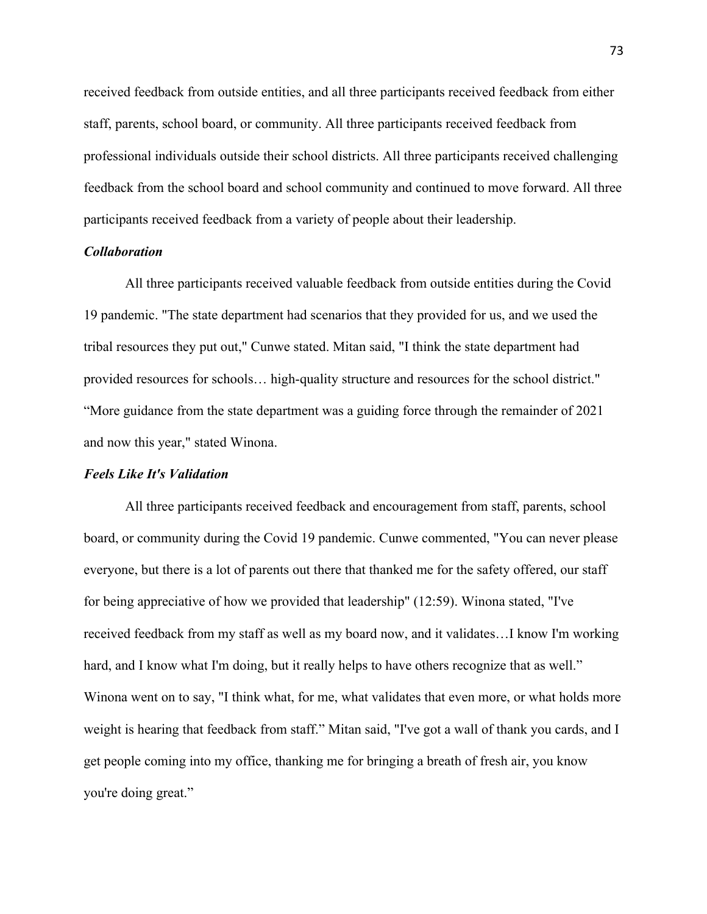received feedback from outside entities, and all three participants received feedback from either staff, parents, school board, or community. All three participants received feedback from professional individuals outside their school districts. All three participants received challenging feedback from the school board and school community and continued to move forward. All three participants received feedback from a variety of people about their leadership.

### *Collaboration*

All three participants received valuable feedback from outside entities during the Covid 19 pandemic. "The state department had scenarios that they provided for us, and we used the tribal resources they put out," Cunwe stated. Mitan said, "I think the state department had provided resources for schools… high-quality structure and resources for the school district." “More guidance from the state department was a guiding force through the remainder of 2021 and now this year," stated Winona.

### *Feels Like It's Validation*

All three participants received feedback and encouragement from staff, parents, school board, or community during the Covid 19 pandemic. Cunwe commented, "You can never please everyone, but there is a lot of parents out there that thanked me for the safety offered, our staff for being appreciative of how we provided that leadership" (12:59). Winona stated, "I've received feedback from my staff as well as my board now, and it validates…I know I'm working hard, and I know what I'm doing, but it really helps to have others recognize that as well.” Winona went on to say, "I think what, for me, what validates that even more, or what holds more weight is hearing that feedback from staff.” Mitan said, "I've got a wall of thank you cards, and I get people coming into my office, thanking me for bringing a breath of fresh air, you know you're doing great.”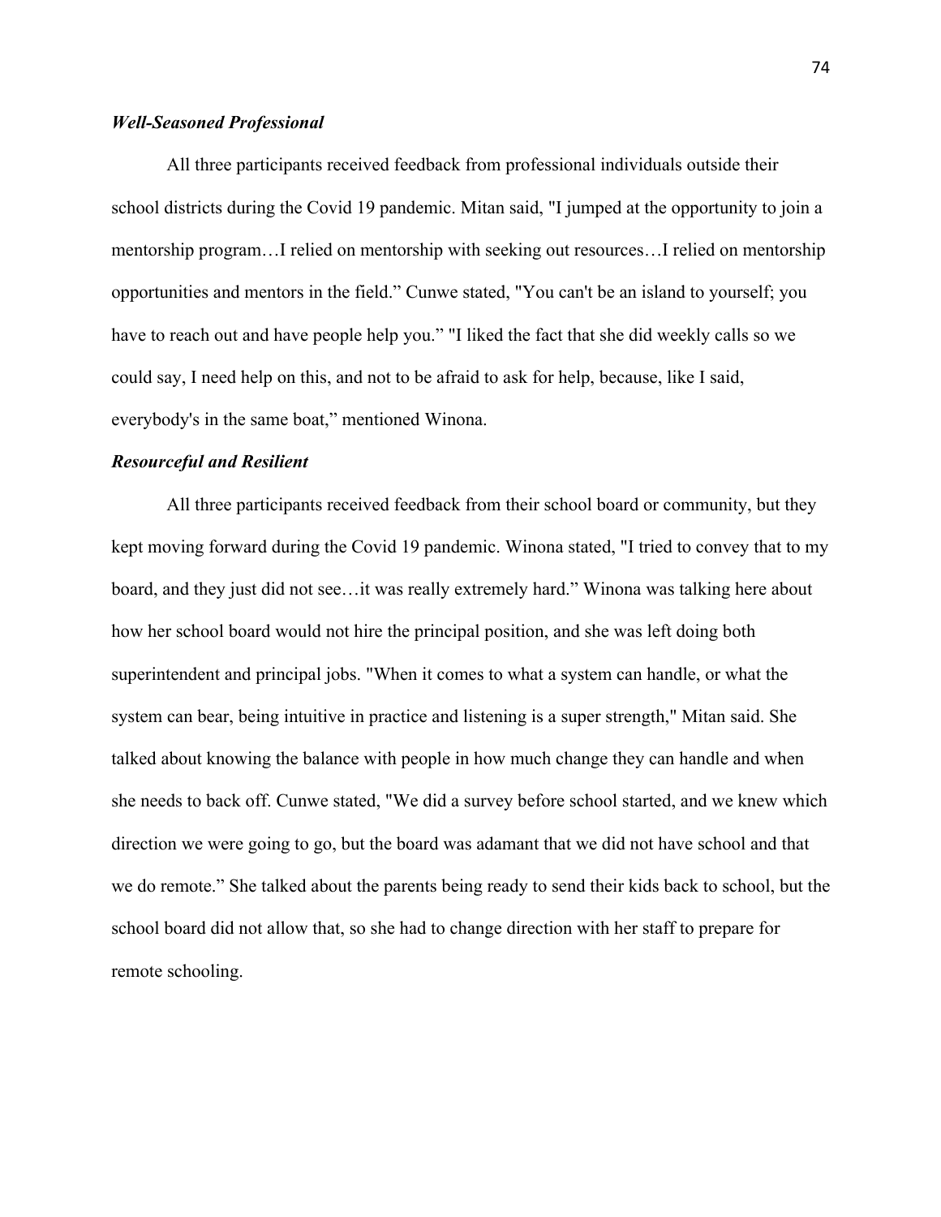### ***Well-Seasoned Professional***

All three participants received feedback from professional individuals outside their school districts during the Covid 19 pandemic. Mitan said, "I jumped at the opportunity to join a mentorship program…I relied on mentorship with seeking out resources…I relied on mentorship opportunities and mentors in the field." Cunwe stated, "You can't be an island to yourself; you have to reach out and have people help you." "I liked the fact that she did weekly calls so we could say, I need help on this, and not to be afraid to ask for help, because, like I said, everybody's in the same boat," mentioned Winona.

### ***Resourceful and Resilient***

All three participants received feedback from their school board or community, but they kept moving forward during the Covid 19 pandemic. Winona stated, "I tried to convey that to my board, and they just did not see…it was really extremely hard." Winona was talking here about how her school board would not hire the principal position, and she was left doing both superintendent and principal jobs. "When it comes to what a system can handle, or what the system can bear, being intuitive in practice and listening is a super strength," Mitan said. She talked about knowing the balance with people in how much change they can handle and when she needs to back off. Cunwe stated, "We did a survey before school started, and we knew which direction we were going to go, but the board was adamant that we did not have school and that we do remote." She talked about the parents being ready to send their kids back to school, but the school board did not allow that, so she had to change direction with her staff to prepare for remote schooling.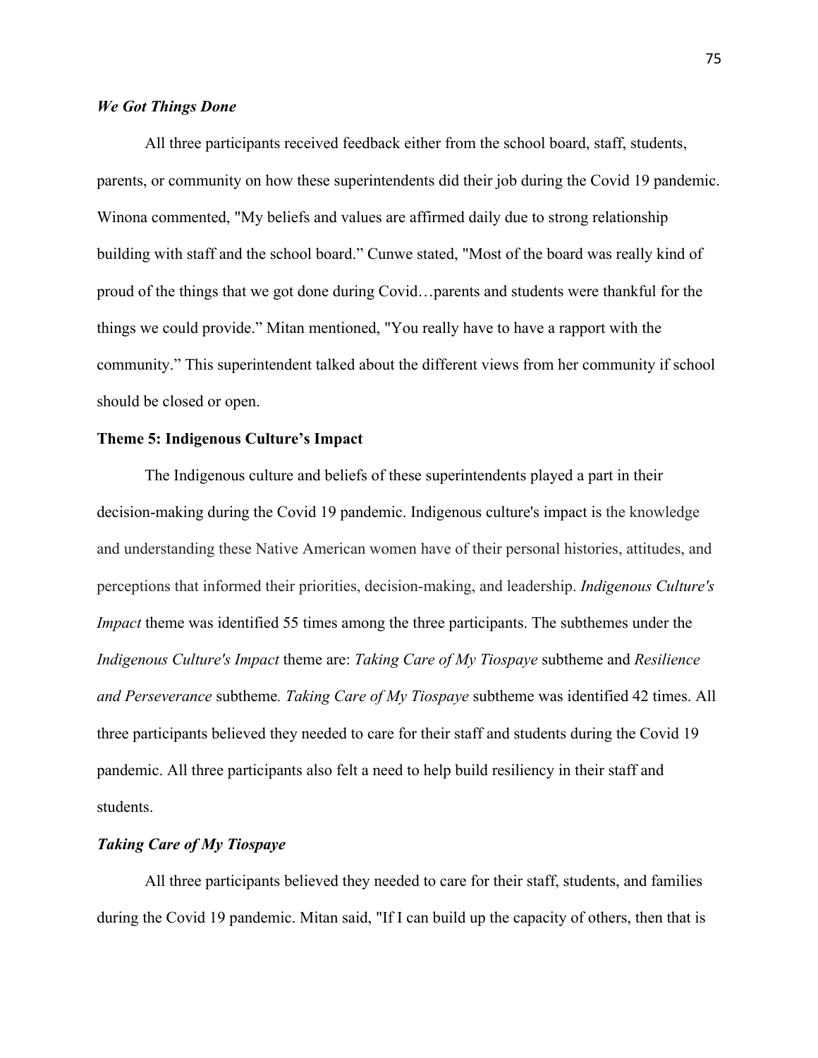### *We Got Things Done*

All three participants received feedback either from the school board, staff, students, parents, or community on how these superintendents did their job during the Covid 19 pandemic. Winona commented, "My beliefs and values are affirmed daily due to strong relationship building with staff and the school board." Cunwe stated, "Most of the board was really kind of proud of the things that we got done during Covid…parents and students were thankful for the things we could provide." Mitan mentioned, "You really have to have a rapport with the community." This superintendent talked about the different views from her community if school should be closed or open.

### Theme 5: Indigenous Culture's Impact

The Indigenous culture and beliefs of these superintendents played a part in their decision-making during the Covid 19 pandemic. Indigenous culture's impact is the knowledge and understanding these Native American women have of their personal histories, attitudes, and perceptions that informed their priorities, decision-making, and leadership. *Indigenous Culture's Impact* theme was identified 55 times among the three participants. The subthemes under the *Indigenous Culture's Impact* theme are: *Taking Care of My Tiospaye* subtheme and *Resilience and Perseverance* subtheme*.* *Taking Care of My Tiospaye* subtheme was identified 42 times. All three participants believed they needed to care for their staff and students during the Covid 19 pandemic. All three participants also felt a need to help build resiliency in their staff and students.

### *Taking Care of My Tiospaye*

All three participants believed they needed to care for their staff, students, and families during the Covid 19 pandemic. Mitan said, "If I can build up the capacity of others, then that is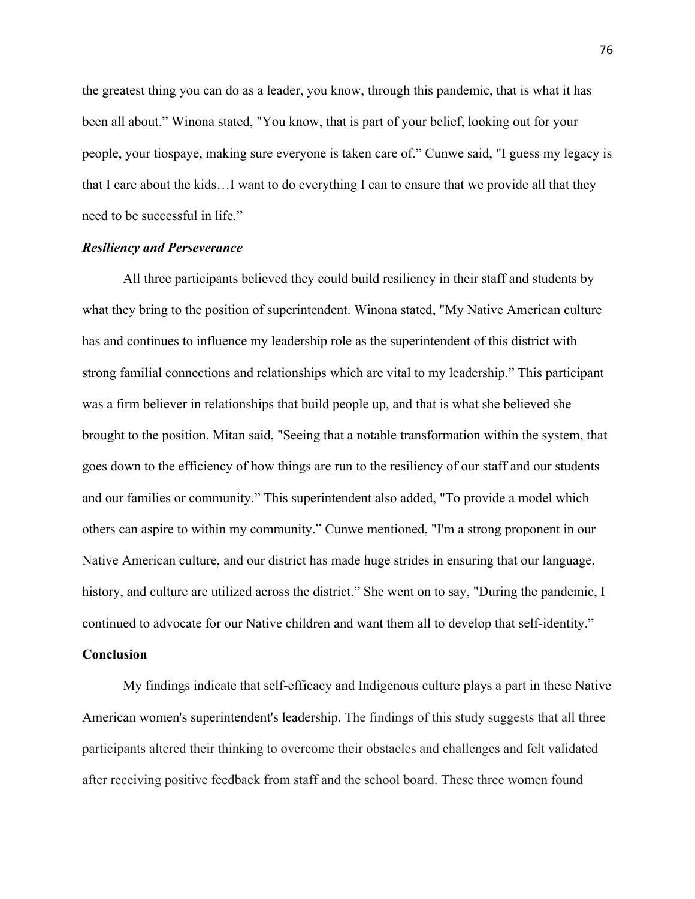the greatest thing you can do as a leader, you know, through this pandemic, that is what it has been all about." Winona stated, "You know, that is part of your belief, looking out for your people, your tiospaye, making sure everyone is taken care of." Cunwe said, "I guess my legacy is that I care about the kids…I want to do everything I can to ensure that we provide all that they need to be successful in life."

### *Resiliency and Perseverance*

All three participants believed they could build resiliency in their staff and students by what they bring to the position of superintendent. Winona stated, "My Native American culture has and continues to influence my leadership role as the superintendent of this district with strong familial connections and relationships which are vital to my leadership." This participant was a firm believer in relationships that build people up, and that is what she believed she brought to the position. Mitan said, "Seeing that a notable transformation within the system, that goes down to the efficiency of how things are run to the resiliency of our staff and our students and our families or community." This superintendent also added, "To provide a model which others can aspire to within my community." Cunwe mentioned, "I'm a strong proponent in our Native American culture, and our district has made huge strides in ensuring that our language, history, and culture are utilized across the district." She went on to say, "During the pandemic, I continued to advocate for our Native children and want them all to develop that self-identity."

## Conclusion

My findings indicate that self-efficacy and Indigenous culture plays a part in these Native American women's superintendent's leadership. The findings of this study suggests that all three participants altered their thinking to overcome their obstacles and challenges and felt validated after receiving positive feedback from staff and the school board. These three women found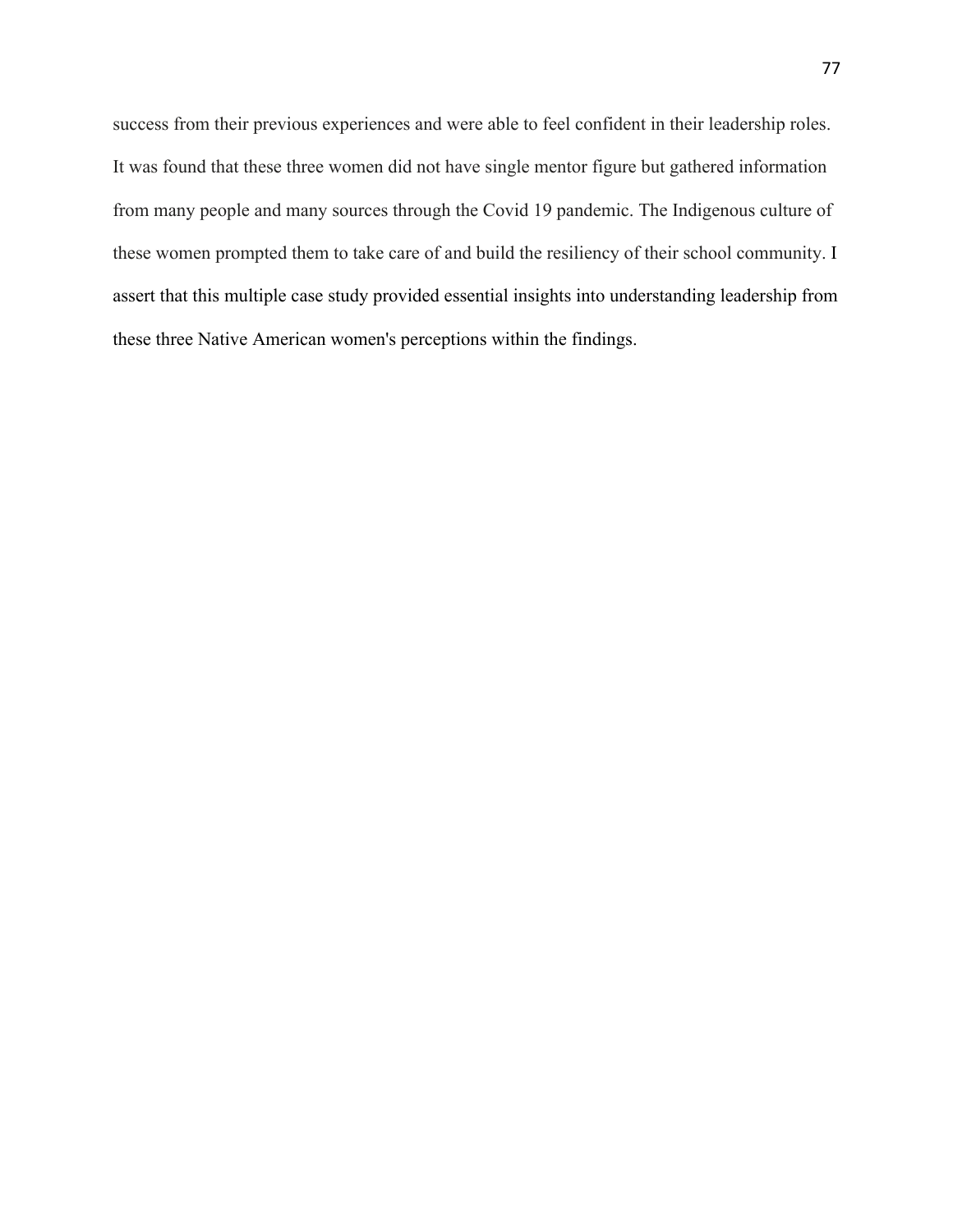success from their previous experiences and were able to feel confident in their leadership roles. It was found that these three women did not have single mentor figure but gathered information from many people and many sources through the Covid 19 pandemic. The Indigenous culture of these women prompted them to take care of and build the resiliency of their school community. I assert that this multiple case study provided essential insights into understanding leadership from these three Native American women's perceptions within the findings.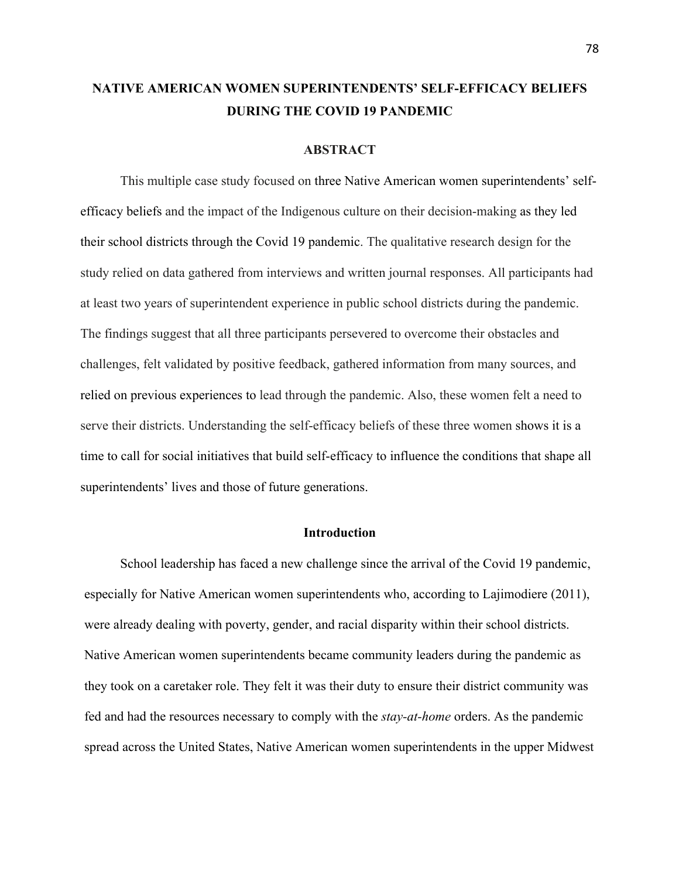# NATIVE AMERICAN WOMEN SUPERINTENDENTS' SELF-EFFICACY BELIEFS DURING THE COVID 19 PANDEMIC

## ABSTRACT

This multiple case study focused on three Native American women superintendents' self-efficacy beliefs and the impact of the Indigenous culture on their decision-making as they led their school districts through the Covid 19 pandemic. The qualitative research design for the study relied on data gathered from interviews and written journal responses. All participants had at least two years of superintendent experience in public school districts during the pandemic. The findings suggest that all three participants persevered to overcome their obstacles and challenges, felt validated by positive feedback, gathered information from many sources, and relied on previous experiences to lead through the pandemic. Also, these women felt a need to serve their districts. Understanding the self-efficacy beliefs of these three women shows it is a time to call for social initiatives that build self-efficacy to influence the conditions that shape all superintendents' lives and those of future generations.

## Introduction

School leadership has faced a new challenge since the arrival of the Covid 19 pandemic, especially for Native American women superintendents who, according to Lajimodiere (2011), were already dealing with poverty, gender, and racial disparity within their school districts. Native American women superintendents became community leaders during the pandemic as they took on a caretaker role. They felt it was their duty to ensure their district community was fed and had the resources necessary to comply with the *stay-at-home* orders. As the pandemic spread across the United States, Native American women superintendents in the upper Midwest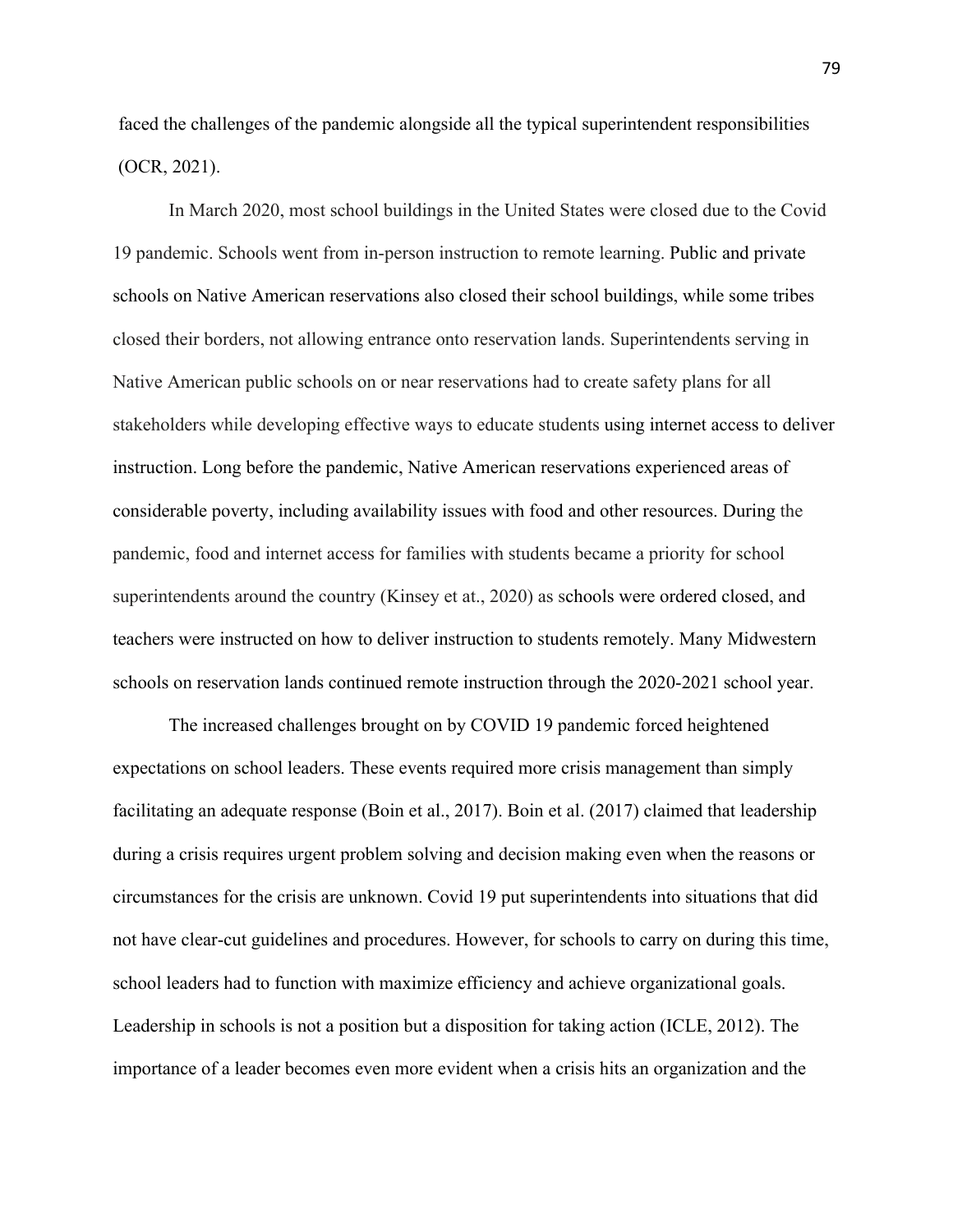faced the challenges of the pandemic alongside all the typical superintendent responsibilities (OCR, 2021).

In March 2020, most school buildings in the United States were closed due to the Covid 19 pandemic. Schools went from in-person instruction to remote learning. Public and private schools on Native American reservations also closed their school buildings, while some tribes closed their borders, not allowing entrance onto reservation lands. Superintendents serving in Native American public schools on or near reservations had to create safety plans for all stakeholders while developing effective ways to educate students using internet access to deliver instruction. Long before the pandemic, Native American reservations experienced areas of considerable poverty, including availability issues with food and other resources. During the pandemic, food and internet access for families with students became a priority for school superintendents around the country (Kinsey et at., 2020) as schools were ordered closed, and teachers were instructed on how to deliver instruction to students remotely. Many Midwestern schools on reservation lands continued remote instruction through the 2020-2021 school year.

The increased challenges brought on by COVID 19 pandemic forced heightened expectations on school leaders. These events required more crisis management than simply facilitating an adequate response (Boin et al., 2017). Boin et al. (2017) claimed that leadership during a crisis requires urgent problem solving and decision making even when the reasons or circumstances for the crisis are unknown. Covid 19 put superintendents into situations that did not have clear-cut guidelines and procedures. However, for schools to carry on during this time, school leaders had to function with maximize efficiency and achieve organizational goals. Leadership in schools is not a position but a disposition for taking action (ICLE, 2012). The importance of a leader becomes even more evident when a crisis hits an organization and the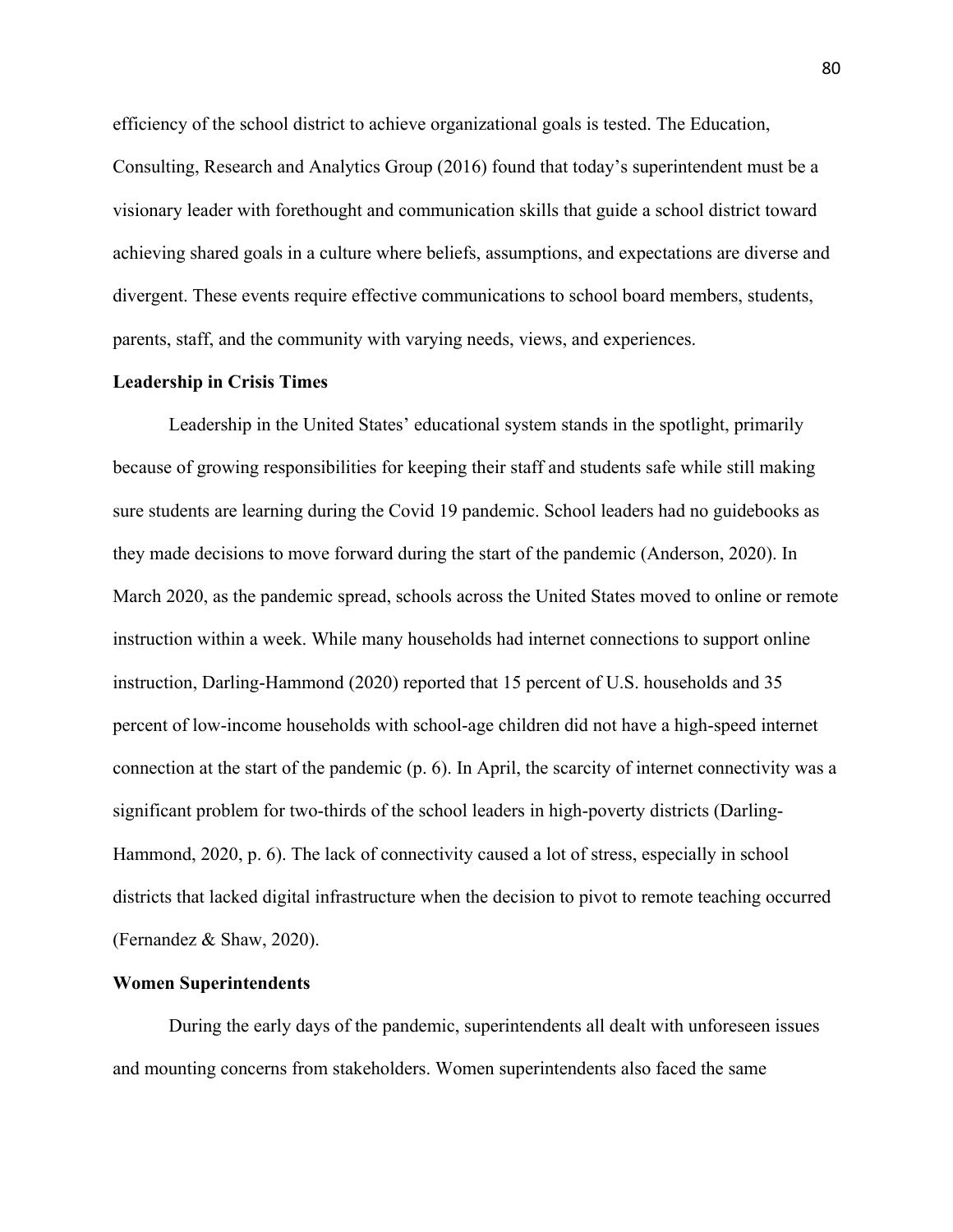efficiency of the school district to achieve organizational goals is tested. The Education, Consulting, Research and Analytics Group (2016) found that today's superintendent must be a visionary leader with forethought and communication skills that guide a school district toward achieving shared goals in a culture where beliefs, assumptions, and expectations are diverse and divergent. These events require effective communications to school board members, students, parents, staff, and the community with varying needs, views, and experiences.

## Leadership in Crisis Times

Leadership in the United States' educational system stands in the spotlight, primarily because of growing responsibilities for keeping their staff and students safe while still making sure students are learning during the Covid 19 pandemic. School leaders had no guidebooks as they made decisions to move forward during the start of the pandemic (Anderson, 2020). In March 2020, as the pandemic spread, schools across the United States moved to online or remote instruction within a week. While many households had internet connections to support online instruction, Darling-Hammond (2020) reported that 15 percent of U.S. households and 35 percent of low-income households with school-age children did not have a high-speed internet connection at the start of the pandemic (p. 6). In April, the scarcity of internet connectivity was a significant problem for two-thirds of the school leaders in high-poverty districts (Darling-Hammond, 2020, p. 6). The lack of connectivity caused a lot of stress, especially in school districts that lacked digital infrastructure when the decision to pivot to remote teaching occurred (Fernandez & Shaw, 2020).

## Women Superintendents

During the early days of the pandemic, superintendents all dealt with unforeseen issues and mounting concerns from stakeholders. Women superintendents also faced the same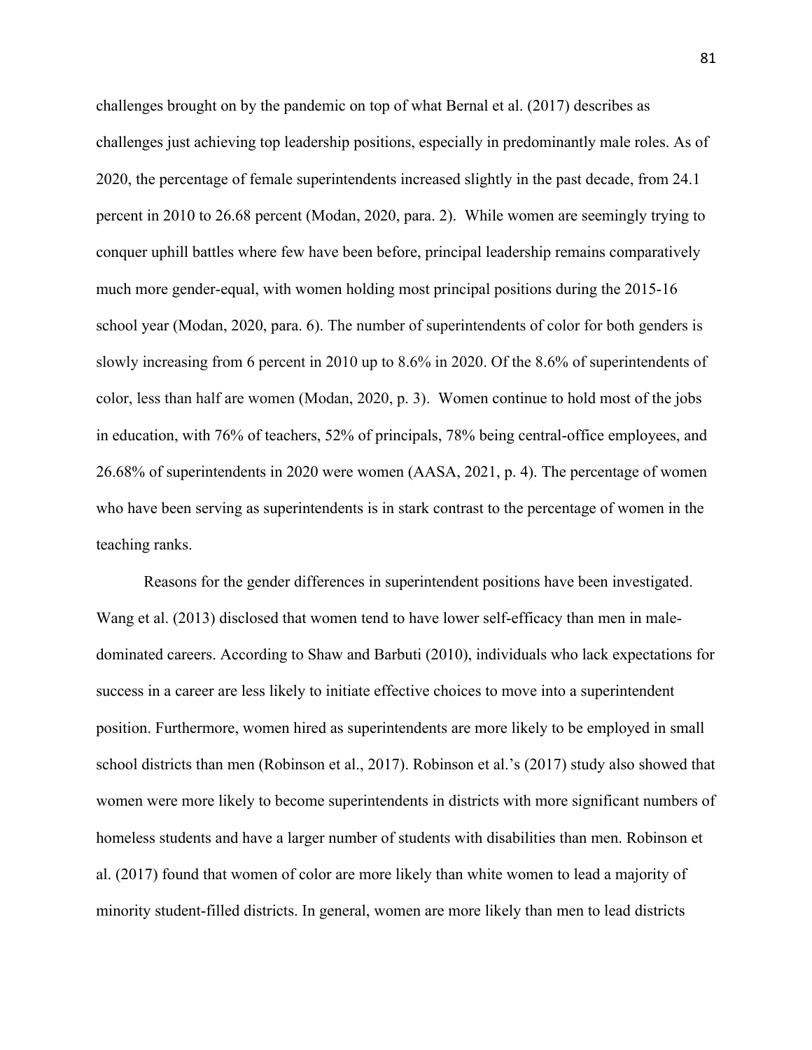challenges brought on by the pandemic on top of what Bernal et al. (2017) describes as challenges just achieving top leadership positions, especially in predominantly male roles. As of 2020, the percentage of female superintendents increased slightly in the past decade, from 24.1 percent in 2010 to 26.68 percent (Modan, 2020, para. 2). While women are seemingly trying to conquer uphill battles where few have been before, principal leadership remains comparatively much more gender-equal, with women holding most principal positions during the 2015-16 school year (Modan, 2020, para. 6). The number of superintendents of color for both genders is slowly increasing from 6 percent in 2010 up to 8.6% in 2020. Of the 8.6% of superintendents of color, less than half are women (Modan, 2020, p. 3). Women continue to hold most of the jobs in education, with 76% of teachers, 52% of principals, 78% being central-office employees, and 26.68% of superintendents in 2020 were women (AASA, 2021, p. 4). The percentage of women who have been serving as superintendents is in stark contrast to the percentage of women in the teaching ranks.

Reasons for the gender differences in superintendent positions have been investigated. Wang et al. (2013) disclosed that women tend to have lower self-efficacy than men in male-dominated careers. According to Shaw and Barbuti (2010), individuals who lack expectations for success in a career are less likely to initiate effective choices to move into a superintendent position. Furthermore, women hired as superintendents are more likely to be employed in small school districts than men (Robinson et al., 2017). Robinson et al.'s (2017) study also showed that women were more likely to become superintendents in districts with more significant numbers of homeless students and have a larger number of students with disabilities than men. Robinson et al. (2017) found that women of color are more likely than white women to lead a majority of minority student-filled districts. In general, women are more likely than men to lead districts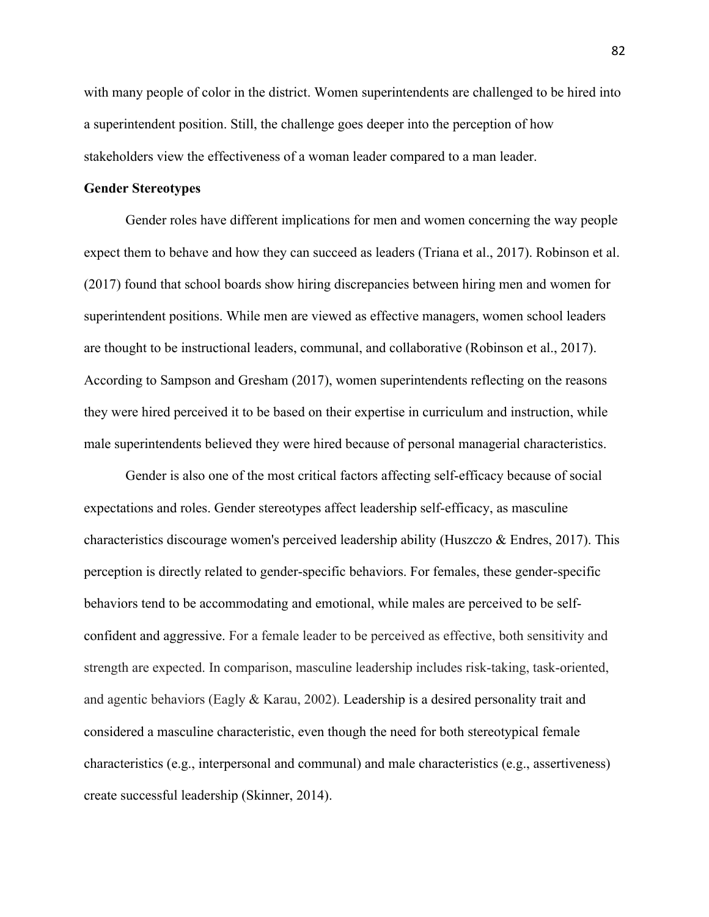with many people of color in the district. Women superintendents are challenged to be hired into a superintendent position. Still, the challenge goes deeper into the perception of how stakeholders view the effectiveness of a woman leader compared to a man leader.

**Gender Stereotypes**

Gender roles have different implications for men and women concerning the way people expect them to behave and how they can succeed as leaders (Triana et al., 2017). Robinson et al. (2017) found that school boards show hiring discrepancies between hiring men and women for superintendent positions. While men are viewed as effective managers, women school leaders are thought to be instructional leaders, communal, and collaborative (Robinson et al., 2017). According to Sampson and Gresham (2017), women superintendents reflecting on the reasons they were hired perceived it to be based on their expertise in curriculum and instruction, while male superintendents believed they were hired because of personal managerial characteristics.

Gender is also one of the most critical factors affecting self-efficacy because of social expectations and roles. Gender stereotypes affect leadership self-efficacy, as masculine characteristics discourage women's perceived leadership ability (Huszczo & Endres, 2017). This perception is directly related to gender-specific behaviors. For females, these gender-specific behaviors tend to be accommodating and emotional, while males are perceived to be self-confident and aggressive. For a female leader to be perceived as effective, both sensitivity and strength are expected. In comparison, masculine leadership includes risk-taking, task-oriented, and agentic behaviors (Eagly & Karau, 2002). Leadership is a desired personality trait and considered a masculine characteristic, even though the need for both stereotypical female characteristics (e.g., interpersonal and communal) and male characteristics (e.g., assertiveness) create successful leadership (Skinner, 2014).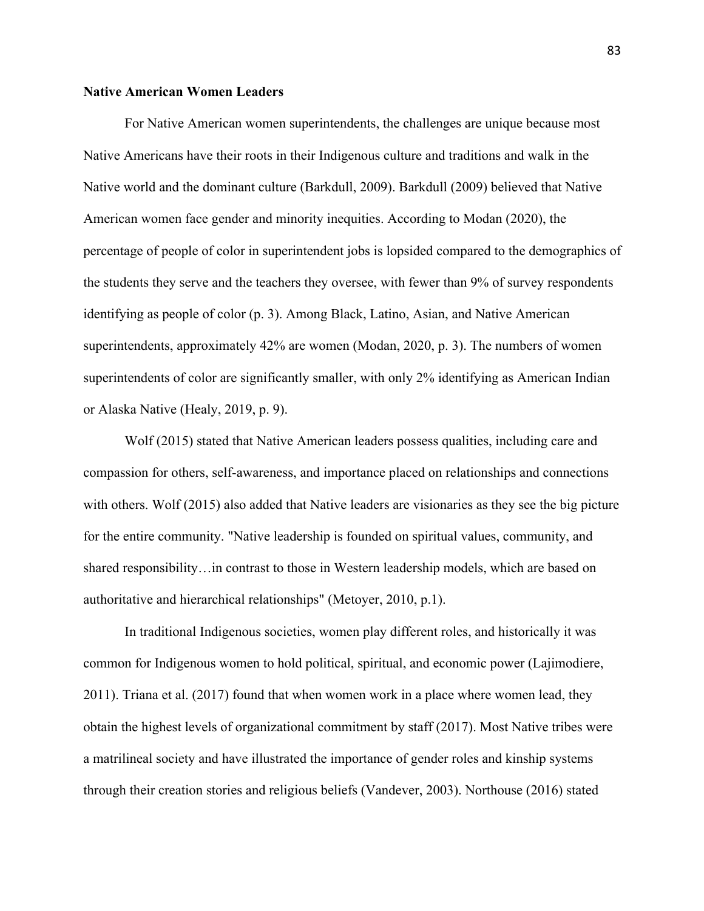**Native American Women Leaders**

For Native American women superintendents, the challenges are unique because most Native Americans have their roots in their Indigenous culture and traditions and walk in the Native world and the dominant culture (Barkdull, 2009). Barkdull (2009) believed that Native American women face gender and minority inequities. According to Modan (2020), the percentage of people of color in superintendent jobs is lopsided compared to the demographics of the students they serve and the teachers they oversee, with fewer than 9% of survey respondents identifying as people of color (p. 3). Among Black, Latino, Asian, and Native American superintendents, approximately 42% are women (Modan, 2020, p. 3). The numbers of women superintendents of color are significantly smaller, with only 2% identifying as American Indian or Alaska Native (Healy, 2019, p. 9).

Wolf (2015) stated that Native American leaders possess qualities, including care and compassion for others, self-awareness, and importance placed on relationships and connections with others. Wolf (2015) also added that Native leaders are visionaries as they see the big picture for the entire community. "Native leadership is founded on spiritual values, community, and shared responsibility…in contrast to those in Western leadership models, which are based on authoritative and hierarchical relationships" (Metoyer, 2010, p.1).

In traditional Indigenous societies, women play different roles, and historically it was common for Indigenous women to hold political, spiritual, and economic power (Lajimodiere, 2011). Triana et al. (2017) found that when women work in a place where women lead, they obtain the highest levels of organizational commitment by staff (2017). Most Native tribes were a matrilineal society and have illustrated the importance of gender roles and kinship systems through their creation stories and religious beliefs (Vandever, 2003). Northouse (2016) stated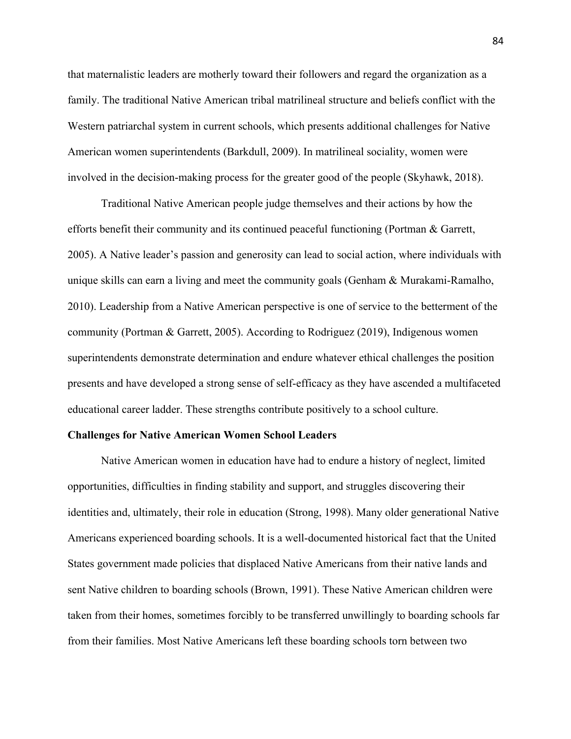that maternalistic leaders are motherly toward their followers and regard the organization as a family. The traditional Native American tribal matrilineal structure and beliefs conflict with the Western patriarchal system in current schools, which presents additional challenges for Native American women superintendents (Barkdull, 2009). In matrilineal sociality, women were involved in the decision-making process for the greater good of the people (Skyhawk, 2018).

Traditional Native American people judge themselves and their actions by how the efforts benefit their community and its continued peaceful functioning (Portman & Garrett, 2005). A Native leader's passion and generosity can lead to social action, where individuals with unique skills can earn a living and meet the community goals (Genham & Murakami-Ramalho, 2010). Leadership from a Native American perspective is one of service to the betterment of the community (Portman & Garrett, 2005). According to Rodriguez (2019), Indigenous women superintendents demonstrate determination and endure whatever ethical challenges the position presents and have developed a strong sense of self-efficacy as they have ascended a multifaceted educational career ladder. These strengths contribute positively to a school culture.

## Challenges for Native American Women School Leaders

Native American women in education have had to endure a history of neglect, limited opportunities, difficulties in finding stability and support, and struggles discovering their identities and, ultimately, their role in education (Strong, 1998). Many older generational Native Americans experienced boarding schools. It is a well-documented historical fact that the United States government made policies that displaced Native Americans from their native lands and sent Native children to boarding schools (Brown, 1991). These Native American children were taken from their homes, sometimes forcibly to be transferred unwillingly to boarding schools far from their families. Most Native Americans left these boarding schools torn between two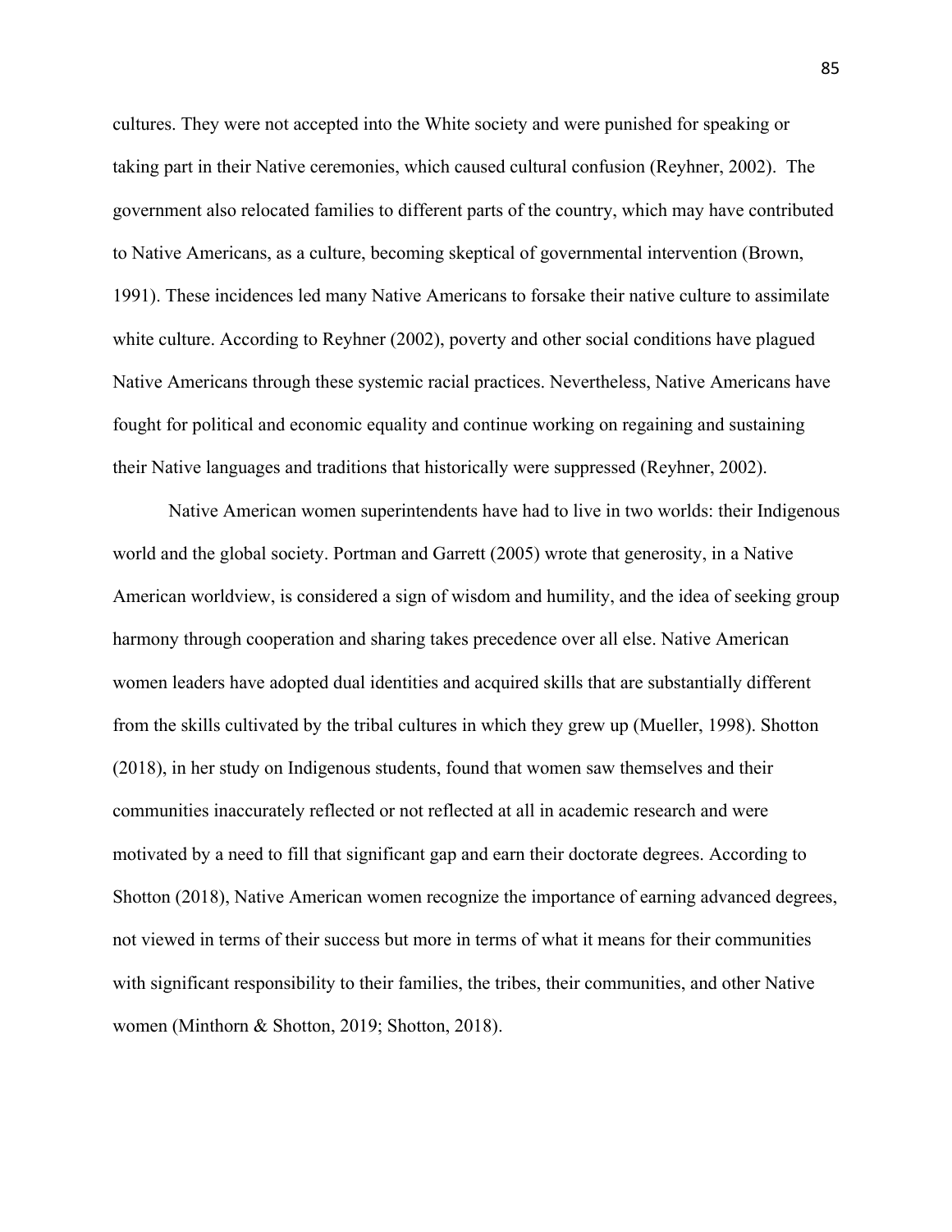cultures. They were not accepted into the White society and were punished for speaking or taking part in their Native ceremonies, which caused cultural confusion (Reyhner, 2002). The government also relocated families to different parts of the country, which may have contributed to Native Americans, as a culture, becoming skeptical of governmental intervention (Brown, 1991). These incidences led many Native Americans to forsake their native culture to assimilate white culture. According to Reyhner (2002), poverty and other social conditions have plagued Native Americans through these systemic racial practices. Nevertheless, Native Americans have fought for political and economic equality and continue working on regaining and sustaining their Native languages and traditions that historically were suppressed (Reyhner, 2002).

Native American women superintendents have had to live in two worlds: their Indigenous world and the global society. Portman and Garrett (2005) wrote that generosity, in a Native American worldview, is considered a sign of wisdom and humility, and the idea of seeking group harmony through cooperation and sharing takes precedence over all else. Native American women leaders have adopted dual identities and acquired skills that are substantially different from the skills cultivated by the tribal cultures in which they grew up (Mueller, 1998). Shotton (2018), in her study on Indigenous students, found that women saw themselves and their communities inaccurately reflected or not reflected at all in academic research and were motivated by a need to fill that significant gap and earn their doctorate degrees. According to Shotton (2018), Native American women recognize the importance of earning advanced degrees, not viewed in terms of their success but more in terms of what it means for their communities with significant responsibility to their families, the tribes, their communities, and other Native women (Minthorn & Shotton, 2019; Shotton, 2018).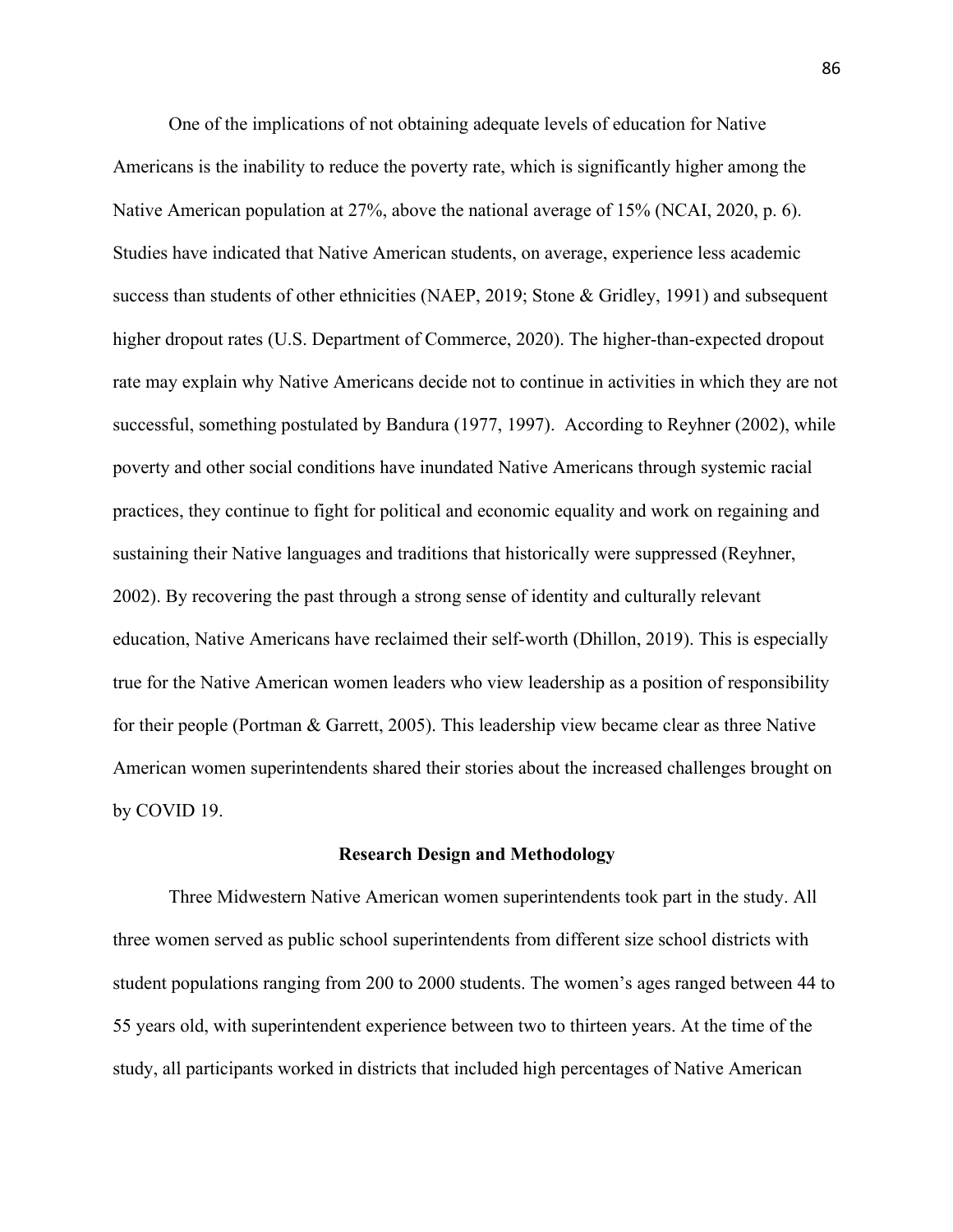One of the implications of not obtaining adequate levels of education for Native Americans is the inability to reduce the poverty rate, which is significantly higher among the Native American population at 27%, above the national average of 15% (NCAI, 2020, p. 6). Studies have indicated that Native American students, on average, experience less academic success than students of other ethnicities (NAEP, 2019; Stone & Gridley, 1991) and subsequent higher dropout rates (U.S. Department of Commerce, 2020). The higher-than-expected dropout rate may explain why Native Americans decide not to continue in activities in which they are not successful, something postulated by Bandura (1977, 1997). According to Reyhner (2002), while poverty and other social conditions have inundated Native Americans through systemic racial practices, they continue to fight for political and economic equality and work on regaining and sustaining their Native languages and traditions that historically were suppressed (Reyhner, 2002). By recovering the past through a strong sense of identity and culturally relevant education, Native Americans have reclaimed their self-worth (Dhillon, 2019). This is especially true for the Native American women leaders who view leadership as a position of responsibility for their people (Portman & Garrett, 2005). This leadership view became clear as three Native American women superintendents shared their stories about the increased challenges brought on by COVID 19.

## Research Design and Methodology

Three Midwestern Native American women superintendents took part in the study. All three women served as public school superintendents from different size school districts with student populations ranging from 200 to 2000 students. The women's ages ranged between 44 to 55 years old, with superintendent experience between two to thirteen years. At the time of the study, all participants worked in districts that included high percentages of Native American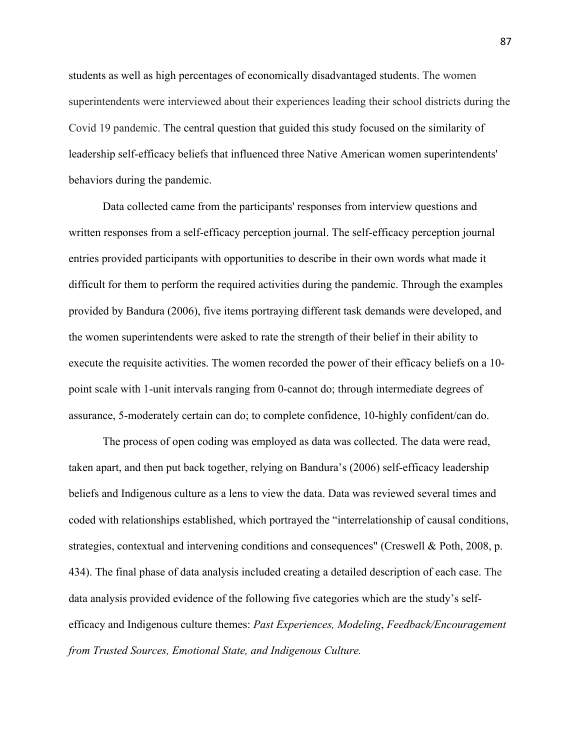students as well as high percentages of economically disadvantaged students. The women superintendents were interviewed about their experiences leading their school districts during the Covid 19 pandemic. The central question that guided this study focused on the similarity of leadership self-efficacy beliefs that influenced three Native American women superintendents' behaviors during the pandemic.

Data collected came from the participants' responses from interview questions and written responses from a self-efficacy perception journal. The self-efficacy perception journal entries provided participants with opportunities to describe in their own words what made it difficult for them to perform the required activities during the pandemic. Through the examples provided by Bandura (2006), five items portraying different task demands were developed, and the women superintendents were asked to rate the strength of their belief in their ability to execute the requisite activities. The women recorded the power of their efficacy beliefs on a 10-point scale with 1-unit intervals ranging from 0-cannot do; through intermediate degrees of assurance, 5-moderately certain can do; to complete confidence, 10-highly confident/can do.

The process of open coding was employed as data was collected. The data were read, taken apart, and then put back together, relying on Bandura's (2006) self-efficacy leadership beliefs and Indigenous culture as a lens to view the data. Data was reviewed several times and coded with relationships established, which portrayed the "interrelationship of causal conditions, strategies, contextual and intervening conditions and consequences" (Creswell & Poth, 2008, p. 434). The final phase of data analysis included creating a detailed description of each case. The data analysis provided evidence of the following five categories which are the study's self-efficacy and Indigenous culture themes: *Past Experiences, Modeling*, *Feedback/Encouragement from Trusted Sources, Emotional State, and Indigenous Culture.*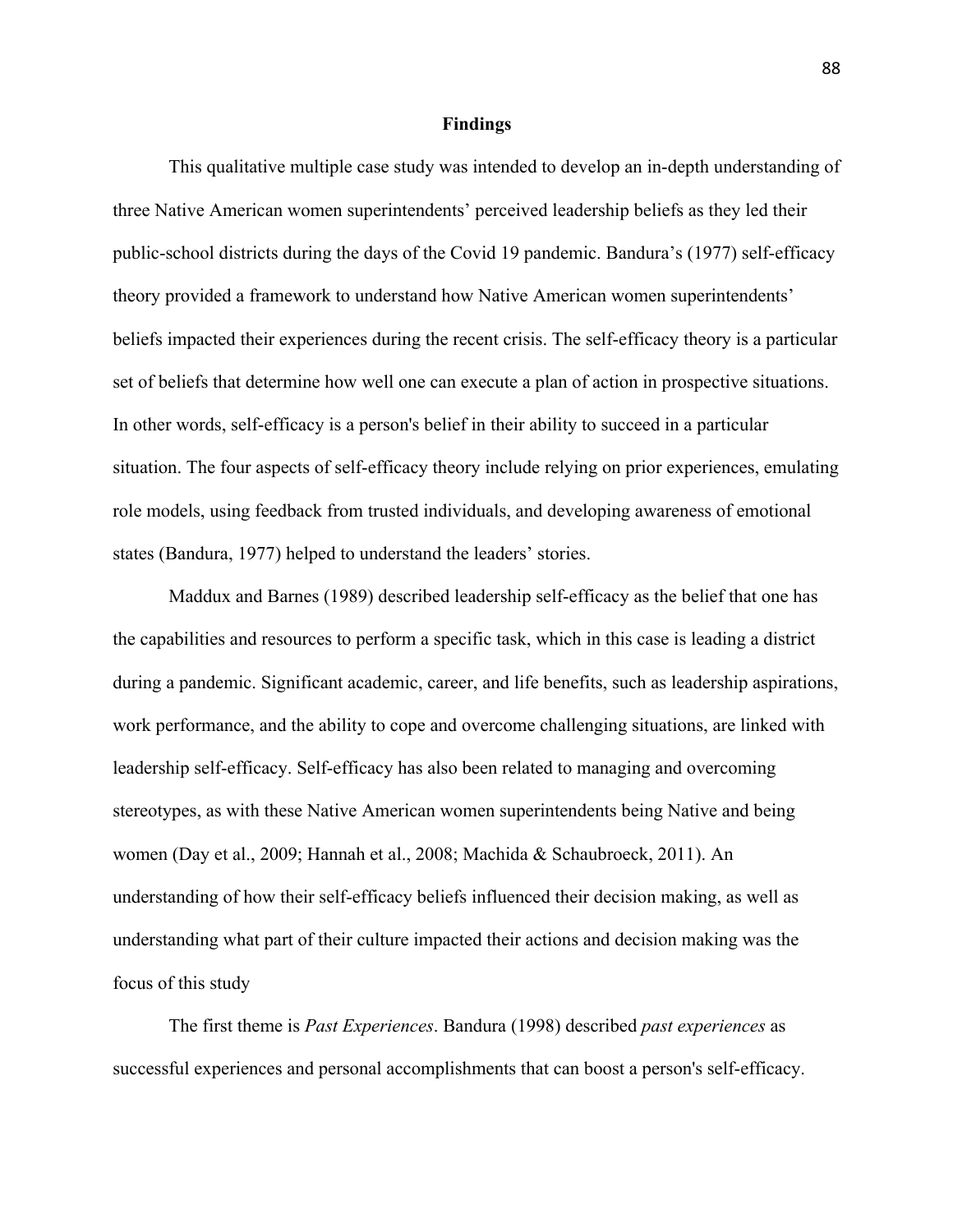# Findings

This qualitative multiple case study was intended to develop an in-depth understanding of three Native American women superintendents' perceived leadership beliefs as they led their public-school districts during the days of the Covid 19 pandemic. Bandura's (1977) self-efficacy theory provided a framework to understand how Native American women superintendents' beliefs impacted their experiences during the recent crisis. The self-efficacy theory is a particular set of beliefs that determine how well one can execute a plan of action in prospective situations. In other words, self-efficacy is a person's belief in their ability to succeed in a particular situation. The four aspects of self-efficacy theory include relying on prior experiences, emulating role models, using feedback from trusted individuals, and developing awareness of emotional states (Bandura, 1977) helped to understand the leaders' stories.

Maddux and Barnes (1989) described leadership self-efficacy as the belief that one has the capabilities and resources to perform a specific task, which in this case is leading a district during a pandemic. Significant academic, career, and life benefits, such as leadership aspirations, work performance, and the ability to cope and overcome challenging situations, are linked with leadership self-efficacy. Self-efficacy has also been related to managing and overcoming stereotypes, as with these Native American women superintendents being Native and being women (Day et al., 2009; Hannah et al., 2008; Machida & Schaubroeck, 2011). An understanding of how their self-efficacy beliefs influenced their decision making, as well as understanding what part of their culture impacted their actions and decision making was the focus of this study

The first theme is *Past Experiences*. Bandura (1998) described *past experiences* as successful experiences and personal accomplishments that can boost a person's self-efficacy.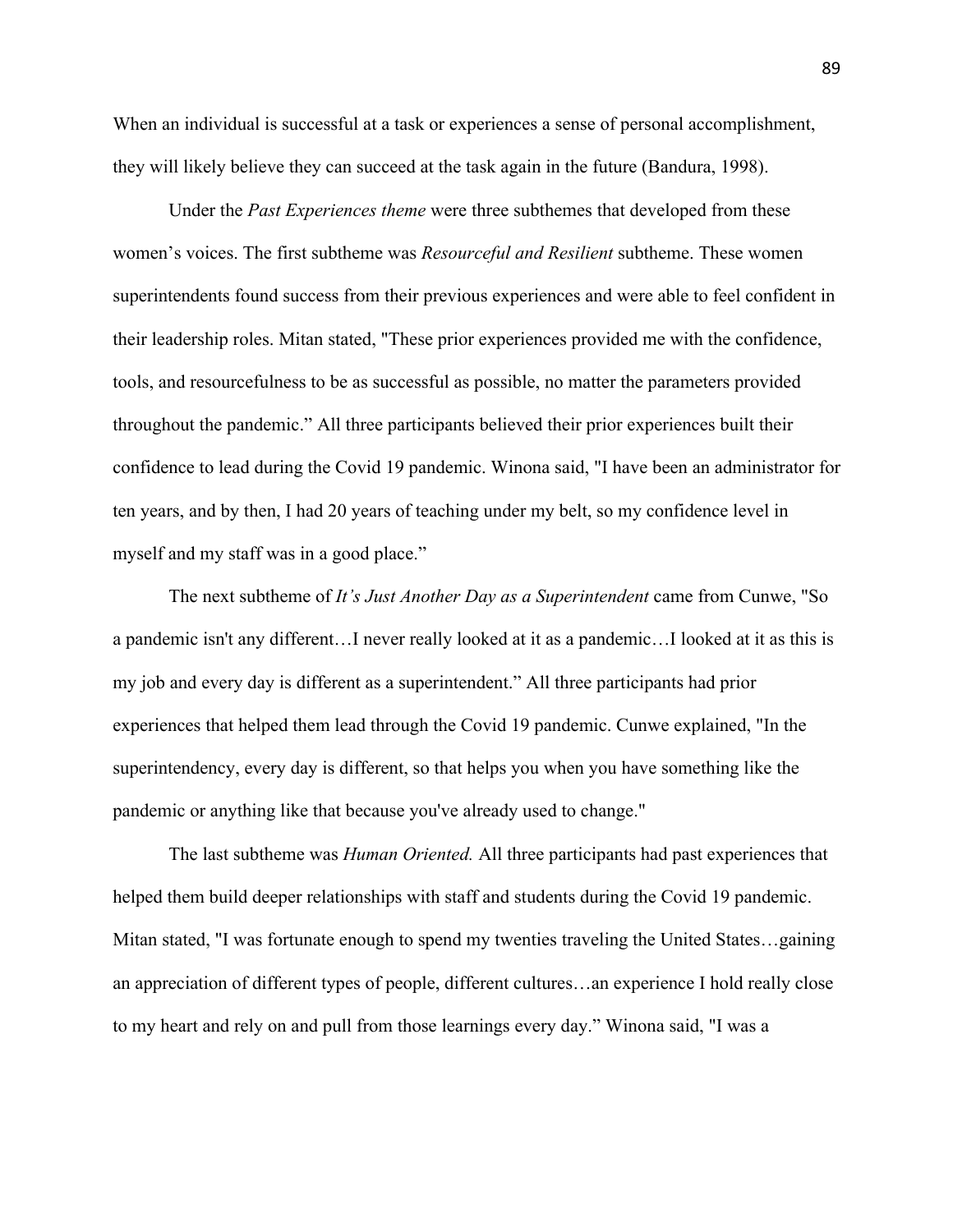When an individual is successful at a task or experiences a sense of personal accomplishment, they will likely believe they can succeed at the task again in the future (Bandura, 1998).

Under the *Past Experiences theme* were three subthemes that developed from these women's voices. The first subtheme was *Resourceful and Resilient* subtheme. These women superintendents found success from their previous experiences and were able to feel confident in their leadership roles. Mitan stated, "These prior experiences provided me with the confidence, tools, and resourcefulness to be as successful as possible, no matter the parameters provided throughout the pandemic." All three participants believed their prior experiences built their confidence to lead during the Covid 19 pandemic. Winona said, "I have been an administrator for ten years, and by then, I had 20 years of teaching under my belt, so my confidence level in myself and my staff was in a good place."

The next subtheme of *It's Just Another Day as a Superintendent* came from Cunwe, "So a pandemic isn't any different…I never really looked at it as a pandemic…I looked at it as this is my job and every day is different as a superintendent." All three participants had prior experiences that helped them lead through the Covid 19 pandemic. Cunwe explained, "In the superintendency, every day is different, so that helps you when you have something like the pandemic or anything like that because you've already used to change."

The last subtheme was *Human Oriented.* All three participants had past experiences that helped them build deeper relationships with staff and students during the Covid 19 pandemic. Mitan stated, "I was fortunate enough to spend my twenties traveling the United States…gaining an appreciation of different types of people, different cultures…an experience I hold really close to my heart and rely on and pull from those learnings every day." Winona said, "I was a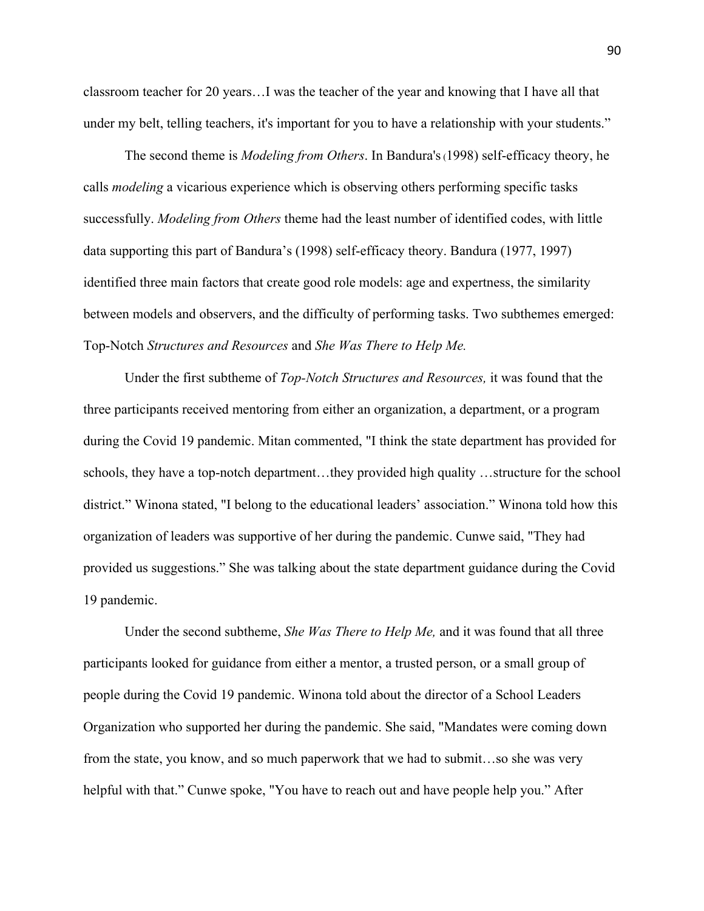classroom teacher for 20 years…I was the teacher of the year and knowing that I have all that under my belt, telling teachers, it's important for you to have a relationship with your students."

The second theme is *Modeling from Others*. In Bandura's (1998) self-efficacy theory, he calls *modeling* a vicarious experience which is observing others performing specific tasks successfully. *Modeling from Others* theme had the least number of identified codes, with little data supporting this part of Bandura's (1998) self-efficacy theory. Bandura (1977, 1997) identified three main factors that create good role models: age and expertness, the similarity between models and observers, and the difficulty of performing tasks. Two subthemes emerged: Top-Notch *Structures and Resources* and *She Was There to Help Me.*

Under the first subtheme of *Top-Notch Structures and Resources,* it was found that the three participants received mentoring from either an organization, a department, or a program during the Covid 19 pandemic. Mitan commented, "I think the state department has provided for schools, they have a top-notch department…they provided high quality …structure for the school district." Winona stated, "I belong to the educational leaders' association." Winona told how this organization of leaders was supportive of her during the pandemic. Cunwe said, "They had provided us suggestions." She was talking about the state department guidance during the Covid 19 pandemic.

Under the second subtheme, *She Was There to Help Me,* and it was found that all three participants looked for guidance from either a mentor, a trusted person, or a small group of people during the Covid 19 pandemic. Winona told about the director of a School Leaders Organization who supported her during the pandemic. She said, "Mandates were coming down from the state, you know, and so much paperwork that we had to submit…so she was very helpful with that." Cunwe spoke, "You have to reach out and have people help you." After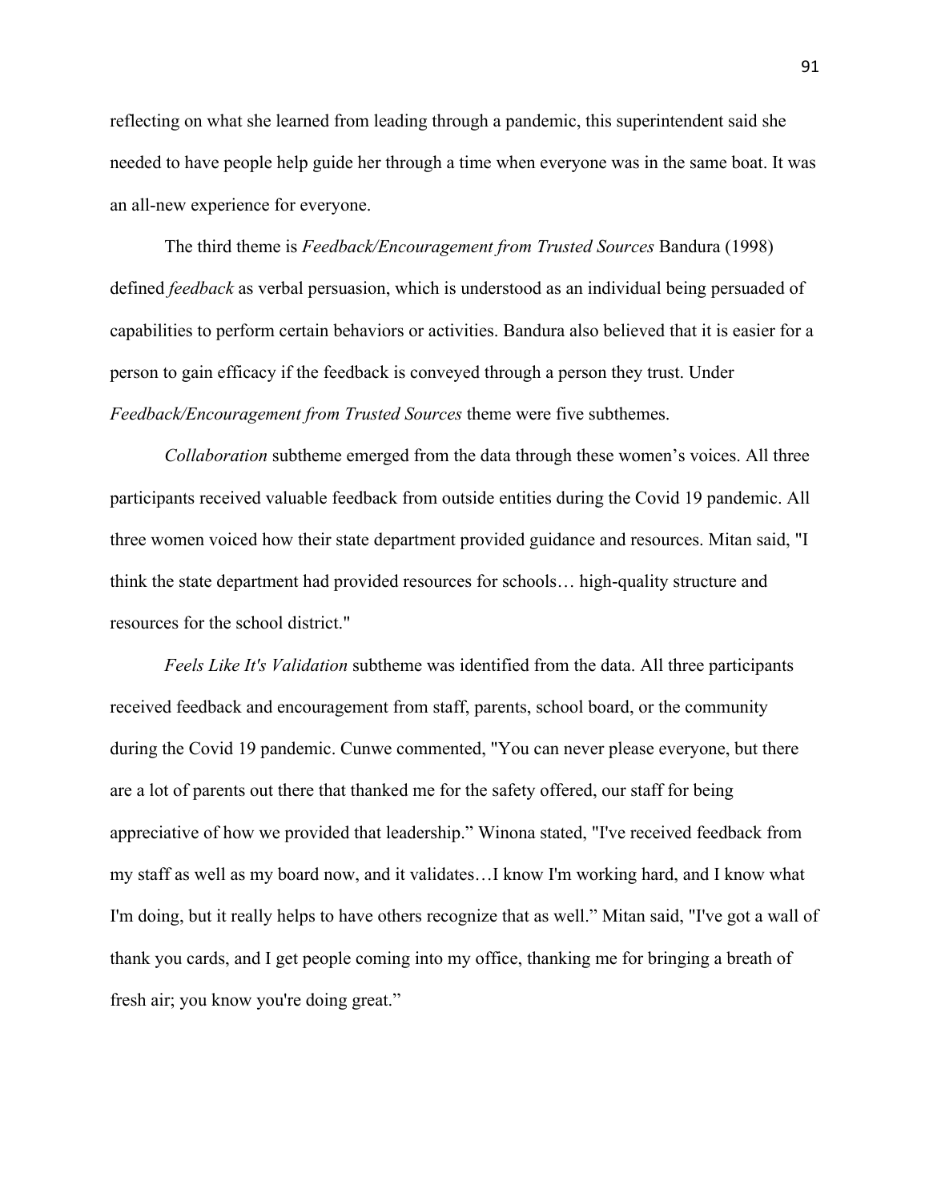reflecting on what she learned from leading through a pandemic, this superintendent said she needed to have people help guide her through a time when everyone was in the same boat. It was an all-new experience for everyone.

The third theme is *Feedback/Encouragement from Trusted Sources* Bandura (1998) defined *feedback* as verbal persuasion, which is understood as an individual being persuaded of capabilities to perform certain behaviors or activities. Bandura also believed that it is easier for a person to gain efficacy if the feedback is conveyed through a person they trust. Under *Feedback/Encouragement from Trusted Sources* theme were five subthemes.

*Collaboration* subtheme emerged from the data through these women's voices. All three participants received valuable feedback from outside entities during the Covid 19 pandemic. All three women voiced how their state department provided guidance and resources. Mitan said, "I think the state department had provided resources for schools… high-quality structure and resources for the school district."

*Feels Like It's Validation* subtheme was identified from the data. All three participants received feedback and encouragement from staff, parents, school board, or the community during the Covid 19 pandemic. Cunwe commented, "You can never please everyone, but there are a lot of parents out there that thanked me for the safety offered, our staff for being appreciative of how we provided that leadership." Winona stated, "I've received feedback from my staff as well as my board now, and it validates…I know I'm working hard, and I know what I'm doing, but it really helps to have others recognize that as well." Mitan said, "I've got a wall of thank you cards, and I get people coming into my office, thanking me for bringing a breath of fresh air; you know you're doing great."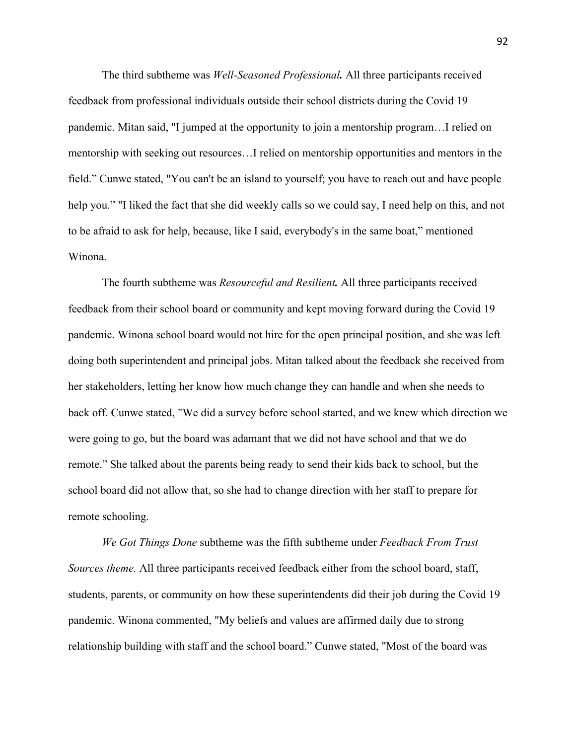The third subtheme was ***Well-Seasoned Professional.*** All three participants received feedback from professional individuals outside their school districts during the Covid 19 pandemic. Mitan said, "I jumped at the opportunity to join a mentorship program…I relied on mentorship with seeking out resources…I relied on mentorship opportunities and mentors in the field." Cunwe stated, "You can't be an island to yourself; you have to reach out and have people help you." "I liked the fact that she did weekly calls so we could say, I need help on this, and not to be afraid to ask for help, because, like I said, everybody's in the same boat," mentioned Winona.

The fourth subtheme was ***Resourceful and Resilient.*** All three participants received feedback from their school board or community and kept moving forward during the Covid 19 pandemic. Winona school board would not hire for the open principal position, and she was left doing both superintendent and principal jobs. Mitan talked about the feedback she received from her stakeholders, letting her know how much change they can handle and when she needs to back off. Cunwe stated, "We did a survey before school started, and we knew which direction we were going to go, but the board was adamant that we did not have school and that we do remote." She talked about the parents being ready to send their kids back to school, but the school board did not allow that, so she had to change direction with her staff to prepare for remote schooling.

*We Got Things Done* subtheme was the fifth subtheme under *Feedback From Trust Sources theme.* All three participants received feedback either from the school board, staff, students, parents, or community on how these superintendents did their job during the Covid 19 pandemic. Winona commented, "My beliefs and values are affirmed daily due to strong relationship building with staff and the school board." Cunwe stated, "Most of the board was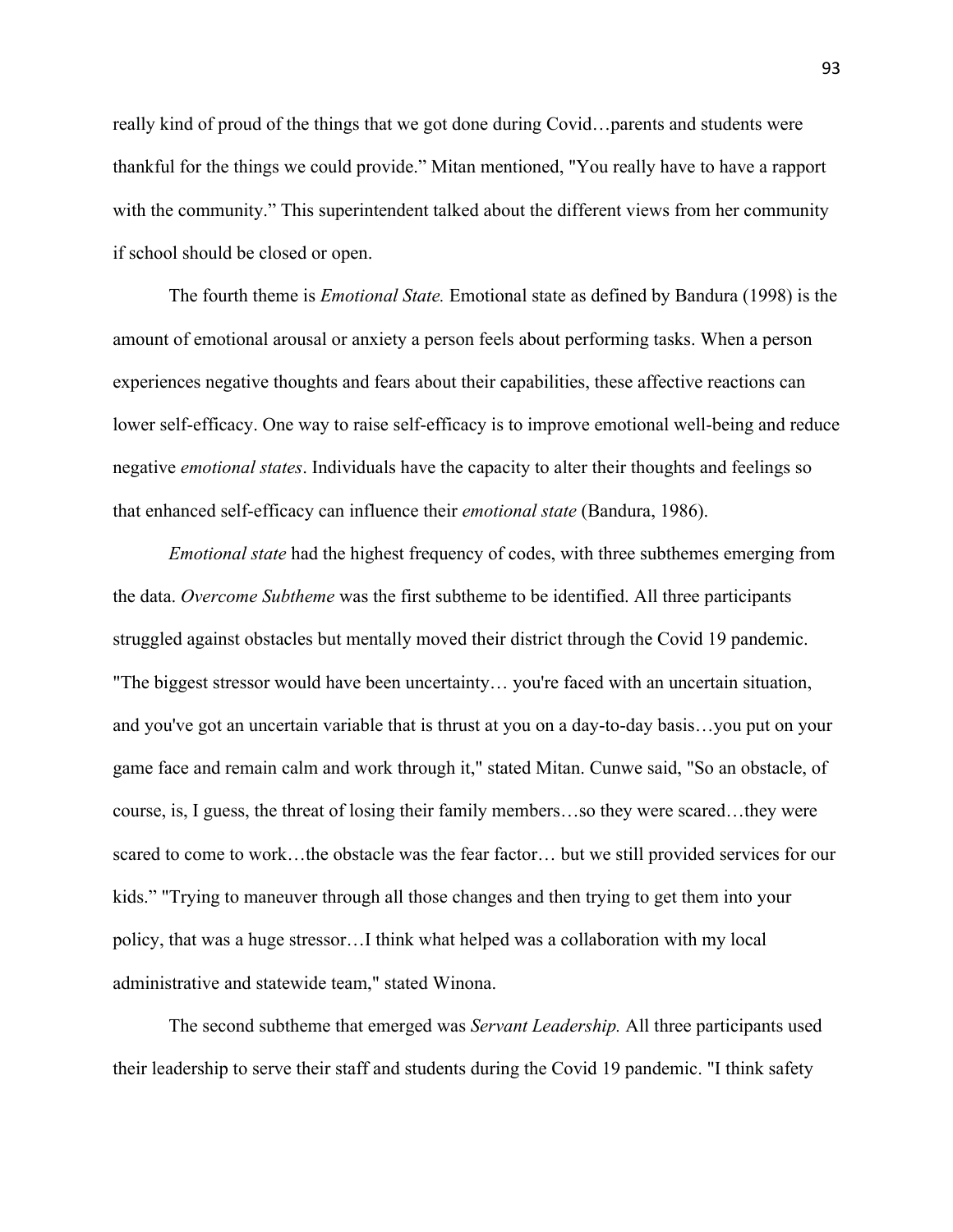really kind of proud of the things that we got done during Covid…parents and students were thankful for the things we could provide.” Mitan mentioned, "You really have to have a rapport with the community.” This superintendent talked about the different views from her community if school should be closed or open.

The fourth theme is *Emotional State.* Emotional state as defined by Bandura (1998) is the amount of emotional arousal or anxiety a person feels about performing tasks. When a person experiences negative thoughts and fears about their capabilities, these affective reactions can lower self-efficacy. One way to raise self-efficacy is to improve emotional well-being and reduce negative *emotional states*. Individuals have the capacity to alter their thoughts and feelings so that enhanced self-efficacy can influence their *emotional state* (Bandura, 1986).

*Emotional state* had the highest frequency of codes, with three subthemes emerging from the data. *Overcome Subtheme* was the first subtheme to be identified. All three participants struggled against obstacles but mentally moved their district through the Covid 19 pandemic. "The biggest stressor would have been uncertainty… you're faced with an uncertain situation, and you've got an uncertain variable that is thrust at you on a day-to-day basis…you put on your game face and remain calm and work through it," stated Mitan. Cunwe said, "So an obstacle, of course, is, I guess, the threat of losing their family members…so they were scared…they were scared to come to work…the obstacle was the fear factor… but we still provided services for our kids.” "Trying to maneuver through all those changes and then trying to get them into your policy, that was a huge stressor…I think what helped was a collaboration with my local administrative and statewide team," stated Winona.

The second subtheme that emerged was *Servant Leadership.* All three participants used their leadership to serve their staff and students during the Covid 19 pandemic. "I think safety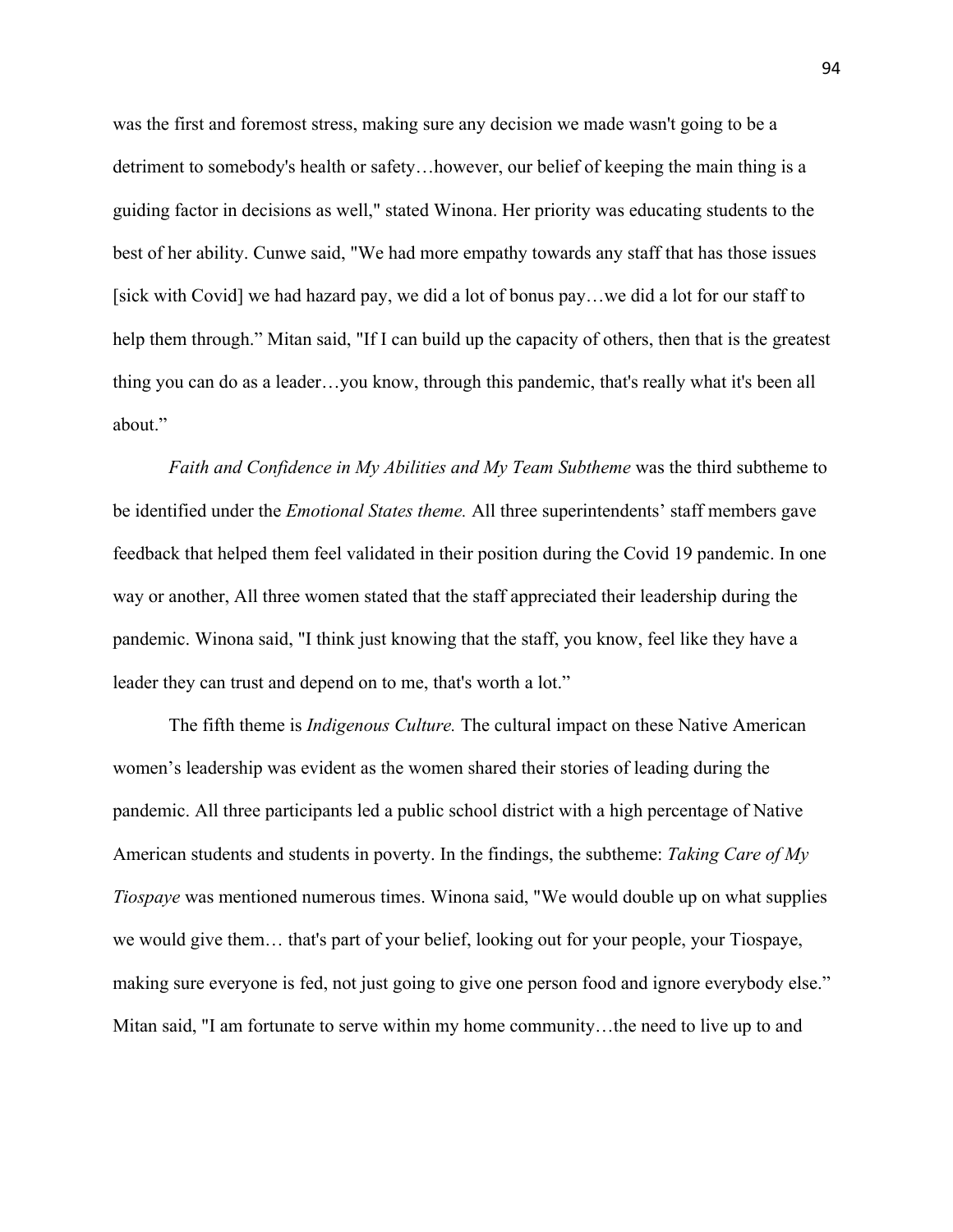was the first and foremost stress, making sure any decision we made wasn't going to be a detriment to somebody's health or safety…however, our belief of keeping the main thing is a guiding factor in decisions as well," stated Winona. Her priority was educating students to the best of her ability. Cunwe said, "We had more empathy towards any staff that has those issues [sick with Covid] we had hazard pay, we did a lot of bonus pay…we did a lot for our staff to help them through." Mitan said, "If I can build up the capacity of others, then that is the greatest thing you can do as a leader…you know, through this pandemic, that's really what it's been all about."

*Faith and Confidence in My Abilities and My Team Subtheme* was the third subtheme to be identified under the *Emotional States theme.* All three superintendents' staff members gave feedback that helped them feel validated in their position during the Covid 19 pandemic. In one way or another, All three women stated that the staff appreciated their leadership during the pandemic. Winona said, "I think just knowing that the staff, you know, feel like they have a leader they can trust and depend on to me, that's worth a lot."

The fifth theme is *Indigenous Culture.* The cultural impact on these Native American women's leadership was evident as the women shared their stories of leading during the pandemic. All three participants led a public school district with a high percentage of Native American students and students in poverty. In the findings, the subtheme: *Taking Care of My Tiospaye* was mentioned numerous times. Winona said, "We would double up on what supplies we would give them… that's part of your belief, looking out for your people, your Tiospaye, making sure everyone is fed, not just going to give one person food and ignore everybody else." Mitan said, "I am fortunate to serve within my home community…the need to live up to and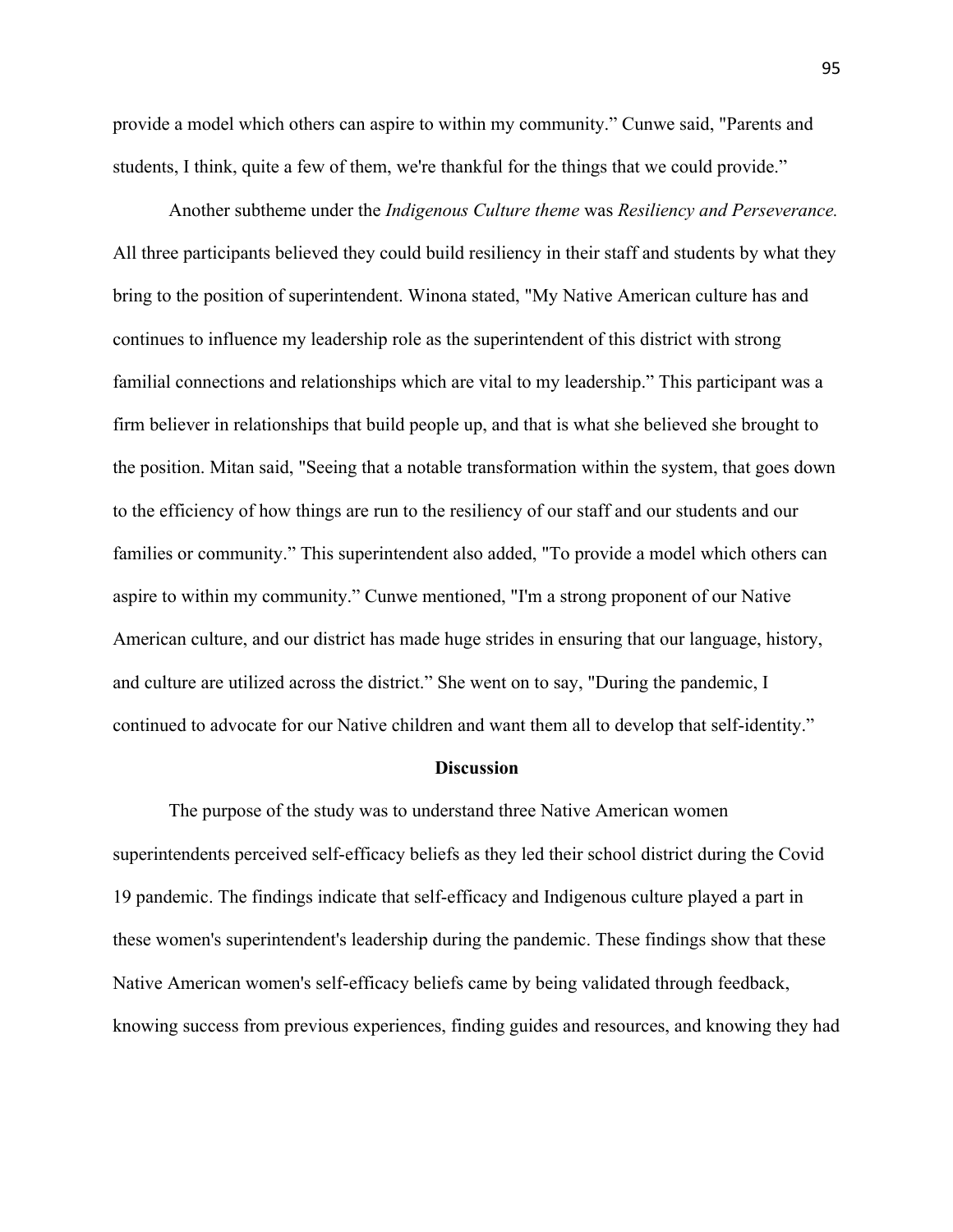provide a model which others can aspire to within my community." Cunwe said, "Parents and students, I think, quite a few of them, we're thankful for the things that we could provide."

Another subtheme under the *Indigenous Culture theme* was *Resiliency and Perseverance.* All three participants believed they could build resiliency in their staff and students by what they bring to the position of superintendent. Winona stated, "My Native American culture has and continues to influence my leadership role as the superintendent of this district with strong familial connections and relationships which are vital to my leadership." This participant was a firm believer in relationships that build people up, and that is what she believed she brought to the position. Mitan said, "Seeing that a notable transformation within the system, that goes down to the efficiency of how things are run to the resiliency of our staff and our students and our families or community." This superintendent also added, "To provide a model which others can aspire to within my community." Cunwe mentioned, "I'm a strong proponent of our Native American culture, and our district has made huge strides in ensuring that our language, history, and culture are utilized across the district." She went on to say, "During the pandemic, I continued to advocate for our Native children and want them all to develop that self-identity."

## Discussion

The purpose of the study was to understand three Native American women superintendents perceived self-efficacy beliefs as they led their school district during the Covid 19 pandemic. The findings indicate that self-efficacy and Indigenous culture played a part in these women's superintendent's leadership during the pandemic. These findings show that these Native American women's self-efficacy beliefs came by being validated through feedback, knowing success from previous experiences, finding guides and resources, and knowing they had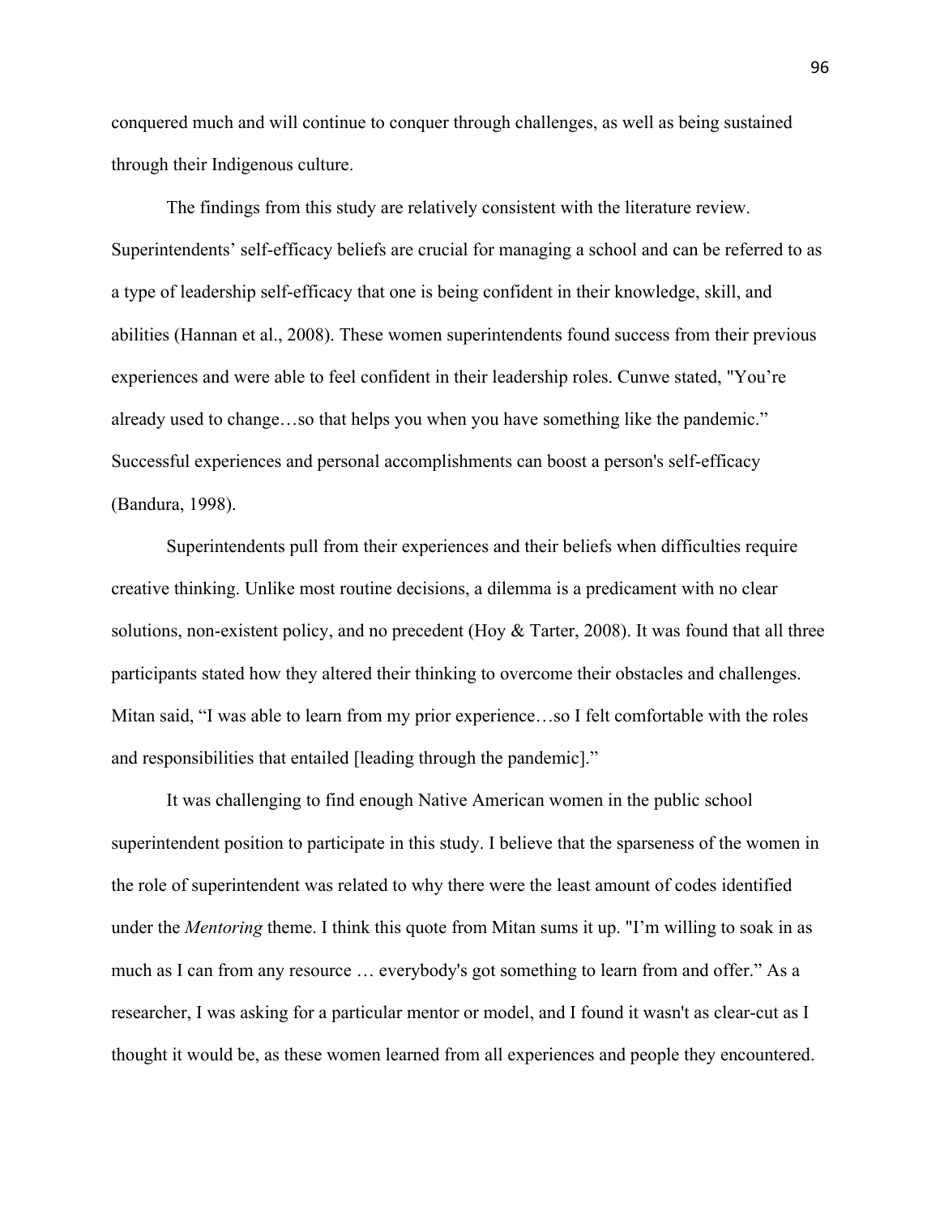conquered much and will continue to conquer through challenges, as well as being sustained through their Indigenous culture.

The findings from this study are relatively consistent with the literature review. Superintendents' self-efficacy beliefs are crucial for managing a school and can be referred to as a type of leadership self-efficacy that one is being confident in their knowledge, skill, and abilities (Hannan et al., 2008). These women superintendents found success from their previous experiences and were able to feel confident in their leadership roles. Cunwe stated, "You're already used to change…so that helps you when you have something like the pandemic." Successful experiences and personal accomplishments can boost a person's self-efficacy (Bandura, 1998).

Superintendents pull from their experiences and their beliefs when difficulties require creative thinking. Unlike most routine decisions, a dilemma is a predicament with no clear solutions, non-existent policy, and no precedent (Hoy & Tarter, 2008). It was found that all three participants stated how they altered their thinking to overcome their obstacles and challenges. Mitan said, "I was able to learn from my prior experience…so I felt comfortable with the roles and responsibilities that entailed [leading through the pandemic]."

It was challenging to find enough Native American women in the public school superintendent position to participate in this study. I believe that the sparseness of the women in the role of superintendent was related to why there were the least amount of codes identified under the *Mentoring* theme. I think this quote from Mitan sums it up. "I'm willing to soak in as much as I can from any resource … everybody's got something to learn from and offer." As a researcher, I was asking for a particular mentor or model, and I found it wasn't as clear-cut as I thought it would be, as these women learned from all experiences and people they encountered.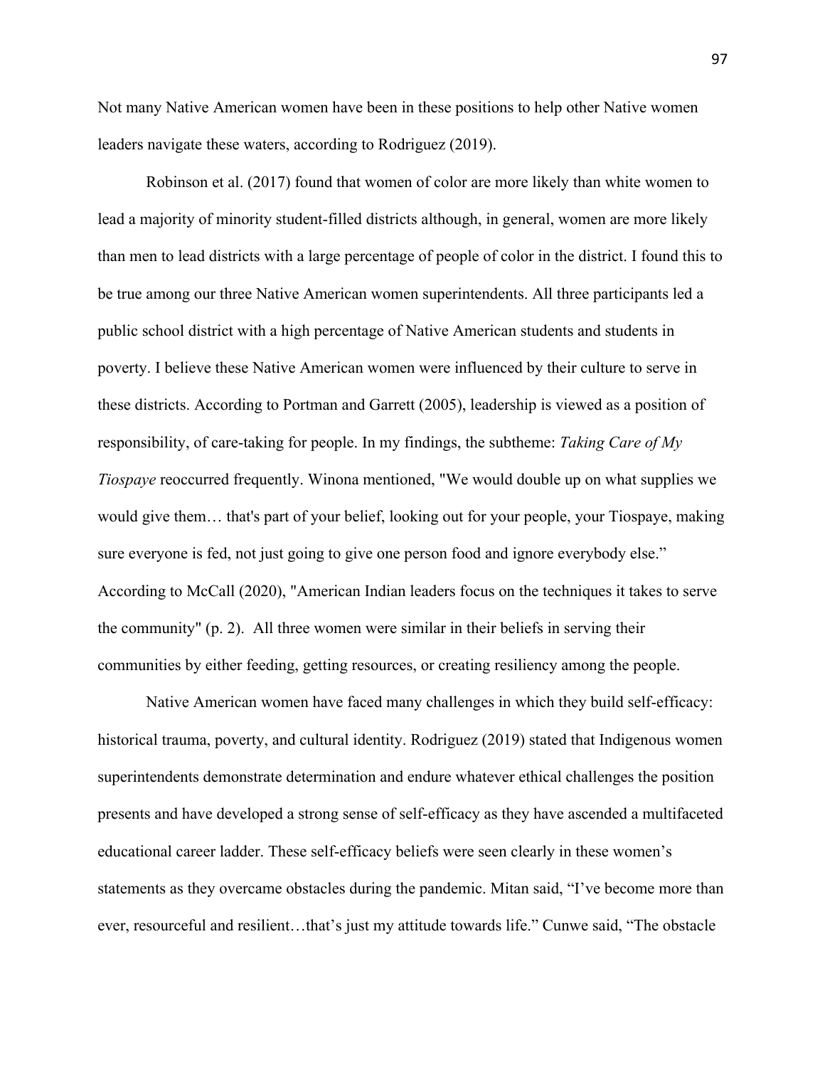Not many Native American women have been in these positions to help other Native women leaders navigate these waters, according to Rodriguez (2019).

Robinson et al. (2017) found that women of color are more likely than white women to lead a majority of minority student-filled districts although, in general, women are more likely than men to lead districts with a large percentage of people of color in the district. I found this to be true among our three Native American women superintendents. All three participants led a public school district with a high percentage of Native American students and students in poverty. I believe these Native American women were influenced by their culture to serve in these districts. According to Portman and Garrett (2005), leadership is viewed as a position of responsibility, of care-taking for people. In my findings, the subtheme: *Taking Care of My Tiospaye* reoccurred frequently. Winona mentioned, "We would double up on what supplies we would give them… that's part of your belief, looking out for your people, your Tiospaye, making sure everyone is fed, not just going to give one person food and ignore everybody else." According to McCall (2020), "American Indian leaders focus on the techniques it takes to serve the community" (p. 2). All three women were similar in their beliefs in serving their communities by either feeding, getting resources, or creating resiliency among the people.

Native American women have faced many challenges in which they build self-efficacy: historical trauma, poverty, and cultural identity. Rodriguez (2019) stated that Indigenous women superintendents demonstrate determination and endure whatever ethical challenges the position presents and have developed a strong sense of self-efficacy as they have ascended a multifaceted educational career ladder. These self-efficacy beliefs were seen clearly in these women's statements as they overcame obstacles during the pandemic. Mitan said, "I've become more than ever, resourceful and resilient…that's just my attitude towards life." Cunwe said, "The obstacle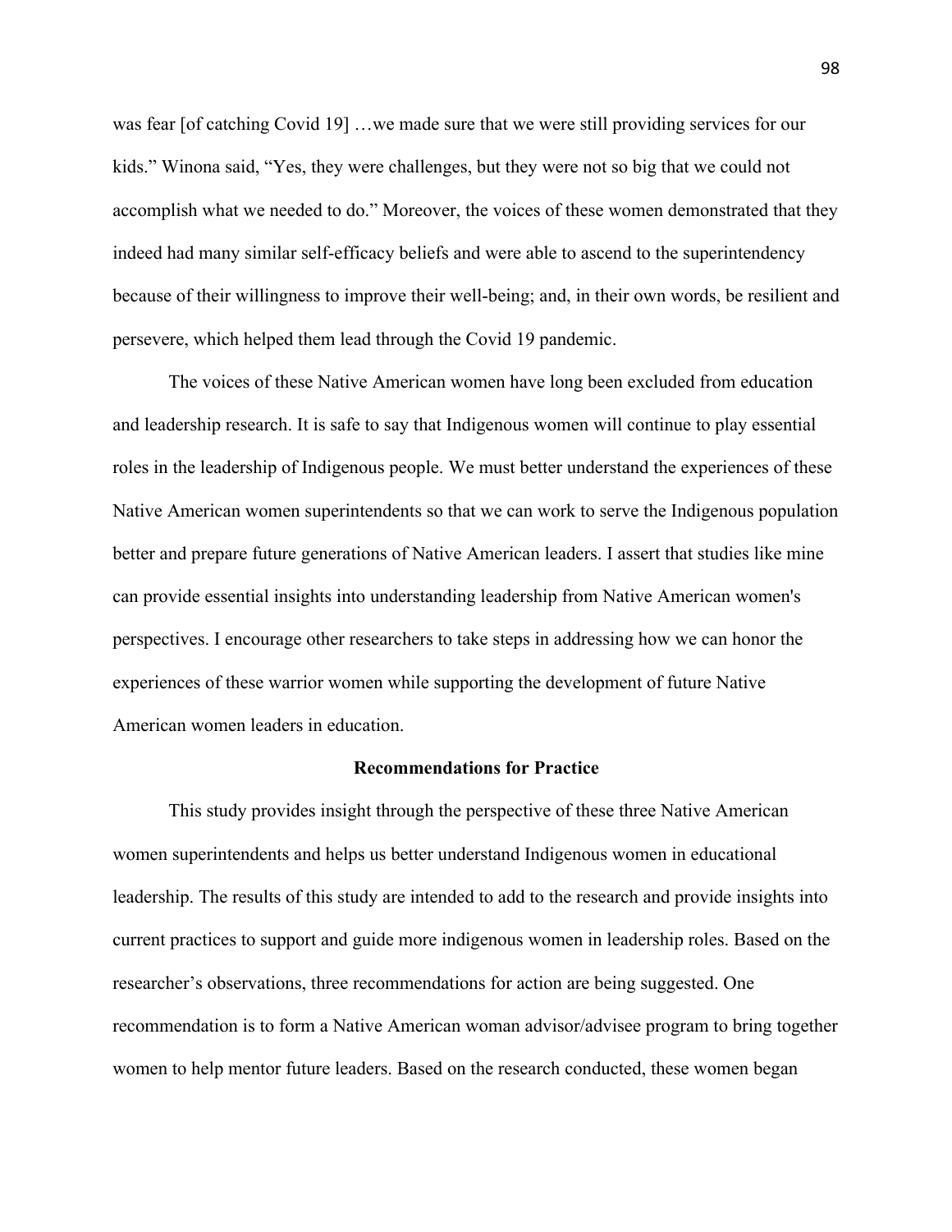was fear [of catching Covid 19] …we made sure that we were still providing services for our kids." Winona said, "Yes, they were challenges, but they were not so big that we could not accomplish what we needed to do." Moreover, the voices of these women demonstrated that they indeed had many similar self-efficacy beliefs and were able to ascend to the superintendency because of their willingness to improve their well-being; and, in their own words, be resilient and persevere, which helped them lead through the Covid 19 pandemic.

The voices of these Native American women have long been excluded from education and leadership research. It is safe to say that Indigenous women will continue to play essential roles in the leadership of Indigenous people. We must better understand the experiences of these Native American women superintendents so that we can work to serve the Indigenous population better and prepare future generations of Native American leaders. I assert that studies like mine can provide essential insights into understanding leadership from Native American women's perspectives. I encourage other researchers to take steps in addressing how we can honor the experiences of these warrior women while supporting the development of future Native American women leaders in education.

## Recommendations for Practice

This study provides insight through the perspective of these three Native American women superintendents and helps us better understand Indigenous women in educational leadership. The results of this study are intended to add to the research and provide insights into current practices to support and guide more indigenous women in leadership roles. Based on the researcher's observations, three recommendations for action are being suggested. One recommendation is to form a Native American woman advisor/advisee program to bring together women to help mentor future leaders. Based on the research conducted, these women began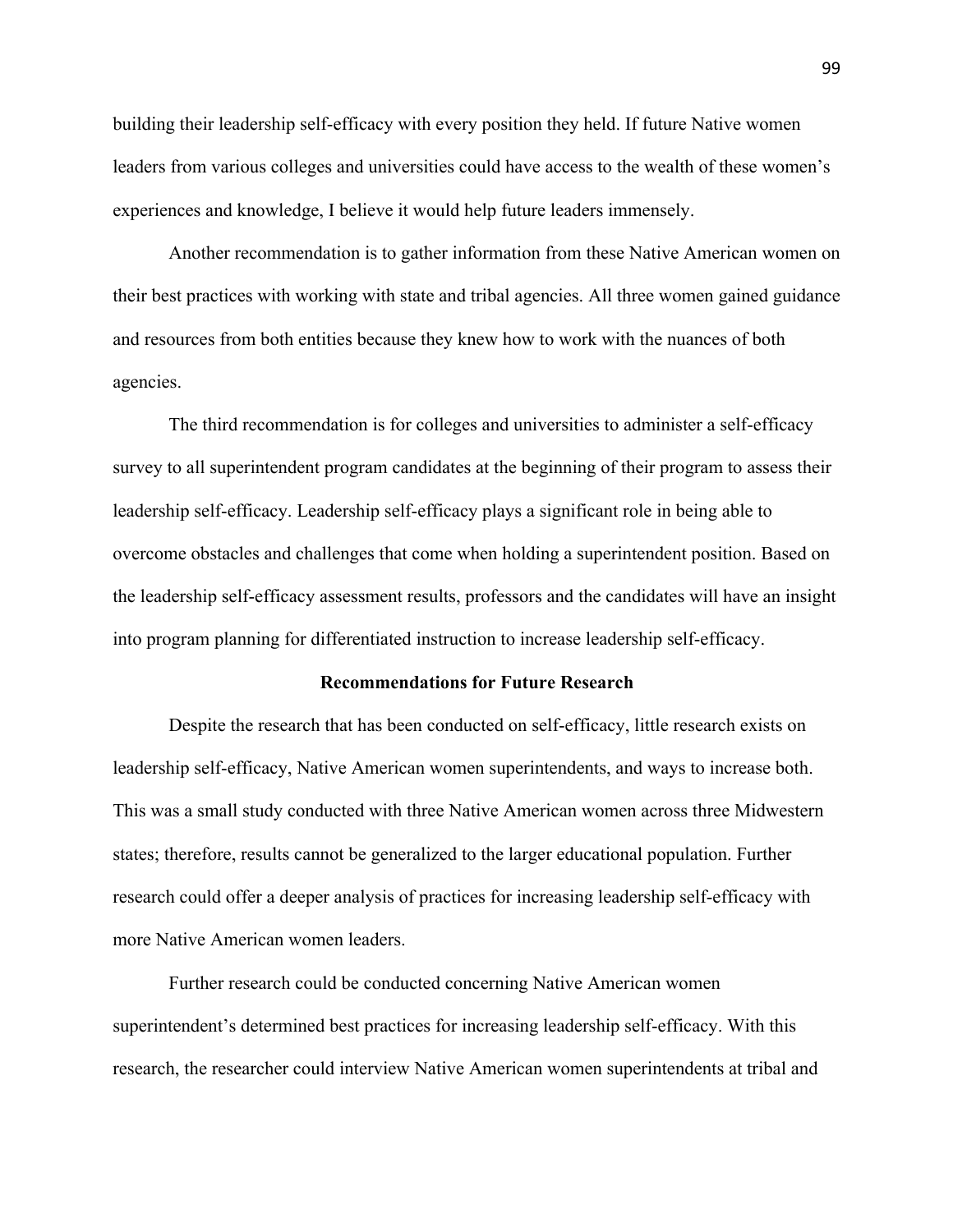building their leadership self-efficacy with every position they held. If future Native women leaders from various colleges and universities could have access to the wealth of these women's experiences and knowledge, I believe it would help future leaders immensely.

Another recommendation is to gather information from these Native American women on their best practices with working with state and tribal agencies. All three women gained guidance and resources from both entities because they knew how to work with the nuances of both agencies.

The third recommendation is for colleges and universities to administer a self-efficacy survey to all superintendent program candidates at the beginning of their program to assess their leadership self-efficacy. Leadership self-efficacy plays a significant role in being able to overcome obstacles and challenges that come when holding a superintendent position. Based on the leadership self-efficacy assessment results, professors and the candidates will have an insight into program planning for differentiated instruction to increase leadership self-efficacy.

## Recommendations for Future Research

Despite the research that has been conducted on self-efficacy, little research exists on leadership self-efficacy, Native American women superintendents, and ways to increase both. This was a small study conducted with three Native American women across three Midwestern states; therefore, results cannot be generalized to the larger educational population. Further research could offer a deeper analysis of practices for increasing leadership self-efficacy with more Native American women leaders.

Further research could be conducted concerning Native American women superintendent's determined best practices for increasing leadership self-efficacy. With this research, the researcher could interview Native American women superintendents at tribal and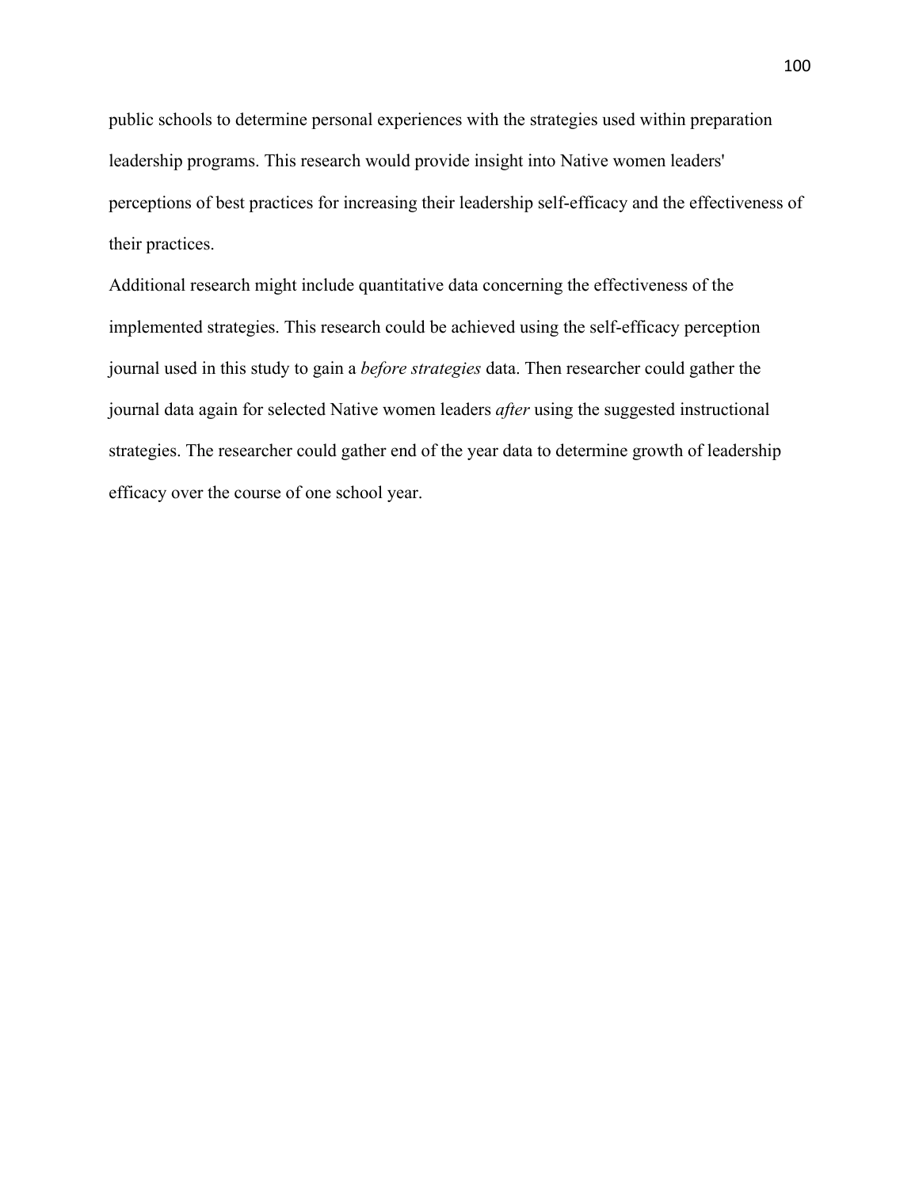public schools to determine personal experiences with the strategies used within preparation leadership programs. This research would provide insight into Native women leaders' perceptions of best practices for increasing their leadership self-efficacy and the effectiveness of their practices.

Additional research might include quantitative data concerning the effectiveness of the implemented strategies. This research could be achieved using the self-efficacy perception journal used in this study to gain a *before strategies* data. Then researcher could gather the journal data again for selected Native women leaders *after* using the suggested instructional strategies. The researcher could gather end of the year data to determine growth of leadership efficacy over the course of one school year.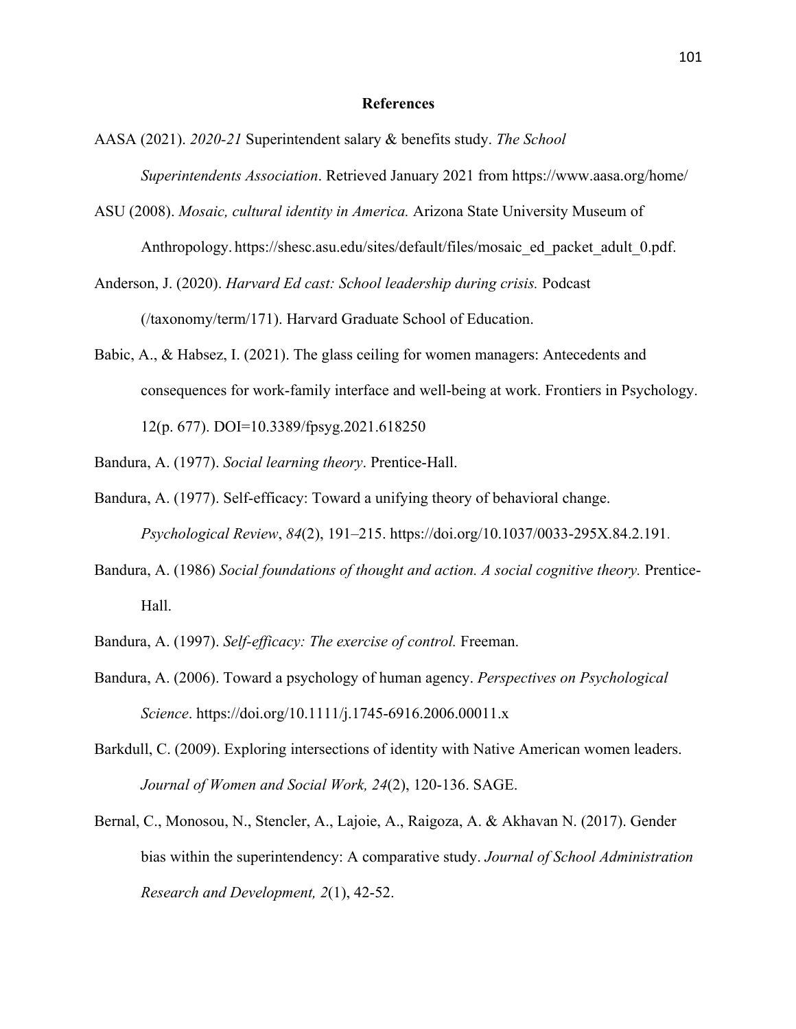# References

AASA (2021). *2020-21* Superintendent salary & benefits study. *The School Superintendents Association*. Retrieved January 2021 from https://www.aasa.org/home/

ASU (2008). *Mosaic, cultural identity in America.* Arizona State University Museum of Anthropology. https://shesc.asu.edu/sites/default/files/mosaic_ed_packet_adult_0.pdf.

Anderson, J. (2020). *Harvard Ed cast: School leadership during crisis.* Podcast (/taxonomy/term/171). Harvard Graduate School of Education.

Babic, A., & Habsez, I. (2021). The glass ceiling for women managers: Antecedents and consequences for work-family interface and well-being at work. Frontiers in Psychology. 12(p. 677). DOI=10.3389/fpsyg.2021.618250

Bandura, A. (1977). *Social learning theory*. Prentice-Hall.

Bandura, A. (1977). Self-efficacy: Toward a unifying theory of behavioral change. *Psychological Review*, *84*(2), 191–215. https://doi.org/10.1037/0033-295X.84.2.191.

Bandura, A. (1986) *Social foundations of thought and action. A social cognitive theory.* Prentice-Hall.

Bandura, A. (1997). *Self-efficacy: The exercise of control.* Freeman.

Bandura, A. (2006). Toward a psychology of human agency. *Perspectives on Psychological Science*. https://doi.org/10.1111/j.1745-6916.2006.00011.x

Barkdull, C. (2009). Exploring intersections of identity with Native American women leaders. *Journal of Women and Social Work, 24*(2), 120-136. SAGE.

Bernal, C., Monosou, N., Stencler, A., Lajoie, A., Raigoza, A. & Akhavan N. (2017). Gender bias within the superintendency: A comparative study. *Journal of School Administration Research and Development, 2*(1), 42-52.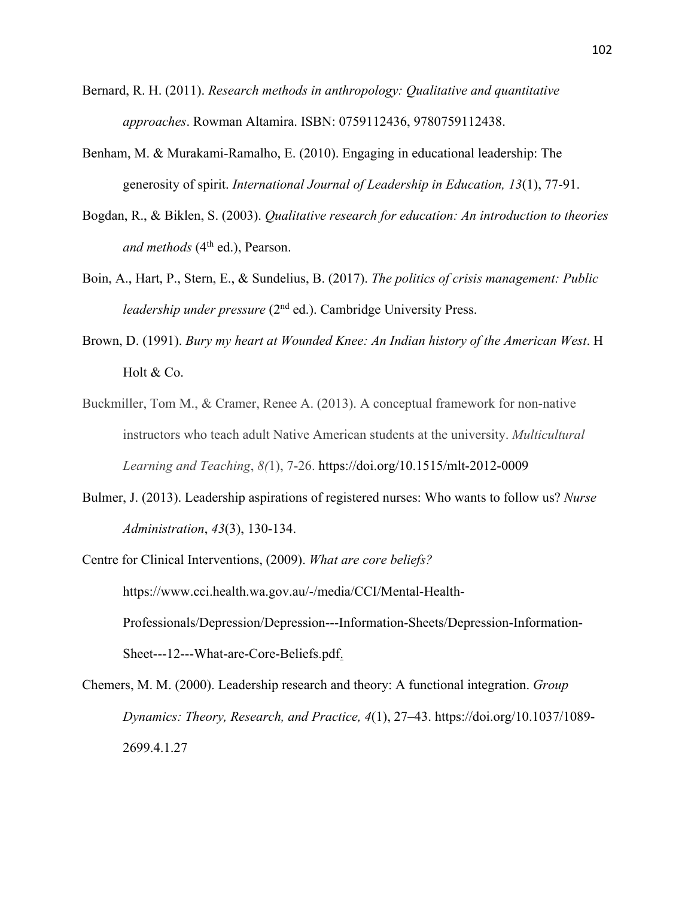Bernard, R. H. (2011). *Research methods in anthropology: Qualitative and quantitative approaches*. Rowman Altamira. ISBN: 0759112436, 9780759112438.

Benham, M. & Murakami-Ramalho, E. (2010). Engaging in educational leadership: The generosity of spirit. *International Journal of Leadership in Education, 13*(1), 77-91.

Bogdan, R., & Biklen, S. (2003). *Qualitative research for education: An introduction to theories and methods* (4th ed.), Pearson.

Boin, A., Hart, P., Stern, E., & Sundelius, B. (2017). *The politics of crisis management: Public leadership under pressure* (2nd ed.). Cambridge University Press.

Brown, D. (1991). *Bury my heart at Wounded Knee: An Indian history of the American West*. H Holt & Co.

Buckmiller, Tom M., & Cramer, Renee A. (2013). A conceptual framework for non-native instructors who teach adult Native American students at the university. *Multicultural Learning and Teaching*, *8(*1), 7-26. https://doi.org/10.1515/mlt-2012-0009

Bulmer, J. (2013). Leadership aspirations of registered nurses: Who wants to follow us? *Nurse Administration*, *43*(3), 130-134.

Centre for Clinical Interventions, (2009). *What are core beliefs?* https://www.cci.health.wa.gov.au/-/media/CCI/Mental-Health-Professionals/Depression/Depression---Information-Sheets/Depression-Information-Sheet---12---What-are-Core-Beliefs.pdf.

Chemers, M. M. (2000). Leadership research and theory: A functional integration. *Group Dynamics: Theory, Research, and Practice, 4*(1), 27–43. https://doi.org/10.1037/1089-2699.4.1.27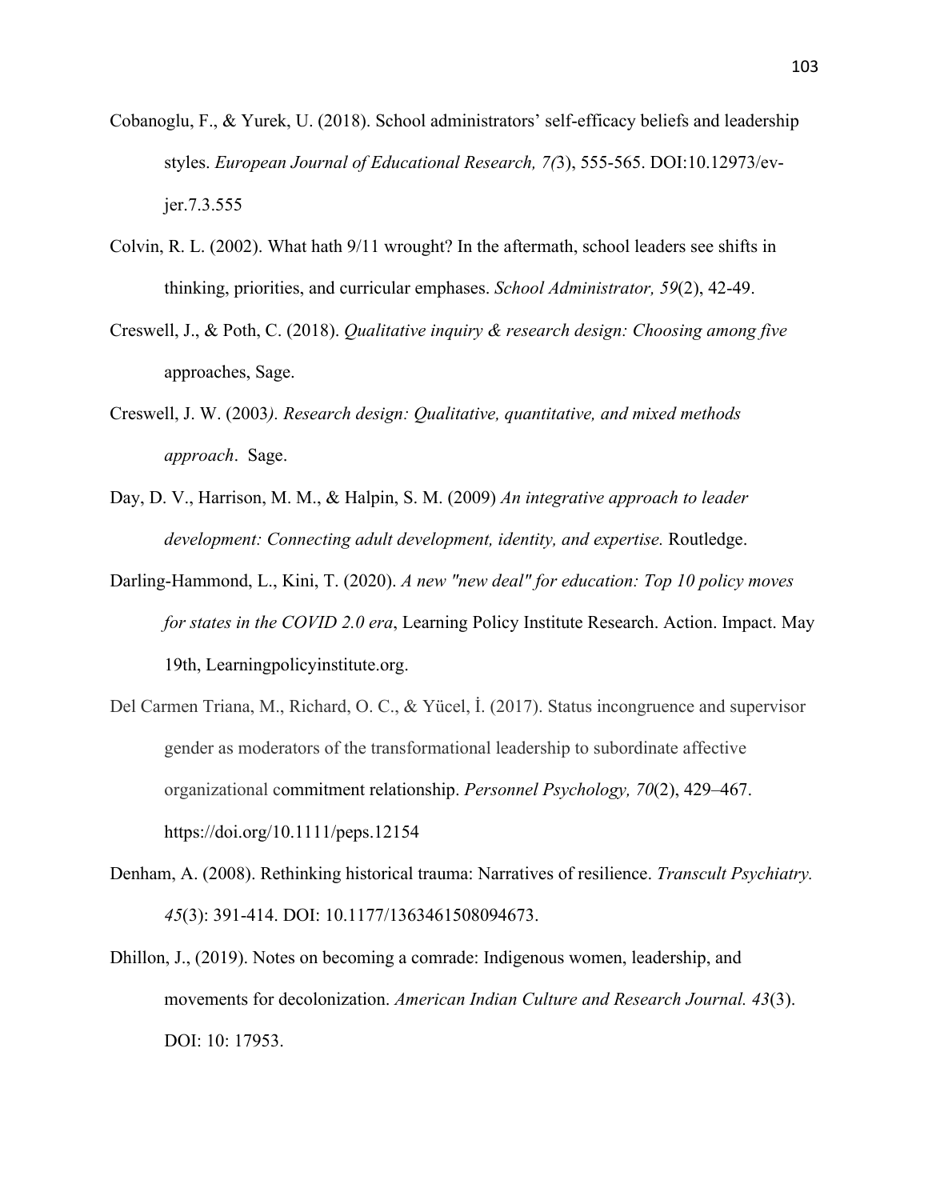Cobanoglu, F., & Yurek, U. (2018). School administrators' self-efficacy beliefs and leadership styles. *European Journal of Educational Research, 7(*3), 555-565. DOI:10.12973/ev-jer.7.3.555

Colvin, R. L. (2002). What hath 9/11 wrought? In the aftermath, school leaders see shifts in thinking, priorities, and curricular emphases. *School Administrator, 59*(2), 42-49.

Creswell, J., & Poth, C. (2018). *Qualitative inquiry & research design: Choosing among five* approaches, Sage.

Creswell, J. W. (2003*). Research design: Qualitative, quantitative, and mixed methods approach*. Sage.

Day, D. V., Harrison, M. M., & Halpin, S. M. (2009) *An integrative approach to leader development: Connecting adult development, identity, and expertise.* Routledge.

Darling-Hammond, L., Kini, T. (2020). *A new "new deal" for education: Top 10 policy moves for states in the COVID 2.0 era*, Learning Policy Institute Research. Action. Impact. May 19th, Learningpolicyinstitute.org.

Del Carmen Triana, M., Richard, O. C., & Yücel, İ. (2017). Status incongruence and supervisor gender as moderators of the transformational leadership to subordinate affective organizational commitment relationship. *Personnel Psychology, 70*(2), 429–467. https://doi.org/10.1111/peps.12154

Denham, A. (2008). Rethinking historical trauma: Narratives of resilience. *Transcult Psychiatry. 45*(3): 391-414. DOI: 10.1177/1363461508094673.

Dhillon, J., (2019). Notes on becoming a comrade: Indigenous women, leadership, and movements for decolonization. *American Indian Culture and Research Journal. 43*(3). DOI: 10: 17953.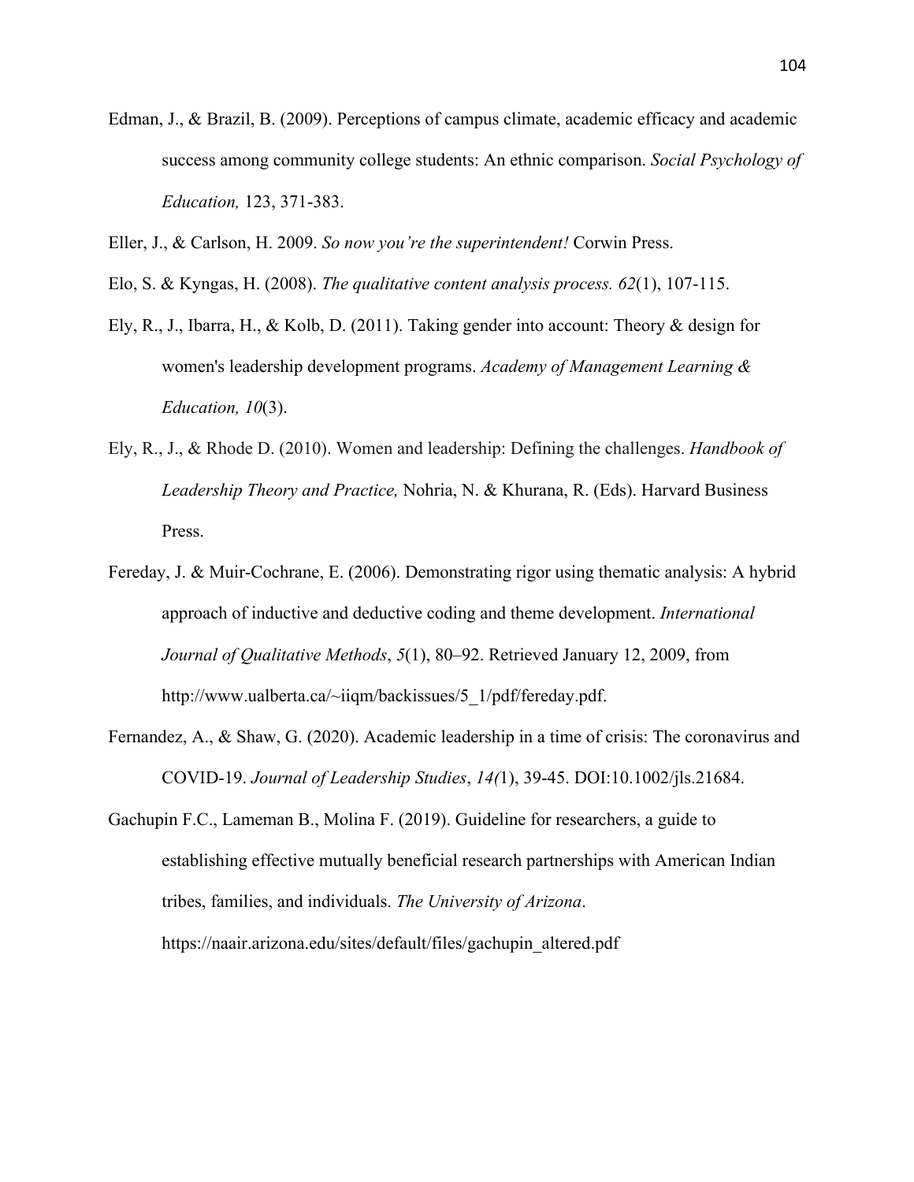Edman, J., & Brazil, B. (2009). Perceptions of campus climate, academic efficacy and academic success among community college students: An ethnic comparison. *Social Psychology of Education,* 123, 371-383.

Eller, J., & Carlson, H. 2009. *So now you're the superintendent!* Corwin Press.

Elo, S. & Kyngas, H. (2008). *The qualitative content analysis process. 62*(1), 107-115.

Ely, R., J., Ibarra, H., & Kolb, D. (2011). Taking gender into account: Theory & design for women's leadership development programs. *Academy of Management Learning & Education, 10*(3).

Ely, R., J., & Rhode D. (2010). Women and leadership: Defining the challenges. *Handbook of Leadership Theory and Practice,* Nohria, N. & Khurana, R. (Eds). Harvard Business Press.

Fereday, J. & Muir-Cochrane, E. (2006). Demonstrating rigor using thematic analysis: A hybrid approach of inductive and deductive coding and theme development. *International Journal of Qualitative Methods*, *5*(1), 80–92. Retrieved January 12, 2009, from http://www.ualberta.ca/~iiqm/backissues/5_1/pdf/fereday.pdf.

Fernandez, A., & Shaw, G. (2020). Academic leadership in a time of crisis: The coronavirus and COVID-19. *Journal of Leadership Studies*, *14(*1), 39-45. DOI:10.1002/jls.21684.

Gachupin F.C., Lameman B., Molina F. (2019). Guideline for researchers, a guide to establishing effective mutually beneficial research partnerships with American Indian tribes, families, and individuals. *The University of Arizona*. https://naair.arizona.edu/sites/default/files/gachupin_altered.pdf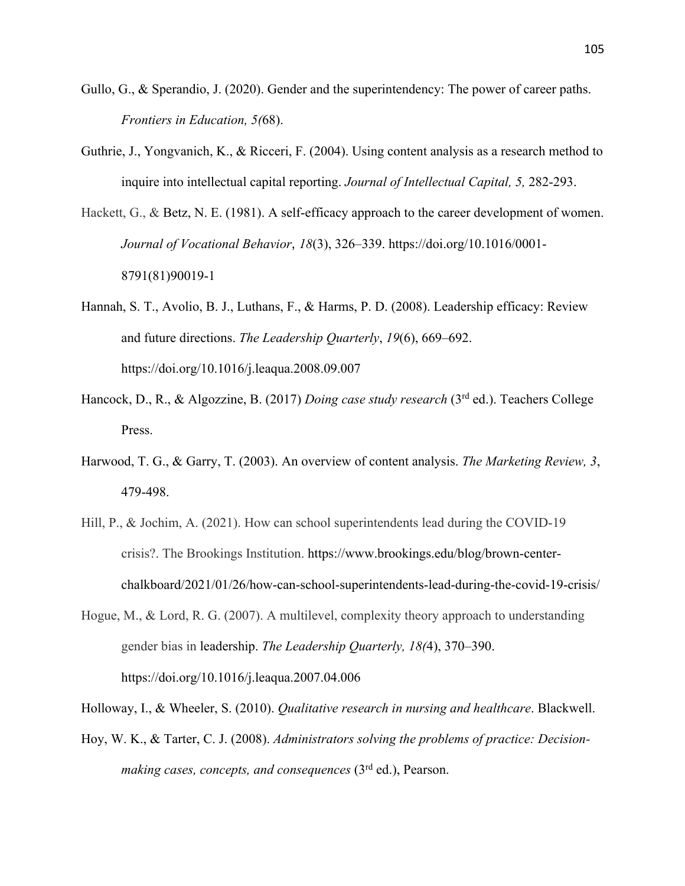Gullo, G., & Sperandio, J. (2020). Gender and the superintendency: The power of career paths. *Frontiers in Education, 5(*68).

Guthrie, J., Yongvanich, K., & Ricceri, F. (2004). Using content analysis as a research method to inquire into intellectual capital reporting. *Journal of Intellectual Capital, 5,* 282-293.

Hackett, G., & Betz, N. E. (1981). A self-efficacy approach to the career development of women. *Journal of Vocational Behavior*, *18*(3), 326–339. https://doi.org/10.1016/0001-8791(81)90019-1

Hannah, S. T., Avolio, B. J., Luthans, F., & Harms, P. D. (2008). Leadership efficacy: Review and future directions. *The Leadership Quarterly*, *19*(6), 669–692. https://doi.org/10.1016/j.leaqua.2008.09.007

Hancock, D., R., & Algozzine, B. (2017) *Doing case study research* (3rd ed.). Teachers College Press.

Harwood, T. G., & Garry, T. (2003). An overview of content analysis. *The Marketing Review, 3*, 479-498.

Hill, P., & Jochim, A. (2021). How can school superintendents lead during the COVID-19 crisis?. The Brookings Institution. https://www.brookings.edu/blog/brown-center-chalkboard/2021/01/26/how-can-school-superintendents-lead-during-the-covid-19-crisis/

Hogue, M., & Lord, R. G. (2007). A multilevel, complexity theory approach to understanding gender bias in leadership. *The Leadership Quarterly, 18(*4), 370–390. https://doi.org/10.1016/j.leaqua.2007.04.006

Holloway, I., & Wheeler, S. (2010). *Qualitative research in nursing and healthcare*. Blackwell.

Hoy, W. K., & Tarter, C. J. (2008). *Administrators solving the problems of practice: Decision-making cases, concepts, and consequences* (3rd ed.), Pearson.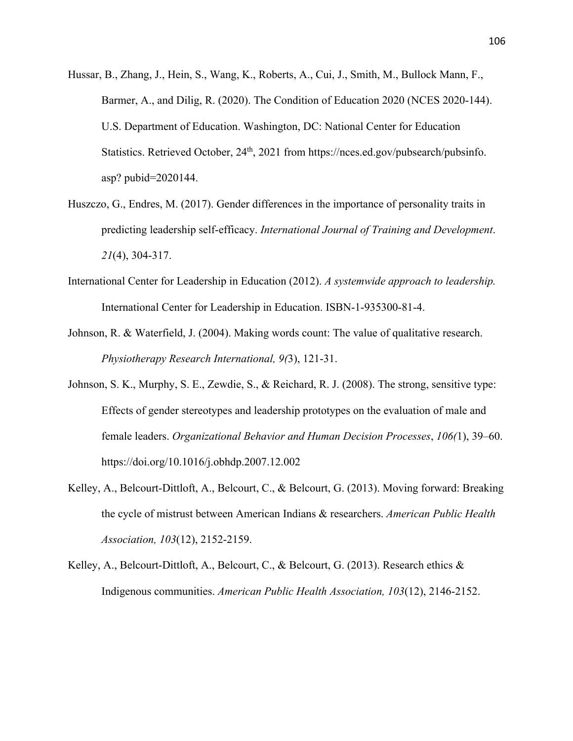Hussar, B., Zhang, J., Hein, S., Wang, K., Roberts, A., Cui, J., Smith, M., Bullock Mann, F., Barmer, A., and Dilig, R. (2020). The Condition of Education 2020 (NCES 2020-144). U.S. Department of Education. Washington, DC: National Center for Education Statistics. Retrieved October, 24th, 2021 from https://nces.ed.gov/pubsearch/pubsinfo.asp? pubid=2020144.

Huszczo, G., Endres, M. (2017). Gender differences in the importance of personality traits in predicting leadership self-efficacy. *International Journal of Training and Development*. *21*(4), 304-317.

International Center for Leadership in Education (2012). *A systemwide approach to leadership.* International Center for Leadership in Education. ISBN-1-935300-81-4.

Johnson, R. & Waterfield, J. (2004). Making words count: The value of qualitative research. *Physiotherapy Research International, 9(*3), 121-31.

Johnson, S. K., Murphy, S. E., Zewdie, S., & Reichard, R. J. (2008). The strong, sensitive type: Effects of gender stereotypes and leadership prototypes on the evaluation of male and female leaders. *Organizational Behavior and Human Decision Processes*, *106(*1), 39–60. https://doi.org/10.1016/j.obhdp.2007.12.002

Kelley, A., Belcourt-Dittloft, A., Belcourt, C., & Belcourt, G. (2013). Moving forward: Breaking the cycle of mistrust between American Indians & researchers. *American Public Health Association, 103*(12), 2152-2159.

Kelley, A., Belcourt-Dittloft, A., Belcourt, C., & Belcourt, G. (2013). Research ethics & Indigenous communities. *American Public Health Association, 103*(12), 2146-2152.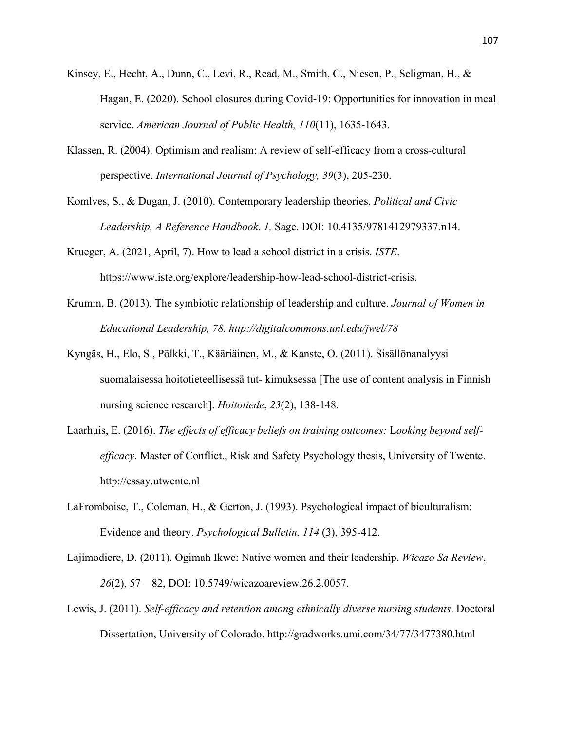Kinsey, E., Hecht, A., Dunn, C., Levi, R., Read, M., Smith, C., Niesen, P., Seligman, H., & Hagan, E. (2020). School closures during Covid-19: Opportunities for innovation in meal service. *American Journal of Public Health, 110*(11), 1635-1643.

Klassen, R. (2004). Optimism and realism: A review of self-efficacy from a cross-cultural perspective. *International Journal of Psychology, 39*(3), 205-230.

Komlves, S., & Dugan, J. (2010). Contemporary leadership theories. *Political and Civic Leadership, A Reference Handbook. 1,* Sage. DOI: 10.4135/9781412979337.n14.

Krueger, A. (2021, April, 7). How to lead a school district in a crisis. *ISTE*. https://www.iste.org/explore/leadership-how-lead-school-district-crisis.

Krumm, B. (2013). The symbiotic relationship of leadership and culture. *Journal of Women in Educational Leadership, 78. http://digitalcommons.unl.edu/jwel/78*

Kyngäs, H., Elo, S., Pölkki, T., Kääriäinen, M., & Kanste, O. (2011). Sisällönanalyysi suomalaisessa hoitotieteellisessä tut- kimuksessa [The use of content analysis in Finnish nursing science research]. *Hoitotiede*, *23*(2), 138-148.

Laarhuis, E. (2016). *The effects of efficacy beliefs on training outcomes:* Looking beyond self-*efficacy*. Master of Conflict., Risk and Safety Psychology thesis, University of Twente. http://essay.utwente.nl

LaFromboise, T., Coleman, H., & Gerton, J. (1993). Psychological impact of biculturalism: Evidence and theory. *Psychological Bulletin, 114* (3), 395-412.

Lajimodiere, D. (2011). Ogimah Ikwe: Native women and their leadership. *Wicazo Sa Review*, *26*(2), 57 – 82, DOI: 10.5749/wicazoareview.26.2.0057.

Lewis, J. (2011). *Self-efficacy and retention among ethnically diverse nursing students*. Doctoral Dissertation, University of Colorado. http://gradworks.umi.com/34/77/3477380.html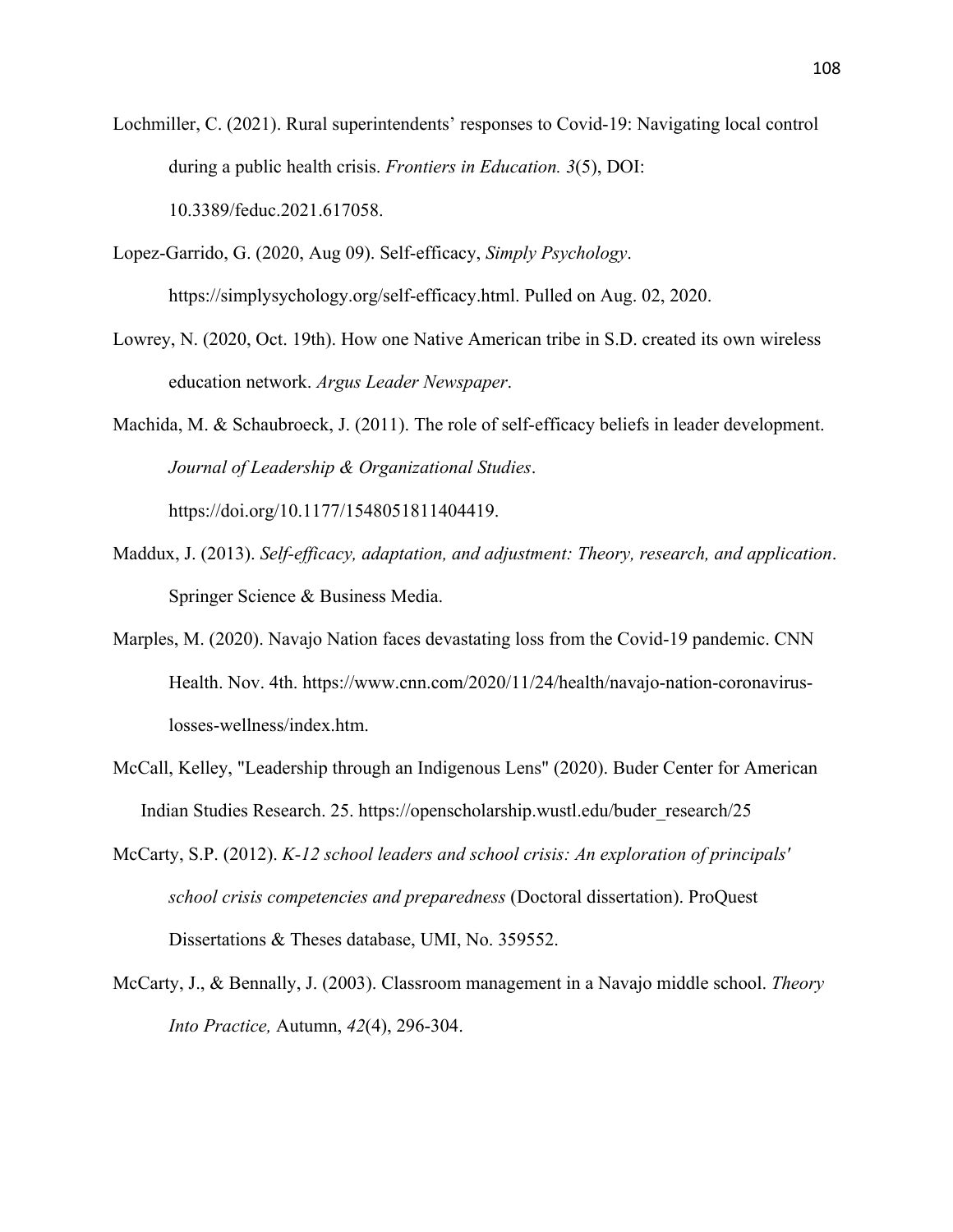Lochmiller, C. (2021). Rural superintendents' responses to Covid-19: Navigating local control during a public health crisis. *Frontiers in Education. 3*(5), DOI: 10.3389/feduc.2021.617058.

Lopez-Garrido, G. (2020, Aug 09). Self-efficacy, *Simply Psychology*. https://simplysychology.org/self-efficacy.html. Pulled on Aug. 02, 2020.

Lowrey, N. (2020, Oct. 19th). How one Native American tribe in S.D. created its own wireless education network. *Argus Leader Newspaper*.

Machida, M. & Schaubroeck, J. (2011). The role of self-efficacy beliefs in leader development. *Journal of Leadership & Organizational Studies*. https://doi.org/10.1177/1548051811404419.

Maddux, J. (2013). *Self-efficacy, adaptation, and adjustment: Theory, research, and application*. Springer Science & Business Media.

Marples, M. (2020). Navajo Nation faces devastating loss from the Covid-19 pandemic. CNN Health. Nov. 4th. https://www.cnn.com/2020/11/24/health/navajo-nation-coronavirus-losses-wellness/index.htm.

McCall, Kelley, "Leadership through an Indigenous Lens" (2020). Buder Center for American Indian Studies Research. 25. https://openscholarship.wustl.edu/buder_research/25

McCarty, S.P. (2012). *K-12 school leaders and school crisis: An exploration of principals' school crisis competencies and preparedness* (Doctoral dissertation). ProQuest Dissertations & Theses database, UMI, No. 359552.

McCarty, J., & Bennally, J. (2003). Classroom management in a Navajo middle school. *Theory Into Practice,* Autumn, *42*(4), 296-304.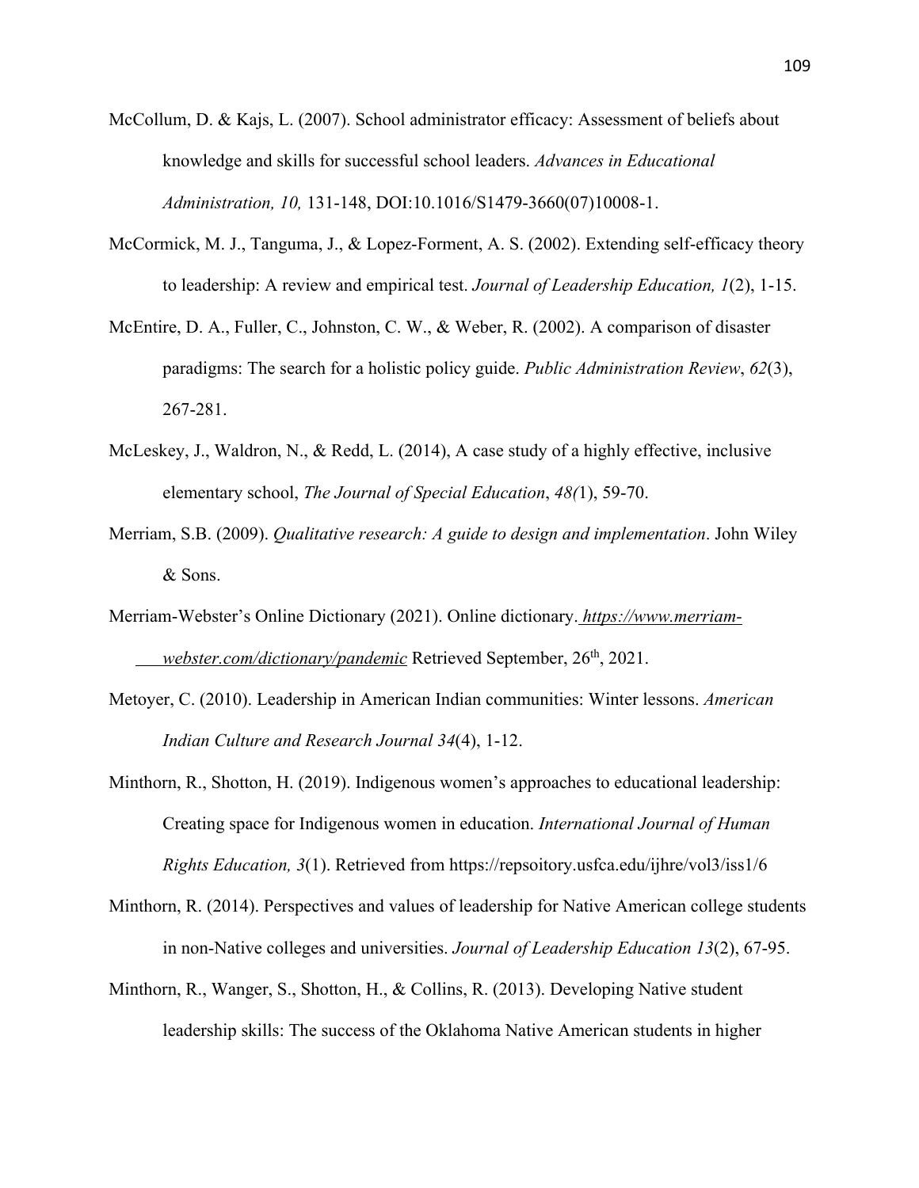McCollum, D. & Kajs, L. (2007). School administrator efficacy: Assessment of beliefs about knowledge and skills for successful school leaders. *Advances in Educational Administration, 10,* 131-148, DOI:10.1016/S1479-3660(07)10008-1.

McCormick, M. J., Tanguma, J., & Lopez-Forment, A. S. (2002). Extending self-efficacy theory to leadership: A review and empirical test. *Journal of Leadership Education, 1*(2), 1-15.

McEntire, D. A., Fuller, C., Johnston, C. W., & Weber, R. (2002). A comparison of disaster paradigms: The search for a holistic policy guide. *Public Administration Review*, *62*(3), 267-281.

McLeskey, J., Waldron, N., & Redd, L. (2014), A case study of a highly effective, inclusive elementary school, *The Journal of Special Education*, *48(*1), 59-70.

Merriam, S.B. (2009). *Qualitative research: A guide to design and implementation*. John Wiley & Sons.

Merriam-Webster's Online Dictionary (2021). Online dictionary. *https://www.merriam-webster.com/dictionary/pandemic* Retrieved September, 26th, 2021.

Metoyer, C. (2010). Leadership in American Indian communities: Winter lessons. *American Indian Culture and Research Journal 34*(4), 1-12.

Minthorn, R., Shotton, H. (2019). Indigenous women's approaches to educational leadership: Creating space for Indigenous women in education. *International Journal of Human Rights Education, 3*(1). Retrieved from https://repsoitory.usfca.edu/ijhre/vol3/iss1/6

Minthorn, R. (2014). Perspectives and values of leadership for Native American college students in non-Native colleges and universities. *Journal of Leadership Education 13*(2), 67-95.

Minthorn, R., Wanger, S., Shotton, H., & Collins, R. (2013). Developing Native student leadership skills: The success of the Oklahoma Native American students in higher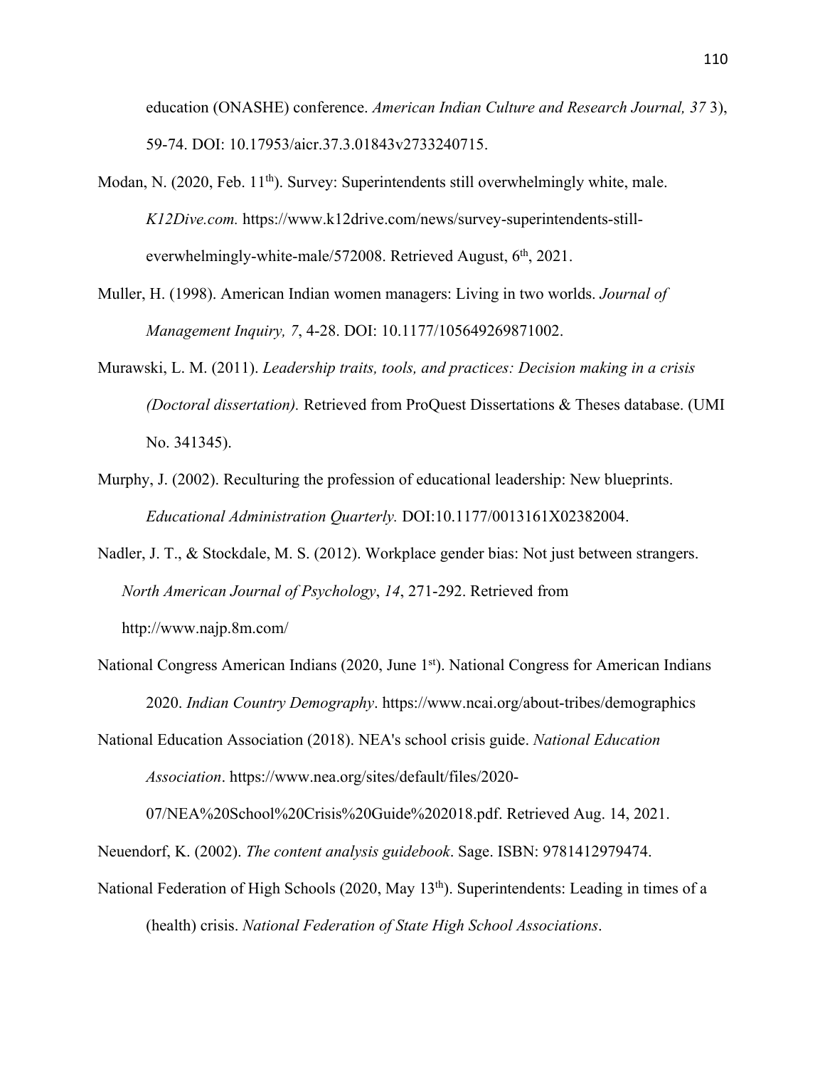education (ONASHE) conference. *American Indian Culture and Research Journal, 37* 3), 59-74. DOI: 10.17953/aicr.37.3.01843v2733240715.

Modan, N. (2020, Feb. 11th). Survey: Superintendents still overwhelmingly white, male. *K12Dive.com.* https://www.k12drive.com/news/survey-superintendents-still-everwhelmingly-white-male/572008. Retrieved August, 6th, 2021.

Muller, H. (1998). American Indian women managers: Living in two worlds. *Journal of Management Inquiry, 7*, 4-28. DOI: 10.1177/105649269871002.

Murawski, L. M. (2011). *Leadership traits, tools, and practices: Decision making in a crisis (Doctoral dissertation).* Retrieved from ProQuest Dissertations & Theses database. (UMI No. 341345).

Murphy, J. (2002). Reculturing the profession of educational leadership: New blueprints. *Educational Administration Quarterly.* DOI:10.1177/0013161X02382004.

Nadler, J. T., & Stockdale, M. S. (2012). Workplace gender bias: Not just between strangers. *North American Journal of Psychology*, *14*, 271-292. Retrieved from http://www.najp.8m.com/

National Congress American Indians (2020, June 1st). National Congress for American Indians 2020. *Indian Country Demography*. https://www.ncai.org/about-tribes/demographics

National Education Association (2018). NEA's school crisis guide. *National Education Association*. https://www.nea.org/sites/default/files/2020-07/NEA%20School%20Crisis%20Guide%202018.pdf. Retrieved Aug. 14, 2021.

Neuendorf, K. (2002). *The content analysis guidebook*. Sage. ISBN: 9781412979474.

National Federation of High Schools (2020, May 13th). Superintendents: Leading in times of a (health) crisis. *National Federation of State High School Associations*.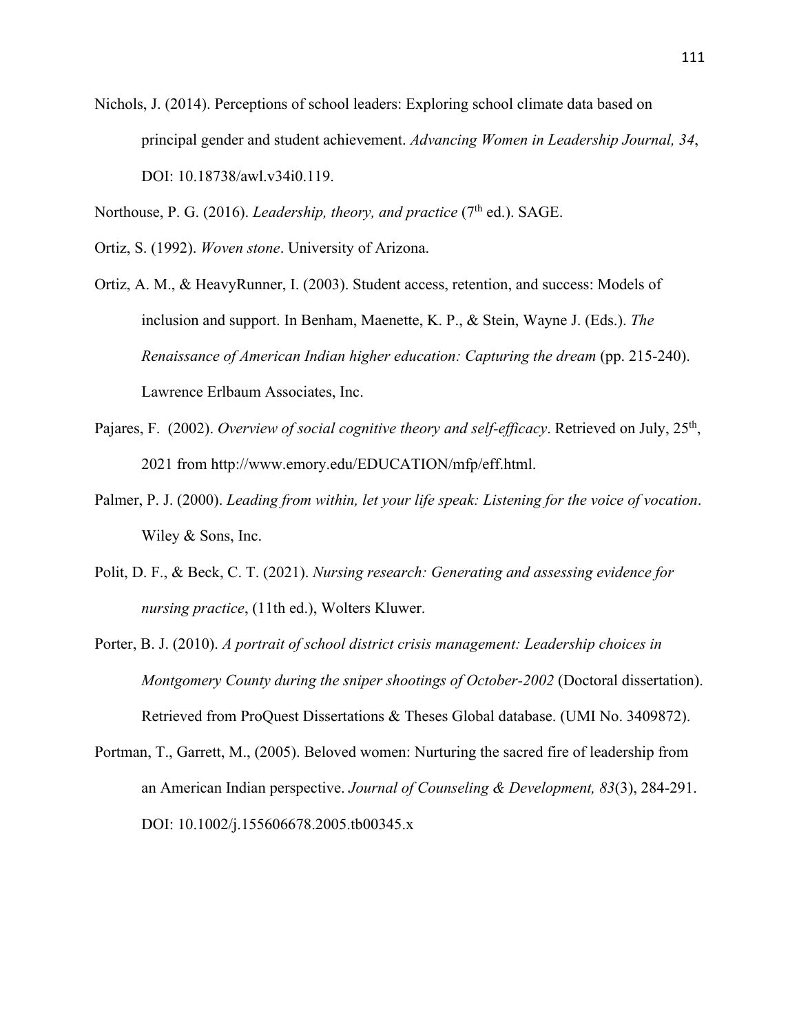Nichols, J. (2014). Perceptions of school leaders: Exploring school climate data based on principal gender and student achievement. *Advancing Women in Leadership Journal, 34*, DOI: 10.18738/awl.v34i0.119.

Northouse, P. G. (2016). *Leadership, theory, and practice* (7th ed.). SAGE.

Ortiz, S. (1992). *Woven stone*. University of Arizona.

Ortiz, A. M., & HeavyRunner, I. (2003). Student access, retention, and success: Models of inclusion and support. In Benham, Maenette, K. P., & Stein, Wayne J. (Eds.). *The Renaissance of American Indian higher education: Capturing the dream* (pp. 215-240). Lawrence Erlbaum Associates, Inc.

Pajares, F. (2002). *Overview of social cognitive theory and self-efficacy*. Retrieved on July, 25th, 2021 from http://www.emory.edu/EDUCATION/mfp/eff.html.

Palmer, P. J. (2000). *Leading from within, let your life speak: Listening for the voice of vocation*. Wiley & Sons, Inc.

Polit, D. F., & Beck, C. T. (2021). *Nursing research: Generating and assessing evidence for nursing practice*, (11th ed.), Wolters Kluwer.

Porter, B. J. (2010). *A portrait of school district crisis management: Leadership choices in Montgomery County during the sniper shootings of October-2002* (Doctoral dissertation). Retrieved from ProQuest Dissertations & Theses Global database. (UMI No. 3409872).

Portman, T., Garrett, M., (2005). Beloved women: Nurturing the sacred fire of leadership from an American Indian perspective. *Journal of Counseling & Development, 83*(3), 284-291. DOI: 10.1002/j.155606678.2005.tb00345.x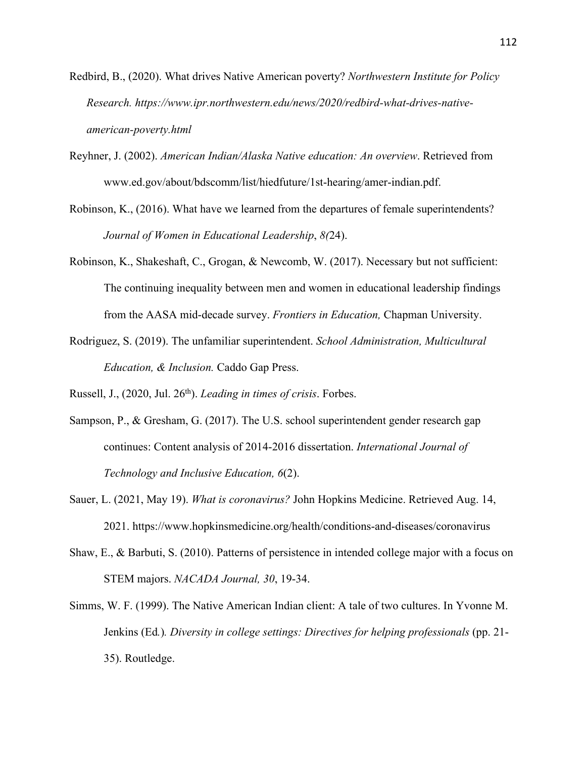Redbird, B., (2020). What drives Native American poverty? *Northwestern Institute for Policy Research. https://www.ipr.northwestern.edu/news/2020/redbird-what-drives-native-american-poverty.html*

Reyhner, J. (2002). *American Indian/Alaska Native education: An overview*. Retrieved from www.ed.gov/about/bdscomm/list/hiedfuture/1st-hearing/amer-indian.pdf.

Robinson, K., (2016). What have we learned from the departures of female superintendents? *Journal of Women in Educational Leadership*, *8(*24).

Robinson, K., Shakeshaft, C., Grogan, & Newcomb, W. (2017). Necessary but not sufficient: The continuing inequality between men and women in educational leadership findings from the AASA mid-decade survey. *Frontiers in Education,* Chapman University.

Rodriguez, S. (2019). The unfamiliar superintendent. *School Administration, Multicultural Education, & Inclusion.* Caddo Gap Press.

Russell, J., (2020, Jul. 26th). *Leading in times of crisis*. Forbes.

Sampson, P., & Gresham, G. (2017). The U.S. school superintendent gender research gap continues: Content analysis of 2014-2016 dissertation. *International Journal of Technology and Inclusive Education, 6*(2).

Sauer, L. (2021, May 19). *What is coronavirus?* John Hopkins Medicine. Retrieved Aug. 14, 2021. https://www.hopkinsmedicine.org/health/conditions-and-diseases/coronavirus

Shaw, E., & Barbuti, S. (2010). Patterns of persistence in intended college major with a focus on STEM majors. *NACADA Journal, 30*, 19-34.

Simms, W. F. (1999). The Native American Indian client: A tale of two cultures. In Yvonne M. Jenkins (Ed.)*. Diversity in college settings: Directives for helping professionals* (pp. 21-35). Routledge.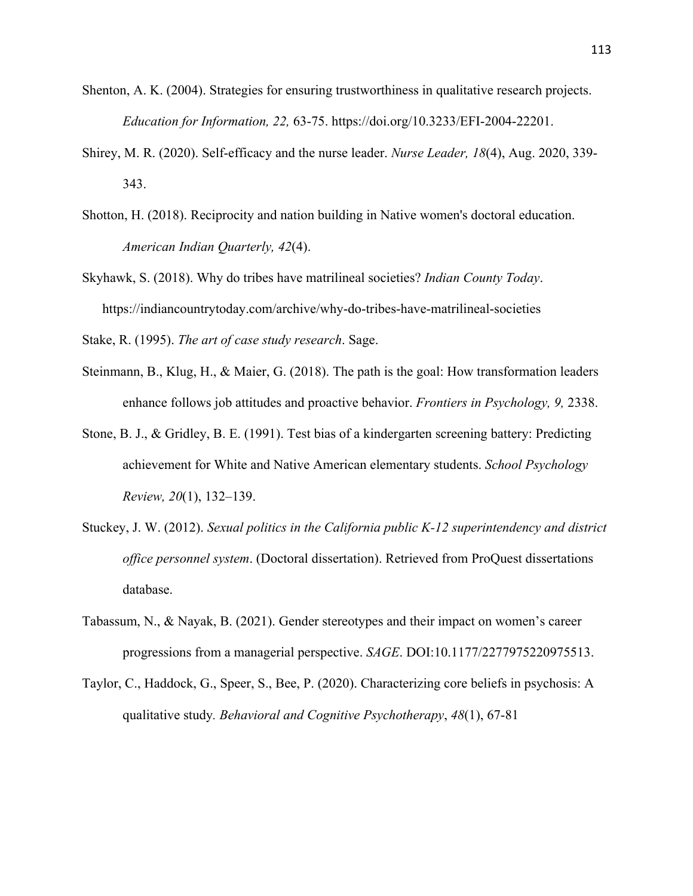Shenton, A. K. (2004). Strategies for ensuring trustworthiness in qualitative research projects. *Education for Information, 22,* 63-75. https://doi.org/10.3233/EFI-2004-22201.

Shirey, M. R. (2020). Self-efficacy and the nurse leader. *Nurse Leader, 18*(4), Aug. 2020, 339-343.

Shotton, H. (2018). Reciprocity and nation building in Native women's doctoral education. *American Indian Quarterly, 42*(4).

Skyhawk, S. (2018). Why do tribes have matrilineal societies? *Indian County Today*. https://indiancountrytoday.com/archive/why-do-tribes-have-matrilineal-societies

Stake, R. (1995). *The art of case study research*. Sage.

Steinmann, B., Klug, H., & Maier, G. (2018). The path is the goal: How transformation leaders enhance follows job attitudes and proactive behavior. *Frontiers in Psychology, 9,* 2338.

Stone, B. J., & Gridley, B. E. (1991). Test bias of a kindergarten screening battery: Predicting achievement for White and Native American elementary students. *School Psychology Review, 20*(1), 132–139.

Stuckey, J. W. (2012). *Sexual politics in the California public K-12 superintendency and district office personnel system*. (Doctoral dissertation). Retrieved from ProQuest dissertations database.

Tabassum, N., & Nayak, B. (2021). Gender stereotypes and their impact on women's career progressions from a managerial perspective. *SAGE*. DOI:10.1177/2277975220975513.

Taylor, C., Haddock, G., Speer, S., Bee, P. (2020). Characterizing core beliefs in psychosis: A qualitative study*. Behavioral and Cognitive Psychotherapy*, *48*(1), 67-81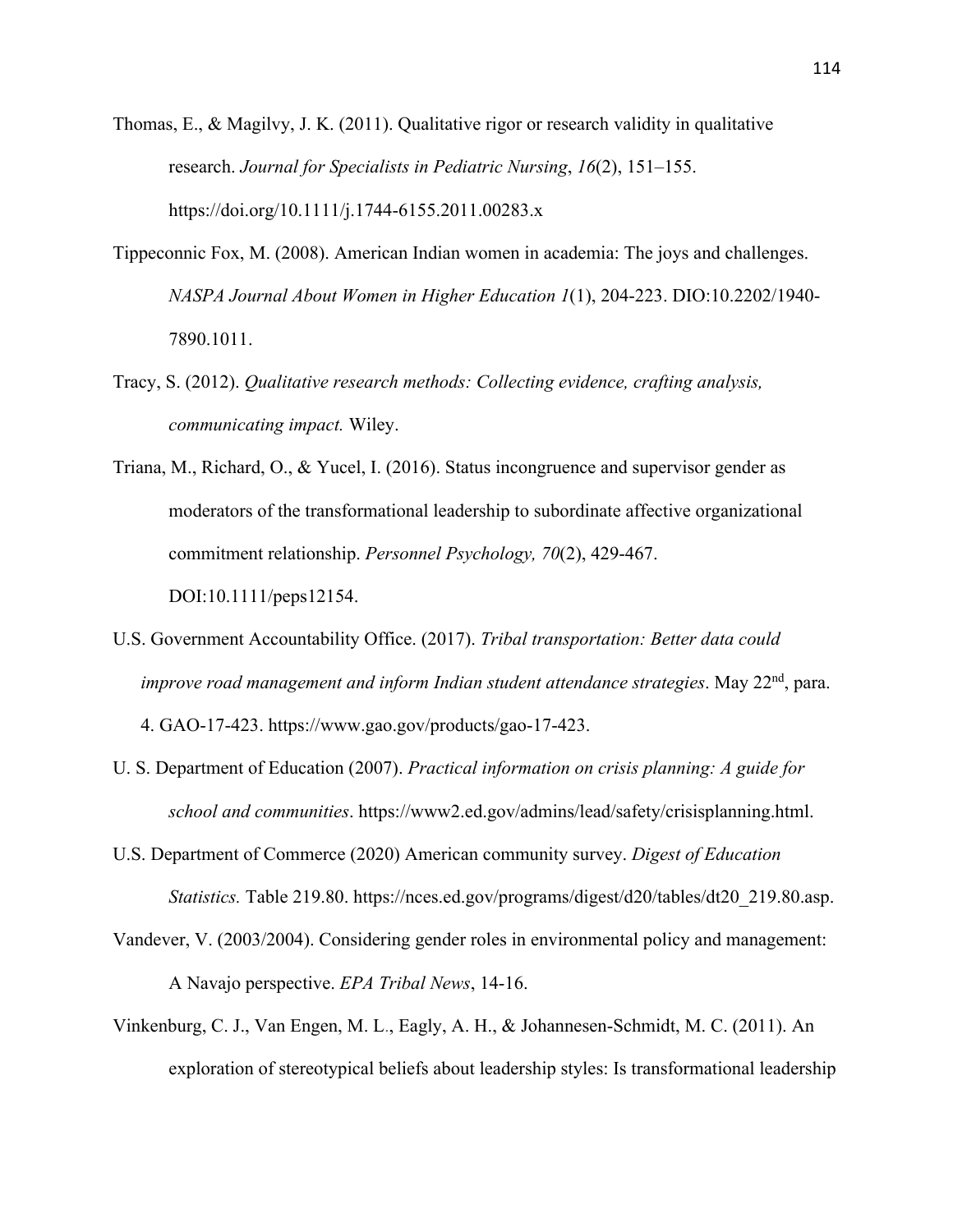Thomas, E., & Magilvy, J. K. (2011). Qualitative rigor or research validity in qualitative research. *Journal for Specialists in Pediatric Nursing*, *16*(2), 151–155. https://doi.org/10.1111/j.1744-6155.2011.00283.x

Tippeconnic Fox, M. (2008). American Indian women in academia: The joys and challenges. *NASPA Journal About Women in Higher Education 1*(1), 204-223. DIO:10.2202/1940-7890.1011.

Tracy, S. (2012). *Qualitative research methods: Collecting evidence, crafting analysis, communicating impact.* Wiley.

Triana, M., Richard, O., & Yucel, I. (2016). Status incongruence and supervisor gender as moderators of the transformational leadership to subordinate affective organizational commitment relationship. *Personnel Psychology, 70*(2), 429-467. DOI:10.1111/peps12154.

U.S. Government Accountability Office. (2017). *Tribal transportation: Better data could improve road management and inform Indian student attendance strategies*. May 22nd, para. 4. GAO-17-423. https://www.gao.gov/products/gao-17-423.

U. S. Department of Education (2007). *Practical information on crisis planning: A guide for school and communities*. https://www2.ed.gov/admins/lead/safety/crisisplanning.html.

U.S. Department of Commerce (2020) American community survey. *Digest of Education Statistics.* Table 219.80. https://nces.ed.gov/programs/digest/d20/tables/dt20_219.80.asp.

Vandever, V. (2003/2004). Considering gender roles in environmental policy and management: A Navajo perspective. *EPA Tribal News*, 14-16.

Vinkenburg, C. J., Van Engen, M. L., Eagly, A. H., & Johannesen-Schmidt, M. C. (2011). An exploration of stereotypical beliefs about leadership styles: Is transformational leadership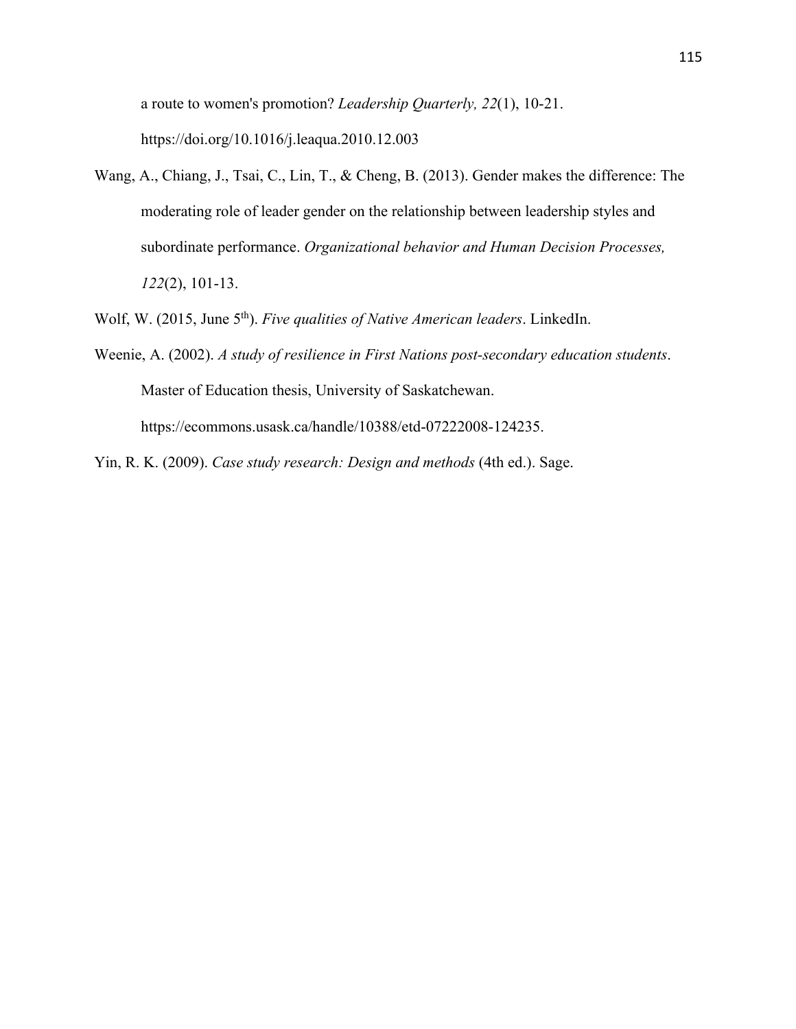a route to women's promotion? *Leadership Quarterly, 22*(1), 10-21. https://doi.org/10.1016/j.leaqua.2010.12.003

Wang, A., Chiang, J., Tsai, C., Lin, T., & Cheng, B. (2013). Gender makes the difference: The moderating role of leader gender on the relationship between leadership styles and subordinate performance. *Organizational behavior and Human Decision Processes, 122*(2), 101-13.

Wolf, W. (2015, June 5th). *Five qualities of Native American leaders*. LinkedIn.

Weenie, A. (2002). *A study of resilience in First Nations post-secondary education students*. Master of Education thesis, University of Saskatchewan. https://ecommons.usask.ca/handle/10388/etd-07222008-124235.

Yin, R. K. (2009). *Case study research: Design and methods* (4th ed.). Sage.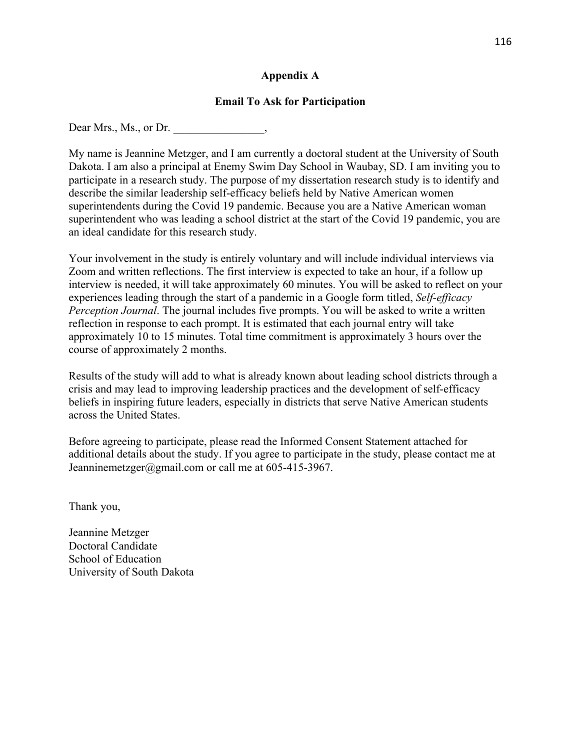## Appendix A

## Email To Ask for Participation

Dear Mrs., Ms., or Dr. ________________,

My name is Jeannine Metzger, and I am currently a doctoral student at the University of South Dakota. I am also a principal at Enemy Swim Day School in Waubay, SD. I am inviting you to participate in a research study. The purpose of my dissertation research study is to identify and describe the similar leadership self-efficacy beliefs held by Native American women superintendents during the Covid 19 pandemic. Because you are a Native American woman superintendent who was leading a school district at the start of the Covid 19 pandemic, you are an ideal candidate for this research study.

Your involvement in the study is entirely voluntary and will include individual interviews via Zoom and written reflections. The first interview is expected to take an hour, if a follow up interview is needed, it will take approximately 60 minutes. You will be asked to reflect on your experiences leading through the start of a pandemic in a Google form titled, *Self-efficacy Perception Journal*. The journal includes five prompts. You will be asked to write a written reflection in response to each prompt. It is estimated that each journal entry will take approximately 10 to 15 minutes. Total time commitment is approximately 3 hours over the course of approximately 2 months.

Results of the study will add to what is already known about leading school districts through a crisis and may lead to improving leadership practices and the development of self-efficacy beliefs in inspiring future leaders, especially in districts that serve Native American students across the United States.

Before agreeing to participate, please read the Informed Consent Statement attached for additional details about the study. If you agree to participate in the study, please contact me at Jeanninemetzger@gmail.com or call me at 605-415-3967.

Thank you,

Jeannine Metzger
Doctoral Candidate
School of Education
University of South Dakota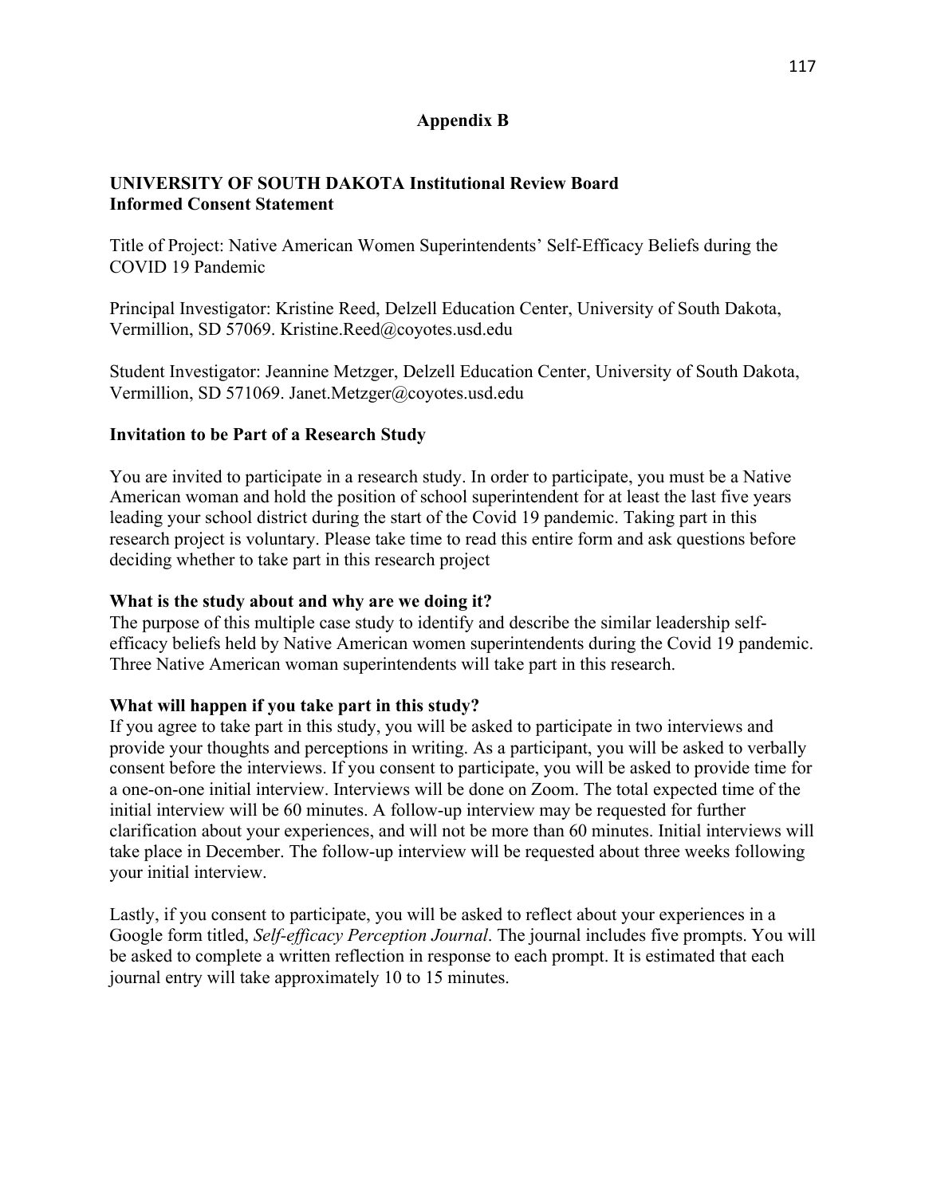## Appendix B

**UNIVERSITY OF SOUTH DAKOTA Institutional Review Board**
**Informed Consent Statement**

Title of Project: Native American Women Superintendents' Self-Efficacy Beliefs during the COVID 19 Pandemic

Principal Investigator: Kristine Reed, Delzell Education Center, University of South Dakota, Vermillion, SD 57069. Kristine.Reed@coyotes.usd.edu

Student Investigator: Jeannine Metzger, Delzell Education Center, University of South Dakota, Vermillion, SD 571069. Janet.Metzger@coyotes.usd.edu

### Invitation to be Part of a Research Study

You are invited to participate in a research study. In order to participate, you must be a Native American woman and hold the position of school superintendent for at least the last five years leading your school district during the start of the Covid 19 pandemic. Taking part in this research project is voluntary. Please take time to read this entire form and ask questions before deciding whether to take part in this research project

### What is the study about and why are we doing it?

The purpose of this multiple case study to identify and describe the similar leadership self-efficacy beliefs held by Native American women superintendents during the Covid 19 pandemic. Three Native American woman superintendents will take part in this research.

### What will happen if you take part in this study?

If you agree to take part in this study, you will be asked to participate in two interviews and provide your thoughts and perceptions in writing. As a participant, you will be asked to verbally consent before the interviews. If you consent to participate, you will be asked to provide time for a one-on-one initial interview. Interviews will be done on Zoom. The total expected time of the initial interview will be 60 minutes. A follow-up interview may be requested for further clarification about your experiences, and will not be more than 60 minutes. Initial interviews will take place in December. The follow-up interview will be requested about three weeks following your initial interview.

Lastly, if you consent to participate, you will be asked to reflect about your experiences in a Google form titled, *Self-efficacy Perception Journal*. The journal includes five prompts. You will be asked to complete a written reflection in response to each prompt. It is estimated that each journal entry will take approximately 10 to 15 minutes.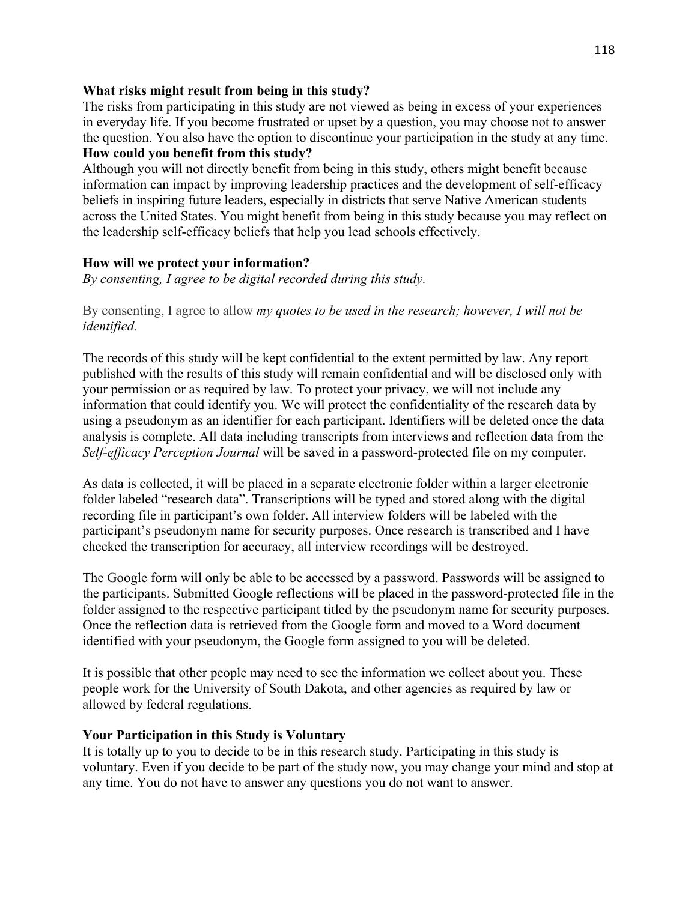**What risks might result from being in this study?**

The risks from participating in this study are not viewed as being in excess of your experiences in everyday life. If you become frustrated or upset by a question, you may choose not to answer the question. You also have the option to discontinue your participation in the study at any time.

**How could you benefit from this study?**

Although you will not directly benefit from being in this study, others might benefit because information can impact by improving leadership practices and the development of self-efficacy beliefs in inspiring future leaders, especially in districts that serve Native American students across the United States. You might benefit from being in this study because you may reflect on the leadership self-efficacy beliefs that help you lead schools effectively.

**How will we protect your information?**

*By consenting, I agree to be digital recorded during this study.*

By consenting, I agree to allow *my quotes to be used in the research; however, I <u>will not</u> be identified.*

The records of this study will be kept confidential to the extent permitted by law. Any report published with the results of this study will remain confidential and will be disclosed only with your permission or as required by law. To protect your privacy, we will not include any information that could identify you. We will protect the confidentiality of the research data by using a pseudonym as an identifier for each participant. Identifiers will be deleted once the data analysis is complete. All data including transcripts from interviews and reflection data from the *Self-efficacy Perception Journal* will be saved in a password-protected file on my computer.

As data is collected, it will be placed in a separate electronic folder within a larger electronic folder labeled "research data". Transcriptions will be typed and stored along with the digital recording file in participant's own folder. All interview folders will be labeled with the participant's pseudonym name for security purposes. Once research is transcribed and I have checked the transcription for accuracy, all interview recordings will be destroyed.

The Google form will only be able to be accessed by a password. Passwords will be assigned to the participants. Submitted Google reflections will be placed in the password-protected file in the folder assigned to the respective participant titled by the pseudonym name for security purposes. Once the reflection data is retrieved from the Google form and moved to a Word document identified with your pseudonym, the Google form assigned to you will be deleted.

It is possible that other people may need to see the information we collect about you. These people work for the University of South Dakota, and other agencies as required by law or allowed by federal regulations.

**Your Participation in this Study is Voluntary**

It is totally up to you to decide to be in this research study. Participating in this study is voluntary. Even if you decide to be part of the study now, you may change your mind and stop at any time. You do not have to answer any questions you do not want to answer.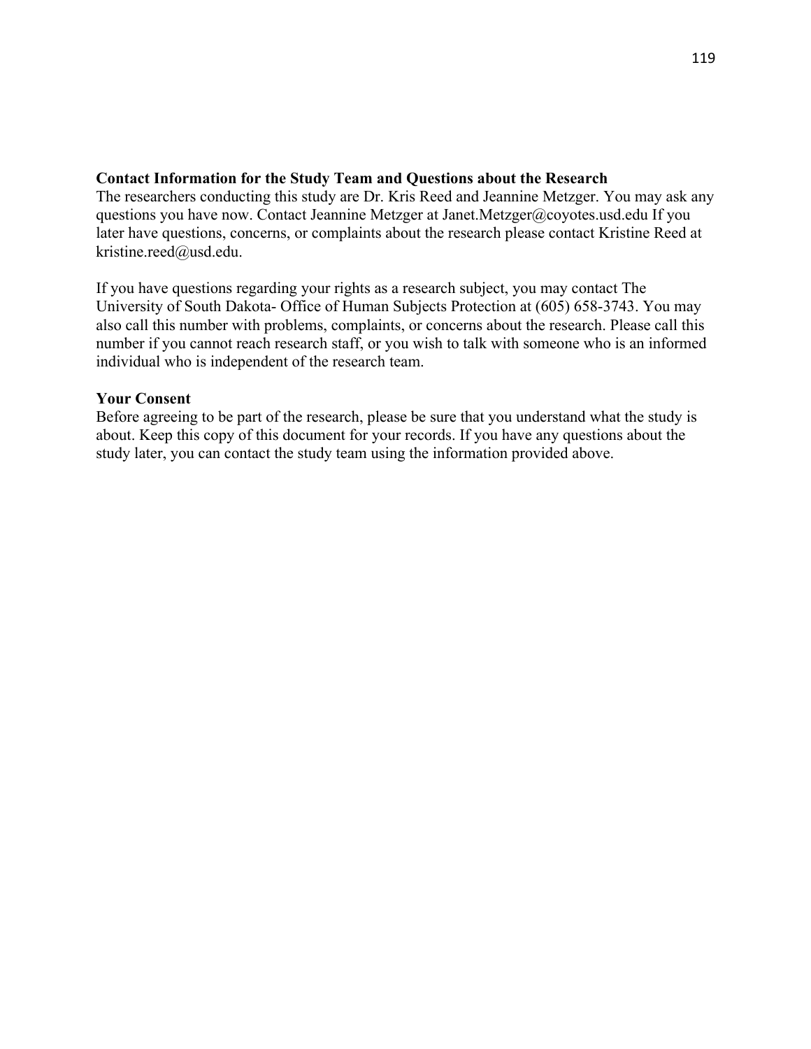**Contact Information for the Study Team and Questions about the Research**
The researchers conducting this study are Dr. Kris Reed and Jeannine Metzger. You may ask any questions you have now. Contact Jeannine Metzger at Janet.Metzger@coyotes.usd.edu If you later have questions, concerns, or complaints about the research please contact Kristine Reed at kristine.reed@usd.edu.

If you have questions regarding your rights as a research subject, you may contact The University of South Dakota- Office of Human Subjects Protection at (605) 658-3743. You may also call this number with problems, complaints, or concerns about the research. Please call this number if you cannot reach research staff, or you wish to talk with someone who is an informed individual who is independent of the research team.

**Your Consent**
Before agreeing to be part of the research, please be sure that you understand what the study is about. Keep this copy of this document for your records. If you have any questions about the study later, you can contact the study team using the information provided above.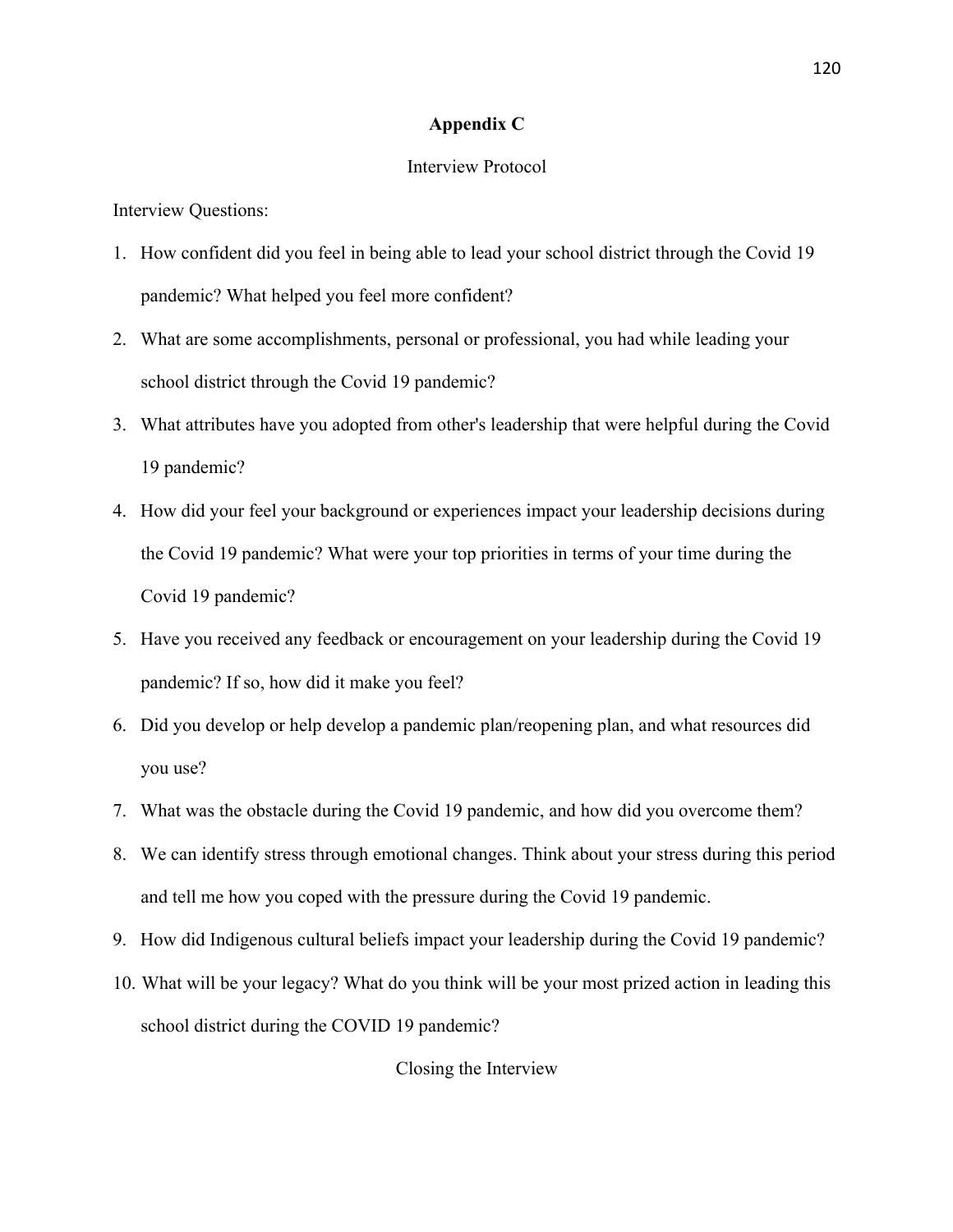# Appendix C

Interview Protocol

Interview Questions:

1. How confident did you feel in being able to lead your school district through the Covid 19 pandemic? What helped you feel more confident?
2. What are some accomplishments, personal or professional, you had while leading your school district through the Covid 19 pandemic?
3. What attributes have you adopted from other's leadership that were helpful during the Covid 19 pandemic?
4. How did your feel your background or experiences impact your leadership decisions during the Covid 19 pandemic? What were your top priorities in terms of your time during the Covid 19 pandemic?
5. Have you received any feedback or encouragement on your leadership during the Covid 19 pandemic? If so, how did it make you feel?
6. Did you develop or help develop a pandemic plan/reopening plan, and what resources did you use?
7. What was the obstacle during the Covid 19 pandemic, and how did you overcome them?
8. We can identify stress through emotional changes. Think about your stress during this period and tell me how you coped with the pressure during the Covid 19 pandemic.
9. How did Indigenous cultural beliefs impact your leadership during the Covid 19 pandemic?
10. What will be your legacy? What do you think will be your most prized action in leading this school district during the COVID 19 pandemic?

Closing the Interview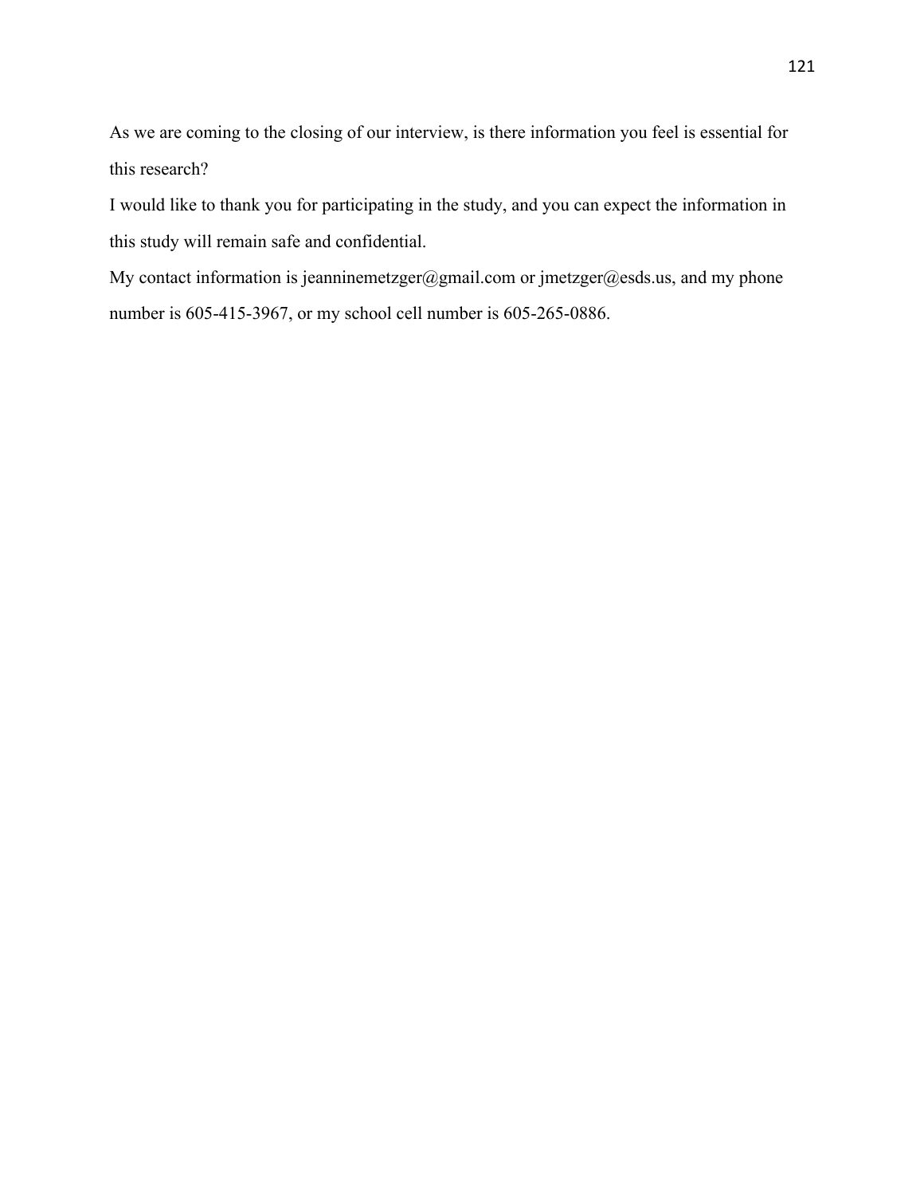As we are coming to the closing of our interview, is there information you feel is essential for this research?

I would like to thank you for participating in the study, and you can expect the information in this study will remain safe and confidential.

My contact information is jeanninemetzger@gmail.com or jmetzger@esds.us, and my phone number is 605-415-3967, or my school cell number is 605-265-0886.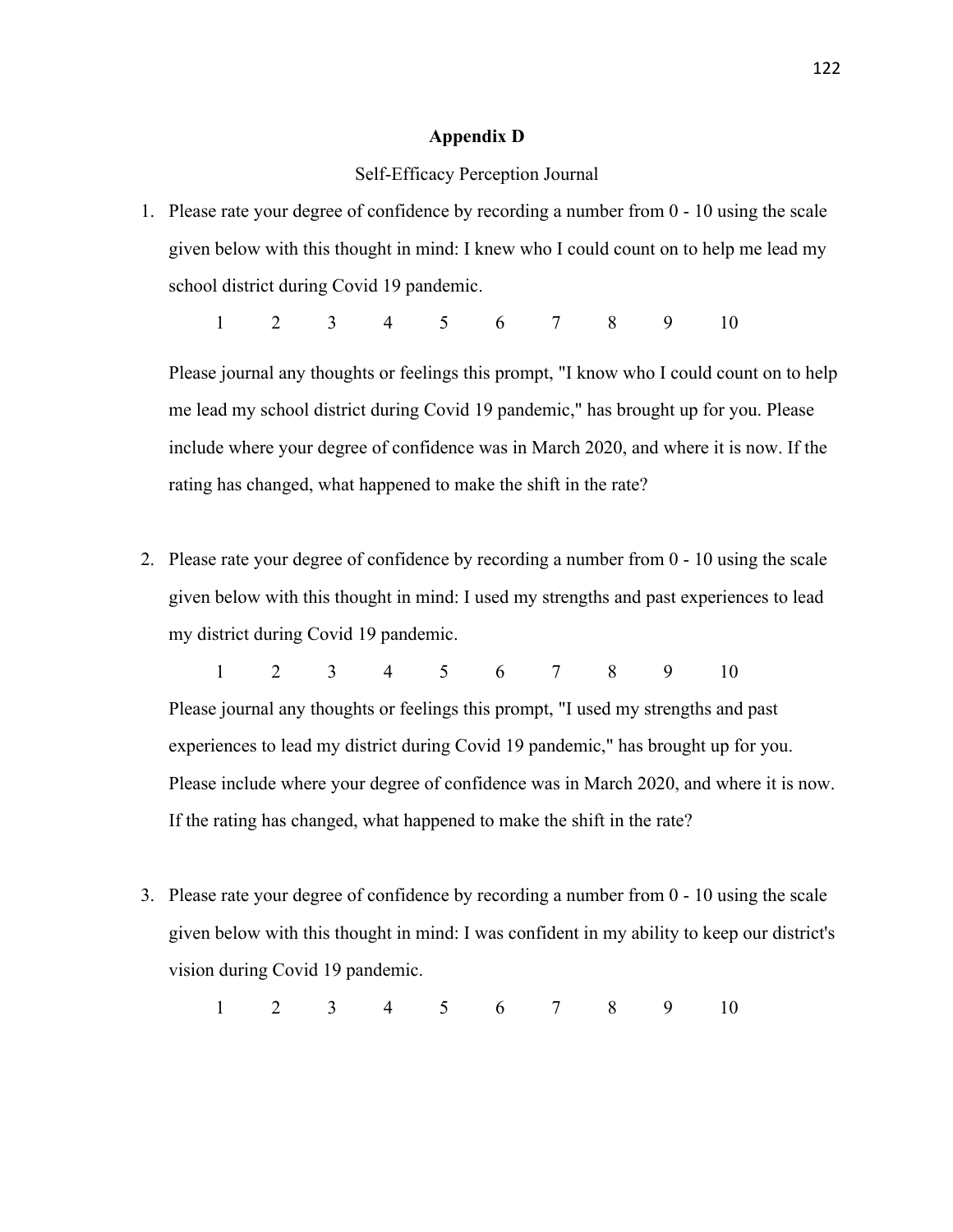## Appendix D

Self-Efficacy Perception Journal

1. Please rate your degree of confidence by recording a number from 0 - 10 using the scale given below with this thought in mind: I knew who I could count on to help me lead my school district during Covid 19 pandemic.

   1 2 3 4 5 6 7 8 9 10

   Please journal any thoughts or feelings this prompt, "I know who I could count on to help me lead my school district during Covid 19 pandemic," has brought up for you. Please include where your degree of confidence was in March 2020, and where it is now. If the rating has changed, what happened to make the shift in the rate?

2. Please rate your degree of confidence by recording a number from 0 - 10 using the scale given below with this thought in mind: I used my strengths and past experiences to lead my district during Covid 19 pandemic.

   1 2 3 4 5 6 7 8 9 10

   Please journal any thoughts or feelings this prompt, "I used my strengths and past experiences to lead my district during Covid 19 pandemic," has brought up for you. Please include where your degree of confidence was in March 2020, and where it is now. If the rating has changed, what happened to make the shift in the rate?

3. Please rate your degree of confidence by recording a number from 0 - 10 using the scale given below with this thought in mind: I was confident in my ability to keep our district's vision during Covid 19 pandemic.

   1 2 3 4 5 6 7 8 9 10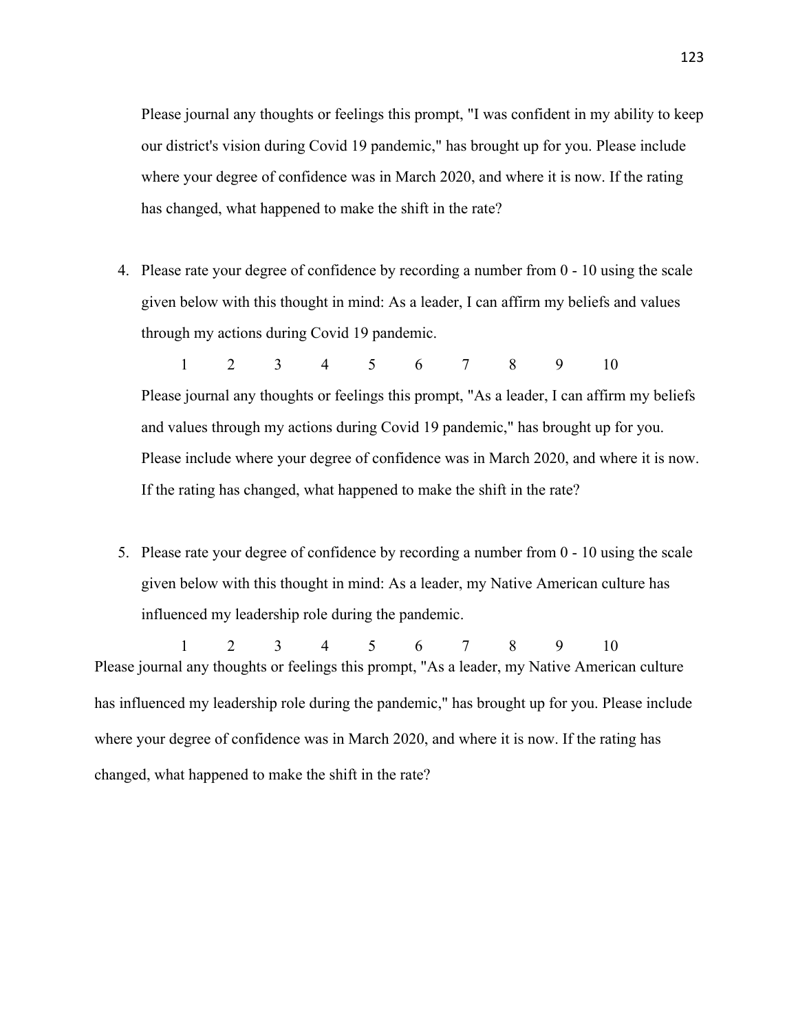Please journal any thoughts or feelings this prompt, "I was confident in my ability to keep our district's vision during Covid 19 pandemic," has brought up for you. Please include where your degree of confidence was in March 2020, and where it is now. If the rating has changed, what happened to make the shift in the rate?

4. Please rate your degree of confidence by recording a number from 0 - 10 using the scale given below with this thought in mind: As a leader, I can affirm my beliefs and values through my actions during Covid 19 pandemic.

   1 2 3 4 5 6 7 8 9 10

   Please journal any thoughts or feelings this prompt, "As a leader, I can affirm my beliefs and values through my actions during Covid 19 pandemic," has brought up for you. Please include where your degree of confidence was in March 2020, and where it is now. If the rating has changed, what happened to make the shift in the rate?

5. Please rate your degree of confidence by recording a number from 0 - 10 using the scale given below with this thought in mind: As a leader, my Native American culture has influenced my leadership role during the pandemic.

   1 2 3 4 5 6 7 8 9 10

Please journal any thoughts or feelings this prompt, "As a leader, my Native American culture has influenced my leadership role during the pandemic," has brought up for you. Please include where your degree of confidence was in March 2020, and where it is now. If the rating has changed, what happened to make the shift in the rate?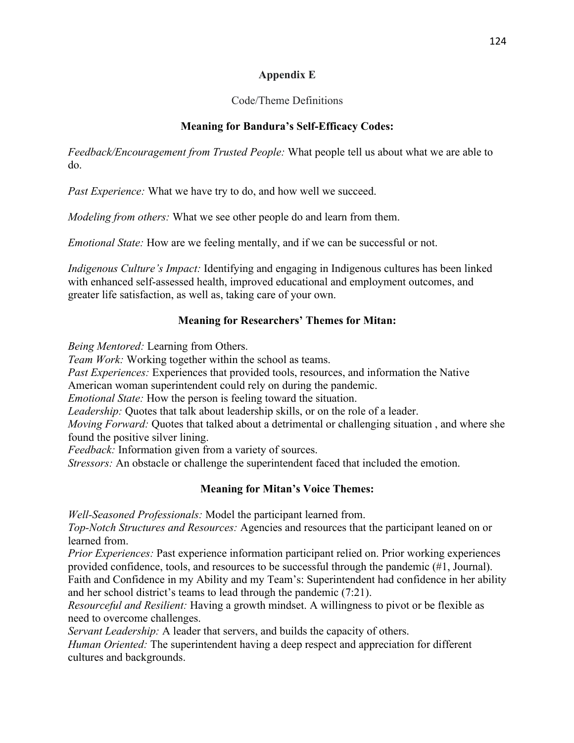# Appendix E

Code/Theme Definitions

### Meaning for Bandura's Self-Efficacy Codes:

*Feedback/Encouragement from Trusted People:* What people tell us about what we are able to do.

*Past Experience:* What we have try to do, and how well we succeed.

*Modeling from others:* What we see other people do and learn from them.

*Emotional State:* How are we feeling mentally, and if we can be successful or not.

*Indigenous Culture's Impact:* Identifying and engaging in Indigenous cultures has been linked with enhanced self-assessed health, improved educational and employment outcomes, and greater life satisfaction, as well as, taking care of your own.

### Meaning for Researchers' Themes for Mitan:

*Being Mentored:* Learning from Others.
*Team Work:* Working together within the school as teams.
*Past Experiences:* Experiences that provided tools, resources, and information the Native American woman superintendent could rely on during the pandemic.
*Emotional State:* How the person is feeling toward the situation.
*Leadership:* Quotes that talk about leadership skills, or on the role of a leader.
*Moving Forward:* Quotes that talked about a detrimental or challenging situation , and where she found the positive silver lining.
*Feedback:* Information given from a variety of sources.
*Stressors:* An obstacle or challenge the superintendent faced that included the emotion.

### Meaning for Mitan's Voice Themes:

*Well-Seasoned Professionals:* Model the participant learned from.
*Top-Notch Structures and Resources:* Agencies and resources that the participant leaned on or learned from.
*Prior Experiences:* Past experience information participant relied on. Prior working experiences provided confidence, tools, and resources to be successful through the pandemic (#1, Journal).
Faith and Confidence in my Ability and my Team's: Superintendent had confidence in her ability and her school district's teams to lead through the pandemic (7:21).
*Resourceful and Resilient:* Having a growth mindset. A willingness to pivot or be flexible as need to overcome challenges.
*Servant Leadership:* A leader that servers, and builds the capacity of others.
*Human Oriented:* The superintendent having a deep respect and appreciation for different cultures and backgrounds.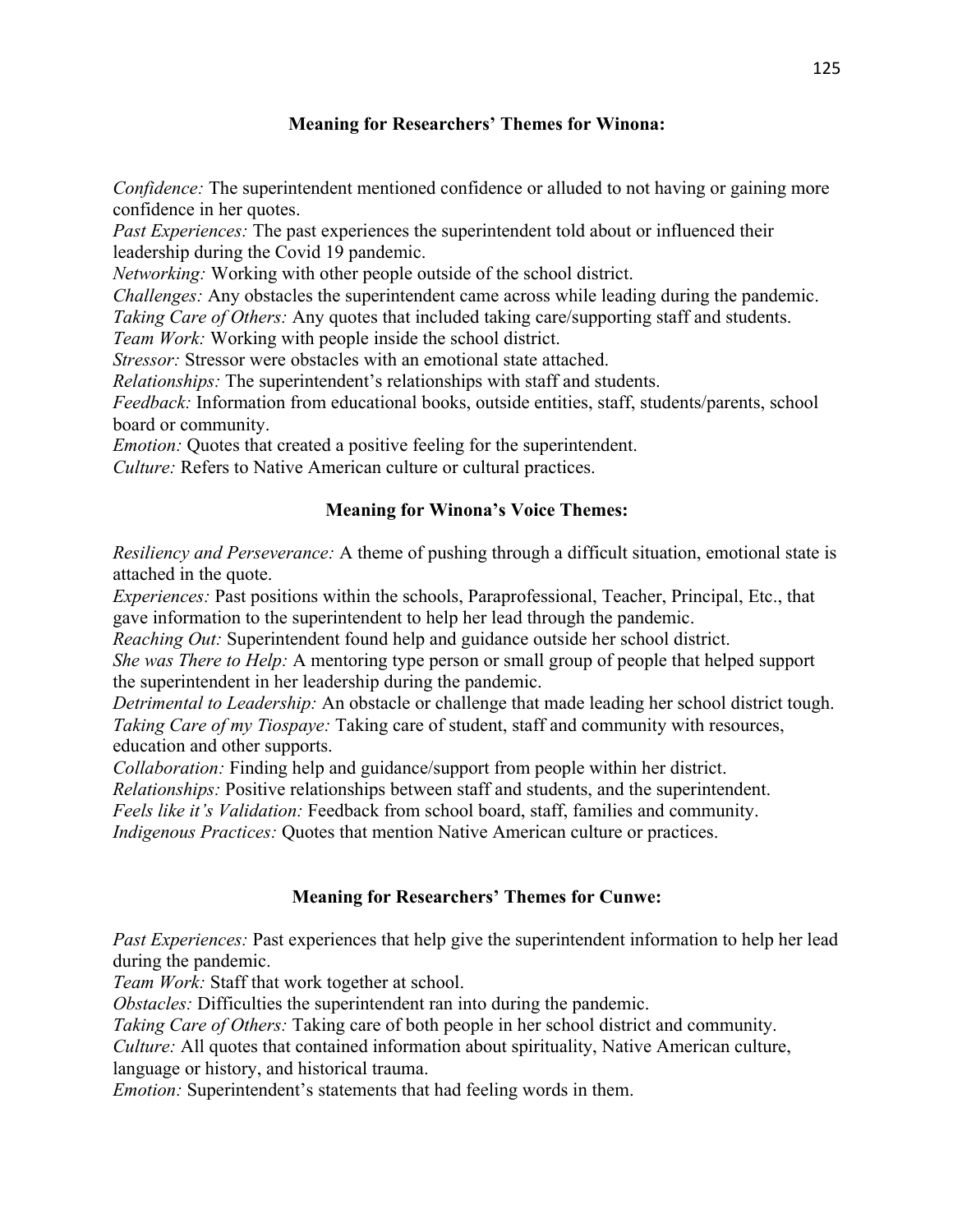**Meaning for Researchers' Themes for Winona:**

*Confidence:* The superintendent mentioned confidence or alluded to not having or gaining more confidence in her quotes.
*Past Experiences:* The past experiences the superintendent told about or influenced their leadership during the Covid 19 pandemic.
*Networking:* Working with other people outside of the school district.
*Challenges:* Any obstacles the superintendent came across while leading during the pandemic.
*Taking Care of Others:* Any quotes that included taking care/supporting staff and students.
*Team Work:* Working with people inside the school district.
*Stressor:* Stressor were obstacles with an emotional state attached.
*Relationships:* The superintendent's relationships with staff and students.
*Feedback:* Information from educational books, outside entities, staff, students/parents, school board or community.
*Emotion:* Quotes that created a positive feeling for the superintendent.
*Culture:* Refers to Native American culture or cultural practices.

**Meaning for Winona's Voice Themes:**

*Resiliency and Perseverance:* A theme of pushing through a difficult situation, emotional state is attached in the quote.
*Experiences:* Past positions within the schools, Paraprofessional, Teacher, Principal, Etc., that gave information to the superintendent to help her lead through the pandemic.
*Reaching Out:* Superintendent found help and guidance outside her school district.
*She was There to Help:* A mentoring type person or small group of people that helped support the superintendent in her leadership during the pandemic.
*Detrimental to Leadership:* An obstacle or challenge that made leading her school district tough.
*Taking Care of my Tiospaye:* Taking care of student, staff and community with resources, education and other supports.
*Collaboration:* Finding help and guidance/support from people within her district.
*Relationships:* Positive relationships between staff and students, and the superintendent.
*Feels like it's Validation:* Feedback from school board, staff, families and community.
*Indigenous Practices:* Quotes that mention Native American culture or practices.

**Meaning for Researchers' Themes for Cunwe:**

*Past Experiences:* Past experiences that help give the superintendent information to help her lead during the pandemic.
*Team Work:* Staff that work together at school.
*Obstacles:* Difficulties the superintendent ran into during the pandemic.
*Taking Care of Others:* Taking care of both people in her school district and community.
*Culture:* All quotes that contained information about spirituality, Native American culture, language or history, and historical trauma.
*Emotion:* Superintendent's statements that had feeling words in them.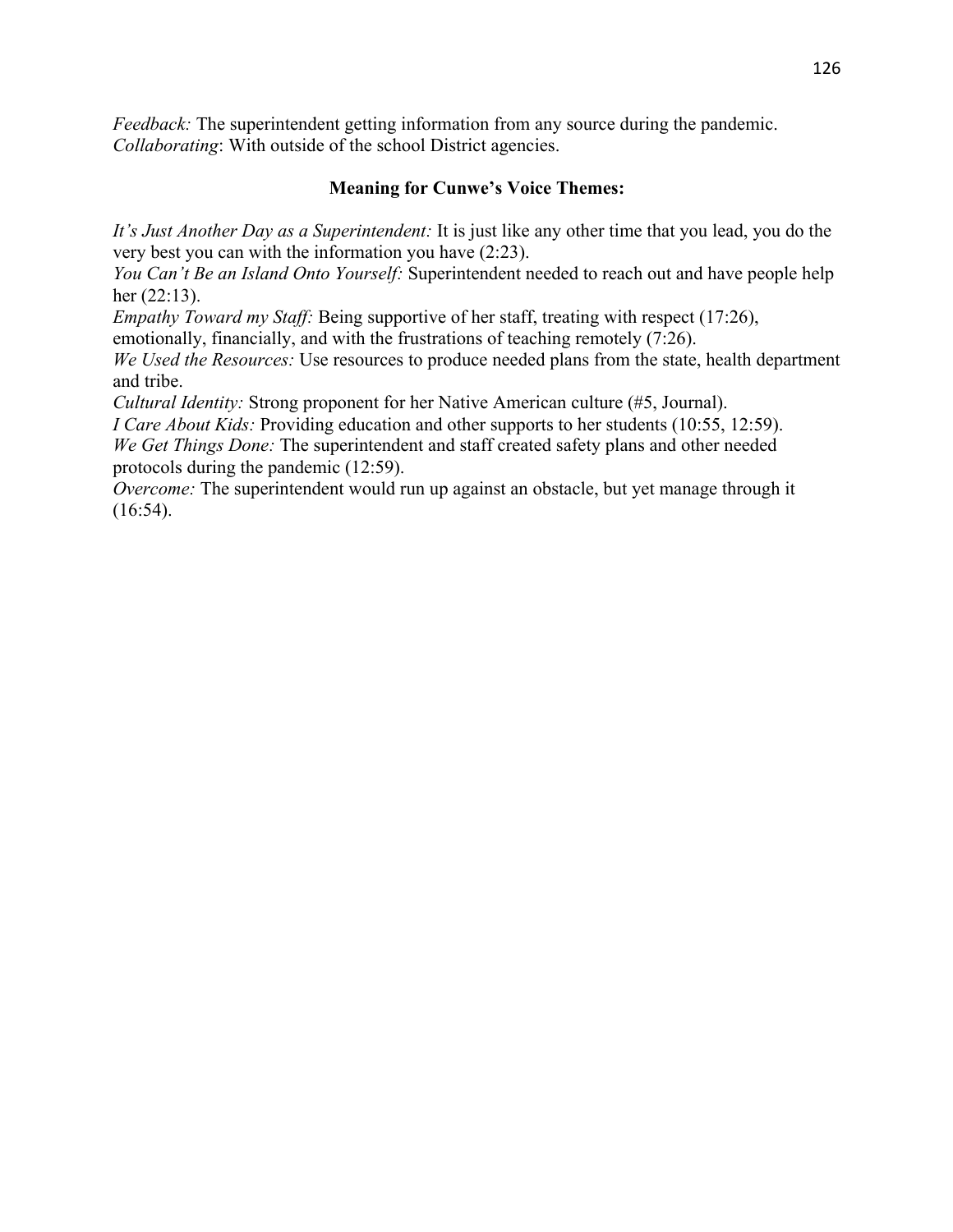*Feedback:* The superintendent getting information from any source during the pandemic.
*Collaborating*: With outside of the school District agencies.

**Meaning for Cunwe's Voice Themes:**

*It's Just Another Day as a Superintendent:* It is just like any other time that you lead, you do the very best you can with the information you have (2:23).
*You Can't Be an Island Onto Yourself:* Superintendent needed to reach out and have people help her (22:13).
*Empathy Toward my Staff:* Being supportive of her staff, treating with respect (17:26), emotionally, financially, and with the frustrations of teaching remotely (7:26).
*We Used the Resources:* Use resources to produce needed plans from the state, health department and tribe.
*Cultural Identity:* Strong proponent for her Native American culture (#5, Journal).
*I Care About Kids:* Providing education and other supports to her students (10:55, 12:59).
*We Get Things Done:* The superintendent and staff created safety plans and other needed protocols during the pandemic (12:59).
*Overcome:* The superintendent would run up against an obstacle, but yet manage through it (16:54).